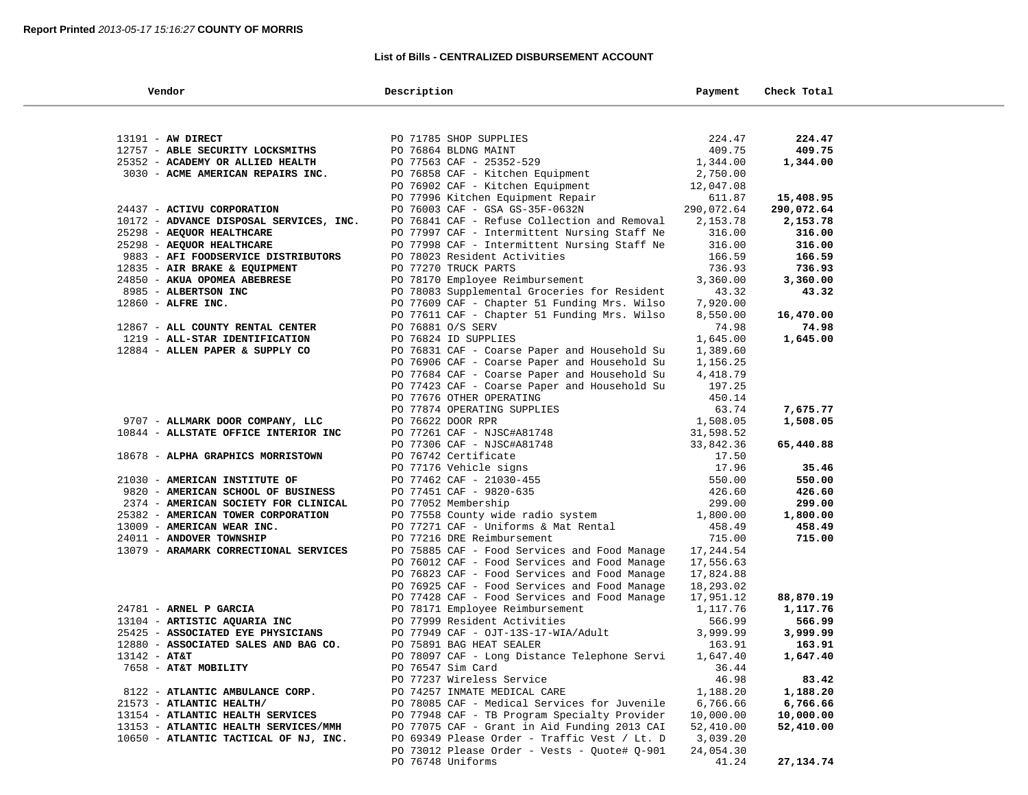**Report Printed** *2013-05-17 15:16:27* **COUNTY OF MORRIS**

## List of Bills - CENTRALIZED DISBURSEMENT ACCOUNT

| Vendor | Description | Payment | Check Total |
|---|---|---|---|
| 13191 - **AW DIRECT** | PO 71785 SHOP SUPPLIES | 224.47 | **224.47** |
| 12757 - **ABLE SECURITY LOCKSMITHS** | PO 76864 BLDNG MAINT | 409.75 | **409.75** |
| 25352 - **ACADEMY OR ALLIED HEALTH** | PO 77563 CAF - 25352-529 | 1,344.00 | **1,344.00** |
| 3030 - **ACME AMERICAN REPAIRS INC.** | PO 76858 CAF - Kitchen Equipment | 2,750.00 | |
| | PO 76902 CAF - Kitchen Equipment | 12,047.08 | |
| | PO 77996 Kitchen Equipment Repair | 611.87 | **15,408.95** |
| 24437 - **ACTIVU CORPORATION** | PO 76003 CAF - GSA GS-35F-0632N | 290,072.64 | **290,072.64** |
| 10172 - **ADVANCE DISPOSAL SERVICES, INC.** | PO 76841 CAF - Refuse Collection and Removal | 2,153.78 | **2,153.78** |
| 25298 - **AEQUOR HEALTHCARE** | PO 77997 CAF - Intermittent Nursing Staff Ne | 316.00 | **316.00** |
| 25298 - **AEQUOR HEALTHCARE** | PO 77998 CAF - Intermittent Nursing Staff Ne | 316.00 | **316.00** |
| 9883 - **AFI FOODSERVICE DISTRIBUTORS** | PO 78023 Resident Activities | 166.59 | **166.59** |
| 12835 - **AIR BRAKE & EQUIPMENT** | PO 77270 TRUCK PARTS | 736.93 | **736.93** |
| 24850 - **AKUA OPOMEA ABEBRESE** | PO 78170 Employee Reimbursement | 3,360.00 | **3,360.00** |
| 8985 - **ALBERTSON INC** | PO 78083 Supplemental Groceries for Resident | 43.32 | **43.32** |
| 12860 - **ALFRE INC.** | PO 77609 CAF - Chapter 51 Funding Mrs. Wilso | 7,920.00 | |
| | PO 77611 CAF - Chapter 51 Funding Mrs. Wilso | 8,550.00 | **16,470.00** |
| 12867 - **ALL COUNTY RENTAL CENTER** | PO 76881 O/S SERV | 74.98 | **74.98** |
| 1219 - **ALL-STAR IDENTIFICATION** | PO 76824 ID SUPPLIES | 1,645.00 | **1,645.00** |
| 12884 - **ALLEN PAPER & SUPPLY CO** | PO 76831 CAF - Coarse Paper and Household Su | 1,389.60 | |
| | PO 76906 CAF - Coarse Paper and Household Su | 1,156.25 | |
| | PO 77684 CAF - Coarse Paper and Household Su | 4,418.79 | |
| | PO 77423 CAF - Coarse Paper and Household Su | 197.25 | |
| | PO 77676 OTHER OPERATING | 450.14 | |
| | PO 77874 OPERATING SUPPLIES | 63.74 | **7,675.77** |
| 9707 - **ALLMARK DOOR COMPANY, LLC** | PO 76622 DOOR RPR | 1,508.05 | **1,508.05** |
| 10844 - **ALLSTATE OFFICE INTERIOR INC** | PO 77261 CAF - NJSC#A81748 | 31,598.52 | |
| | PO 77306 CAF - NJSC#A81748 | 33,842.36 | **65,440.88** |
| 18678 - **ALPHA GRAPHICS MORRISTOWN** | PO 76742 Certificate | 17.50 | |
| | PO 77176 Vehicle signs | 17.96 | **35.46** |
| 21030 - **AMERICAN INSTITUTE OF** | PO 77462 CAF - 21030-455 | 550.00 | **550.00** |
| 9820 - **AMERICAN SCHOOL OF BUSINESS** | PO 77451 CAF - 9820-635 | 426.60 | **426.60** |
| 2374 - **AMERICAN SOCIETY FOR CLINICAL** | PO 77052 Membership | 299.00 | **299.00** |
| 25382 - **AMERICAN TOWER CORPORATION** | PO 77558 County wide radio system | 1,800.00 | **1,800.00** |
| 13009 - **AMERICAN WEAR INC.** | PO 77271 CAF - Uniforms & Mat Rental | 458.49 | **458.49** |
| 24011 - **ANDOVER TOWNSHIP** | PO 77216 DRE Reimbursement | 715.00 | **715.00** |
| 13079 - **ARAMARK CORRECTIONAL SERVICES** | PO 75885 CAF - Food Services and Food Manage | 17,244.54 | |
| | PO 76012 CAF - Food Services and Food Manage | 17,556.63 | |
| | PO 76823 CAF - Food Services and Food Manage | 17,824.88 | |
| | PO 76925 CAF - Food Services and Food Manage | 18,293.02 | |
| | PO 77428 CAF - Food Services and Food Manage | 17,951.12 | **88,870.19** |
| 24781 - **ARNEL P GARCIA** | PO 78171 Employee Reimbursement | 1,117.76 | **1,117.76** |
| 13104 - **ARTISTIC AQUARIA INC** | PO 77999 Resident Activities | 566.99 | **566.99** |
| 25425 - **ASSOCIATED EYE PHYSICIANS** | PO 77949 CAF - OJT-13S-17-WIA/Adult | 3,999.99 | **3,999.99** |
| 12880 - **ASSOCIATED SALES AND BAG CO.** | PO 75891 BAG HEAT SEALER | 163.91 | **163.91** |
| 13142 - **AT&T** | PO 78097 CAF - Long Distance Telephone Servi | 1,647.40 | **1,647.40** |
| 7658 - **AT&T MOBILITY** | PO 76547 Sim Card | 36.44 | |
| | PO 77237 Wireless Service | 46.98 | **83.42** |
| 8122 - **ATLANTIC AMBULANCE CORP.** | PO 74257 INMATE MEDICAL CARE | 1,188.20 | **1,188.20** |
| 21573 - **ATLANTIC HEALTH/** | PO 78085 CAF - Medical Services for Juvenile | 6,766.66 | **6,766.66** |
| 13154 - **ATLANTIC HEALTH SERVICES** | PO 77948 CAF - TB Program Specialty Provider | 10,000.00 | **10,000.00** |
| 13153 - **ATLANTIC HEALTH SERVICES/MMH** | PO 77075 CAF - Grant in Aid Funding 2013 CAI | 52,410.00 | **52,410.00** |
| 10650 - **ATLANTIC TACTICAL OF NJ, INC.** | PO 69349 Please Order - Traffic Vest / Lt. D | 3,039.20 | |
| | PO 73012 Please Order - Vests - Quote# Q-901 | 24,054.30 | |
| | PO 76748 Uniforms | 41.24 | **27,134.74** |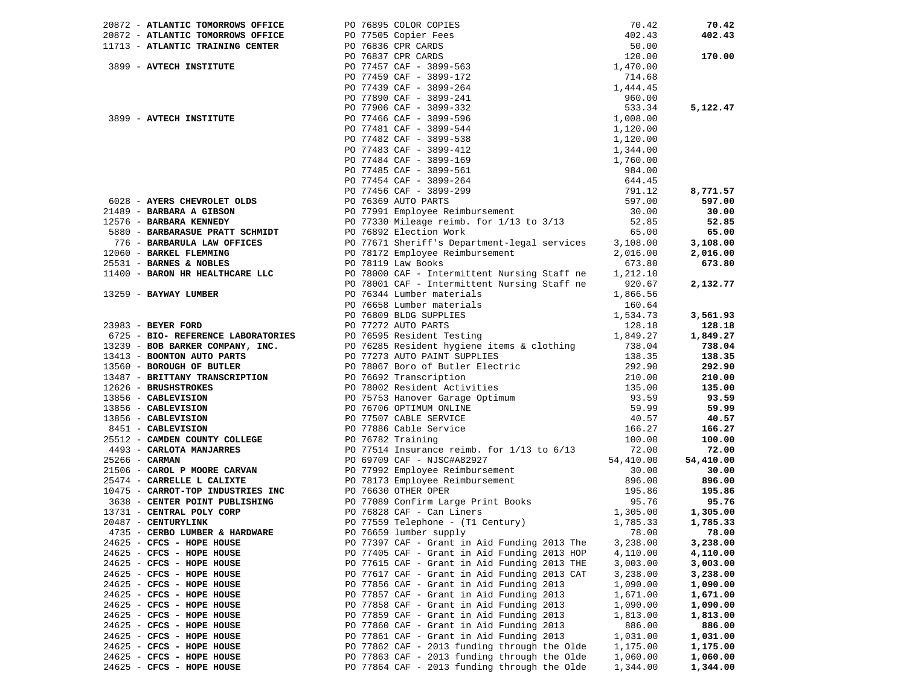| Vendor | PO / Description | Amount | Total |
|---|---|---|---|
| 20872 - **ATLANTIC TOMORROWS OFFICE** | PO 76895 COLOR COPIES | 70.42 | **70.42** |
| 20872 - **ATLANTIC TOMORROWS OFFICE** | PO 77505 Copier Fees | 402.43 | **402.43** |
| 11713 - **ATLANTIC TRAINING CENTER** | PO 76836 CPR CARDS | 50.00 | |
| | PO 76837 CPR CARDS | 120.00 | **170.00** |
| 3899 - **AVTECH INSTITUTE** | PO 77457 CAF - 3899-563 | 1,470.00 | |
| | PO 77459 CAF - 3899-172 | 714.68 | |
| | PO 77439 CAF - 3899-264 | 1,444.45 | |
| | PO 77890 CAF - 3899-241 | 960.00 | |
| | PO 77906 CAF - 3899-332 | 533.34 | **5,122.47** |
| 3899 - **AVTECH INSTITUTE** | PO 77466 CAF - 3899-596 | 1,008.00 | |
| | PO 77481 CAF - 3899-544 | 1,120.00 | |
| | PO 77482 CAF - 3899-538 | 1,120.00 | |
| | PO 77483 CAF - 3899-412 | 1,344.00 | |
| | PO 77484 CAF - 3899-169 | 1,760.00 | |
| | PO 77485 CAF - 3899-561 | 984.00 | |
| | PO 77454 CAF - 3899-264 | 644.45 | |
| | PO 77456 CAF - 3899-299 | 791.12 | **8,771.57** |
| 6028 - **AYERS CHEVROLET OLDS** | PO 76369 AUTO PARTS | 597.00 | **597.00** |
| 21489 - **BARBARA A GIBSON** | PO 77991 Employee Reimbursement | 30.00 | **30.00** |
| 12576 - **BARBARA KENNEDY** | PO 77330 Mileage reimb. for 1/13 to 3/13 | 52.85 | **52.85** |
| 5880 - **BARBARASUE PRATT SCHMIDT** | PO 76892 Election Work | 65.00 | **65.00** |
| 776 - **BARBARULA LAW OFFICES** | PO 77671 Sheriff's Department-legal services | 3,108.00 | **3,108.00** |
| 12060 - **BARKEL FLEMMING** | PO 78172 Employee Reimbursement | 2,016.00 | **2,016.00** |
| 25531 - **BARNES & NOBLES** | PO 78119 Law Books | 673.80 | **673.80** |
| 11400 - **BARON HR HEALTHCARE LLC** | PO 78000 CAF - Intermittent Nursing Staff ne | 1,212.10 | |
| | PO 78001 CAF - Intermittent Nursing Staff ne | 920.67 | **2,132.77** |
| 13259 - **BAYWAY LUMBER** | PO 76344 Lumber materials | 1,866.56 | |
| | PO 76658 Lumber materials | 160.64 | |
| | PO 76809 BLDG SUPPLIES | 1,534.73 | **3,561.93** |
| 23983 - **BEYER FORD** | PO 77272 AUTO PARTS | 128.18 | **128.18** |
| 6725 - **BIO- REFERENCE LABORATORIES** | PO 76595 Resident Testing | 1,849.27 | **1,849.27** |
| 13239 - **BOB BARKER COMPANY, INC.** | PO 76285 Resident hygiene items & clothing | 738.04 | **738.04** |
| 13413 - **BOONTON AUTO PARTS** | PO 77273 AUTO PAINT SUPPLIES | 138.35 | **138.35** |
| 13560 - **BOROUGH OF BUTLER** | PO 78067 Boro of Butler Electric | 292.90 | **292.90** |
| 13487 - **BRITTANY TRANSCRIPTION** | PO 76692 Transcription | 210.00 | **210.00** |
| 12626 - **BRUSHSTROKES** | PO 78002 Resident Activities | 135.00 | **135.00** |
| 13856 - **CABLEVISION** | PO 75753 Hanover Garage Optimum | 93.59 | **93.59** |
| 13856 - **CABLEVISION** | PO 76706 OPTIMUM ONLINE | 59.99 | **59.99** |
| 13856 - **CABLEVISION** | PO 77507 CABLE SERVICE | 40.57 | **40.57** |
| 8451 - **CABLEVISION** | PO 77886 Cable Service | 166.27 | **166.27** |
| 25512 - **CAMDEN COUNTY COLLEGE** | PO 76782 Training | 100.00 | **100.00** |
| 4493 - **CARLOTA MANJARRES** | PO 77514 Insurance reimb. for 1/13 to 6/13 | 72.00 | **72.00** |
| 25266 - **CARMAN** | PO 69709 CAF - NJSC#A82927 | 54,410.00 | **54,410.00** |
| 21506 - **CAROL P MOORE CARVAN** | PO 77992 Employee Reimbursement | 30.00 | **30.00** |
| 25474 - **CARRELLE L CALIXTE** | PO 78173 Employee Reimbursement | 896.00 | **896.00** |
| 10475 - **CARROT-TOP INDUSTRIES INC** | PO 76630 OTHER OPER | 195.86 | **195.86** |
| 3638 - **CENTER POINT PUBLISHING** | PO 77089 Confirm Large Print Books | 95.76 | **95.76** |
| 13731 - **CENTRAL POLY CORP** | PO 76828 CAF - Can Liners | 1,305.00 | **1,305.00** |
| 20487 - **CENTURYLINK** | PO 77559 Telephone - (T1 Century) | 1,785.33 | **1,785.33** |
| 4735 - **CERBO LUMBER & HARDWARE** | PO 76659 lumber supply | 78.00 | **78.00** |
| 24625 - **CFCS - HOPE HOUSE** | PO 77397 CAF - Grant in Aid Funding 2013 The | 3,238.00 | **3,238.00** |
| 24625 - **CFCS - HOPE HOUSE** | PO 77405 CAF - Grant in Aid Funding 2013 HOP | 4,110.00 | **4,110.00** |
| 24625 - **CFCS - HOPE HOUSE** | PO 77615 CAF - Grant in Aid Funding 2013 THE | 3,003.00 | **3,003.00** |
| 24625 - **CFCS - HOPE HOUSE** | PO 77617 CAF - Grant in Aid Funding 2013 CAT | 3,238.00 | **3,238.00** |
| 24625 - **CFCS - HOPE HOUSE** | PO 77856 CAF - Grant in Aid Funding 2013 | 1,090.00 | **1,090.00** |
| 24625 - **CFCS - HOPE HOUSE** | PO 77857 CAF - Grant in Aid Funding 2013 | 1,671.00 | **1,671.00** |
| 24625 - **CFCS - HOPE HOUSE** | PO 77858 CAF - Grant in Aid Funding 2013 | 1,090.00 | **1,090.00** |
| 24625 - **CFCS - HOPE HOUSE** | PO 77859 CAF - Grant in Aid Funding 2013 | 1,813.00 | **1,813.00** |
| 24625 - **CFCS - HOPE HOUSE** | PO 77860 CAF - Grant in Aid Funding 2013 | 886.00 | **886.00** |
| 24625 - **CFCS - HOPE HOUSE** | PO 77861 CAF - Grant in Aid Funding 2013 | 1,031.00 | **1,031.00** |
| 24625 - **CFCS - HOPE HOUSE** | PO 77862 CAF - 2013 funding through the Olde | 1,175.00 | **1,175.00** |
| 24625 - **CFCS - HOPE HOUSE** | PO 77863 CAF - 2013 funding through the Olde | 1,060.00 | **1,060.00** |
| 24625 - **CFCS - HOPE HOUSE** | PO 77864 CAF - 2013 funding through the Olde | 1,344.00 | **1,344.00** |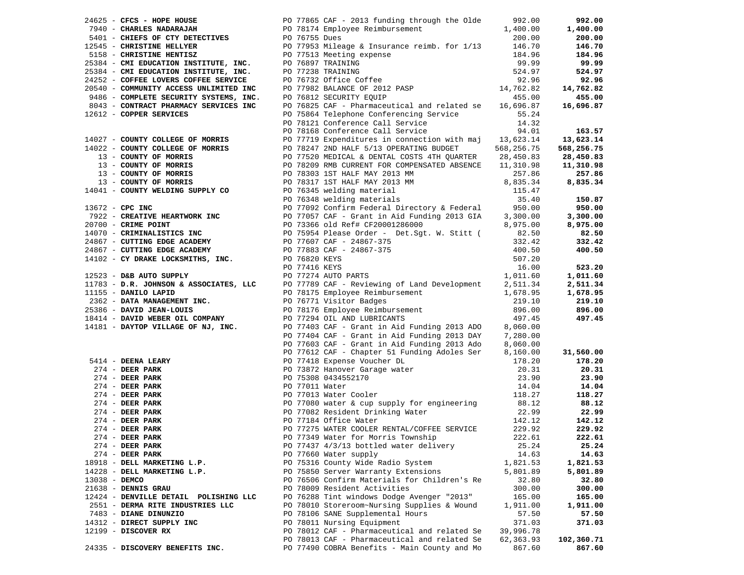| Vendor | PO / Description | Amount | Total |
|---|---|---|---|
| 24625 - **CFCS - HOPE HOUSE** | PO 77865 CAF - 2013 funding through the Olde | 992.00 | **992.00** |
| 7940 - **CHARLES NADARAJAH** | PO 78174 Employee Reimbursement | 1,400.00 | **1,400.00** |
| 5401 - **CHIEFS OF CTY DETECTIVES** | PO 76755 Dues | 200.00 | **200.00** |
| 12545 - **CHRISTINE HELLYER** | PO 77953 Mileage & Insurance reimb. for 1/13 | 146.70 | **146.70** |
| 5158 - **CHRISTINE HENTISZ** | PO 77513 Meeting expense | 184.96 | **184.96** |
| 25384 - **CMI EDUCATION INSTITUTE, INC.** | PO 76897 TRAINING | 99.99 | **99.99** |
| 25384 - **CMI EDUCATION INSTITUTE, INC.** | PO 77238 TRAINING | 524.97 | **524.97** |
| 24252 - **COFFEE LOVERS COFFEE SERVICE** | PO 76732 Office Coffee | 92.96 | **92.96** |
| 20540 - **COMMUNITY ACCESS UNLIMITED INC** | PO 77982 BALANCE OF 2012 PASP | 14,762.82 | **14,762.82** |
| 9486 - **COMPLETE SECURITY SYSTEMS, INC.** | PO 76812 SECURITY EQUIP | 455.00 | **455.00** |
| 8043 - **CONTRACT PHARMACY SERVICES INC** | PO 76825 CAF - Pharmaceutical and related se | 16,696.87 | **16,696.87** |
| 12612 - **COPPER SERVICES** | PO 75864 Telephone Conferencing Service | 55.24 | |
| | PO 78121 Conference Call Service | 14.32 | |
| | PO 78168 Conference Call Service | 94.01 | **163.57** |
| 14027 - **COUNTY COLLEGE OF MORRIS** | PO 77719 Expenditures in connection with maj | 13,623.14 | **13,623.14** |
| 14022 - **COUNTY COLLEGE OF MORRIS** | PO 78247 2ND HALF 5/13 OPERATING BUDGET | 568,256.75 | **568,256.75** |
| 13 - **COUNTY OF MORRIS** | PO 77520 MEDICAL & DENTAL COSTS 4TH QUARTER | 28,450.83 | **28,450.83** |
| 13 - **COUNTY OF MORRIS** | PO 78209 RMB CURRENT FOR COMPENSATED ABSENCE | 11,310.98 | **11,310.98** |
| 13 - **COUNTY OF MORRIS** | PO 78303 1ST HALF MAY 2013 MM | 257.86 | **257.86** |
| 13 - **COUNTY OF MORRIS** | PO 78317 1ST HALF MAY 2013 MM | 8,835.34 | **8,835.34** |
| 14041 - **COUNTY WELDING SUPPLY CO** | PO 76345 welding material | 115.47 | |
| | PO 76348 welding materials | 35.40 | **150.87** |
| 13672 - **CPC INC** | PO 77092 Confirm Federal Directory & Federal | 950.00 | **950.00** |
| 7922 - **CREATIVE HEARTWORK INC** | PO 77057 CAF - Grant in Aid Funding 2013 GIA | 3,300.00 | **3,300.00** |
| 20700 - **CRIME POINT** | PO 73366 old Ref# CF20001286000 | 8,975.00 | **8,975.00** |
| 14070 - **CRIMINALISTICS INC** | PO 75954 Please Order - Det.Sgt. W. Stitt ( | 82.50 | **82.50** |
| 24867 - **CUTTING EDGE ACADEMY** | PO 77607 CAF - 24867-375 | 332.42 | **332.42** |
| 24867 - **CUTTING EDGE ACADEMY** | PO 77883 CAF - 24867-375 | 400.50 | **400.50** |
| 14102 - **CY DRAKE LOCKSMITHS, INC.** | PO 76820 KEYS | 507.20 | |
| | PO 77416 KEYS | 16.00 | **523.20** |
| 12523 - **D&B AUTO SUPPLY** | PO 77274 AUTO PARTS | 1,011.60 | **1,011.60** |
| 11783 - **D.R. JOHNSON & ASSOCIATES, LLC** | PO 77789 CAF - Reviewing of Land Development | 2,511.34 | **2,511.34** |
| 11155 - **DANILO LAPID** | PO 78175 Employee Reimbursement | 1,678.95 | **1,678.95** |
| 2362 - **DATA MANAGEMENT INC.** | PO 76771 Visitor Badges | 219.10 | **219.10** |
| 25386 - **DAVID JEAN-LOUIS** | PO 78176 Employee Reimbursement | 896.00 | **896.00** |
| 18414 - **DAVID WEBER OIL COMPANY** | PO 77294 OIL AND LUBRICANTS | 497.45 | **497.45** |
| 14181 - **DAYTOP VILLAGE OF NJ, INC.** | PO 77403 CAF - Grant in Aid Funding 2013 ADO | 8,060.00 | |
| | PO 77404 CAF - Grant in Aid Funding 2013 DAY | 7,280.00 | |
| | PO 77603 CAF - Grant in Aid Funding 2013 Ado | 8,060.00 | |
| | PO 77612 CAF - Chapter 51 Funding Adoles Ser | 8,160.00 | **31,560.00** |
| 5414 - **DEENA LEARY** | PO 77418 Expense Voucher DL | 178.20 | **178.20** |
| 274 - **DEER PARK** | PO 73872 Hanover Garage water | 20.31 | **20.31** |
| 274 - **DEER PARK** | PO 75308 0434552170 | 23.90 | **23.90** |
| 274 - **DEER PARK** | PO 77011 Water | 14.04 | **14.04** |
| 274 - **DEER PARK** | PO 77013 Water Cooler | 118.27 | **118.27** |
| 274 - **DEER PARK** | PO 77080 water & cup supply for engineering | 88.12 | **88.12** |
| 274 - **DEER PARK** | PO 77082 Resident Drinking Water | 22.99 | **22.99** |
| 274 - **DEER PARK** | PO 77184 Office Water | 142.12 | **142.12** |
| 274 - **DEER PARK** | PO 77275 WATER COOLER RENTAL/COFFEE SERVICE | 229.92 | **229.92** |
| 274 - **DEER PARK** | PO 77349 Water for Morris Township | 222.61 | **222.61** |
| 274 - **DEER PARK** | PO 77437 4/3/13 bottled water delivery | 25.24 | **25.24** |
| 274 - **DEER PARK** | PO 77660 Water supply | 14.63 | **14.63** |
| 18918 - **DELL MARKETING L.P.** | PO 75316 County Wide Radio System | 1,821.53 | **1,821.53** |
| 14228 - **DELL MARKETING L.P.** | PO 75850 Server Warranty Extensions | 5,801.89 | **5,801.89** |
| 13038 - **DEMCO** | PO 76506 Confirm Materials for Children's Re | 32.80 | **32.80** |
| 21638 - **DENNIS GRAU** | PO 78009 Resident Activities | 300.00 | **300.00** |
| 12424 - **DENVILLE DETAIL POLISHING LLC** | PO 76288 Tint windows Dodge Avenger "2013" | 165.00 | **165.00** |
| 2551 - **DERMA RITE INDUSTRIES LLC** | PO 78010 Storeroom~Nursing Supplies & Wound | 1,911.00 | **1,911.00** |
| 7483 - **DIANE DINUNZIO** | PO 78106 SANE Supplemental Hours | 57.50 | **57.50** |
| 14312 - **DIRECT SUPPLY INC** | PO 78011 Nursing Equipment | 371.03 | **371.03** |
| 12199 - **DISCOVER RX** | PO 78012 CAF - Pharmaceutical and related Se | 39,996.78 | |
| | PO 78013 CAF - Pharmaceutical and related Se | 62,363.93 | **102,360.71** |
| 24335 - **DISCOVERY BENEFITS INC.** | PO 77490 COBRA Benefits - Main County and Mo | 867.60 | **867.60** |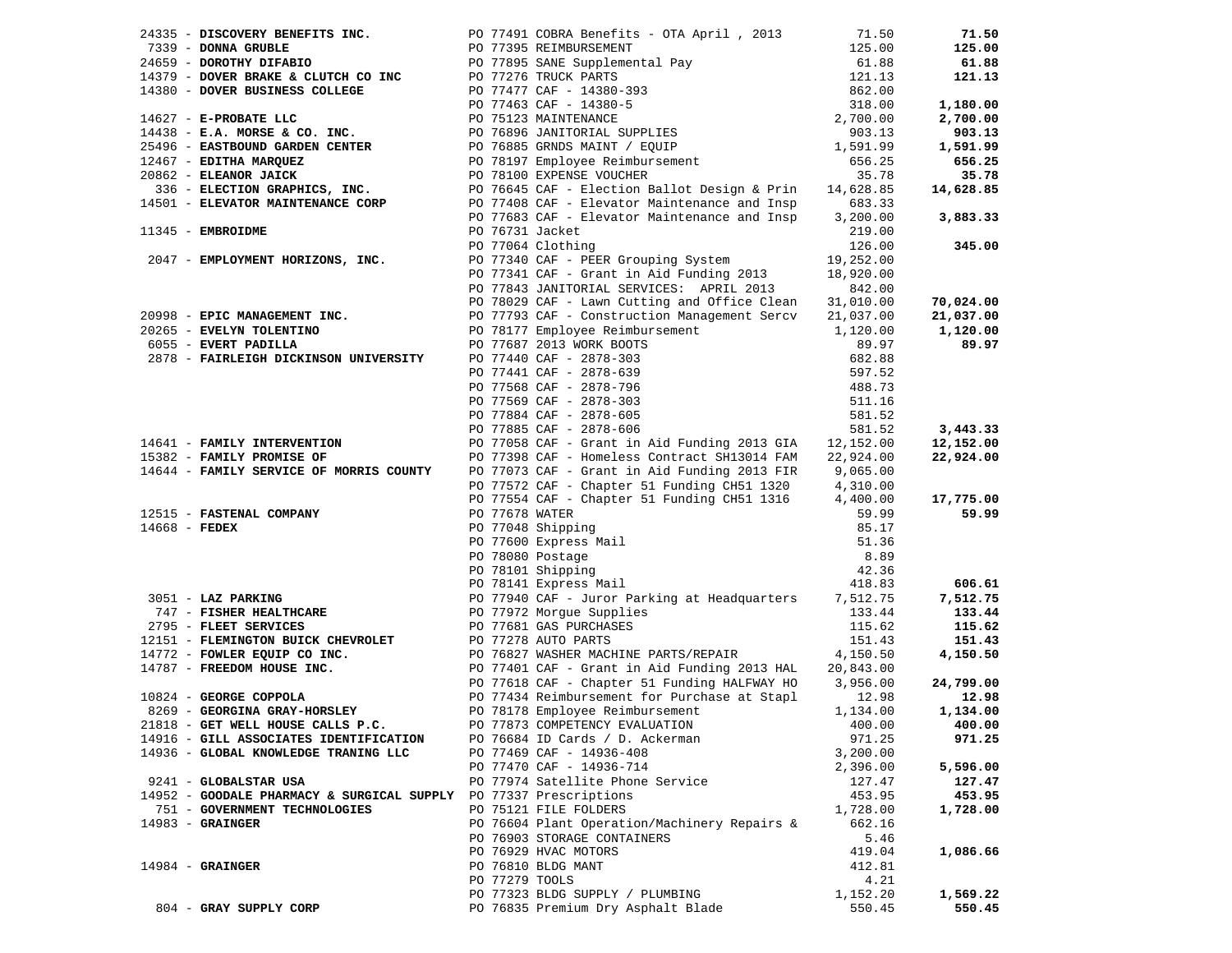| Vendor | Description | Amount | Total |
|---|---|---|---|
| 24335 - **DISCOVERY BENEFITS INC.** | PO 77491 COBRA Benefits - OTA April , 2013 | 71.50 | **71.50** |
| 7339 - **DONNA GRUBLE** | PO 77395 REIMBURSEMENT | 125.00 | **125.00** |
| 24659 - **DOROTHY DIFABIO** | PO 77895 SANE Supplemental Pay | 61.88 | **61.88** |
| 14379 - **DOVER BRAKE & CLUTCH CO INC** | PO 77276 TRUCK PARTS | 121.13 | **121.13** |
| 14380 - **DOVER BUSINESS COLLEGE** | PO 77477 CAF - 14380-393 | 862.00 | |
| | PO 77463 CAF - 14380-5 | 318.00 | **1,180.00** |
| 14627 - **E-PROBATE LLC** | PO 75123 MAINTENANCE | 2,700.00 | **2,700.00** |
| 14438 - **E.A. MORSE & CO. INC.** | PO 76896 JANITORIAL SUPPLIES | 903.13 | **903.13** |
| 25496 - **EASTBOUND GARDEN CENTER** | PO 76885 GRNDS MAINT / EQUIP | 1,591.99 | **1,591.99** |
| 12467 - **EDITHA MARQUEZ** | PO 78197 Employee Reimbursement | 656.25 | **656.25** |
| 20862 - **ELEANOR JAICK** | PO 78100 EXPENSE VOUCHER | 35.78 | **35.78** |
| 336 - **ELECTION GRAPHICS, INC.** | PO 76645 CAF - Election Ballot Design & Prin | 14,628.85 | **14,628.85** |
| 14501 - **ELEVATOR MAINTENANCE CORP** | PO 77408 CAF - Elevator Maintenance and Insp | 683.33 | |
| | PO 77683 CAF - Elevator Maintenance and Insp | 3,200.00 | **3,883.33** |
| 11345 - **EMBROIDME** | PO 76731 Jacket | 219.00 | |
| | PO 77064 Clothing | 126.00 | **345.00** |
| 2047 - **EMPLOYMENT HORIZONS, INC.** | PO 77340 CAF - PEER Grouping System | 19,252.00 | |
| | PO 77341 CAF - Grant in Aid Funding 2013 | 18,920.00 | |
| | PO 77843 JANITORIAL SERVICES: APRIL 2013 | 842.00 | |
| | PO 78029 CAF - Lawn Cutting and Office Clean | 31,010.00 | **70,024.00** |
| 20998 - **EPIC MANAGEMENT INC.** | PO 77793 CAF - Construction Management Sercv | 21,037.00 | **21,037.00** |
| 20265 - **EVELYN TOLENTINO** | PO 78177 Employee Reimbursement | 1,120.00 | **1,120.00** |
| 6055 - **EVERT PADILLA** | PO 77687 2013 WORK BOOTS | 89.97 | **89.97** |
| 2878 - **FAIRLEIGH DICKINSON UNIVERSITY** | PO 77440 CAF - 2878-303 | 682.88 | |
| | PO 77441 CAF - 2878-639 | 597.52 | |
| | PO 77568 CAF - 2878-796 | 488.73 | |
| | PO 77569 CAF - 2878-303 | 511.16 | |
| | PO 77884 CAF - 2878-605 | 581.52 | |
| | PO 77885 CAF - 2878-606 | 581.52 | **3,443.33** |
| 14641 - **FAMILY INTERVENTION** | PO 77058 CAF - Grant in Aid Funding 2013 GIA | 12,152.00 | **12,152.00** |
| 15382 - **FAMILY PROMISE OF** | PO 77398 CAF - Homeless Contract SH13014 FAM | 22,924.00 | **22,924.00** |
| 14644 - **FAMILY SERVICE OF MORRIS COUNTY** | PO 77073 CAF - Grant in Aid Funding 2013 FIR | 9,065.00 | |
| | PO 77572 CAF - Chapter 51 Funding CH51 1320 | 4,310.00 | |
| | PO 77554 CAF - Chapter 51 Funding CH51 1316 | 4,400.00 | **17,775.00** |
| 12515 - **FASTENAL COMPANY** | PO 77678 WATER | 59.99 | **59.99** |
| 14668 - **FEDEX** | PO 77048 Shipping | 85.17 | |
| | PO 77600 Express Mail | 51.36 | |
| | PO 78080 Postage | 8.89 | |
| | PO 78101 Shipping | 42.36 | |
| | PO 78141 Express Mail | 418.83 | **606.61** |
| 3051 - **LAZ PARKING** | PO 77940 CAF - Juror Parking at Headquarters | 7,512.75 | **7,512.75** |
| 747 - **FISHER HEALTHCARE** | PO 77972 Morgue Supplies | 133.44 | **133.44** |
| 2795 - **FLEET SERVICES** | PO 77681 GAS PURCHASES | 115.62 | **115.62** |
| 12151 - **FLEMINGTON BUICK CHEVROLET** | PO 77278 AUTO PARTS | 151.43 | **151.43** |
| 14772 - **FOWLER EQUIP CO INC.** | PO 76827 WASHER MACHINE PARTS/REPAIR | 4,150.50 | **4,150.50** |
| 14787 - **FREEDOM HOUSE INC.** | PO 77401 CAF - Grant in Aid Funding 2013 HAL | 20,843.00 | |
| | PO 77618 CAF - Chapter 51 Funding HALFWAY HO | 3,956.00 | **24,799.00** |
| 10824 - **GEORGE COPPOLA** | PO 77434 Reimbursement for Purchase at Stapl | 12.98 | **12.98** |
| 8269 - **GEORGINA GRAY-HORSLEY** | PO 78178 Employee Reimbursement | 1,134.00 | **1,134.00** |
| 21818 - **GET WELL HOUSE CALLS P.C.** | PO 77873 COMPETENCY EVALUATION | 400.00 | **400.00** |
| 14916 - **GILL ASSOCIATES IDENTIFICATION** | PO 76684 ID Cards / D. Ackerman | 971.25 | **971.25** |
| 14936 - **GLOBAL KNOWLEDGE TRANING LLC** | PO 77469 CAF - 14936-408 | 3,200.00 | |
| | PO 77470 CAF - 14936-714 | 2,396.00 | **5,596.00** |
| 9241 - **GLOBALSTAR USA** | PO 77974 Satellite Phone Service | 127.47 | **127.47** |
| 14952 - **GOODALE PHARMACY & SURGICAL SUPPLY** | PO 77337 Prescriptions | 453.95 | **453.95** |
| 751 - **GOVERNMENT TECHNOLOGIES** | PO 75121 FILE FOLDERS | 1,728.00 | **1,728.00** |
| 14983 - **GRAINGER** | PO 76604 Plant Operation/Machinery Repairs & | 662.16 | |
| | PO 76903 STORAGE CONTAINERS | 5.46 | |
| | PO 76929 HVAC MOTORS | 419.04 | **1,086.66** |
| 14984 - **GRAINGER** | PO 76810 BLDG MANT | 412.81 | |
| | PO 77279 TOOLS | 4.21 | |
| | PO 77323 BLDG SUPPLY / PLUMBING | 1,152.20 | **1,569.22** |
| 804 - **GRAY SUPPLY CORP** | PO 76835 Premium Dry Asphalt Blade | 550.45 | **550.45** |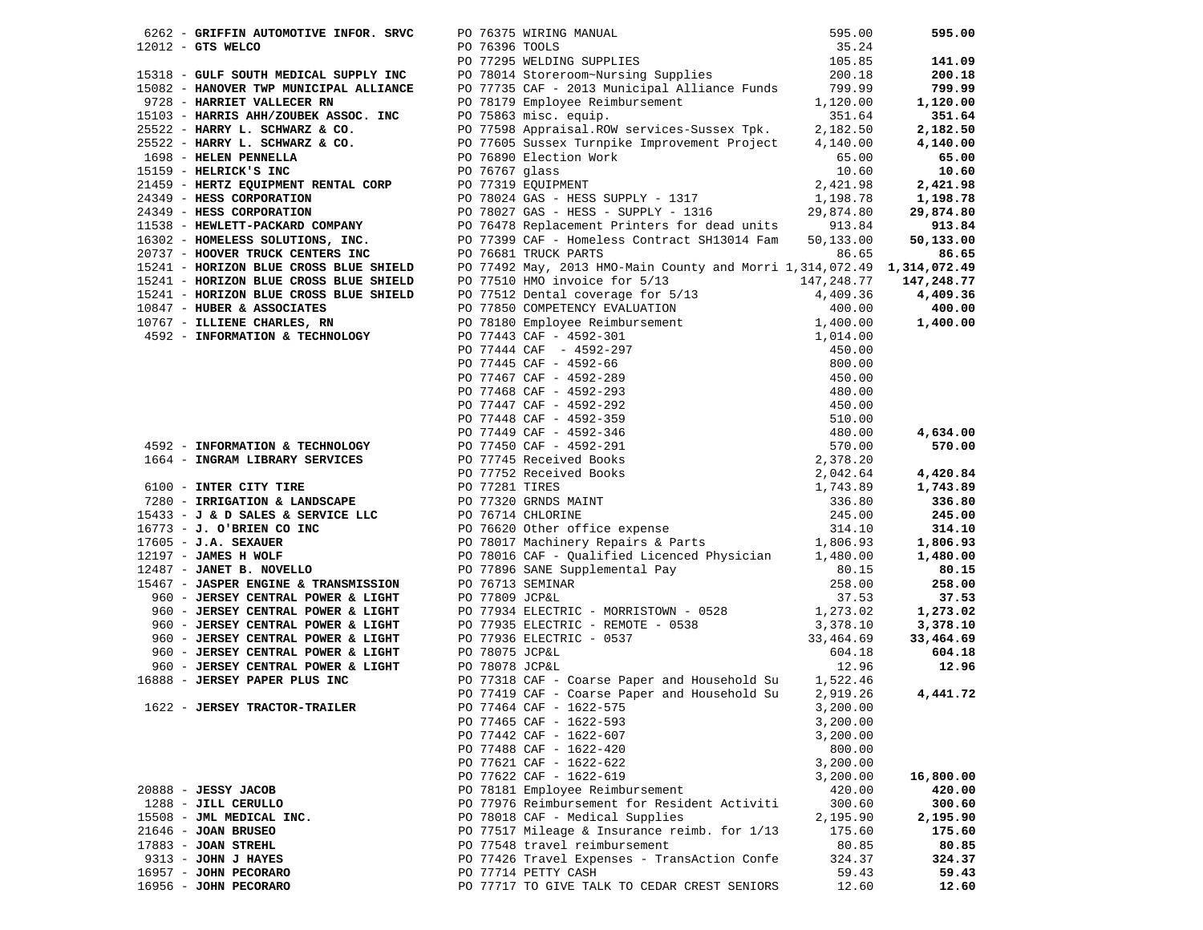| Vendor | PO / Description | Amount | Total |
|---|---|---|---|
| 6262 - **GRIFFIN AUTOMOTIVE INFOR. SRVC** | PO 76375 WIRING MANUAL | 595.00 | **595.00** |
| 12012 - **GTS WELCO** | PO 76396 TOOLS | 35.24 | |
| | PO 77295 WELDING SUPPLIES | 105.85 | **141.09** |
| 15318 - **GULF SOUTH MEDICAL SUPPLY INC** | PO 78014 Storeroom~Nursing Supplies | 200.18 | **200.18** |
| 15082 - **HANOVER TWP MUNICIPAL ALLIANCE** | PO 77735 CAF - 2013 Municipal Alliance Funds | 799.99 | **799.99** |
| 9728 - **HARRIET VALLECER RN** | PO 78179 Employee Reimbursement | 1,120.00 | **1,120.00** |
| 15103 - **HARRIS AHH/ZOUBEK ASSOC. INC** | PO 75863 misc. equip. | 351.64 | **351.64** |
| 25522 - **HARRY L. SCHWARZ & CO.** | PO 77598 Appraisal.ROW services-Sussex Tpk. | 2,182.50 | **2,182.50** |
| 25522 - **HARRY L. SCHWARZ & CO.** | PO 77605 Sussex Turnpike Improvement Project | 4,140.00 | **4,140.00** |
| 1698 - **HELEN PENNELLA** | PO 76890 Election Work | 65.00 | **65.00** |
| 15159 - **HELRICK'S INC** | PO 76767 glass | 10.60 | **10.60** |
| 21459 - **HERTZ EQUIPMENT RENTAL CORP** | PO 77319 EQUIPMENT | 2,421.98 | **2,421.98** |
| 24349 - **HESS CORPORATION** | PO 78024 GAS - HESS SUPPLY - 1317 | 1,198.78 | **1,198.78** |
| 24349 - **HESS CORPORATION** | PO 78027 GAS - HESS - SUPPLY - 1316 | 29,874.80 | **29,874.80** |
| 11538 - **HEWLETT-PACKARD COMPANY** | PO 76478 Replacement Printers for dead units | 913.84 | **913.84** |
| 16302 - **HOMELESS SOLUTIONS, INC.** | PO 77399 CAF - Homeless Contract SH13014 Fam | 50,133.00 | **50,133.00** |
| 20737 - **HOOVER TRUCK CENTERS INC** | PO 76681 TRUCK PARTS | 86.65 | **86.65** |
| 15241 - **HORIZON BLUE CROSS BLUE SHIELD** | PO 77492 May, 2013 HMO-Main County and Morri | 1,314,072.49 | **1,314,072.49** |
| 15241 - **HORIZON BLUE CROSS BLUE SHIELD** | PO 77510 HMO invoice for 5/13 | 147,248.77 | **147,248.77** |
| 15241 - **HORIZON BLUE CROSS BLUE SHIELD** | PO 77512 Dental coverage for 5/13 | 4,409.36 | **4,409.36** |
| 10847 - **HUBER & ASSOCIATES** | PO 77850 COMPETENCY EVALUATION | 400.00 | **400.00** |
| 10767 - **ILLIENE CHARLES, RN** | PO 78180 Employee Reimbursement | 1,400.00 | **1,400.00** |
| 4592 - **INFORMATION & TECHNOLOGY** | PO 77443 CAF - 4592-301 | 1,014.00 | |
| | PO 77444 CAF - 4592-297 | 450.00 | |
| | PO 77445 CAF - 4592-66 | 800.00 | |
| | PO 77467 CAF - 4592-289 | 450.00 | |
| | PO 77468 CAF - 4592-293 | 480.00 | |
| | PO 77447 CAF - 4592-292 | 450.00 | |
| | PO 77448 CAF - 4592-359 | 510.00 | |
| | PO 77449 CAF - 4592-346 | 480.00 | **4,634.00** |
| 4592 - **INFORMATION & TECHNOLOGY** | PO 77450 CAF - 4592-291 | 570.00 | **570.00** |
| 1664 - **INGRAM LIBRARY SERVICES** | PO 77745 Received Books | 2,378.20 | |
| | PO 77752 Received Books | 2,042.64 | **4,420.84** |
| 6100 - **INTER CITY TIRE** | PO 77281 TIRES | 1,743.89 | **1,743.89** |
| 7280 - **IRRIGATION & LANDSCAPE** | PO 77320 GRNDS MAINT | 336.80 | **336.80** |
| 15433 - **J & D SALES & SERVICE LLC** | PO 76714 CHLORINE | 245.00 | **245.00** |
| 16773 - **J. O'BRIEN CO INC** | PO 76620 Other office expense | 314.10 | **314.10** |
| 17605 - **J.A. SEXAUER** | PO 78017 Machinery Repairs & Parts | 1,806.93 | **1,806.93** |
| 12197 - **JAMES H WOLF** | PO 78016 CAF - Qualified Licenced Physician | 1,480.00 | **1,480.00** |
| 12487 - **JANET B. NOVELLO** | PO 77896 SANE Supplemental Pay | 80.15 | **80.15** |
| 15467 - **JASPER ENGINE & TRANSMISSION** | PO 76713 SEMINAR | 258.00 | **258.00** |
| 960 - **JERSEY CENTRAL POWER & LIGHT** | PO 77809 JCP&L | 37.53 | **37.53** |
| 960 - **JERSEY CENTRAL POWER & LIGHT** | PO 77934 ELECTRIC - MORRISTOWN - 0528 | 1,273.02 | **1,273.02** |
| 960 - **JERSEY CENTRAL POWER & LIGHT** | PO 77935 ELECTRIC - REMOTE - 0538 | 3,378.10 | **3,378.10** |
| 960 - **JERSEY CENTRAL POWER & LIGHT** | PO 77936 ELECTRIC - 0537 | 33,464.69 | **33,464.69** |
| 960 - **JERSEY CENTRAL POWER & LIGHT** | PO 78075 JCP&L | 604.18 | **604.18** |
| 960 - **JERSEY CENTRAL POWER & LIGHT** | PO 78078 JCP&L | 12.96 | **12.96** |
| 16888 - **JERSEY PAPER PLUS INC** | PO 77318 CAF - Coarse Paper and Household Su | 1,522.46 | |
| | PO 77419 CAF - Coarse Paper and Household Su | 2,919.26 | **4,441.72** |
| 1622 - **JERSEY TRACTOR-TRAILER** | PO 77464 CAF - 1622-575 | 3,200.00 | |
| | PO 77465 CAF - 1622-593 | 3,200.00 | |
| | PO 77442 CAF - 1622-607 | 3,200.00 | |
| | PO 77488 CAF - 1622-420 | 800.00 | |
| | PO 77621 CAF - 1622-622 | 3,200.00 | |
| | PO 77622 CAF - 1622-619 | 3,200.00 | **16,800.00** |
| 20888 - **JESSY JACOB** | PO 78181 Employee Reimbursement | 420.00 | **420.00** |
| 1288 - **JILL CERULLO** | PO 77976 Reimbursement for Resident Activiti | 300.60 | **300.60** |
| 15508 - **JML MEDICAL INC.** | PO 78018 CAF - Medical Supplies | 2,195.90 | **2,195.90** |
| 21646 - **JOAN BRUSEO** | PO 77517 Mileage & Insurance reimb. for 1/13 | 175.60 | **175.60** |
| 17883 - **JOAN STREHL** | PO 77548 travel reimbursement | 80.85 | **80.85** |
| 9313 - **JOHN J HAYES** | PO 77426 Travel Expenses - TransAction Confe | 324.37 | **324.37** |
| 16957 - **JOHN PECORARO** | PO 77714 PETTY CASH | 59.43 | **59.43** |
| 16956 - **JOHN PECORARO** | PO 77717 TO GIVE TALK TO CEDAR CREST SENIORS | 12.60 | **12.60** |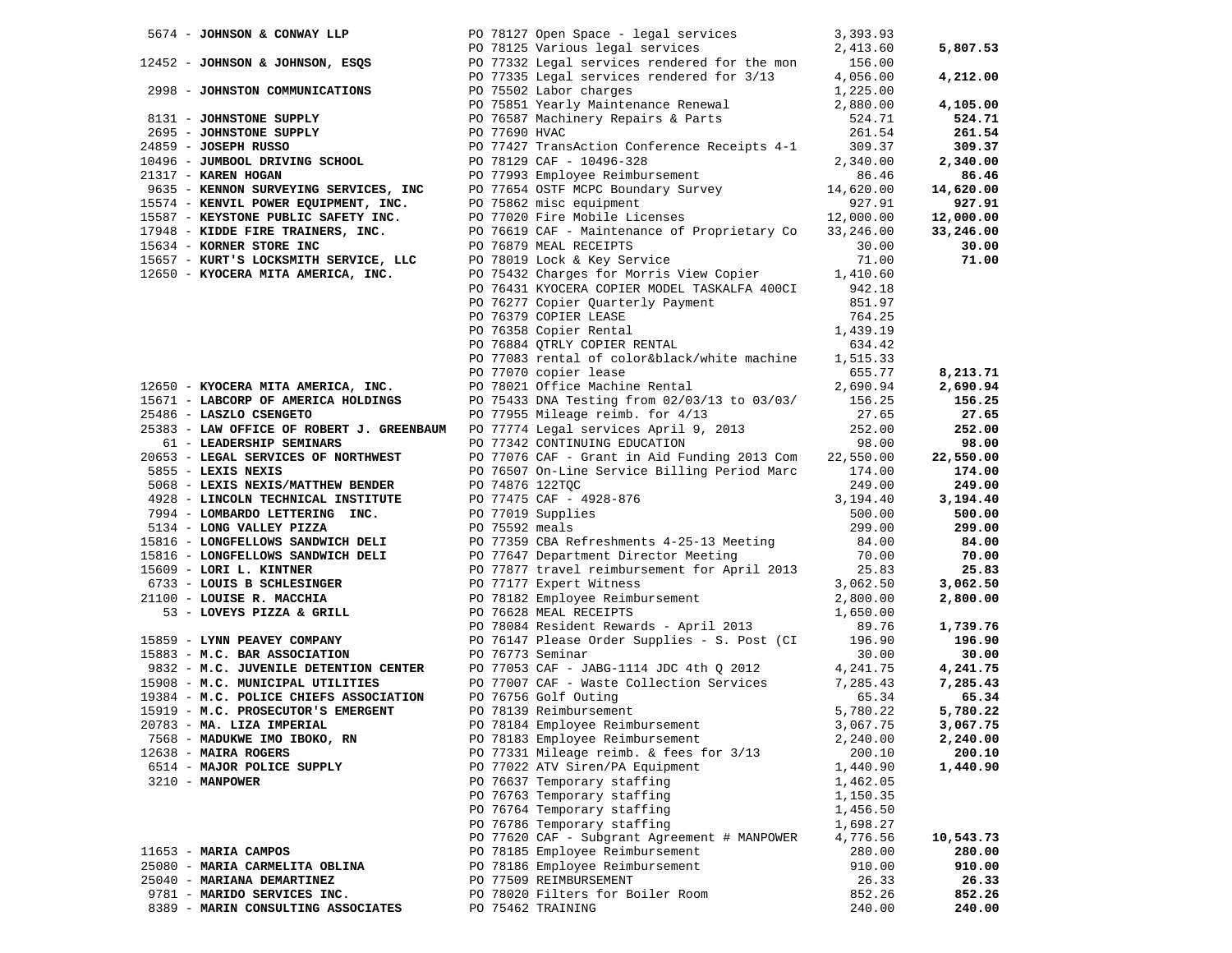| Vendor | PO / Description | Amount | Total |
|---|---|---|---|
| 5674 - **JOHNSON & CONWAY LLP** | PO 78127 Open Space - legal services | 3,393.93 | |
| | PO 78125 Various legal services | 2,413.60 | **5,807.53** |
| 12452 - **JOHNSON & JOHNSON, ESQS** | PO 77332 Legal services rendered for the mon | 156.00 | |
| | PO 77335 Legal services rendered for 3/13 | 4,056.00 | **4,212.00** |
| 2998 - **JOHNSTON COMMUNICATIONS** | PO 75502 Labor charges | 1,225.00 | |
| | PO 75851 Yearly Maintenance Renewal | 2,880.00 | **4,105.00** |
| 8131 - **JOHNSTONE SUPPLY** | PO 76587 Machinery Repairs & Parts | 524.71 | **524.71** |
| 2695 - **JOHNSTONE SUPPLY** | PO 77690 HVAC | 261.54 | **261.54** |
| 24859 - **JOSEPH RUSSO** | PO 77427 TransAction Conference Receipts 4-1 | 309.37 | **309.37** |
| 10496 - **JUMBOOL DRIVING SCHOOL** | PO 78129 CAF - 10496-328 | 2,340.00 | **2,340.00** |
| 21317 - **KAREN HOGAN** | PO 77993 Employee Reimbursement | 86.46 | **86.46** |
| 9635 - **KENNON SURVEYING SERVICES, INC** | PO 77654 OSTF MCPC Boundary Survey | 14,620.00 | **14,620.00** |
| 15574 - **KENVIL POWER EQUIPMENT, INC.** | PO 75862 misc equipment | 927.91 | **927.91** |
| 15587 - **KEYSTONE PUBLIC SAFETY INC.** | PO 77020 Fire Mobile Licenses | 12,000.00 | **12,000.00** |
| 17948 - **KIDDE FIRE TRAINERS, INC.** | PO 76619 CAF - Maintenance of Proprietary Co | 33,246.00 | **33,246.00** |
| 15634 - **KORNER STORE INC** | PO 76879 MEAL RECEIPTS | 30.00 | **30.00** |
| 15657 - **KURT'S LOCKSMITH SERVICE, LLC** | PO 78019 Lock & Key Service | 71.00 | **71.00** |
| 12650 - **KYOCERA MITA AMERICA, INC.** | PO 75432 Charges for Morris View Copier | 1,410.60 | |
| | PO 76431 KYOCERA COPIER MODEL TASKALFA 400CI | 942.18 | |
| | PO 76277 Copier Quarterly Payment | 851.97 | |
| | PO 76379 COPIER LEASE | 764.25 | |
| | PO 76358 Copier Rental | 1,439.19 | |
| | PO 76884 QTRLY COPIER RENTAL | 634.42 | |
| | PO 77083 rental of color&black/white machine | 1,515.33 | |
| | PO 77070 copier lease | 655.77 | **8,213.71** |
| 12650 - **KYOCERA MITA AMERICA, INC.** | PO 78021 Office Machine Rental | 2,690.94 | **2,690.94** |
| 15671 - **LABCORP OF AMERICA HOLDINGS** | PO 75433 DNA Testing from 02/03/13 to 03/03/ | 156.25 | **156.25** |
| 25486 - **LASZLO CSENGETO** | PO 77955 Mileage reimb. for 4/13 | 27.65 | **27.65** |
| 25383 - **LAW OFFICE OF ROBERT J. GREENBAUM** | PO 77774 Legal services April 9, 2013 | 252.00 | **252.00** |
| 61 - **LEADERSHIP SEMINARS** | PO 77342 CONTINUING EDUCATION | 98.00 | **98.00** |
| 20653 - **LEGAL SERVICES OF NORTHWEST** | PO 77076 CAF - Grant in Aid Funding 2013 Com | 22,550.00 | **22,550.00** |
| 5855 - **LEXIS NEXIS** | PO 76507 On-Line Service Billing Period Marc | 174.00 | **174.00** |
| 5068 - **LEXIS NEXIS/MATTHEW BENDER** | PO 74876 122TQC | 249.00 | **249.00** |
| 4928 - **LINCOLN TECHNICAL INSTITUTE** | PO 77475 CAF - 4928-876 | 3,194.40 | **3,194.40** |
| 7994 - **LOMBARDO LETTERING INC.** | PO 77019 Supplies | 500.00 | **500.00** |
| 5134 - **LONG VALLEY PIZZA** | PO 75592 meals | 299.00 | **299.00** |
| 15816 - **LONGFELLOWS SANDWICH DELI** | PO 77359 CBA Refreshments 4-25-13 Meeting | 84.00 | **84.00** |
| 15816 - **LONGFELLOWS SANDWICH DELI** | PO 77647 Department Director Meeting | 70.00 | **70.00** |
| 15609 - **LORI L. KINTNER** | PO 77877 travel reimbursement for April 2013 | 25.83 | **25.83** |
| 6733 - **LOUIS B SCHLESINGER** | PO 77177 Expert Witness | 3,062.50 | **3,062.50** |
| 21100 - **LOUISE R. MACCHIA** | PO 78182 Employee Reimbursement | 2,800.00 | **2,800.00** |
| 53 - **LOVEYS PIZZA & GRILL** | PO 76628 MEAL RECEIPTS | 1,650.00 | |
| | PO 78084 Resident Rewards - April 2013 | 89.76 | **1,739.76** |
| 15859 - **LYNN PEAVEY COMPANY** | PO 76147 Please Order Supplies - S. Post (CI | 196.90 | **196.90** |
| 15883 - **M.C. BAR ASSOCIATION** | PO 76773 Seminar | 30.00 | **30.00** |
| 9832 - **M.C. JUVENILE DETENTION CENTER** | PO 77053 CAF - JABG-1114 JDC 4th Q 2012 | 4,241.75 | **4,241.75** |
| 15908 - **M.C. MUNICIPAL UTILITIES** | PO 77007 CAF - Waste Collection Services | 7,285.43 | **7,285.43** |
| 19384 - **M.C. POLICE CHIEFS ASSOCIATION** | PO 76756 Golf Outing | 65.34 | **65.34** |
| 15919 - **M.C. PROSECUTOR'S EMERGENT** | PO 78139 Reimbursement | 5,780.22 | **5,780.22** |
| 20783 - **MA. LIZA IMPERIAL** | PO 78184 Employee Reimbursement | 3,067.75 | **3,067.75** |
| 7568 - **MADUKWE IMO IBOKO, RN** | PO 78183 Employee Reimbursement | 2,240.00 | **2,240.00** |
| 12638 - **MAIRA ROGERS** | PO 77331 Mileage reimb. & fees for 3/13 | 200.10 | **200.10** |
| 6514 - **MAJOR POLICE SUPPLY** | PO 77022 ATV Siren/PA Equipment | 1,440.90 | **1,440.90** |
| 3210 - **MANPOWER** | PO 76637 Temporary staffing | 1,462.05 | |
| | PO 76763 Temporary staffing | 1,150.35 | |
| | PO 76764 Temporary staffing | 1,456.50 | |
| | PO 76786 Temporary staffing | 1,698.27 | |
| | PO 77620 CAF - Subgrant Agreement # MANPOWER | 4,776.56 | **10,543.73** |
| 11653 - **MARIA CAMPOS** | PO 78185 Employee Reimbursement | 280.00 | **280.00** |
| 25080 - **MARIA CARMELITA OBLINA** | PO 78186 Employee Reimbursement | 910.00 | **910.00** |
| 25040 - **MARIANA DEMARTINEZ** | PO 77509 REIMBURSEMENT | 26.33 | **26.33** |
| 9781 - **MARIDO SERVICES INC.** | PO 78020 Filters for Boiler Room | 852.26 | **852.26** |
| 8389 - **MARIN CONSULTING ASSOCIATES** | PO 75462 TRAINING | 240.00 | **240.00** |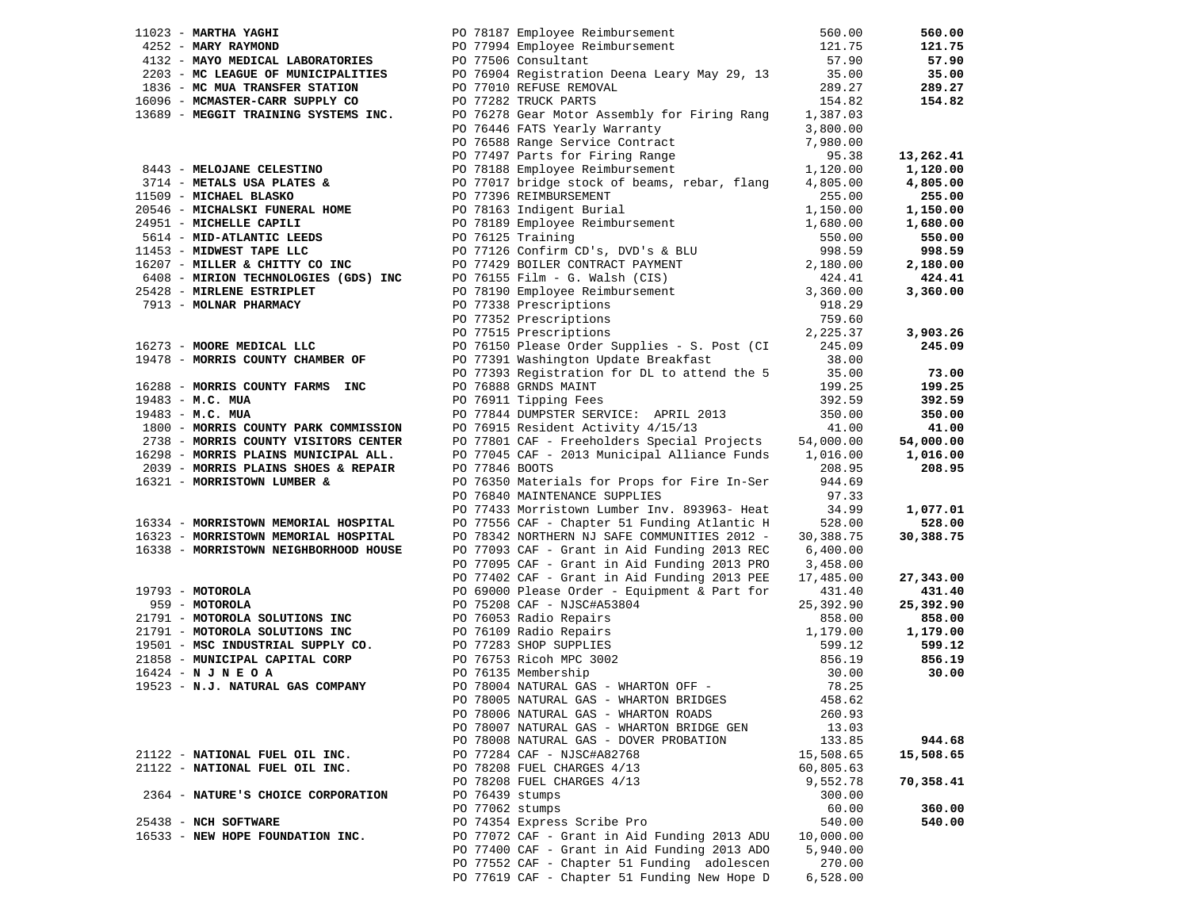| Vendor | PO / Description | Amount | Total |
|---|---|---|---|
| 11023 - **MARTHA YAGHI** | PO 78187 Employee Reimbursement | 560.00 | **560.00** |
| 4252 - **MARY RAYMOND** | PO 77994 Employee Reimbursement | 121.75 | **121.75** |
| 4132 - **MAYO MEDICAL LABORATORIES** | PO 77506 Consultant | 57.90 | **57.90** |
| 2203 - **MC LEAGUE OF MUNICIPALITIES** | PO 76904 Registration Deena Leary May 29, 13 | 35.00 | **35.00** |
| 1836 - **MC MUA TRANSFER STATION** | PO 77010 REFUSE REMOVAL | 289.27 | **289.27** |
| 16096 - **MCMASTER-CARR SUPPLY CO** | PO 77282 TRUCK PARTS | 154.82 | **154.82** |
| 13689 - **MEGGIT TRAINING SYSTEMS INC.** | PO 76278 Gear Motor Assembly for Firing Rang | 1,387.03 | |
| | PO 76446 FATS Yearly Warranty | 3,800.00 | |
| | PO 76588 Range Service Contract | 7,980.00 | |
| | PO 77497 Parts for Firing Range | 95.38 | **13,262.41** |
| 8443 - **MELOJANE CELESTINO** | PO 78188 Employee Reimbursement | 1,120.00 | **1,120.00** |
| 3714 - **METALS USA PLATES &** | PO 77017 bridge stock of beams, rebar, flang | 4,805.00 | **4,805.00** |
| 11509 - **MICHAEL BLASKO** | PO 77396 REIMBURSEMENT | 255.00 | **255.00** |
| 20546 - **MICHALSKI FUNERAL HOME** | PO 78163 Indigent Burial | 1,150.00 | **1,150.00** |
| 24951 - **MICHELLE CAPILI** | PO 78189 Employee Reimbursement | 1,680.00 | **1,680.00** |
| 5614 - **MID-ATLANTIC LEEDS** | PO 76125 Training | 550.00 | **550.00** |
| 11453 - **MIDWEST TAPE LLC** | PO 77126 Confirm CD's, DVD's & BLU | 998.59 | **998.59** |
| 16207 - **MILLER & CHITTY CO INC** | PO 77429 BOILER CONTRACT PAYMENT | 2,180.00 | **2,180.00** |
| 6408 - **MIRION TECHNOLOGIES (GDS) INC** | PO 76155 Film - G. Walsh (CIS) | 424.41 | **424.41** |
| 25428 - **MIRLENE ESTRIPLET** | PO 78190 Employee Reimbursement | 3,360.00 | **3,360.00** |
| 7913 - **MOLNAR PHARMACY** | PO 77338 Prescriptions | 918.29 | |
| | PO 77352 Prescriptions | 759.60 | |
| | PO 77515 Prescriptions | 2,225.37 | **3,903.26** |
| 16273 - **MOORE MEDICAL LLC** | PO 76150 Please Order Supplies - S. Post (CI | 245.09 | **245.09** |
| 19478 - **MORRIS COUNTY CHAMBER OF** | PO 77391 Washington Update Breakfast | 38.00 | |
| | PO 77393 Registration for DL to attend the 5 | 35.00 | **73.00** |
| 16288 - **MORRIS COUNTY FARMS INC** | PO 76888 GRNDS MAINT | 199.25 | **199.25** |
| 19483 - **M.C. MUA** | PO 76911 Tipping Fees | 392.59 | **392.59** |
| 19483 - **M.C. MUA** | PO 77844 DUMPSTER SERVICE: APRIL 2013 | 350.00 | **350.00** |
| 1800 - **MORRIS COUNTY PARK COMMISSION** | PO 76915 Resident Activity 4/15/13 | 41.00 | **41.00** |
| 2738 - **MORRIS COUNTY VISITORS CENTER** | PO 77801 CAF - Freeholders Special Projects | 54,000.00 | **54,000.00** |
| 16298 - **MORRIS PLAINS MUNICIPAL ALL.** | PO 77045 CAF - 2013 Municipal Alliance Funds | 1,016.00 | **1,016.00** |
| 2039 - **MORRIS PLAINS SHOES & REPAIR** | PO 77846 BOOTS | 208.95 | **208.95** |
| 16321 - **MORRISTOWN LUMBER &** | PO 76350 Materials for Props for Fire In-Ser | 944.69 | |
| | PO 76840 MAINTENANCE SUPPLIES | 97.33 | |
| | PO 77433 Morristown Lumber Inv. 893963- Heat | 34.99 | **1,077.01** |
| 16334 - **MORRISTOWN MEMORIAL HOSPITAL** | PO 77556 CAF - Chapter 51 Funding Atlantic H | 528.00 | **528.00** |
| 16323 - **MORRISTOWN MEMORIAL HOSPITAL** | PO 78342 NORTHERN NJ SAFE COMMUNITIES 2012 - | 30,388.75 | **30,388.75** |
| 16338 - **MORRISTOWN NEIGHBORHOOD HOUSE** | PO 77093 CAF - Grant in Aid Funding 2013 REC | 6,400.00 | |
| | PO 77095 CAF - Grant in Aid Funding 2013 PRO | 3,458.00 | |
| | PO 77402 CAF - Grant in Aid Funding 2013 PEE | 17,485.00 | **27,343.00** |
| 19793 - **MOTOROLA** | PO 69000 Please Order - Equipment & Part for | 431.40 | **431.40** |
| 959 - **MOTOROLA** | PO 75208 CAF - NJSC#A53804 | 25,392.90 | **25,392.90** |
| 21791 - **MOTOROLA SOLUTIONS INC** | PO 76053 Radio Repairs | 858.00 | **858.00** |
| 21791 - **MOTOROLA SOLUTIONS INC** | PO 76109 Radio Repairs | 1,179.00 | **1,179.00** |
| 19501 - **MSC INDUSTRIAL SUPPLY CO.** | PO 77283 SHOP SUPPLIES | 599.12 | **599.12** |
| 21858 - **MUNICIPAL CAPITAL CORP** | PO 76753 Ricoh MPC 3002 | 856.19 | **856.19** |
| 16424 - **N J N E O A** | PO 76135 Membership | 30.00 | **30.00** |
| 19523 - **N.J. NATURAL GAS COMPANY** | PO 78004 NATURAL GAS - WHARTON OFF - | 78.25 | |
| | PO 78005 NATURAL GAS - WHARTON BRIDGES | 458.62 | |
| | PO 78006 NATURAL GAS - WHARTON ROADS | 260.93 | |
| | PO 78007 NATURAL GAS - WHARTON BRIDGE GEN | 13.03 | |
| | PO 78008 NATURAL GAS - DOVER PROBATION | 133.85 | **944.68** |
| 21122 - **NATIONAL FUEL OIL INC.** | PO 77284 CAF - NJSC#A82768 | 15,508.65 | **15,508.65** |
| 21122 - **NATIONAL FUEL OIL INC.** | PO 78208 FUEL CHARGES 4/13 | 60,805.63 | |
| | PO 78208 FUEL CHARGES 4/13 | 9,552.78 | **70,358.41** |
| 2364 - **NATURE'S CHOICE CORPORATION** | PO 76439 stumps | 300.00 | |
| | PO 77062 stumps | 60.00 | **360.00** |
| 25438 - **NCH SOFTWARE** | PO 74354 Express Scribe Pro | 540.00 | **540.00** |
| 16533 - **NEW HOPE FOUNDATION INC.** | PO 77072 CAF - Grant in Aid Funding 2013 ADU | 10,000.00 | |
| | PO 77400 CAF - Grant in Aid Funding 2013 ADO | 5,940.00 | |
| | PO 77552 CAF - Chapter 51 Funding adolescen | 270.00 | |
| | PO 77619 CAF - Chapter 51 Funding New Hope D | 6,528.00 | |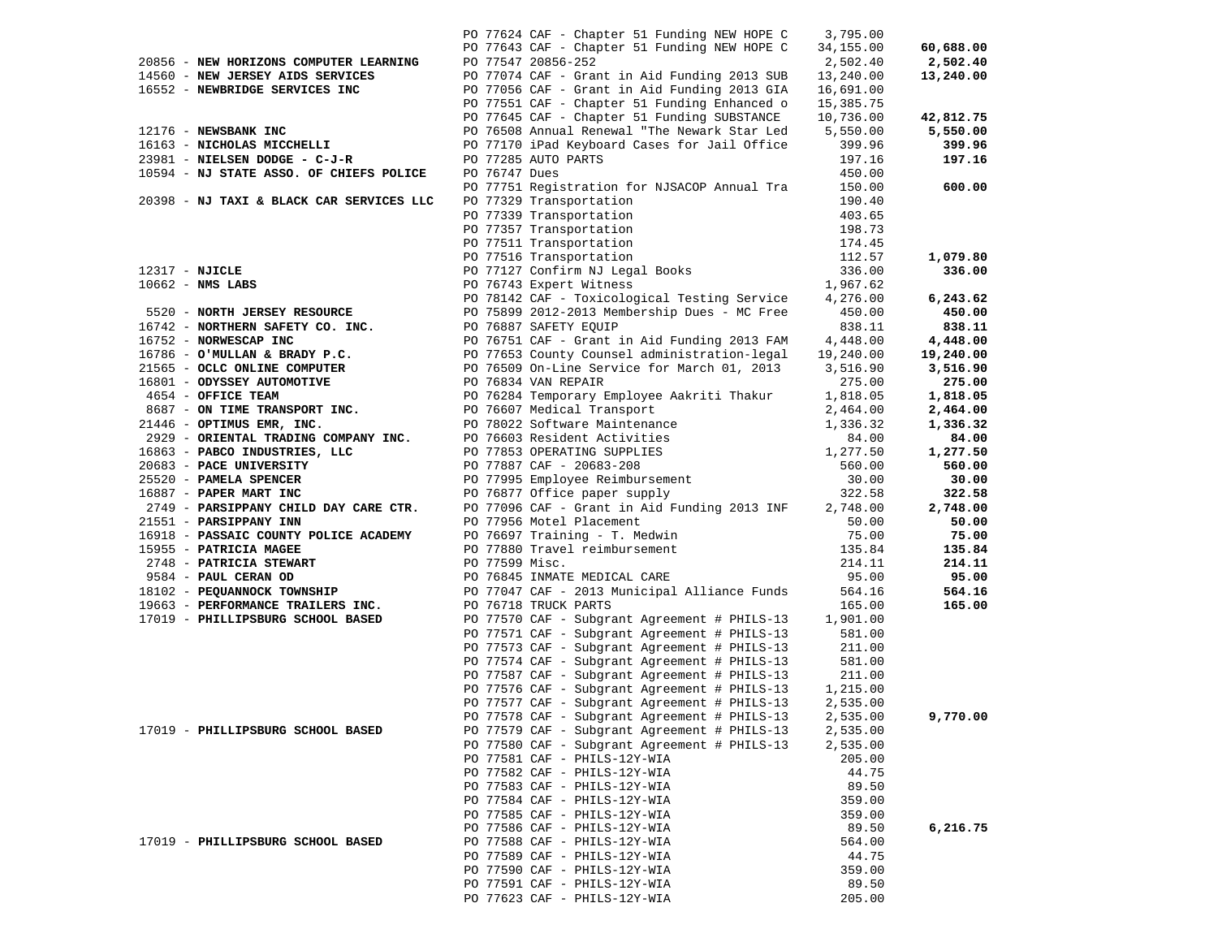| Vendor | PO / Description | Amount | Total |
|---|---|---|---|
| | PO 77624 CAF - Chapter 51 Funding NEW HOPE C | 3,795.00 | |
| | PO 77643 CAF - Chapter 51 Funding NEW HOPE C | 34,155.00 | **60,688.00** |
| 20856 - **NEW HORIZONS COMPUTER LEARNING** | PO 77547 20856-252 | 2,502.40 | **2,502.40** |
| 14560 - **NEW JERSEY AIDS SERVICES** | PO 77074 CAF - Grant in Aid Funding 2013 SUB | 13,240.00 | **13,240.00** |
| 16552 - **NEWBRIDGE SERVICES INC** | PO 77056 CAF - Grant in Aid Funding 2013 GIA | 16,691.00 | |
| | PO 77551 CAF - Chapter 51 Funding Enhanced o | 15,385.75 | |
| | PO 77645 CAF - Chapter 51 Funding SUBSTANCE | 10,736.00 | **42,812.75** |
| 12176 - **NEWSBANK INC** | PO 76508 Annual Renewal "The Newark Star Led | 5,550.00 | **5,550.00** |
| 16163 - **NICHOLAS MICCHELLI** | PO 77170 iPad Keyboard Cases for Jail Office | 399.96 | **399.96** |
| 23981 - **NIELSEN DODGE - C-J-R** | PO 77285 AUTO PARTS | 197.16 | **197.16** |
| 10594 - **NJ STATE ASSO. OF CHIEFS POLICE** | PO 76747 Dues | 450.00 | |
| | PO 77751 Registration for NJSACOP Annual Tra | 150.00 | **600.00** |
| 20398 - **NJ TAXI & BLACK CAR SERVICES LLC** | PO 77329 Transportation | 190.40 | |
| | PO 77339 Transportation | 403.65 | |
| | PO 77357 Transportation | 198.73 | |
| | PO 77511 Transportation | 174.45 | |
| | PO 77516 Transportation | 112.57 | **1,079.80** |
| 12317 - **NJICLE** | PO 77127 Confirm NJ Legal Books | 336.00 | **336.00** |
| 10662 - **NMS LABS** | PO 76743 Expert Witness | 1,967.62 | |
| | PO 78142 CAF - Toxicological Testing Service | 4,276.00 | **6,243.62** |
| 5520 - **NORTH JERSEY RESOURCE** | PO 75899 2012-2013 Membership Dues - MC Free | 450.00 | **450.00** |
| 16742 - **NORTHERN SAFETY CO. INC.** | PO 76887 SAFETY EQUIP | 838.11 | **838.11** |
| 16752 - **NORWESCAP INC** | PO 76751 CAF - Grant in Aid Funding 2013 FAM | 4,448.00 | **4,448.00** |
| 16786 - **O'MULLAN & BRADY P.C.** | PO 77653 County Counsel administration-legal | 19,240.00 | **19,240.00** |
| 21565 - **OCLC ONLINE COMPUTER** | PO 76509 On-Line Service for March 01, 2013 | 3,516.90 | **3,516.90** |
| 16801 - **ODYSSEY AUTOMOTIVE** | PO 76834 VAN REPAIR | 275.00 | **275.00** |
| 4654 - **OFFICE TEAM** | PO 76284 Temporary Employee Aakriti Thakur | 1,818.05 | **1,818.05** |
| 8687 - **ON TIME TRANSPORT INC.** | PO 76607 Medical Transport | 2,464.00 | **2,464.00** |
| 21446 - **OPTIMUS EMR, INC.** | PO 78022 Software Maintenance | 1,336.32 | **1,336.32** |
| 2929 - **ORIENTAL TRADING COMPANY INC.** | PO 76603 Resident Activities | 84.00 | **84.00** |
| 16863 - **PABCO INDUSTRIES, LLC** | PO 77853 OPERATING SUPPLIES | 1,277.50 | **1,277.50** |
| 20683 - **PACE UNIVERSITY** | PO 77887 CAF - 20683-208 | 560.00 | **560.00** |
| 25520 - **PAMELA SPENCER** | PO 77995 Employee Reimbursement | 30.00 | **30.00** |
| 16887 - **PAPER MART INC** | PO 76877 Office paper supply | 322.58 | **322.58** |
| 2749 - **PARSIPPANY CHILD DAY CARE CTR.** | PO 77096 CAF - Grant in Aid Funding 2013 INF | 2,748.00 | **2,748.00** |
| 21551 - **PARSIPPANY INN** | PO 77956 Motel Placement | 50.00 | **50.00** |
| 16918 - **PASSAIC COUNTY POLICE ACADEMY** | PO 76697 Training - T. Medwin | 75.00 | **75.00** |
| 15955 - **PATRICIA MAGEE** | PO 77880 Travel reimbursement | 135.84 | **135.84** |
| 2748 - **PATRICIA STEWART** | PO 77599 Misc. | 214.11 | **214.11** |
| 9584 - **PAUL CERAN OD** | PO 76845 INMATE MEDICAL CARE | 95.00 | **95.00** |
| 18102 - **PEQUANNOCK TOWNSHIP** | PO 77047 CAF - 2013 Municipal Alliance Funds | 564.16 | **564.16** |
| 19663 - **PERFORMANCE TRAILERS INC.** | PO 76718 TRUCK PARTS | 165.00 | **165.00** |
| 17019 - **PHILLIPSBURG SCHOOL BASED** | PO 77570 CAF - Subgrant Agreement # PHILS-13 | 1,901.00 | |
| | PO 77571 CAF - Subgrant Agreement # PHILS-13 | 581.00 | |
| | PO 77573 CAF - Subgrant Agreement # PHILS-13 | 211.00 | |
| | PO 77574 CAF - Subgrant Agreement # PHILS-13 | 581.00 | |
| | PO 77587 CAF - Subgrant Agreement # PHILS-13 | 211.00 | |
| | PO 77576 CAF - Subgrant Agreement # PHILS-13 | 1,215.00 | |
| | PO 77577 CAF - Subgrant Agreement # PHILS-13 | 2,535.00 | |
| | PO 77578 CAF - Subgrant Agreement # PHILS-13 | 2,535.00 | **9,770.00** |
| 17019 - **PHILLIPSBURG SCHOOL BASED** | PO 77579 CAF - Subgrant Agreement # PHILS-13 | 2,535.00 | |
| | PO 77580 CAF - Subgrant Agreement # PHILS-13 | 2,535.00 | |
| | PO 77581 CAF - PHILS-12Y-WIA | 205.00 | |
| | PO 77582 CAF - PHILS-12Y-WIA | 44.75 | |
| | PO 77583 CAF - PHILS-12Y-WIA | 89.50 | |
| | PO 77584 CAF - PHILS-12Y-WIA | 359.00 | |
| | PO 77585 CAF - PHILS-12Y-WIA | 359.00 | |
| | PO 77586 CAF - PHILS-12Y-WIA | 89.50 | **6,216.75** |
| 17019 - **PHILLIPSBURG SCHOOL BASED** | PO 77588 CAF - PHILS-12Y-WIA | 564.00 | |
| | PO 77589 CAF - PHILS-12Y-WIA | 44.75 | |
| | PO 77590 CAF - PHILS-12Y-WIA | 359.00 | |
| | PO 77591 CAF - PHILS-12Y-WIA | 89.50 | |
| | PO 77623 CAF - PHILS-12Y-WIA | 205.00 | |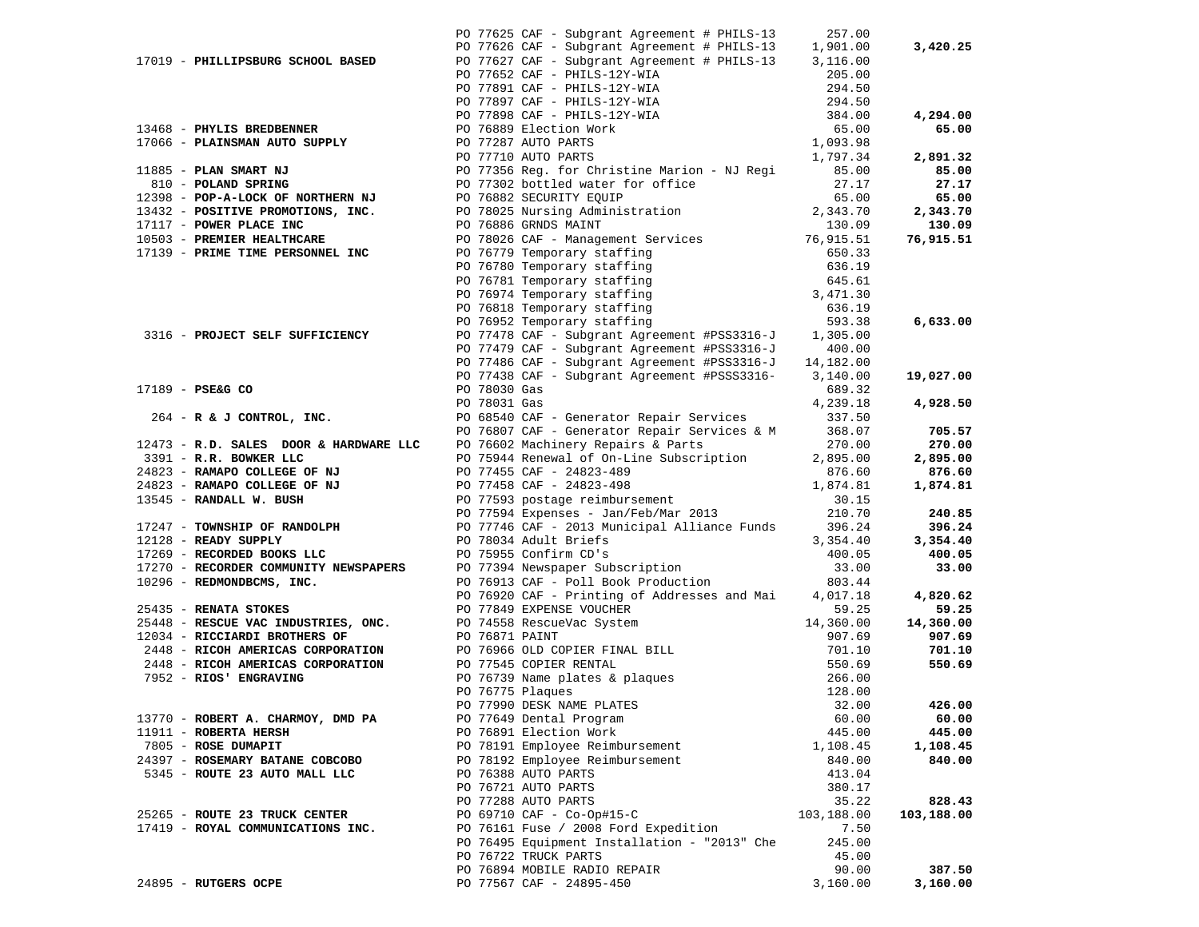| Vendor | PO / Description | Amount | Total |
|---|---|---|---|
| | PO 77625 CAF - Subgrant Agreement # PHILS-13 | 257.00 | |
| | PO 77626 CAF - Subgrant Agreement # PHILS-13 | 1,901.00 | 3,420.25 |
| 17019 - **PHILLIPSBURG SCHOOL BASED** | PO 77627 CAF - Subgrant Agreement # PHILS-13 | 3,116.00 | |
| | PO 77652 CAF - PHILS-12Y-WIA | 205.00 | |
| | PO 77891 CAF - PHILS-12Y-WIA | 294.50 | |
| | PO 77897 CAF - PHILS-12Y-WIA | 294.50 | |
| | PO 77898 CAF - PHILS-12Y-WIA | 384.00 | 4,294.00 |
| 13468 - **PHYLIS BREDBENNER** | PO 76889 Election Work | 65.00 | 65.00 |
| 17066 - **PLAINSMAN AUTO SUPPLY** | PO 77287 AUTO PARTS | 1,093.98 | |
| | PO 77710 AUTO PARTS | 1,797.34 | 2,891.32 |
| 11885 - **PLAN SMART NJ** | PO 77356 Reg. for Christine Marion - NJ Regi | 85.00 | 85.00 |
| 810 - **POLAND SPRING** | PO 77302 bottled water for office | 27.17 | 27.17 |
| 12398 - **POP-A-LOCK OF NORTHERN NJ** | PO 76882 SECURITY EQUIP | 65.00 | 65.00 |
| 13432 - **POSITIVE PROMOTIONS, INC.** | PO 78025 Nursing Administration | 2,343.70 | 2,343.70 |
| 17117 - **POWER PLACE INC** | PO 76886 GRNDS MAINT | 130.09 | 130.09 |
| 10503 - **PREMIER HEALTHCARE** | PO 78026 CAF - Management Services | 76,915.51 | 76,915.51 |
| 17139 - **PRIME TIME PERSONNEL INC** | PO 76779 Temporary staffing | 650.33 | |
| | PO 76780 Temporary staffing | 636.19 | |
| | PO 76781 Temporary staffing | 645.61 | |
| | PO 76974 Temporary staffing | 3,471.30 | |
| | PO 76818 Temporary staffing | 636.19 | |
| | PO 76952 Temporary staffing | 593.38 | 6,633.00 |
| 3316 - **PROJECT SELF SUFFICIENCY** | PO 77478 CAF - Subgrant Agreement #PSS3316-J | 1,305.00 | |
| | PO 77479 CAF - Subgrant Agreement #PSS3316-J | 400.00 | |
| | PO 77486 CAF - Subgrant Agreement #PSS3316-J | 14,182.00 | |
| | PO 77438 CAF - Subgrant Agreement #PSSS3316- | 3,140.00 | 19,027.00 |
| 17189 - **PSE&G CO** | PO 78030 Gas | 689.32 | |
| | PO 78031 Gas | 4,239.18 | 4,928.50 |
| 264 - **R & J CONTROL, INC.** | PO 68540 CAF - Generator Repair Services | 337.50 | |
| | PO 76807 CAF - Generator Repair Services & M | 368.07 | 705.57 |
| 12473 - **R.D. SALES DOOR & HARDWARE LLC** | PO 76602 Machinery Repairs & Parts | 270.00 | 270.00 |
| 3391 - **R.R. BOWKER LLC** | PO 75944 Renewal of On-Line Subscription | 2,895.00 | 2,895.00 |
| 24823 - **RAMAPO COLLEGE OF NJ** | PO 77455 CAF - 24823-489 | 876.60 | 876.60 |
| 24823 - **RAMAPO COLLEGE OF NJ** | PO 77458 CAF - 24823-498 | 1,874.81 | 1,874.81 |
| 13545 - **RANDALL W. BUSH** | PO 77593 postage reimbursement | 30.15 | |
| | PO 77594 Expenses - Jan/Feb/Mar 2013 | 210.70 | 240.85 |
| 17247 - **TOWNSHIP OF RANDOLPH** | PO 77746 CAF - 2013 Municipal Alliance Funds | 396.24 | 396.24 |
| 12128 - **READY SUPPLY** | PO 78034 Adult Briefs | 3,354.40 | 3,354.40 |
| 17269 - **RECORDED BOOKS LLC** | PO 75955 Confirm CD's | 400.05 | 400.05 |
| 17270 - **RECORDER COMMUNITY NEWSPAPERS** | PO 77394 Newspaper Subscription | 33.00 | 33.00 |
| 10296 - **REDMONDBCMS, INC.** | PO 76913 CAF - Poll Book Production | 803.44 | |
| | PO 76920 CAF - Printing of Addresses and Mai | 4,017.18 | 4,820.62 |
| 25435 - **RENATA STOKES** | PO 77849 EXPENSE VOUCHER | 59.25 | 59.25 |
| 25448 - **RESCUE VAC INDUSTRIES, ONC.** | PO 74558 RescueVac System | 14,360.00 | 14,360.00 |
| 12034 - **RICCIARDI BROTHERS OF** | PO 76871 PAINT | 907.69 | 907.69 |
| 2448 - **RICOH AMERICAS CORPORATION** | PO 76966 OLD COPIER FINAL BILL | 701.10 | 701.10 |
| 2448 - **RICOH AMERICAS CORPORATION** | PO 77545 COPIER RENTAL | 550.69 | 550.69 |
| 7952 - **RIOS' ENGRAVING** | PO 76739 Name plates & plaques | 266.00 | |
| | PO 76775 Plaques | 128.00 | |
| | PO 77990 DESK NAME PLATES | 32.00 | 426.00 |
| 13770 - **ROBERT A. CHARMOY, DMD PA** | PO 77649 Dental Program | 60.00 | 60.00 |
| 11911 - **ROBERTA HERSH** | PO 76891 Election Work | 445.00 | 445.00 |
| 7805 - **ROSE DUMAPIT** | PO 78191 Employee Reimbursement | 1,108.45 | 1,108.45 |
| 24397 - **ROSEMARY BATANE COBCOBO** | PO 78192 Employee Reimbursement | 840.00 | 840.00 |
| 5345 - **ROUTE 23 AUTO MALL LLC** | PO 76388 AUTO PARTS | 413.04 | |
| | PO 76721 AUTO PARTS | 380.17 | |
| | PO 77288 AUTO PARTS | 35.22 | 828.43 |
| 25265 - **ROUTE 23 TRUCK CENTER** | PO 69710 CAF - Co-Op#15-C | 103,188.00 | 103,188.00 |
| 17419 - **ROYAL COMMUNICATIONS INC.** | PO 76161 Fuse / 2008 Ford Expedition | 7.50 | |
| | PO 76495 Equipment Installation - "2013" Che | 245.00 | |
| | PO 76722 TRUCK PARTS | 45.00 | |
| | PO 76894 MOBILE RADIO REPAIR | 90.00 | 387.50 |
| 24895 - **RUTGERS OCPE** | PO 77567 CAF - 24895-450 | 3,160.00 | 3,160.00 |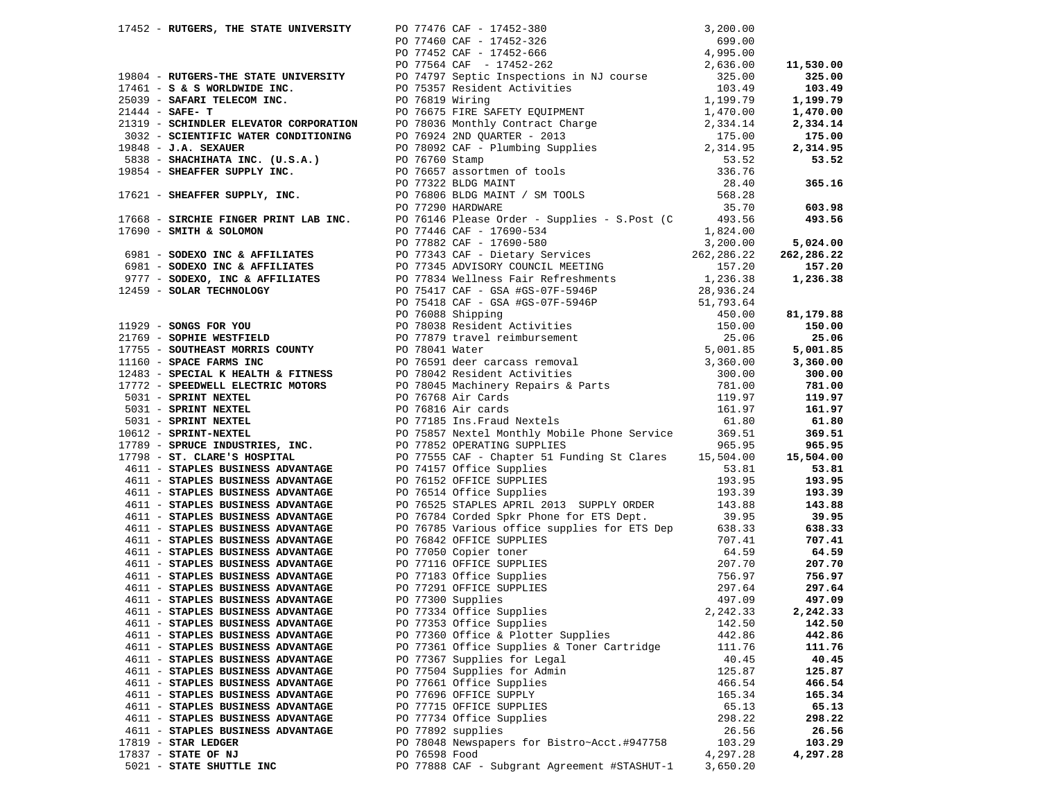| Vendor | PO / Description | Amount | Total |
|---|---|---|---|
| 17452 - **RUTGERS, THE STATE UNIVERSITY** | PO 77476 CAF - 17452-380 | 3,200.00 | |
| | PO 77460 CAF - 17452-326 | 699.00 | |
| | PO 77452 CAF - 17452-666 | 4,995.00 | |
| | PO 77564 CAF - 17452-262 | 2,636.00 | **11,530.00** |
| 19804 - **RUTGERS-THE STATE UNIVERSITY** | PO 74797 Septic Inspections in NJ course | 325.00 | **325.00** |
| 17461 - **S & S WORLDWIDE INC.** | PO 75357 Resident Activities | 103.49 | **103.49** |
| 25039 - **SAFARI TELECOM INC.** | PO 76819 Wiring | 1,199.79 | **1,199.79** |
| 21444 - **SAFE- T** | PO 76675 FIRE SAFETY EQUIPMENT | 1,470.00 | **1,470.00** |
| 21319 - **SCHINDLER ELEVATOR CORPORATION** | PO 78036 Monthly Contract Charge | 2,334.14 | **2,334.14** |
| 3032 - **SCIENTIFIC WATER CONDITIONING** | PO 76924 2ND QUARTER - 2013 | 175.00 | **175.00** |
| 19848 - **J.A. SEXAUER** | PO 78092 CAF - Plumbing Supplies | 2,314.95 | **2,314.95** |
| 5838 - **SHACHIHATA INC. (U.S.A.)** | PO 76760 Stamp | 53.52 | **53.52** |
| 19854 - **SHEAFFER SUPPLY INC.** | PO 76657 assortmen of tools | 336.76 | |
| | PO 77322 BLDG MAINT | 28.40 | **365.16** |
| 17621 - **SHEAFFER SUPPLY, INC.** | PO 76806 BLDG MAINT / SM TOOLS | 568.28 | |
| | PO 77290 HARDWARE | 35.70 | **603.98** |
| 17668 - **SIRCHIE FINGER PRINT LAB INC.** | PO 76146 Please Order - Supplies - S.Post (C | 493.56 | **493.56** |
| 17690 - **SMITH & SOLOMON** | PO 77446 CAF - 17690-534 | 1,824.00 | |
| | PO 77882 CAF - 17690-580 | 3,200.00 | **5,024.00** |
| 6981 - **SODEXO INC & AFFILIATES** | PO 77343 CAF - Dietary Services | 262,286.22 | **262,286.22** |
| 6981 - **SODEXO INC & AFFILIATES** | PO 77345 ADVISORY COUNCIL MEETING | 157.20 | **157.20** |
| 9777 - **SODEXO, INC & AFFILIATES** | PO 77834 Wellness Fair Refreshments | 1,236.38 | **1,236.38** |
| 12459 - **SOLAR TECHNOLOGY** | PO 75417 CAF - GSA #GS-07F-5946P | 28,936.24 | |
| | PO 75418 CAF - GSA #GS-07F-5946P | 51,793.64 | |
| | PO 76088 Shipping | 450.00 | **81,179.88** |
| 11929 - **SONGS FOR YOU** | PO 78038 Resident Activities | 150.00 | **150.00** |
| 21769 - **SOPHIE WESTFIELD** | PO 77879 travel reimbursement | 25.06 | **25.06** |
| 17755 - **SOUTHEAST MORRIS COUNTY** | PO 78041 Water | 5,001.85 | **5,001.85** |
| 11160 - **SPACE FARMS INC** | PO 76591 deer carcass removal | 3,360.00 | **3,360.00** |
| 12483 - **SPECIAL K HEALTH & FITNESS** | PO 78042 Resident Activities | 300.00 | **300.00** |
| 17772 - **SPEEDWELL ELECTRIC MOTORS** | PO 78045 Machinery Repairs & Parts | 781.00 | **781.00** |
| 5031 - **SPRINT NEXTEL** | PO 76768 Air Cards | 119.97 | **119.97** |
| 5031 - **SPRINT NEXTEL** | PO 76816 Air cards | 161.97 | **161.97** |
| 5031 - **SPRINT NEXTEL** | PO 77185 Ins.Fraud Nextels | 61.80 | **61.80** |
| 10612 - **SPRINT-NEXTEL** | PO 75857 Nextel Monthly Mobile Phone Service | 369.51 | **369.51** |
| 17789 - **SPRUCE INDUSTRIES, INC.** | PO 77852 OPERATING SUPPLIES | 965.95 | **965.95** |
| 17798 - **ST. CLARE'S HOSPITAL** | PO 77555 CAF - Chapter 51 Funding St Clares | 15,504.00 | **15,504.00** |
| 4611 - **STAPLES BUSINESS ADVANTAGE** | PO 74157 Office Supplies | 53.81 | **53.81** |
| 4611 - **STAPLES BUSINESS ADVANTAGE** | PO 76152 OFFICE SUPPLIES | 193.95 | **193.95** |
| 4611 - **STAPLES BUSINESS ADVANTAGE** | PO 76514 Office Supplies | 193.39 | **193.39** |
| 4611 - **STAPLES BUSINESS ADVANTAGE** | PO 76525 STAPLES APRIL 2013 SUPPLY ORDER | 143.88 | **143.88** |
| 4611 - **STAPLES BUSINESS ADVANTAGE** | PO 76784 Corded Spkr Phone for ETS Dept. | 39.95 | **39.95** |
| 4611 - **STAPLES BUSINESS ADVANTAGE** | PO 76785 Various office supplies for ETS Dep | 638.33 | **638.33** |
| 4611 - **STAPLES BUSINESS ADVANTAGE** | PO 76842 OFFICE SUPPLIES | 707.41 | **707.41** |
| 4611 - **STAPLES BUSINESS ADVANTAGE** | PO 77050 Copier toner | 64.59 | **64.59** |
| 4611 - **STAPLES BUSINESS ADVANTAGE** | PO 77116 OFFICE SUPPLIES | 207.70 | **207.70** |
| 4611 - **STAPLES BUSINESS ADVANTAGE** | PO 77183 Office Supplies | 756.97 | **756.97** |
| 4611 - **STAPLES BUSINESS ADVANTAGE** | PO 77291 OFFICE SUPPLIES | 297.64 | **297.64** |
| 4611 - **STAPLES BUSINESS ADVANTAGE** | PO 77300 Supplies | 497.09 | **497.09** |
| 4611 - **STAPLES BUSINESS ADVANTAGE** | PO 77334 Office Supplies | 2,242.33 | **2,242.33** |
| 4611 - **STAPLES BUSINESS ADVANTAGE** | PO 77353 Office Supplies | 142.50 | **142.50** |
| 4611 - **STAPLES BUSINESS ADVANTAGE** | PO 77360 Office & Plotter Supplies | 442.86 | **442.86** |
| 4611 - **STAPLES BUSINESS ADVANTAGE** | PO 77361 Office Supplies & Toner Cartridge | 111.76 | **111.76** |
| 4611 - **STAPLES BUSINESS ADVANTAGE** | PO 77367 Supplies for Legal | 40.45 | **40.45** |
| 4611 - **STAPLES BUSINESS ADVANTAGE** | PO 77504 Supplies for Admin | 125.87 | **125.87** |
| 4611 - **STAPLES BUSINESS ADVANTAGE** | PO 77661 Office Supplies | 466.54 | **466.54** |
| 4611 - **STAPLES BUSINESS ADVANTAGE** | PO 77696 OFFICE SUPPLY | 165.34 | **165.34** |
| 4611 - **STAPLES BUSINESS ADVANTAGE** | PO 77715 OFFICE SUPPLIES | 65.13 | **65.13** |
| 4611 - **STAPLES BUSINESS ADVANTAGE** | PO 77734 Office Supplies | 298.22 | **298.22** |
| 4611 - **STAPLES BUSINESS ADVANTAGE** | PO 77892 supplies | 26.56 | **26.56** |
| 17819 - **STAR LEDGER** | PO 78048 Newspapers for Bistro~Acct.#947758 | 103.29 | **103.29** |
| 17837 - **STATE OF NJ** | PO 76598 Food | 4,297.28 | **4,297.28** |
| 5021 - **STATE SHUTTLE INC** | PO 77888 CAF - Subgrant Agreement #STASHUT-1 | 3,650.20 | |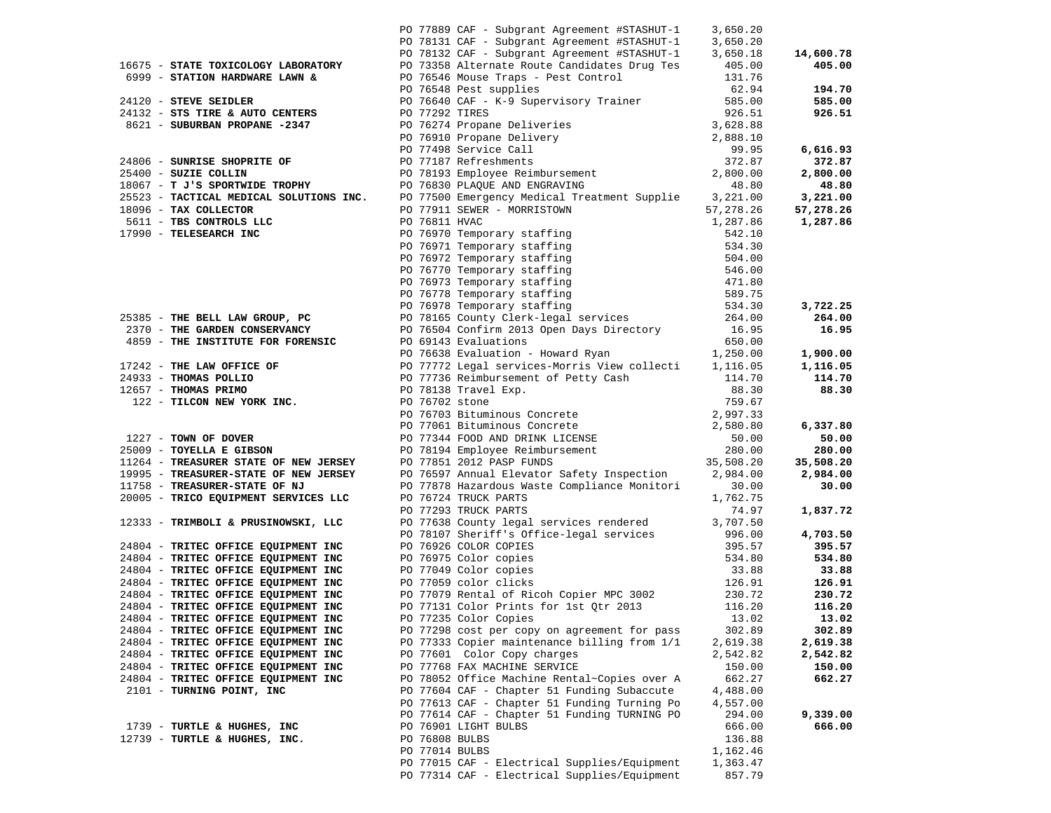| Vendor | PO / Description | Amount | Total |
|---|---|---|---|
| | PO 77889 CAF - Subgrant Agreement #STASHUT-1 | 3,650.20 | |
| | PO 78131 CAF - Subgrant Agreement #STASHUT-1 | 3,650.20 | |
| | PO 78132 CAF - Subgrant Agreement #STASHUT-1 | 3,650.18 | **14,600.78** |
| 16675 - **STATE TOXICOLOGY LABORATORY** | PO 73358 Alternate Route Candidates Drug Tes | 405.00 | **405.00** |
| 6999 - **STATION HARDWARE LAWN &** | PO 76546 Mouse Traps - Pest Control | 131.76 | |
| | PO 76548 Pest supplies | 62.94 | **194.70** |
| 24120 - **STEVE SEIDLER** | PO 76640 CAF - K-9 Supervisory Trainer | 585.00 | **585.00** |
| 24132 - **STS TIRE & AUTO CENTERS** | PO 77292 TIRES | 926.51 | **926.51** |
| 8621 - **SUBURBAN PROPANE -2347** | PO 76274 Propane Deliveries | 3,628.88 | |
| | PO 76910 Propane Delivery | 2,888.10 | |
| | PO 77498 Service Call | 99.95 | **6,616.93** |
| 24806 - **SUNRISE SHOPRITE OF** | PO 77187 Refreshments | 372.87 | **372.87** |
| 25400 - **SUZIE COLLIN** | PO 78193 Employee Reimbursement | 2,800.00 | **2,800.00** |
| 18067 - **T J'S SPORTWIDE TROPHY** | PO 76830 PLAQUE AND ENGRAVING | 48.80 | **48.80** |
| 25523 - **TACTICAL MEDICAL SOLUTIONS INC.** | PO 77500 Emergency Medical Treatment Supplie | 3,221.00 | **3,221.00** |
| 18096 - **TAX COLLECTOR** | PO 77911 SEWER - MORRISTOWN | 57,278.26 | **57,278.26** |
| 5611 - **TBS CONTROLS LLC** | PO 76811 HVAC | 1,287.86 | **1,287.86** |
| 17990 - **TELESEARCH INC** | PO 76970 Temporary staffing | 542.10 | |
| | PO 76971 Temporary staffing | 534.30 | |
| | PO 76972 Temporary staffing | 504.00 | |
| | PO 76770 Temporary staffing | 546.00 | |
| | PO 76973 Temporary staffing | 471.80 | |
| | PO 76778 Temporary staffing | 589.75 | |
| | PO 76978 Temporary staffing | 534.30 | **3,722.25** |
| 25385 - **THE BELL LAW GROUP, PC** | PO 78165 County Clerk-legal services | 264.00 | **264.00** |
| 2370 - **THE GARDEN CONSERVANCY** | PO 76504 Confirm 2013 Open Days Directory | 16.95 | **16.95** |
| 4859 - **THE INSTITUTE FOR FORENSIC** | PO 69143 Evaluations | 650.00 | |
| | PO 76638 Evaluation - Howard Ryan | 1,250.00 | **1,900.00** |
| 17242 - **THE LAW OFFICE OF** | PO 77772 Legal services-Morris View collecti | 1,116.05 | **1,116.05** |
| 24933 - **THOMAS POLLIO** | PO 77736 Reimbursement of Petty Cash | 114.70 | **114.70** |
| 12657 - **THOMAS PRIMO** | PO 78138 Travel Exp. | 88.30 | **88.30** |
| 122 - **TILCON NEW YORK INC.** | PO 76702 stone | 759.67 | |
| | PO 76703 Bituminous Concrete | 2,997.33 | |
| | PO 77061 Bituminous Concrete | 2,580.80 | **6,337.80** |
| 1227 - **TOWN OF DOVER** | PO 77344 FOOD AND DRINK LICENSE | 50.00 | **50.00** |
| 25009 - **TOYELLA E GIBSON** | PO 78194 Employee Reimbursement | 280.00 | **280.00** |
| 11264 - **TREASURER STATE OF NEW JERSEY** | PO 77851 2012 PASP FUNDS | 35,508.20 | **35,508.20** |
| 19995 - **TREASURER-STATE OF NEW JERSEY** | PO 76597 Annual Elevator Safety Inspection | 2,984.00 | **2,984.00** |
| 11758 - **TREASURER-STATE OF NJ** | PO 77878 Hazardous Waste Compliance Monitori | 30.00 | **30.00** |
| 20005 - **TRICO EQUIPMENT SERVICES LLC** | PO 76724 TRUCK PARTS | 1,762.75 | |
| | PO 77293 TRUCK PARTS | 74.97 | **1,837.72** |
| 12333 - **TRIMBOLI & PRUSINOWSKI, LLC** | PO 77638 County legal services rendered | 3,707.50 | |
| | PO 78107 Sheriff's Office-legal services | 996.00 | **4,703.50** |
| 24804 - **TRITEC OFFICE EQUIPMENT INC** | PO 76926 COLOR COPIES | 395.57 | **395.57** |
| 24804 - **TRITEC OFFICE EQUIPMENT INC** | PO 76975 Color copies | 534.80 | **534.80** |
| 24804 - **TRITEC OFFICE EQUIPMENT INC** | PO 77049 Color copies | 33.88 | **33.88** |
| 24804 - **TRITEC OFFICE EQUIPMENT INC** | PO 77059 color clicks | 126.91 | **126.91** |
| 24804 - **TRITEC OFFICE EQUIPMENT INC** | PO 77079 Rental of Ricoh Copier MPC 3002 | 230.72 | **230.72** |
| 24804 - **TRITEC OFFICE EQUIPMENT INC** | PO 77131 Color Prints for 1st Qtr 2013 | 116.20 | **116.20** |
| 24804 - **TRITEC OFFICE EQUIPMENT INC** | PO 77235 Color Copies | 13.02 | **13.02** |
| 24804 - **TRITEC OFFICE EQUIPMENT INC** | PO 77298 cost per copy on agreement for pass | 302.89 | **302.89** |
| 24804 - **TRITEC OFFICE EQUIPMENT INC** | PO 77333 Copier maintenance billing from 1/1 | 2,619.38 | **2,619.38** |
| 24804 - **TRITEC OFFICE EQUIPMENT INC** | PO 77601 Color Copy charges | 2,542.82 | **2,542.82** |
| 24804 - **TRITEC OFFICE EQUIPMENT INC** | PO 77768 FAX MACHINE SERVICE | 150.00 | **150.00** |
| 24804 - **TRITEC OFFICE EQUIPMENT INC** | PO 78052 Office Machine Rental~Copies over A | 662.27 | **662.27** |
| 2101 - **TURNING POINT, INC** | PO 77604 CAF - Chapter 51 Funding Subaccute | 4,488.00 | |
| | PO 77613 CAF - Chapter 51 Funding Turning Po | 4,557.00 | |
| | PO 77614 CAF - Chapter 51 Funding TURNING PO | 294.00 | **9,339.00** |
| 1739 - **TURTLE & HUGHES, INC** | PO 76901 LIGHT BULBS | 666.00 | **666.00** |
| 12739 - **TURTLE & HUGHES, INC.** | PO 76808 BULBS | 136.88 | |
| | PO 77014 BULBS | 1,162.46 | |
| | PO 77015 CAF - Electrical Supplies/Equipment | 1,363.47 | |
| | PO 77314 CAF - Electrical Supplies/Equipment | 857.79 | |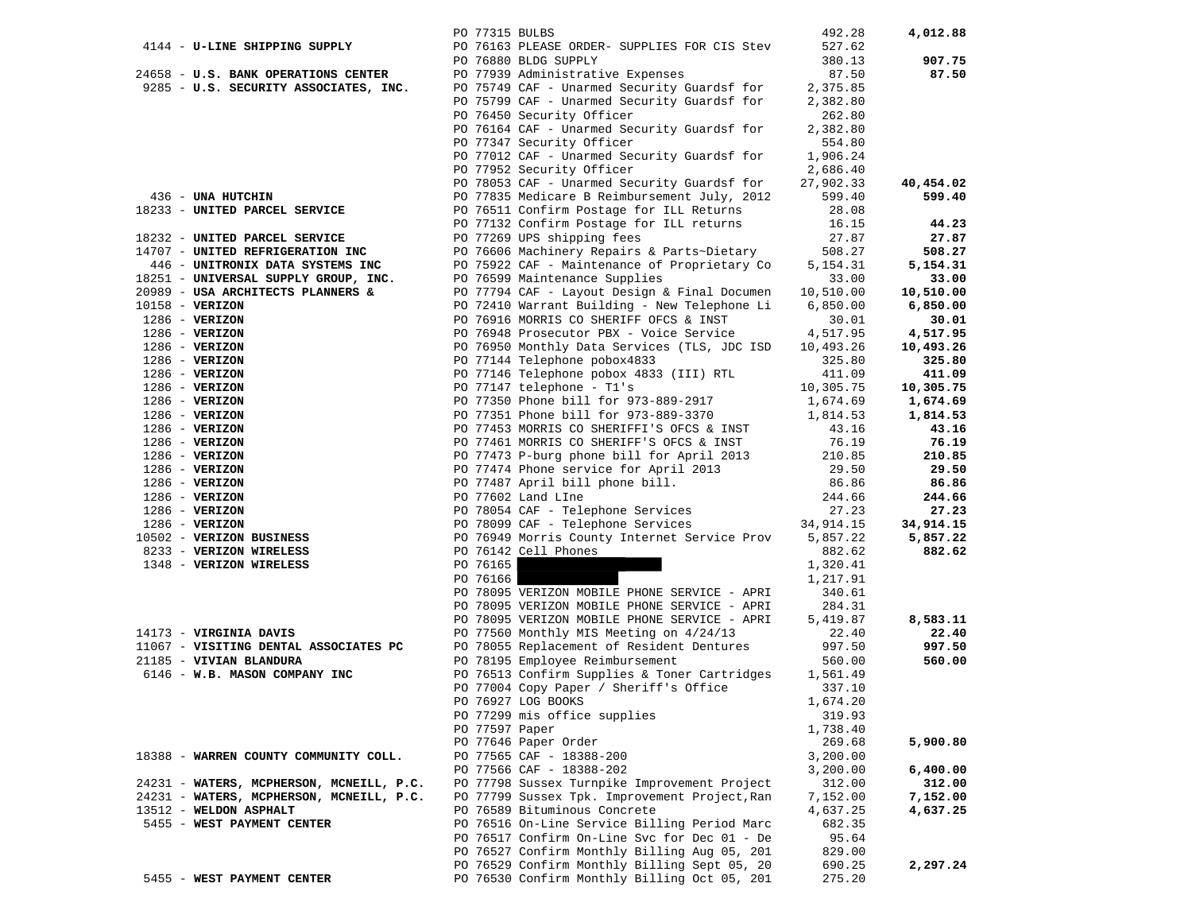| Vendor | PO / Description | Amount | Total |
|---|---|---|---|
| | PO 77315 BULBS | 492.28 | **4,012.88** |
| 4144 - **U-LINE SHIPPING SUPPLY** | PO 76163 PLEASE ORDER- SUPPLIES FOR CIS Stev | 527.62 | |
| | PO 76880 BLDG SUPPLY | 380.13 | **907.75** |
| 24658 - **U.S. BANK OPERATIONS CENTER** | PO 77939 Administrative Expenses | 87.50 | **87.50** |
| 9285 - **U.S. SECURITY ASSOCIATES, INC.** | PO 75749 CAF - Unarmed Security Guardsf for | 2,375.85 | |
| | PO 75799 CAF - Unarmed Security Guardsf for | 2,382.80 | |
| | PO 76450 Security Officer | 262.80 | |
| | PO 76164 CAF - Unarmed Security Guardsf for | 2,382.80 | |
| | PO 77347 Security Officer | 554.80 | |
| | PO 77012 CAF - Unarmed Security Guardsf for | 1,906.24 | |
| | PO 77952 Security Officer | 2,686.40 | |
| | PO 78053 CAF - Unarmed Security Guardsf for | 27,902.33 | **40,454.02** |
| 436 - **UNA HUTCHIN** | PO 77835 Medicare B Reimbursement July, 2012 | 599.40 | **599.40** |
| 18233 - **UNITED PARCEL SERVICE** | PO 76511 Confirm Postage for ILL Returns | 28.08 | |
| | PO 77132 Confirm Postage for ILL returns | 16.15 | **44.23** |
| 18232 - **UNITED PARCEL SERVICE** | PO 77269 UPS shipping fees | 27.87 | **27.87** |
| 14707 - **UNITED REFRIGERATION INC** | PO 76606 Machinery Repairs & Parts~Dietary | 508.27 | **508.27** |
| 446 - **UNITRONIX DATA SYSTEMS INC** | PO 75922 CAF - Maintenance of Proprietary Co | 5,154.31 | **5,154.31** |
| 18251 - **UNIVERSAL SUPPLY GROUP, INC.** | PO 76599 Maintenance Supplies | 33.00 | **33.00** |
| 20989 - **USA ARCHITECTS PLANNERS &** | PO 77794 CAF - Layout Design & Final Documen | 10,510.00 | **10,510.00** |
| 10158 - **VERIZON** | PO 72410 Warrant Building - New Telephone Li | 6,850.00 | **6,850.00** |
| 1286 - **VERIZON** | PO 76916 MORRIS CO SHERIFF OFCS & INST | 30.01 | **30.01** |
| 1286 - **VERIZON** | PO 76948 Prosecutor PBX - Voice Service | 4,517.95 | **4,517.95** |
| 1286 - **VERIZON** | PO 76950 Monthly Data Services (TLS, JDC ISD | 10,493.26 | **10,493.26** |
| 1286 - **VERIZON** | PO 77144 Telephone pobox4833 | 325.80 | **325.80** |
| 1286 - **VERIZON** | PO 77146 Telephone pobox 4833 (III) RTL | 411.09 | **411.09** |
| 1286 - **VERIZON** | PO 77147 telephone - T1's | 10,305.75 | **10,305.75** |
| 1286 - **VERIZON** | PO 77350 Phone bill for 973-889-2917 | 1,674.69 | **1,674.69** |
| 1286 - **VERIZON** | PO 77351 Phone bill for 973-889-3370 | 1,814.53 | **1,814.53** |
| 1286 - **VERIZON** | PO 77453 MORRIS CO SHERIFFI'S OFCS & INST | 43.16 | **43.16** |
| 1286 - **VERIZON** | PO 77461 MORRIS CO SHERIFF'S OFCS & INST | 76.19 | **76.19** |
| 1286 - **VERIZON** | PO 77473 P-burg phone bill for April 2013 | 210.85 | **210.85** |
| 1286 - **VERIZON** | PO 77474 Phone service for April 2013 | 29.50 | **29.50** |
| 1286 - **VERIZON** | PO 77487 April bill phone bill. | 86.86 | **86.86** |
| 1286 - **VERIZON** | PO 77602 Land LIne | 244.66 | **244.66** |
| 1286 - **VERIZON** | PO 78054 CAF - Telephone Services | 27.23 | **27.23** |
| 1286 - **VERIZON** | PO 78099 CAF - Telephone Services | 34,914.15 | **34,914.15** |
| 10502 - **VERIZON BUSINESS** | PO 76949 Morris County Internet Service Prov | 5,857.22 | **5,857.22** |
| 8233 - **VERIZON WIRELESS** | PO 76142 Cell Phones | 882.62 | **882.62** |
| 1348 - **VERIZON WIRELESS** | PO 76165 | 1,320.41 | |
| | PO 76166 | 1,217.91 | |
| | PO 78095 VERIZON MOBILE PHONE SERVICE - APRI | 340.61 | |
| | PO 78095 VERIZON MOBILE PHONE SERVICE - APRI | 284.31 | |
| | PO 78095 VERIZON MOBILE PHONE SERVICE - APRI | 5,419.87 | **8,583.11** |
| 14173 - **VIRGINIA DAVIS** | PO 77560 Monthly MIS Meeting on 4/24/13 | 22.40 | **22.40** |
| 11067 - **VISITING DENTAL ASSOCIATES PC** | PO 78055 Replacement of Resident Dentures | 997.50 | **997.50** |
| 21185 - **VIVIAN BLANDURA** | PO 78195 Employee Reimbursement | 560.00 | **560.00** |
| 6146 - **W.B. MASON COMPANY INC** | PO 76513 Confirm Supplies & Toner Cartridges | 1,561.49 | |
| | PO 77004 Copy Paper / Sheriff's Office | 337.10 | |
| | PO 76927 LOG BOOKS | 1,674.20 | |
| | PO 77299 mis office supplies | 319.93 | |
| | PO 77597 Paper | 1,738.40 | |
| | PO 77646 Paper Order | 269.68 | **5,900.80** |
| 18388 - **WARREN COUNTY COMMUNITY COLL.** | PO 77565 CAF - 18388-200 | 3,200.00 | |
| | PO 77566 CAF - 18388-202 | 3,200.00 | **6,400.00** |
| 24231 - **WATERS, MCPHERSON, MCNEILL, P.C.** | PO 77798 Sussex Turnpike Improvement Project | 312.00 | **312.00** |
| 24231 - **WATERS, MCPHERSON, MCNEILL, P.C.** | PO 77799 Sussex Tpk. Improvement Project,Ran | 7,152.00 | **7,152.00** |
| 13512 - **WELDON ASPHALT** | PO 76589 Bituminous Concrete | 4,637.25 | **4,637.25** |
| 5455 - **WEST PAYMENT CENTER** | PO 76516 On-Line Service Billing Period Marc | 682.35 | |
| | PO 76517 Confirm On-Line Svc for Dec 01 - De | 95.64 | |
| | PO 76527 Confirm Monthly Billing Aug 05, 201 | 829.00 | |
| | PO 76529 Confirm Monthly Billing Sept 05, 20 | 690.25 | **2,297.24** |
| 5455 - **WEST PAYMENT CENTER** | PO 76530 Confirm Monthly Billing Oct 05, 201 | 275.20 | |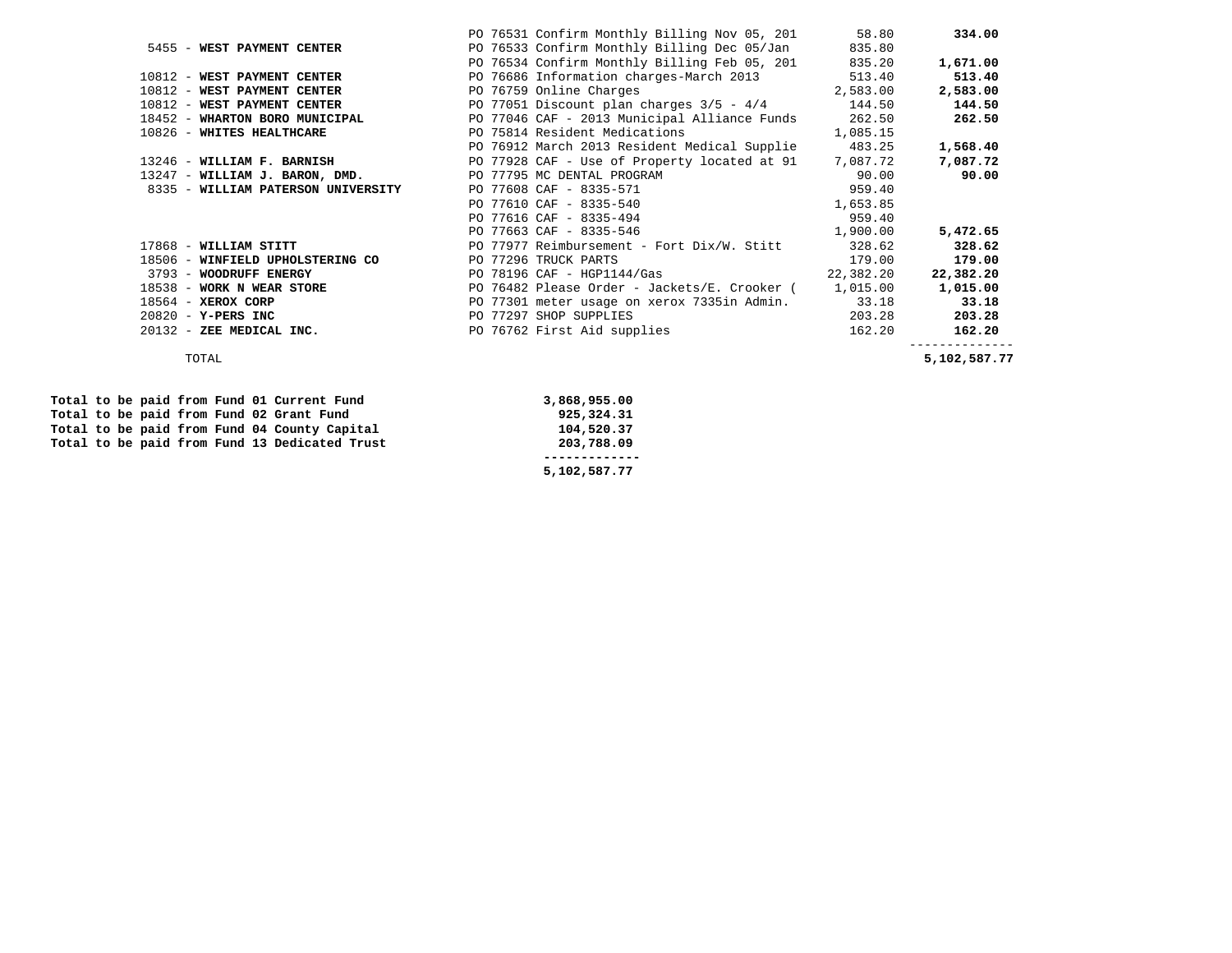| Vendor | Description | Amount | Vendor Total |
|---|---|---|---|
| | PO 76531 Confirm Monthly Billing Nov 05, 201 | 58.80 | **334.00** |
| 5455 - **WEST PAYMENT CENTER** | PO 76533 Confirm Monthly Billing Dec 05/Jan | 835.80 | |
| | PO 76534 Confirm Monthly Billing Feb 05, 201 | 835.20 | **1,671.00** |
| 10812 - **WEST PAYMENT CENTER** | PO 76686 Information charges-March 2013 | 513.40 | **513.40** |
| 10812 - **WEST PAYMENT CENTER** | PO 76759 Online Charges | 2,583.00 | **2,583.00** |
| 10812 - **WEST PAYMENT CENTER** | PO 77051 Discount plan charges 3/5 - 4/4 | 144.50 | **144.50** |
| 18452 - **WHARTON BORO MUNICIPAL** | PO 77046 CAF - 2013 Municipal Alliance Funds | 262.50 | **262.50** |
| 10826 - **WHITES HEALTHCARE** | PO 75814 Resident Medications | 1,085.15 | |
| | PO 76912 March 2013 Resident Medical Supplie | 483.25 | **1,568.40** |
| 13246 - **WILLIAM F. BARNISH** | PO 77928 CAF - Use of Property located at 91 | 7,087.72 | **7,087.72** |
| 13247 - **WILLIAM J. BARON, DMD.** | PO 77795 MC DENTAL PROGRAM | 90.00 | **90.00** |
| 8335 - **WILLIAM PATERSON UNIVERSITY** | PO 77608 CAF - 8335-571 | 959.40 | |
| | PO 77610 CAF - 8335-540 | 1,653.85 | |
| | PO 77616 CAF - 8335-494 | 959.40 | |
| | PO 77663 CAF - 8335-546 | 1,900.00 | **5,472.65** |
| 17868 - **WILLIAM STITT** | PO 77977 Reimbursement - Fort Dix/W. Stitt | 328.62 | **328.62** |
| 18506 - **WINFIELD UPHOLSTERING CO** | PO 77296 TRUCK PARTS | 179.00 | **179.00** |
| 3793 - **WOODRUFF ENERGY** | PO 78196 CAF - HGP1144/Gas | 22,382.20 | **22,382.20** |
| 18538 - **WORK N WEAR STORE** | PO 76482 Please Order - Jackets/E. Crooker ( | 1,015.00 | **1,015.00** |
| 18564 - **XEROX CORP** | PO 77301 meter usage on xerox 7335in Admin. | 33.18 | **33.18** |
| 20820 - **Y-PERS INC** | PO 77297 SHOP SUPPLIES | 203.28 | **203.28** |
| 20132 - **ZEE MEDICAL INC.** | PO 76762 First Aid supplies | 162.20 | **162.20** |
| TOTAL | | | **5,102,587.77** |

| Fund | Amount |
|---|---|
| **Total to be paid from Fund 01 Current Fund** | **3,868,955.00** |
| **Total to be paid from Fund 02 Grant Fund** | **925,324.31** |
| **Total to be paid from Fund 04 County Capital** | **104,520.37** |
| **Total to be paid from Fund 13 Dedicated Trust** | **203,788.09** |
| | **5,102,587.77** |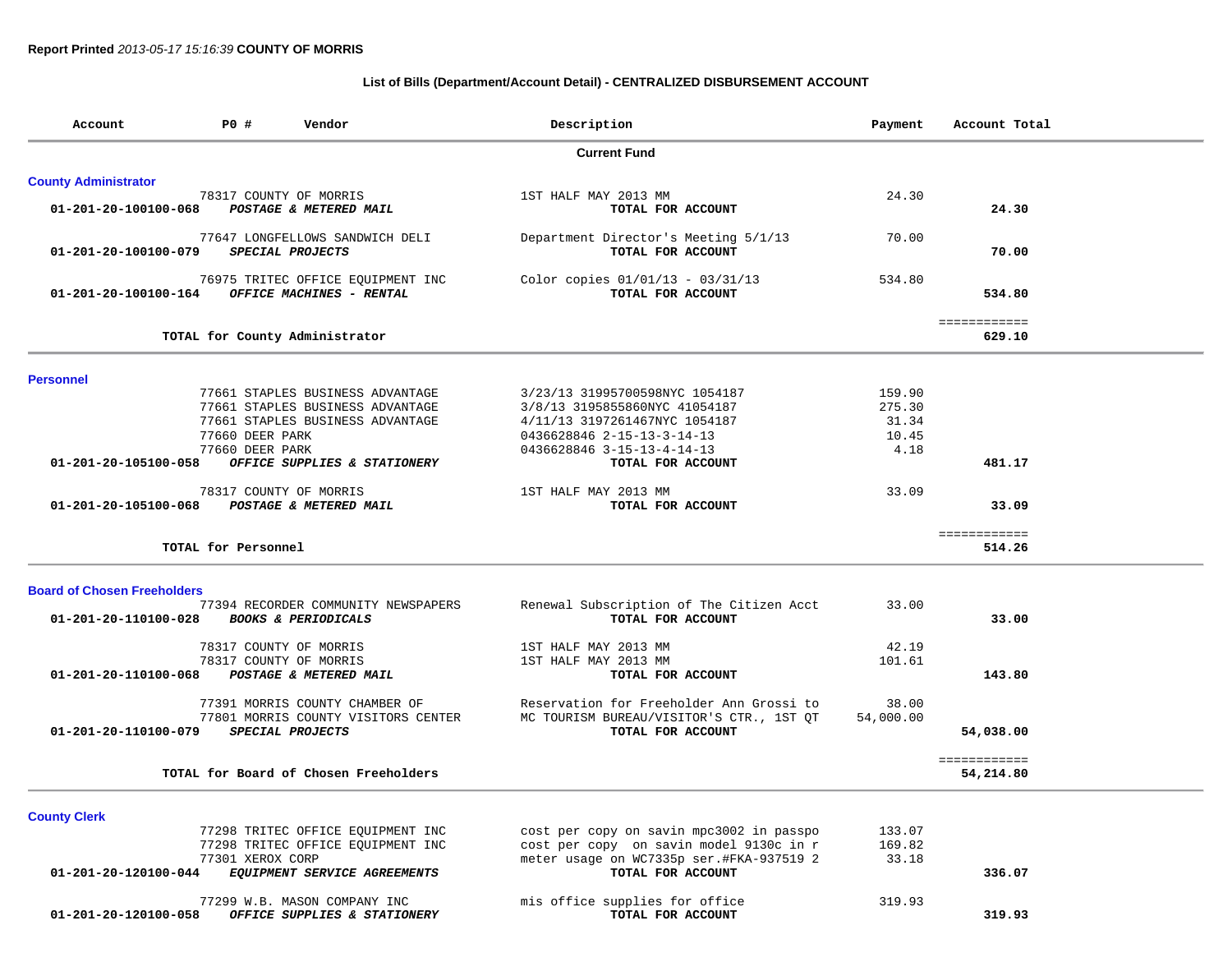**Report Printed** *2013-05-17 15:16:39* **COUNTY OF MORRIS**

**List of Bills (Department/Account Detail) - CENTRALIZED DISBURSEMENT ACCOUNT**

| Account | PO # | Vendor | Description | Payment | Account Total |
|---|---|---|---|---|---|
| | | | **Current Fund** | | |
| **County Administrator** | | | | | |
| | 78317 | COUNTY OF MORRIS | 1ST HALF MAY 2013 MM | 24.30 | |
| **01-201-20-100100-068** | | ***POSTAGE & METERED MAIL*** | **TOTAL FOR ACCOUNT** | | **24.30** |
| | 77647 | LONGFELLOWS SANDWICH DELI | Department Director's Meeting 5/1/13 | 70.00 | |
| **01-201-20-100100-079** | | ***SPECIAL PROJECTS*** | **TOTAL FOR ACCOUNT** | | **70.00** |
| | 76975 | TRITEC OFFICE EQUIPMENT INC | Color copies 01/01/13 - 03/31/13 | 534.80 | |
| **01-201-20-100100-164** | | ***OFFICE MACHINES - RENTAL*** | **TOTAL FOR ACCOUNT** | | **534.80** |
| | | | | | ============ |
| | | **TOTAL for County Administrator** | | | **629.10** |
| **Personnel** | | | | | |
| | 77661 | STAPLES BUSINESS ADVANTAGE | 3/23/13 31995700598NYC 1054187 | 159.90 | |
| | 77661 | STAPLES BUSINESS ADVANTAGE | 3/8/13 3195855860NYC 41054187 | 275.30 | |
| | 77661 | STAPLES BUSINESS ADVANTAGE | 4/11/13 3197261467NYC 1054187 | 31.34 | |
| | 77660 | DEER PARK | 0436628846 2-15-13-3-14-13 | 10.45 | |
| | 77660 | DEER PARK | 0436628846 3-15-13-4-14-13 | 4.18 | |
| **01-201-20-105100-058** | | ***OFFICE SUPPLIES & STATIONERY*** | **TOTAL FOR ACCOUNT** | | **481.17** |
| | 78317 | COUNTY OF MORRIS | 1ST HALF MAY 2013 MM | 33.09 | |
| **01-201-20-105100-068** | | ***POSTAGE & METERED MAIL*** | **TOTAL FOR ACCOUNT** | | **33.09** |
| | | | | | ============ |
| | | **TOTAL for Personnel** | | | **514.26** |
| **Board of Chosen Freeholders** | | | | | |
| | 77394 | RECORDER COMMUNITY NEWSPAPERS | Renewal Subscription of The Citizen Acct | 33.00 | |
| **01-201-20-110100-028** | | ***BOOKS & PERIODICALS*** | **TOTAL FOR ACCOUNT** | | **33.00** |
| | 78317 | COUNTY OF MORRIS | 1ST HALF MAY 2013 MM | 42.19 | |
| | 78317 | COUNTY OF MORRIS | 1ST HALF MAY 2013 MM | 101.61 | |
| **01-201-20-110100-068** | | ***POSTAGE & METERED MAIL*** | **TOTAL FOR ACCOUNT** | | **143.80** |
| | 77391 | MORRIS COUNTY CHAMBER OF | Reservation for Freeholder Ann Grossi to | 38.00 | |
| | 77801 | MORRIS COUNTY VISITORS CENTER | MC TOURISM BUREAU/VISITOR'S CTR., 1ST QT | 54,000.00 | |
| **01-201-20-110100-079** | | ***SPECIAL PROJECTS*** | **TOTAL FOR ACCOUNT** | | **54,038.00** |
| | | | | | ============ |
| | | **TOTAL for Board of Chosen Freeholders** | | | **54,214.80** |
| **County Clerk** | | | | | |
| | 77298 | TRITEC OFFICE EQUIPMENT INC | cost per copy on savin mpc3002 in passpo | 133.07 | |
| | 77298 | TRITEC OFFICE EQUIPMENT INC | cost per copy on savin model 9130c in r | 169.82 | |
| | 77301 | XEROX CORP | meter usage on WC7335p ser.#FKA-937519 2 | 33.18 | |
| **01-201-20-120100-044** | | ***EQUIPMENT SERVICE AGREEMENTS*** | **TOTAL FOR ACCOUNT** | | **336.07** |
| | 77299 | W.B. MASON COMPANY INC | mis office supplies for office | 319.93 | |
| **01-201-20-120100-058** | | ***OFFICE SUPPLIES & STATIONERY*** | **TOTAL FOR ACCOUNT** | | **319.93** |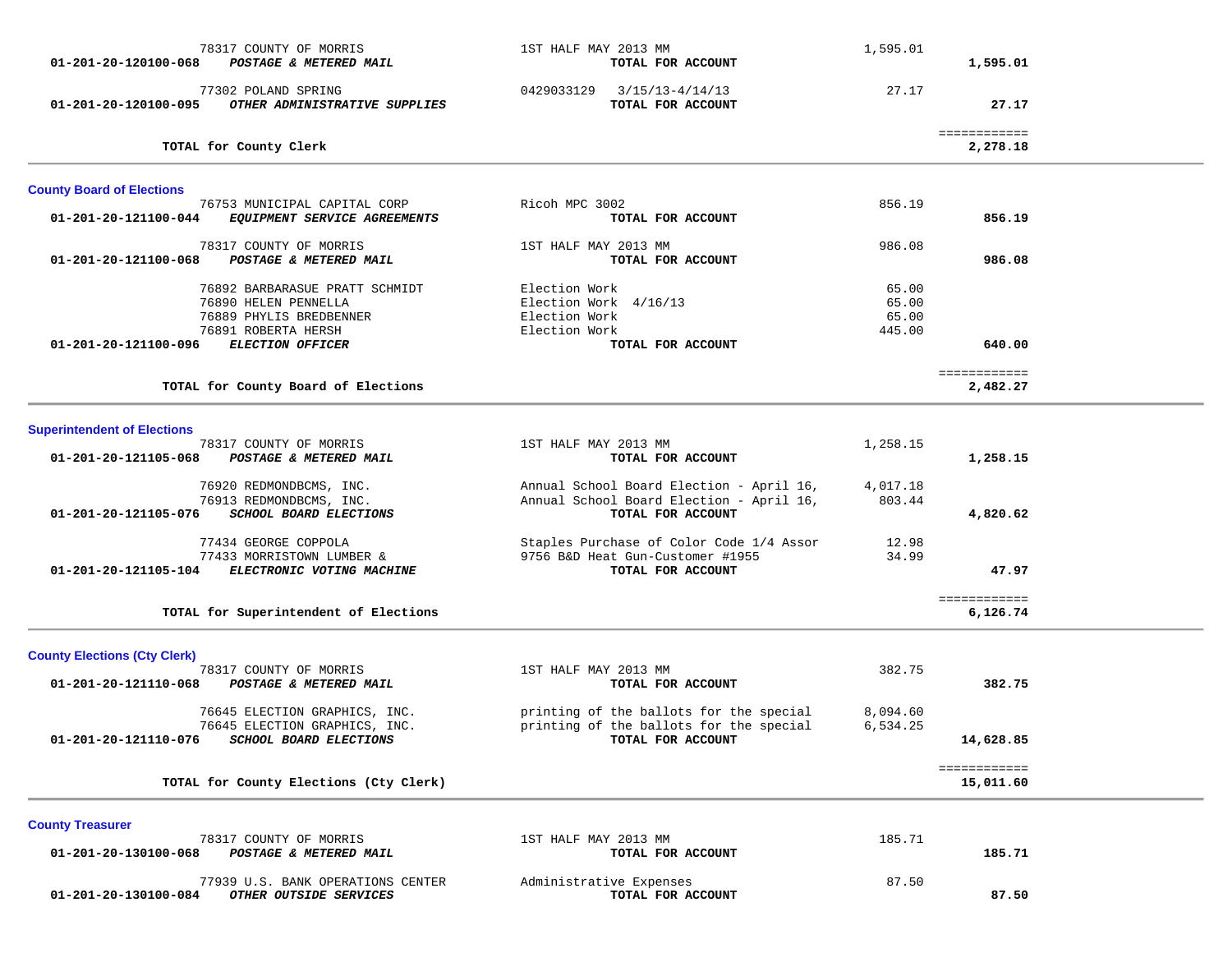| | | | |
|---|---|---|---|
| 78317 COUNTY OF MORRIS | 1ST HALF MAY 2013 MM | 1,595.01 | |
| **01-201-20-120100-068** ***POSTAGE & METERED MAIL*** | **TOTAL FOR ACCOUNT** | | **1,595.01** |
| 77302 POLAND SPRING | 0429033129 3/15/13-4/14/13 | 27.17 | |
| **01-201-20-120100-095** ***OTHER ADMINISTRATIVE SUPPLIES*** | **TOTAL FOR ACCOUNT** | | **27.17** |
| | | | ============ |
| **TOTAL for County Clerk** | | | **2,278.18** |

## County Board of Elections

| | | | |
|---|---|---|---|
| 76753 MUNICIPAL CAPITAL CORP | Ricoh MPC 3002 | 856.19 | |
| **01-201-20-121100-044** ***EQUIPMENT SERVICE AGREEMENTS*** | **TOTAL FOR ACCOUNT** | | **856.19** |
| 78317 COUNTY OF MORRIS | 1ST HALF MAY 2013 MM | 986.08 | |
| **01-201-20-121100-068** ***POSTAGE & METERED MAIL*** | **TOTAL FOR ACCOUNT** | | **986.08** |
| 76892 BARBARASUE PRATT SCHMIDT | Election Work | 65.00 | |
| 76890 HELEN PENNELLA | Election Work 4/16/13 | 65.00 | |
| 76889 PHYLIS BREDBENNER | Election Work | 65.00 | |
| 76891 ROBERTA HERSH | Election Work | 445.00 | |
| **01-201-20-121100-096** ***ELECTION OFFICER*** | **TOTAL FOR ACCOUNT** | | **640.00** |
| | | | ============ |
| **TOTAL for County Board of Elections** | | | **2,482.27** |

## Superintendent of Elections

| | | | |
|---|---|---|---|
| 78317 COUNTY OF MORRIS | 1ST HALF MAY 2013 MM | 1,258.15 | |
| **01-201-20-121105-068** ***POSTAGE & METERED MAIL*** | **TOTAL FOR ACCOUNT** | | **1,258.15** |
| 76920 REDMONDBCMS, INC. | Annual School Board Election - April 16, | 4,017.18 | |
| 76913 REDMONDBCMS, INC. | Annual School Board Election - April 16, | 803.44 | |
| **01-201-20-121105-076** ***SCHOOL BOARD ELECTIONS*** | **TOTAL FOR ACCOUNT** | | **4,820.62** |
| 77434 GEORGE COPPOLA | Staples Purchase of Color Code 1/4 Assor | 12.98 | |
| 77433 MORRISTOWN LUMBER & | 9756 B&D Heat Gun-Customer #1955 | 34.99 | |
| **01-201-20-121105-104** ***ELECTRONIC VOTING MACHINE*** | **TOTAL FOR ACCOUNT** | | **47.97** |
| | | | ============ |
| **TOTAL for Superintendent of Elections** | | | **6,126.74** |

## County Elections (Cty Clerk)

| | | | |
|---|---|---|---|
| 78317 COUNTY OF MORRIS | 1ST HALF MAY 2013 MM | 382.75 | |
| **01-201-20-121110-068** ***POSTAGE & METERED MAIL*** | **TOTAL FOR ACCOUNT** | | **382.75** |
| 76645 ELECTION GRAPHICS, INC. | printing of the ballots for the special | 8,094.60 | |
| 76645 ELECTION GRAPHICS, INC. | printing of the ballots for the special | 6,534.25 | |
| **01-201-20-121110-076** ***SCHOOL BOARD ELECTIONS*** | **TOTAL FOR ACCOUNT** | | **14,628.85** |
| | | | ============ |
| **TOTAL for County Elections (Cty Clerk)** | | | **15,011.60** |

## County Treasurer

| | | | |
|---|---|---|---|
| 78317 COUNTY OF MORRIS | 1ST HALF MAY 2013 MM | 185.71 | |
| **01-201-20-130100-068** ***POSTAGE & METERED MAIL*** | **TOTAL FOR ACCOUNT** | | **185.71** |
| 77939 U.S. BANK OPERATIONS CENTER | Administrative Expenses | 87.50 | |
| **01-201-20-130100-084** ***OTHER OUTSIDE SERVICES*** | **TOTAL FOR ACCOUNT** | | **87.50** |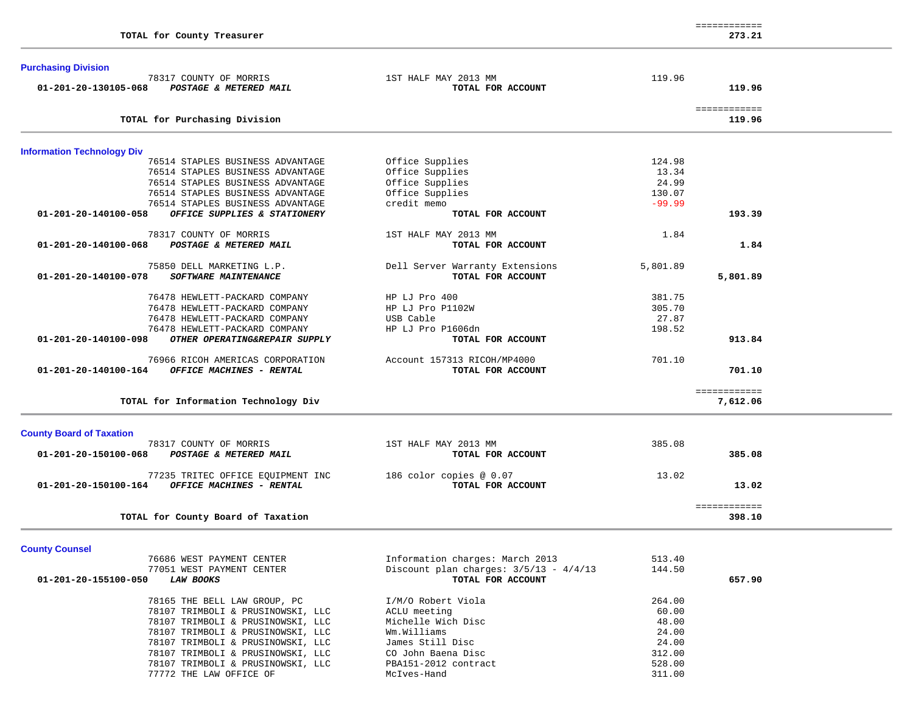| | | | |
|---|---|---|---|
| **TOTAL for County Treasurer** | | | ============ **273.21** |

### Purchasing Division

| Account | Vendor / Description | Item | Amount | Total |
|---|---|---|---|---|
| | 78317 COUNTY OF MORRIS | 1ST HALF MAY 2013 MM | 119.96 | |
| **01-201-20-130105-068** | ***POSTAGE & METERED MAIL*** | **TOTAL FOR ACCOUNT** | | **119.96** |
| **TOTAL for Purchasing Division** | | | | ============ **119.96** |

### Information Technology Div

| Account | Vendor / Description | Item | Amount | Total |
|---|---|---|---|---|
| | 76514 STAPLES BUSINESS ADVANTAGE | Office Supplies | 124.98 | |
| | 76514 STAPLES BUSINESS ADVANTAGE | Office Supplies | 13.34 | |
| | 76514 STAPLES BUSINESS ADVANTAGE | Office Supplies | 24.99 | |
| | 76514 STAPLES BUSINESS ADVANTAGE | Office Supplies | 130.07 | |
| | 76514 STAPLES BUSINESS ADVANTAGE | credit memo | -99.99 | |
| **01-201-20-140100-058** | ***OFFICE SUPPLIES & STATIONERY*** | **TOTAL FOR ACCOUNT** | | **193.39** |
| | 78317 COUNTY OF MORRIS | 1ST HALF MAY 2013 MM | 1.84 | |
| **01-201-20-140100-068** | ***POSTAGE & METERED MAIL*** | **TOTAL FOR ACCOUNT** | | **1.84** |
| | 75850 DELL MARKETING L.P. | Dell Server Warranty Extensions | 5,801.89 | |
| **01-201-20-140100-078** | ***SOFTWARE MAINTENANCE*** | **TOTAL FOR ACCOUNT** | | **5,801.89** |
| | 76478 HEWLETT-PACKARD COMPANY | HP LJ Pro 400 | 381.75 | |
| | 76478 HEWLETT-PACKARD COMPANY | HP LJ Pro P1102W | 305.70 | |
| | 76478 HEWLETT-PACKARD COMPANY | USB Cable | 27.87 | |
| | 76478 HEWLETT-PACKARD COMPANY | HP LJ Pro P1606dn | 198.52 | |
| **01-201-20-140100-098** | ***OTHER OPERATING&REPAIR SUPPLY*** | **TOTAL FOR ACCOUNT** | | **913.84** |
| | 76966 RICOH AMERICAS CORPORATION | Account 157313 RICOH/MP4000 | 701.10 | |
| **01-201-20-140100-164** | ***OFFICE MACHINES - RENTAL*** | **TOTAL FOR ACCOUNT** | | **701.10** |
| **TOTAL for Information Technology Div** | | | | ============ **7,612.06** |

### County Board of Taxation

| Account | Vendor / Description | Item | Amount | Total |
|---|---|---|---|---|
| | 78317 COUNTY OF MORRIS | 1ST HALF MAY 2013 MM | 385.08 | |
| **01-201-20-150100-068** | ***POSTAGE & METERED MAIL*** | **TOTAL FOR ACCOUNT** | | **385.08** |
| | 77235 TRITEC OFFICE EQUIPMENT INC | 186 color copies @ 0.07 | 13.02 | |
| **01-201-20-150100-164** | ***OFFICE MACHINES - RENTAL*** | **TOTAL FOR ACCOUNT** | | **13.02** |
| **TOTAL for County Board of Taxation** | | | | ============ **398.10** |

### County Counsel

| Account | Vendor / Description | Item | Amount | Total |
|---|---|---|---|---|
| | 76686 WEST PAYMENT CENTER | Information charges: March 2013 | 513.40 | |
| | 77051 WEST PAYMENT CENTER | Discount plan charges: 3/5/13 - 4/4/13 | 144.50 | |
| **01-201-20-155100-050** | ***LAW BOOKS*** | **TOTAL FOR ACCOUNT** | | **657.90** |
| | 78165 THE BELL LAW GROUP, PC | I/M/O Robert Viola | 264.00 | |
| | 78107 TRIMBOLI & PRUSINOWSKI, LLC | ACLU meeting | 60.00 | |
| | 78107 TRIMBOLI & PRUSINOWSKI, LLC | Michelle Wich Disc | 48.00 | |
| | 78107 TRIMBOLI & PRUSINOWSKI, LLC | Wm.Williams | 24.00 | |
| | 78107 TRIMBOLI & PRUSINOWSKI, LLC | James Still Disc | 24.00 | |
| | 78107 TRIMBOLI & PRUSINOWSKI, LLC | CO John Baena Disc | 312.00 | |
| | 78107 TRIMBOLI & PRUSINOWSKI, LLC | PBA151-2012 contract | 528.00 | |
| | 77772 THE LAW OFFICE OF | McIves-Hand | 311.00 | |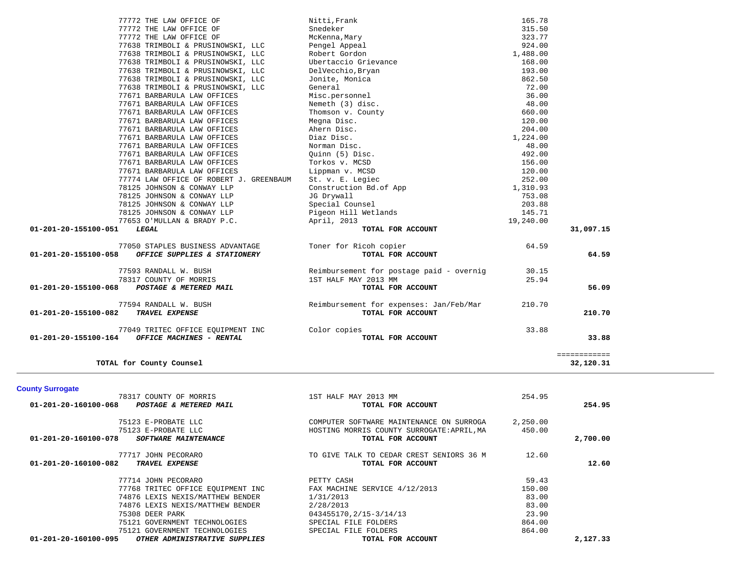| Account | Vendor | Description | Amount | Total |
|---|---|---|---|---|
| | 77772 THE LAW OFFICE OF | Nitti,Frank | 165.78 | |
| | 77772 THE LAW OFFICE OF | Snedeker | 315.50 | |
| | 77772 THE LAW OFFICE OF | McKenna,Mary | 323.77 | |
| | 77638 TRIMBOLI & PRUSINOWSKI, LLC | Pengel Appeal | 924.00 | |
| | 77638 TRIMBOLI & PRUSINOWSKI, LLC | Robert Gordon | 1,488.00 | |
| | 77638 TRIMBOLI & PRUSINOWSKI, LLC | Ubertaccio Grievance | 168.00 | |
| | 77638 TRIMBOLI & PRUSINOWSKI, LLC | DelVecchio,Bryan | 193.00 | |
| | 77638 TRIMBOLI & PRUSINOWSKI, LLC | Jonite, Monica | 862.50 | |
| | 77638 TRIMBOLI & PRUSINOWSKI, LLC | General | 72.00 | |
| | 77671 BARBARULA LAW OFFICES | Misc.personnel | 36.00 | |
| | 77671 BARBARULA LAW OFFICES | Nemeth (3) disc. | 48.00 | |
| | 77671 BARBARULA LAW OFFICES | Thomson v. County | 660.00 | |
| | 77671 BARBARULA LAW OFFICES | Megna Disc. | 120.00 | |
| | 77671 BARBARULA LAW OFFICES | Ahern Disc. | 204.00 | |
| | 77671 BARBARULA LAW OFFICES | Diaz Disc. | 1,224.00 | |
| | 77671 BARBARULA LAW OFFICES | Norman Disc. | 48.00 | |
| | 77671 BARBARULA LAW OFFICES | Quinn (5) Disc. | 492.00 | |
| | 77671 BARBARULA LAW OFFICES | Torkos v. MCSD | 156.00 | |
| | 77671 BARBARULA LAW OFFICES | Lippman v. MCSD | 120.00 | |
| | 77774 LAW OFFICE OF ROBERT J. GREENBAUM | St. v. E. Legiec | 252.00 | |
| | 78125 JOHNSON & CONWAY LLP | Construction Bd.of App | 1,310.93 | |
| | 78125 JOHNSON & CONWAY LLP | JG Drywall | 753.08 | |
| | 78125 JOHNSON & CONWAY LLP | Special Counsel | 203.88 | |
| | 78125 JOHNSON & CONWAY LLP | Pigeon Hill Wetlands | 145.71 | |
| | 77653 O'MULLAN & BRADY P.C. | April, 2013 | 19,240.00 | |
| **01-201-20-155100-051** | ***LEGAL*** | **TOTAL FOR ACCOUNT** | | **31,097.15** |
| | 77050 STAPLES BUSINESS ADVANTAGE | Toner for Ricoh copier | 64.59 | |
| **01-201-20-155100-058** | ***OFFICE SUPPLIES & STATIONERY*** | **TOTAL FOR ACCOUNT** | | **64.59** |
| | 77593 RANDALL W. BUSH | Reimbursement for postage paid - overnig | 30.15 | |
| | 78317 COUNTY OF MORRIS | 1ST HALF MAY 2013 MM | 25.94 | |
| **01-201-20-155100-068** | ***POSTAGE & METERED MAIL*** | **TOTAL FOR ACCOUNT** | | **56.09** |
| | 77594 RANDALL W. BUSH | Reimbursement for expenses: Jan/Feb/Mar | 210.70 | |
| **01-201-20-155100-082** | ***TRAVEL EXPENSE*** | **TOTAL FOR ACCOUNT** | | **210.70** |
| | 77049 TRITEC OFFICE EQUIPMENT INC | Color copies | 33.88 | |
| **01-201-20-155100-164** | ***OFFICE MACHINES - RENTAL*** | **TOTAL FOR ACCOUNT** | | **33.88** |
| | | | | ============ |
| | **TOTAL for County Counsel** | | | **32,120.31** |

**County Surrogate**

| Account | Vendor | Description | Amount | Total |
|---|---|---|---|---|
| | 78317 COUNTY OF MORRIS | 1ST HALF MAY 2013 MM | 254.95 | |
| **01-201-20-160100-068** | ***POSTAGE & METERED MAIL*** | **TOTAL FOR ACCOUNT** | | **254.95** |
| | 75123 E-PROBATE LLC | COMPUTER SOFTWARE MAINTENANCE ON SURROGA | 2,250.00 | |
| | 75123 E-PROBATE LLC | HOSTING MORRIS COUNTY SURROGATE:APRIL,MA | 450.00 | |
| **01-201-20-160100-078** | ***SOFTWARE MAINTENANCE*** | **TOTAL FOR ACCOUNT** | | **2,700.00** |
| | 77717 JOHN PECORARO | TO GIVE TALK TO CEDAR CREST SENIORS 36 M | 12.60 | |
| **01-201-20-160100-082** | ***TRAVEL EXPENSE*** | **TOTAL FOR ACCOUNT** | | **12.60** |
| | 77714 JOHN PECORARO | PETTY CASH | 59.43 | |
| | 77768 TRITEC OFFICE EQUIPMENT INC | FAX MACHINE SERVICE 4/12/2013 | 150.00 | |
| | 74876 LEXIS NEXIS/MATTHEW BENDER | 1/31/2013 | 83.00 | |
| | 74876 LEXIS NEXIS/MATTHEW BENDER | 2/28/2013 | 83.00 | |
| | 75308 DEER PARK | 043455170,2/15-3/14/13 | 23.90 | |
| | 75121 GOVERNMENT TECHNOLOGIES | SPECIAL FILE FOLDERS | 864.00 | |
| | 75121 GOVERNMENT TECHNOLOGIES | SPECIAL FILE FOLDERS | 864.00 | |
| **01-201-20-160100-095** | ***OTHER ADMINISTRATIVE SUPPLIES*** | **TOTAL FOR ACCOUNT** | | **2,127.33** |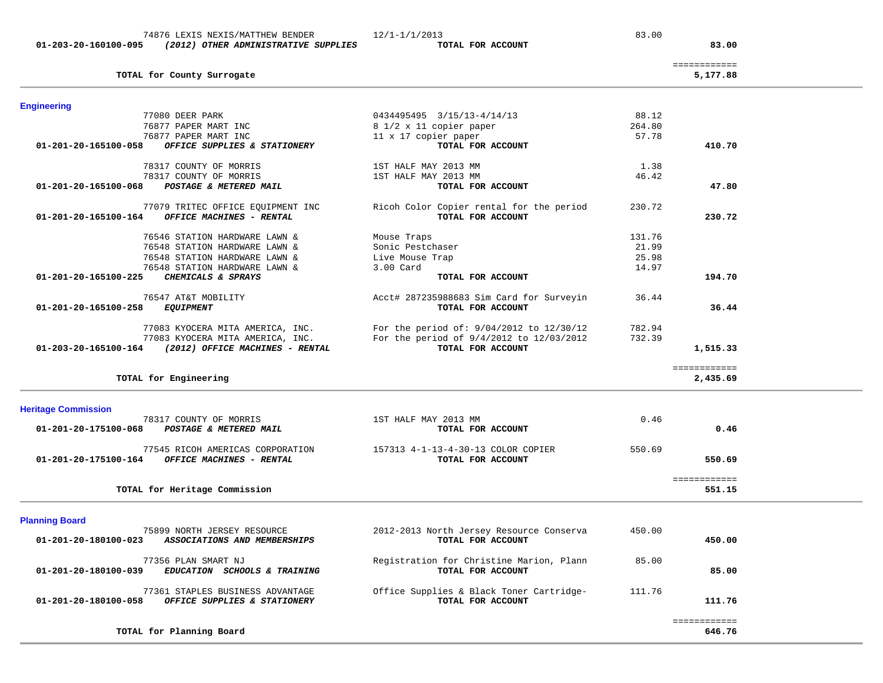| | | | |
|---|---|---|---|
| 74876 LEXIS NEXIS/MATTHEW BENDER | 12/1-1/1/2013 | 83.00 | |
| **01-203-20-160100-095** ***(2012) OTHER ADMINISTRATIVE SUPPLIES*** | **TOTAL FOR ACCOUNT** | | **83.00** |
| | | | ============ |
| **TOTAL for County Surrogate** | | | **5,177.88** |

## Engineering

| | | | |
|---|---|---|---|
| 77080 DEER PARK | 0434495495 3/15/13-4/14/13 | 88.12 | |
| 76877 PAPER MART INC | 8 1/2 x 11 copier paper | 264.80 | |
| 76877 PAPER MART INC | 11 x 17 copier paper | 57.78 | |
| **01-201-20-165100-058** ***OFFICE SUPPLIES & STATIONERY*** | **TOTAL FOR ACCOUNT** | | **410.70** |
| 78317 COUNTY OF MORRIS | 1ST HALF MAY 2013 MM | 1.38 | |
| 78317 COUNTY OF MORRIS | 1ST HALF MAY 2013 MM | 46.42 | |
| **01-201-20-165100-068** ***POSTAGE & METERED MAIL*** | **TOTAL FOR ACCOUNT** | | **47.80** |
| 77079 TRITEC OFFICE EQUIPMENT INC | Ricoh Color Copier rental for the period | 230.72 | |
| **01-201-20-165100-164** ***OFFICE MACHINES - RENTAL*** | **TOTAL FOR ACCOUNT** | | **230.72** |
| 76546 STATION HARDWARE LAWN & | Mouse Traps | 131.76 | |
| 76548 STATION HARDWARE LAWN & | Sonic Pestchaser | 21.99 | |
| 76548 STATION HARDWARE LAWN & | Live Mouse Trap | 25.98 | |
| 76548 STATION HARDWARE LAWN & | 3.00 Card | 14.97 | |
| **01-201-20-165100-225** ***CHEMICALS & SPRAYS*** | **TOTAL FOR ACCOUNT** | | **194.70** |
| 76547 AT&T MOBILITY | Acct# 287235988683 Sim Card for Surveyin | 36.44 | |
| **01-201-20-165100-258** ***EQUIPMENT*** | **TOTAL FOR ACCOUNT** | | **36.44** |
| 77083 KYOCERA MITA AMERICA, INC. | For the period of: 9/04/2012 to 12/30/12 | 782.94 | |
| 77083 KYOCERA MITA AMERICA, INC. | For the period of 9/4/2012 to 12/03/2012 | 732.39 | |
| **01-203-20-165100-164** ***(2012) OFFICE MACHINES - RENTAL*** | **TOTAL FOR ACCOUNT** | | **1,515.33** |
| | | | ============ |
| **TOTAL for Engineering** | | | **2,435.69** |

## Heritage Commission

| | | | |
|---|---|---|---|
| 78317 COUNTY OF MORRIS | 1ST HALF MAY 2013 MM | 0.46 | |
| **01-201-20-175100-068** ***POSTAGE & METERED MAIL*** | **TOTAL FOR ACCOUNT** | | **0.46** |
| 77545 RICOH AMERICAS CORPORATION | 157313 4-1-13-4-30-13 COLOR COPIER | 550.69 | |
| **01-201-20-175100-164** ***OFFICE MACHINES - RENTAL*** | **TOTAL FOR ACCOUNT** | | **550.69** |
| | | | ============ |
| **TOTAL for Heritage Commission** | | | **551.15** |

## Planning Board

| | | | |
|---|---|---|---|
| 75899 NORTH JERSEY RESOURCE | 2012-2013 North Jersey Resource Conserva | 450.00 | |
| **01-201-20-180100-023** ***ASSOCIATIONS AND MEMBERSHIPS*** | **TOTAL FOR ACCOUNT** | | **450.00** |
| 77356 PLAN SMART NJ | Registration for Christine Marion, Plann | 85.00 | |
| **01-201-20-180100-039** ***EDUCATION SCHOOLS & TRAINING*** | **TOTAL FOR ACCOUNT** | | **85.00** |
| 77361 STAPLES BUSINESS ADVANTAGE | Office Supplies & Black Toner Cartridge- | 111.76 | |
| **01-201-20-180100-058** ***OFFICE SUPPLIES & STATIONERY*** | **TOTAL FOR ACCOUNT** | | **111.76** |
| | | | ============ |
| **TOTAL for Planning Board** | | | **646.76** |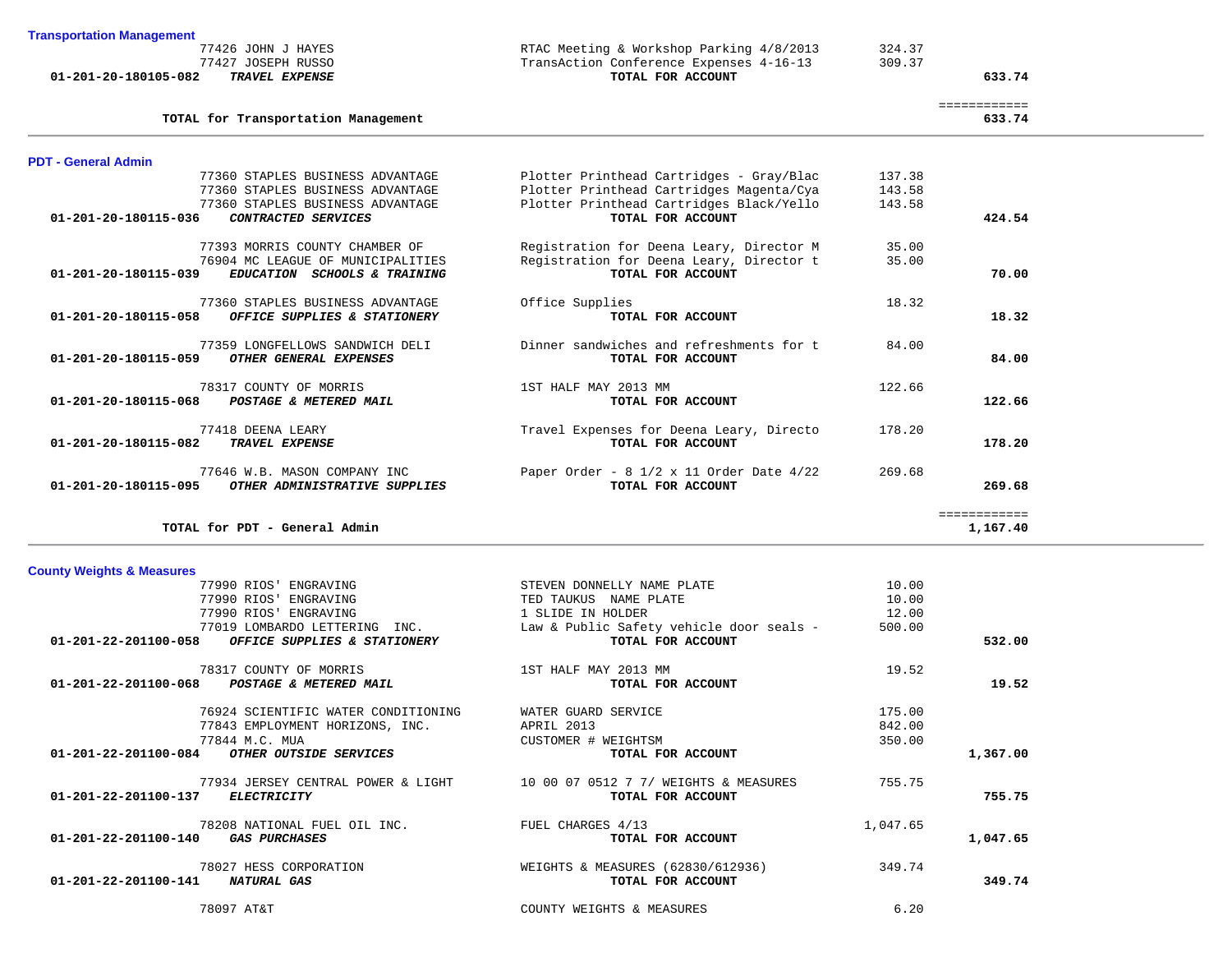### Transportation Management

| Account | Vendor | Description | Amount | Total |
|---|---|---|---|---|
| | 77426 JOHN J HAYES | RTAC Meeting & Workshop Parking 4/8/2013 | 324.37 | |
| | 77427 JOSEPH RUSSO | TransAction Conference Expenses 4-16-13 | 309.37 | |
| **01-201-20-180105-082** | ***TRAVEL EXPENSE*** | **TOTAL FOR ACCOUNT** | | **633.74** |
| | | | | ============ |
| | **TOTAL for Transportation Management** | | | **633.74** |

### PDT - General Admin

| Account | Vendor | Description | Amount | Total |
|---|---|---|---|---|
| | 77360 STAPLES BUSINESS ADVANTAGE | Plotter Printhead Cartridges - Gray/Blac | 137.38 | |
| | 77360 STAPLES BUSINESS ADVANTAGE | Plotter Printhead Cartridges Magenta/Cya | 143.58 | |
| | 77360 STAPLES BUSINESS ADVANTAGE | Plotter Printhead Cartridges Black/Yello | 143.58 | |
| **01-201-20-180115-036** | ***CONTRACTED SERVICES*** | **TOTAL FOR ACCOUNT** | | **424.54** |
| | 77393 MORRIS COUNTY CHAMBER OF | Registration for Deena Leary, Director M | 35.00 | |
| | 76904 MC LEAGUE OF MUNICIPALITIES | Registration for Deena Leary, Director t | 35.00 | |
| **01-201-20-180115-039** | ***EDUCATION SCHOOLS & TRAINING*** | **TOTAL FOR ACCOUNT** | | **70.00** |
| | 77360 STAPLES BUSINESS ADVANTAGE | Office Supplies | 18.32 | |
| **01-201-20-180115-058** | ***OFFICE SUPPLIES & STATIONERY*** | **TOTAL FOR ACCOUNT** | | **18.32** |
| | 77359 LONGFELLOWS SANDWICH DELI | Dinner sandwiches and refreshments for t | 84.00 | |
| **01-201-20-180115-059** | ***OTHER GENERAL EXPENSES*** | **TOTAL FOR ACCOUNT** | | **84.00** |
| | 78317 COUNTY OF MORRIS | 1ST HALF MAY 2013 MM | 122.66 | |
| **01-201-20-180115-068** | ***POSTAGE & METERED MAIL*** | **TOTAL FOR ACCOUNT** | | **122.66** |
| | 77418 DEENA LEARY | Travel Expenses for Deena Leary, Directo | 178.20 | |
| **01-201-20-180115-082** | ***TRAVEL EXPENSE*** | **TOTAL FOR ACCOUNT** | | **178.20** |
| | 77646 W.B. MASON COMPANY INC | Paper Order - 8 1/2 x 11 Order Date 4/22 | 269.68 | |
| **01-201-20-180115-095** | ***OTHER ADMINISTRATIVE SUPPLIES*** | **TOTAL FOR ACCOUNT** | | **269.68** |
| | | | | ============ |
| | **TOTAL for PDT - General Admin** | | | **1,167.40** |

### County Weights & Measures

| Account | Vendor | Description | Amount | Total |
|---|---|---|---|---|
| | 77990 RIOS' ENGRAVING | STEVEN DONNELLY NAME PLATE | 10.00 | |
| | 77990 RIOS' ENGRAVING | TED TAUKUS NAME PLATE | 10.00 | |
| | 77990 RIOS' ENGRAVING | 1 SLIDE IN HOLDER | 12.00 | |
| | 77019 LOMBARDO LETTERING INC. | Law & Public Safety vehicle door seals - | 500.00 | |
| **01-201-22-201100-058** | ***OFFICE SUPPLIES & STATIONERY*** | **TOTAL FOR ACCOUNT** | | **532.00** |
| | 78317 COUNTY OF MORRIS | 1ST HALF MAY 2013 MM | 19.52 | |
| **01-201-22-201100-068** | ***POSTAGE & METERED MAIL*** | **TOTAL FOR ACCOUNT** | | **19.52** |
| | 76924 SCIENTIFIC WATER CONDITIONING | WATER GUARD SERVICE | 175.00 | |
| | 77843 EMPLOYMENT HORIZONS, INC. | APRIL 2013 | 842.00 | |
| | 77844 M.C. MUA | CUSTOMER # WEIGHTSM | 350.00 | |
| **01-201-22-201100-084** | ***OTHER OUTSIDE SERVICES*** | **TOTAL FOR ACCOUNT** | | **1,367.00** |
| | 77934 JERSEY CENTRAL POWER & LIGHT | 10 00 07 0512 7 7/ WEIGHTS & MEASURES | 755.75 | |
| **01-201-22-201100-137** | ***ELECTRICITY*** | **TOTAL FOR ACCOUNT** | | **755.75** |
| | 78208 NATIONAL FUEL OIL INC. | FUEL CHARGES 4/13 | 1,047.65 | |
| **01-201-22-201100-140** | ***GAS PURCHASES*** | **TOTAL FOR ACCOUNT** | | **1,047.65** |
| | 78027 HESS CORPORATION | WEIGHTS & MEASURES (62830/612936) | 349.74 | |
| **01-201-22-201100-141** | ***NATURAL GAS*** | **TOTAL FOR ACCOUNT** | | **349.74** |
| | 78097 AT&T | COUNTY WEIGHTS & MEASURES | 6.20 | |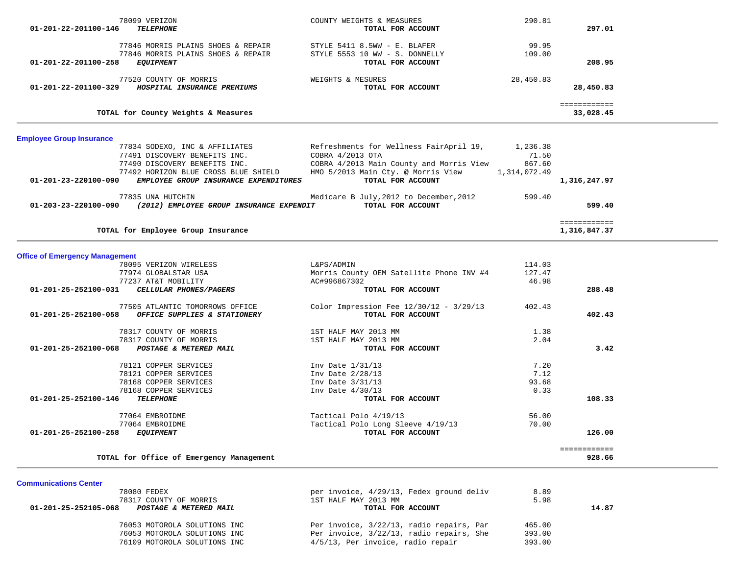| Account | Vendor | Description | Amount | Total |
|---|---|---|---|---|
| | 78099 VERIZON | COUNTY WEIGHTS & MEASURES | 290.81 | |
| 01-201-22-201100-146 | ***TELEPHONE*** | **TOTAL FOR ACCOUNT** | | **297.01** |
| | 77846 MORRIS PLAINS SHOES & REPAIR | STYLE 5411 8.5WW - E. BLAFER | 99.95 | |
| | 77846 MORRIS PLAINS SHOES & REPAIR | STYLE 5553 10 WW - S. DONNELLY | 109.00 | |
| 01-201-22-201100-258 | ***EQUIPMENT*** | **TOTAL FOR ACCOUNT** | | **208.95** |
| | 77520 COUNTY OF MORRIS | WEIGHTS & MESURES | 28,450.83 | |
| 01-201-22-201100-329 | ***HOSPITAL INSURANCE PREMIUMS*** | **TOTAL FOR ACCOUNT** | | **28,450.83** |
| | **TOTAL for County Weights & Measures** | | | **33,028.45** |

## Employee Group Insurance

| Account | Vendor | Description | Amount | Total |
|---|---|---|---|---|
| | 77834 SODEXO, INC & AFFILIATES | Refreshments for Wellness FairApril 19, | 1,236.38 | |
| | 77491 DISCOVERY BENEFITS INC. | COBRA 4/2013 OTA | 71.50 | |
| | 77490 DISCOVERY BENEFITS INC. | COBRA 4/2013 Main County and Morris View | 867.60 | |
| | 77492 HORIZON BLUE CROSS BLUE SHIELD | HMO 5/2013 Main Cty. @ Morris View | 1,314,072.49 | |
| 01-201-23-220100-090 | ***EMPLOYEE GROUP INSURANCE EXPENDITURES*** | **TOTAL FOR ACCOUNT** | | **1,316,247.97** |
| | 77835 UNA HUTCHIN | Medicare B July,2012 to December,2012 | 599.40 | |
| 01-203-23-220100-090 | ***(2012) EMPLOYEE GROUP INSURANCE EXPENDIT*** | **TOTAL FOR ACCOUNT** | | **599.40** |
| | **TOTAL for Employee Group Insurance** | | | **1,316,847.37** |

## Office of Emergency Management

| Account | Vendor | Description | Amount | Total |
|---|---|---|---|---|
| | 78095 VERIZON WIRELESS | L&PS/ADMIN | 114.03 | |
| | 77974 GLOBALSTAR USA | Morris County OEM Satellite Phone INV #4 | 127.47 | |
| | 77237 AT&T MOBILITY | AC#996867302 | 46.98 | |
| 01-201-25-252100-031 | ***CELLULAR PHONES/PAGERS*** | **TOTAL FOR ACCOUNT** | | **288.48** |
| | 77505 ATLANTIC TOMORROWS OFFICE | Color Impression Fee 12/30/12 - 3/29/13 | 402.43 | |
| 01-201-25-252100-058 | ***OFFICE SUPPLIES & STATIONERY*** | **TOTAL FOR ACCOUNT** | | **402.43** |
| | 78317 COUNTY OF MORRIS | 1ST HALF MAY 2013 MM | 1.38 | |
| | 78317 COUNTY OF MORRIS | 1ST HALF MAY 2013 MM | 2.04 | |
| 01-201-25-252100-068 | ***POSTAGE & METERED MAIL*** | **TOTAL FOR ACCOUNT** | | **3.42** |
| | 78121 COPPER SERVICES | Inv Date 1/31/13 | 7.20 | |
| | 78121 COPPER SERVICES | Inv Date 2/28/13 | 7.12 | |
| | 78168 COPPER SERVICES | Inv Date 3/31/13 | 93.68 | |
| | 78168 COPPER SERVICES | Inv Date 4/30/13 | 0.33 | |
| 01-201-25-252100-146 | ***TELEPHONE*** | **TOTAL FOR ACCOUNT** | | **108.33** |
| | 77064 EMBROIDME | Tactical Polo 4/19/13 | 56.00 | |
| | 77064 EMBROIDME | Tactical Polo Long Sleeve 4/19/13 | 70.00 | |
| 01-201-25-252100-258 | ***EQUIPMENT*** | **TOTAL FOR ACCOUNT** | | **126.00** |
| | **TOTAL for Office of Emergency Management** | | | **928.66** |

## Communications Center

| Account | Vendor | Description | Amount | Total |
|---|---|---|---|---|
| | 78080 FEDEX | per invoice, 4/29/13, Fedex ground deliv | 8.89 | |
| | 78317 COUNTY OF MORRIS | 1ST HALF MAY 2013 MM | 5.98 | |
| 01-201-25-252105-068 | ***POSTAGE & METERED MAIL*** | **TOTAL FOR ACCOUNT** | | **14.87** |
| | 76053 MOTOROLA SOLUTIONS INC | Per invoice, 3/22/13, radio repairs, Par | 465.00 | |
| | 76053 MOTOROLA SOLUTIONS INC | Per invoice, 3/22/13, radio repairs, She | 393.00 | |
| | 76109 MOTOROLA SOLUTIONS INC | 4/5/13, Per invoice, radio repair | 393.00 | |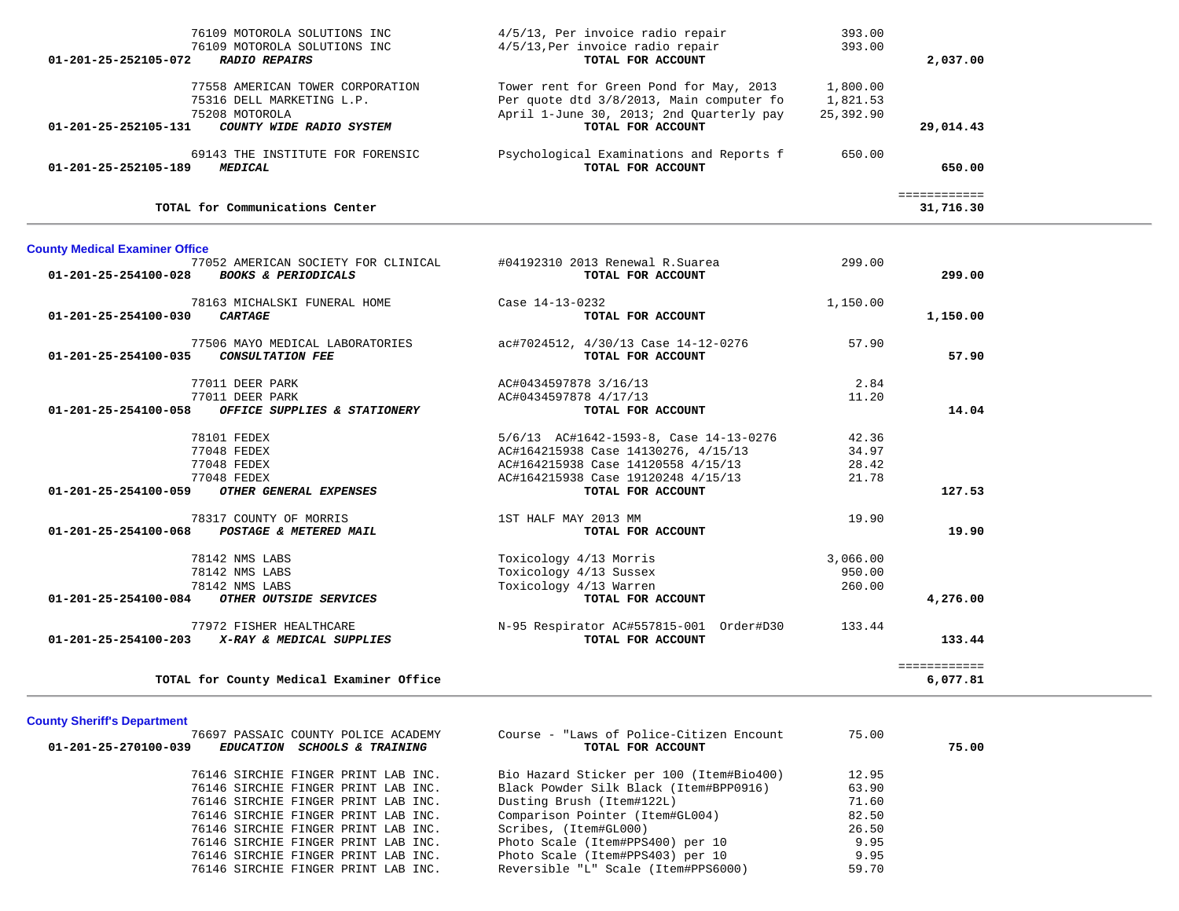| Account | Vendor | Description | Amount | Total |
|---|---|---|---|---|
| | 76109 MOTOROLA SOLUTIONS INC | 4/5/13, Per invoice radio repair | 393.00 | |
| | 76109 MOTOROLA SOLUTIONS INC | 4/5/13,Per invoice radio repair | 393.00 | |
| **01-201-25-252105-072** | ***RADIO REPAIRS*** | **TOTAL FOR ACCOUNT** | | **2,037.00** |
| | 77558 AMERICAN TOWER CORPORATION | Tower rent for Green Pond for May, 2013 | 1,800.00 | |
| | 75316 DELL MARKETING L.P. | Per quote dtd 3/8/2013, Main computer fo | 1,821.53 | |
| | 75208 MOTOROLA | April 1-June 30, 2013; 2nd Quarterly pay | 25,392.90 | |
| **01-201-25-252105-131** | ***COUNTY WIDE RADIO SYSTEM*** | **TOTAL FOR ACCOUNT** | | **29,014.43** |
| | 69143 THE INSTITUTE FOR FORENSIC | Psychological Examinations and Reports f | 650.00 | |
| **01-201-25-252105-189** | ***MEDICAL*** | **TOTAL FOR ACCOUNT** | | **650.00** |
| | **TOTAL for Communications Center** | | | ============ **31,716.30** |

## County Medical Examiner Office

| Account | Vendor | Description | Amount | Total |
|---|---|---|---|---|
| | 77052 AMERICAN SOCIETY FOR CLINICAL | #04192310 2013 Renewal R.Suarea | 299.00 | |
| **01-201-25-254100-028** | ***BOOKS & PERIODICALS*** | **TOTAL FOR ACCOUNT** | | **299.00** |
| | 78163 MICHALSKI FUNERAL HOME | Case 14-13-0232 | 1,150.00 | |
| **01-201-25-254100-030** | ***CARTAGE*** | **TOTAL FOR ACCOUNT** | | **1,150.00** |
| | 77506 MAYO MEDICAL LABORATORIES | ac#7024512, 4/30/13 Case 14-12-0276 | 57.90 | |
| **01-201-25-254100-035** | ***CONSULTATION FEE*** | **TOTAL FOR ACCOUNT** | | **57.90** |
| | 77011 DEER PARK | AC#0434597878 3/16/13 | 2.84 | |
| | 77011 DEER PARK | AC#0434597878 4/17/13 | 11.20 | |
| **01-201-25-254100-058** | ***OFFICE SUPPLIES & STATIONERY*** | **TOTAL FOR ACCOUNT** | | **14.04** |
| | 78101 FEDEX | 5/6/13 AC#1642-1593-8, Case 14-13-0276 | 42.36 | |
| | 77048 FEDEX | AC#164215938 Case 14130276, 4/15/13 | 34.97 | |
| | 77048 FEDEX | AC#164215938 Case 14120558 4/15/13 | 28.42 | |
| | 77048 FEDEX | AC#164215938 Case 19120248 4/15/13 | 21.78 | |
| **01-201-25-254100-059** | ***OTHER GENERAL EXPENSES*** | **TOTAL FOR ACCOUNT** | | **127.53** |
| | 78317 COUNTY OF MORRIS | 1ST HALF MAY 2013 MM | 19.90 | |
| **01-201-25-254100-068** | ***POSTAGE & METERED MAIL*** | **TOTAL FOR ACCOUNT** | | **19.90** |
| | 78142 NMS LABS | Toxicology 4/13 Morris | 3,066.00 | |
| | 78142 NMS LABS | Toxicology 4/13 Sussex | 950.00 | |
| | 78142 NMS LABS | Toxicology 4/13 Warren | 260.00 | |
| **01-201-25-254100-084** | ***OTHER OUTSIDE SERVICES*** | **TOTAL FOR ACCOUNT** | | **4,276.00** |
| | 77972 FISHER HEALTHCARE | N-95 Respirator AC#557815-001 Order#D30 | 133.44 | |
| **01-201-25-254100-203** | ***X-RAY & MEDICAL SUPPLIES*** | **TOTAL FOR ACCOUNT** | | **133.44** |
| | **TOTAL for County Medical Examiner Office** | | | ============ **6,077.81** |

## County Sheriff's Department

| Account | Vendor | Description | Amount | Total |
|---|---|---|---|---|
| | 76697 PASSAIC COUNTY POLICE ACADEMY | Course - "Laws of Police-Citizen Encount | 75.00 | |
| **01-201-25-270100-039** | ***EDUCATION SCHOOLS & TRAINING*** | **TOTAL FOR ACCOUNT** | | **75.00** |
| | 76146 SIRCHIE FINGER PRINT LAB INC. | Bio Hazard Sticker per 100 (Item#Bio400) | 12.95 | |
| | 76146 SIRCHIE FINGER PRINT LAB INC. | Black Powder Silk Black (Item#BPP0916) | 63.90 | |
| | 76146 SIRCHIE FINGER PRINT LAB INC. | Dusting Brush (Item#122L) | 71.60 | |
| | 76146 SIRCHIE FINGER PRINT LAB INC. | Comparison Pointer (Item#GL004) | 82.50 | |
| | 76146 SIRCHIE FINGER PRINT LAB INC. | Scribes, (Item#GL000) | 26.50 | |
| | 76146 SIRCHIE FINGER PRINT LAB INC. | Photo Scale (Item#PPS400) per 10 | 9.95 | |
| | 76146 SIRCHIE FINGER PRINT LAB INC. | Photo Scale (Item#PPS403) per 10 | 9.95 | |
| | 76146 SIRCHIE FINGER PRINT LAB INC. | Reversible "L" Scale (Item#PPS6000) | 59.70 | |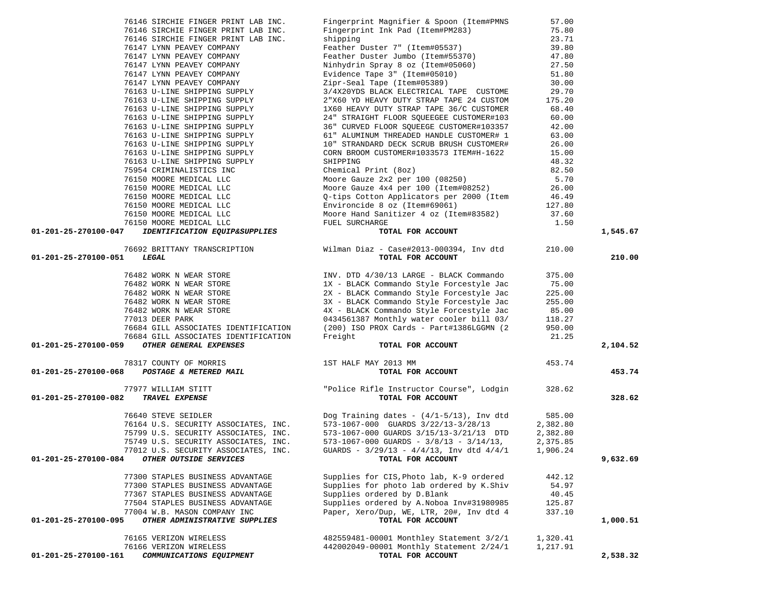| Account | Vendor | Description | Amount | Total |
|---|---|---|---|---|
| | 76146 SIRCHIE FINGER PRINT LAB INC. | Fingerprint Magnifier & Spoon (Item#PMNS | 57.00 | |
| | 76146 SIRCHIE FINGER PRINT LAB INC. | Fingerprint Ink Pad (Item#PM283) | 75.80 | |
| | 76146 SIRCHIE FINGER PRINT LAB INC. | shipping | 23.71 | |
| | 76147 LYNN PEAVEY COMPANY | Feather Duster 7" (Item#05537) | 39.80 | |
| | 76147 LYNN PEAVEY COMPANY | Feather Duster Jumbo (Item#55370) | 47.80 | |
| | 76147 LYNN PEAVEY COMPANY | Ninhydrin Spray 8 oz (Item#05060) | 27.50 | |
| | 76147 LYNN PEAVEY COMPANY | Evidence Tape 3" (Item#05010) | 51.80 | |
| | 76147 LYNN PEAVEY COMPANY | Zipr-Seal Tape (Item#05389) | 30.00 | |
| | 76163 U-LINE SHIPPING SUPPLY | 3/4X20YDS BLACK ELECTRICAL TAPE CUSTOME | 29.70 | |
| | 76163 U-LINE SHIPPING SUPPLY | 2"X60 YD HEAVY DUTY STRAP TAPE 24 CUSTOM | 175.20 | |
| | 76163 U-LINE SHIPPING SUPPLY | 1X60 HEAVY DUTY STRAP TAPE 36/C CUSTOMER | 68.40 | |
| | 76163 U-LINE SHIPPING SUPPLY | 24" STRAIGHT FLOOR SQUEEGEE CUSTOMER#103 | 60.00 | |
| | 76163 U-LINE SHIPPING SUPPLY | 36" CURVED FLOOR SQUEEGE CUSTOMER#103357 | 42.00 | |
| | 76163 U-LINE SHIPPING SUPPLY | 61" ALUMINUM THREADED HANDLE CUSTOMER# 1 | 63.00 | |
| | 76163 U-LINE SHIPPING SUPPLY | 10" STRANDARD DECK SCRUB BRUSH CUSTOMER# | 26.00 | |
| | 76163 U-LINE SHIPPING SUPPLY | CORN BROOM CUSTOMER#1033573 ITEM#H-1622 | 15.00 | |
| | 76163 U-LINE SHIPPING SUPPLY | SHIPPING | 48.32 | |
| | 75954 CRIMINALISTICS INC | Chemical Print (8oz) | 82.50 | |
| | 76150 MOORE MEDICAL LLC | Moore Gauze 2x2 per 100 (08250) | 5.70 | |
| | 76150 MOORE MEDICAL LLC | Moore Gauze 4x4 per 100 (Item#08252) | 26.00 | |
| | 76150 MOORE MEDICAL LLC | Q-tips Cotton Applicators per 2000 (Item | 46.49 | |
| | 76150 MOORE MEDICAL LLC | Environcide 8 oz (Item#69061) | 127.80 | |
| | 76150 MOORE MEDICAL LLC | Moore Hand Sanitizer 4 oz (Item#83582) | 37.60 | |
| | 76150 MOORE MEDICAL LLC | FUEL SURCHARGE | 1.50 | |
| **01-201-25-270100-047** | ***IDENTIFICATION EQUIP&SUPPLIES*** | **TOTAL FOR ACCOUNT** | | **1,545.67** |
| | 76692 BRITTANY TRANSCRIPTION | Wilman Diaz - Case#2013-000394, Inv dtd | 210.00 | |
| **01-201-25-270100-051** | ***LEGAL*** | **TOTAL FOR ACCOUNT** | | **210.00** |
| | 76482 WORK N WEAR STORE | INV. DTD 4/30/13 LARGE - BLACK Commando | 375.00 | |
| | 76482 WORK N WEAR STORE | 1X - BLACK Commando Style Forcestyle Jac | 75.00 | |
| | 76482 WORK N WEAR STORE | 2X - BLACK Commando Style Forcestyle Jac | 225.00 | |
| | 76482 WORK N WEAR STORE | 3X - BLACK Commando Style Forcestyle Jac | 255.00 | |
| | 76482 WORK N WEAR STORE | 4X - BLACK Commando Style Forcestyle Jac | 85.00 | |
| | 77013 DEER PARK | 0434561387 Monthly water cooler bill 03/ | 118.27 | |
| | 76684 GILL ASSOCIATES IDENTIFICATION | (200) ISO PROX Cards - Part#1386LGGMN (2 | 950.00 | |
| | 76684 GILL ASSOCIATES IDENTIFICATION | Freight | 21.25 | |
| **01-201-25-270100-059** | ***OTHER GENERAL EXPENSES*** | **TOTAL FOR ACCOUNT** | | **2,104.52** |
| | 78317 COUNTY OF MORRIS | 1ST HALF MAY 2013 MM | 453.74 | |
| **01-201-25-270100-068** | ***POSTAGE & METERED MAIL*** | **TOTAL FOR ACCOUNT** | | **453.74** |
| | 77977 WILLIAM STITT | "Police Rifle Instructor Course", Lodgin | 328.62 | |
| **01-201-25-270100-082** | ***TRAVEL EXPENSE*** | **TOTAL FOR ACCOUNT** | | **328.62** |
| | 76640 STEVE SEIDLER | Dog Training dates - (4/1-5/13), Inv dtd | 585.00 | |
| | 76164 U.S. SECURITY ASSOCIATES, INC. | 573-1067-000 GUARDS 3/22/13-3/28/13 | 2,382.80 | |
| | 75799 U.S. SECURITY ASSOCIATES, INC. | 573-1067-000 GUARDS 3/15/13-3/21/13 DTD | 2,382.80 | |
| | 75749 U.S. SECURITY ASSOCIATES, INC. | 573-1067-000 GUARDS - 3/8/13 - 3/14/13, | 2,375.85 | |
| | 77012 U.S. SECURITY ASSOCIATES, INC. | GUARDS - 3/29/13 - 4/4/13, Inv dtd 4/4/1 | 1,906.24 | |
| **01-201-25-270100-084** | ***OTHER OUTSIDE SERVICES*** | **TOTAL FOR ACCOUNT** | | **9,632.69** |
| | 77300 STAPLES BUSINESS ADVANTAGE | Supplies for CIS,Photo lab, K-9 ordered | 442.12 | |
| | 77300 STAPLES BUSINESS ADVANTAGE | Supplies for photo lab ordered by K.Shiv | 54.97 | |
| | 77367 STAPLES BUSINESS ADVANTAGE | Supplies ordered by D.Blank | 40.45 | |
| | 77504 STAPLES BUSINESS ADVANTAGE | Supplies ordered by A.Noboa Inv#31980985 | 125.87 | |
| | 77004 W.B. MASON COMPANY INC | Paper, Xero/Dup, WE, LTR, 20#, Inv dtd 4 | 337.10 | |
| **01-201-25-270100-095** | ***OTHER ADMINISTRATIVE SUPPLIES*** | **TOTAL FOR ACCOUNT** | | **1,000.51** |
| | 76165 VERIZON WIRELESS | 482559481-00001 Monthley Statement 3/2/1 | 1,320.41 | |
| | 76166 VERIZON WIRELESS | 442002049-00001 Monthly Statement 2/24/1 | 1,217.91 | |
| **01-201-25-270100-161** | ***COMMUNICATIONS EQUIPMENT*** | **TOTAL FOR ACCOUNT** | | **2,538.32** |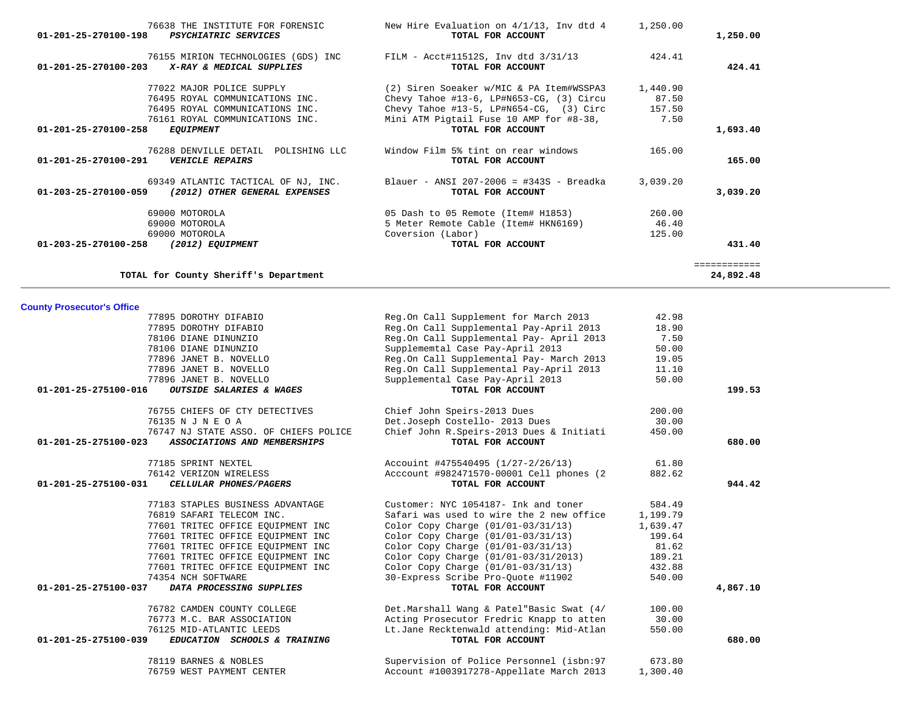| Account | Vendor | Description | Amount | Total |
|---|---|---|---|---|
| | 76638 THE INSTITUTE FOR FORENSIC | New Hire Evaluation on 4/1/13, Inv dtd 4 | 1,250.00 | |
| 01-201-25-270100-198 | *PSYCHIATRIC SERVICES* | **TOTAL FOR ACCOUNT** | | **1,250.00** |
| | 76155 MIRION TECHNOLOGIES (GDS) INC | FILM - Acct#11512S, Inv dtd 3/31/13 | 424.41 | |
| 01-201-25-270100-203 | *X-RAY & MEDICAL SUPPLIES* | **TOTAL FOR ACCOUNT** | | **424.41** |
| | 77022 MAJOR POLICE SUPPLY | (2) Siren Soeaker w/MIC & PA Item#WSSPA3 | 1,440.90 | |
| | 76495 ROYAL COMMUNICATIONS INC. | Chevy Tahoe #13-6, LP#N653-CG, (3) Circu | 87.50 | |
| | 76495 ROYAL COMMUNICATIONS INC. | Chevy Tahoe #13-5, LP#N654-CG, (3) Circ | 157.50 | |
| | 76161 ROYAL COMMUNICATIONS INC. | Mini ATM Pigtail Fuse 10 AMP for #8-38, | 7.50 | |
| 01-201-25-270100-258 | *EQUIPMENT* | **TOTAL FOR ACCOUNT** | | **1,693.40** |
| | 76288 DENVILLE DETAIL POLISHING LLC | Window Film 5% tint on rear windows | 165.00 | |
| 01-201-25-270100-291 | *VEHICLE REPAIRS* | **TOTAL FOR ACCOUNT** | | **165.00** |
| | 69349 ATLANTIC TACTICAL OF NJ, INC. | Blauer - ANSI 207-2006 = #343S - Breadka | 3,039.20 | |
| 01-203-25-270100-059 | *(2012) OTHER GENERAL EXPENSES* | **TOTAL FOR ACCOUNT** | | **3,039.20** |
| | 69000 MOTOROLA | 05 Dash to 05 Remote (Item# H1853) | 260.00 | |
| | 69000 MOTOROLA | 5 Meter Remote Cable (Item# HKN6169) | 46.40 | |
| | 69000 MOTOROLA | Coversion (Labor) | 125.00 | |
| 01-203-25-270100-258 | *(2012) EQUIPMENT* | **TOTAL FOR ACCOUNT** | | **431.40** |
| | **TOTAL for County Sheriff's Department** | | | **24,892.48** |

## County Prosecutor's Office

| Account | Vendor | Description | Amount | Total |
|---|---|---|---|---|
| | 77895 DOROTHY DIFABIO | Reg.On Call Supplement for March 2013 | 42.98 | |
| | 77895 DOROTHY DIFABIO | Reg.On Call Supplemental Pay-April 2013 | 18.90 | |
| | 78106 DIANE DINUNZIO | Reg.On Call Supplemental Pay- April 2013 | 7.50 | |
| | 78106 DIANE DINUNZIO | Supplemementai Case Pay-April 2013 | 50.00 | |
| | 77896 JANET B. NOVELLO | Reg.On Call Supplemental Pay- March 2013 | 19.05 | |
| | 77896 JANET B. NOVELLO | Reg.On Call Supplemental Pay-April 2013 | 11.10 | |
| | 77896 JANET B. NOVELLO | Supplemental Case Pay-April 2013 | 50.00 | |
| 01-201-25-275100-016 | *OUTSIDE SALARIES & WAGES* | **TOTAL FOR ACCOUNT** | | **199.53** |
| | 76755 CHIEFS OF CTY DETECTIVES | Chief John Speirs-2013 Dues | 200.00 | |
| | 76135 N J N E O A | Det.Joseph Costello- 2013 Dues | 30.00 | |
| | 76747 NJ STATE ASSO. OF CHIEFS POLICE | Chief John R.Speirs-2013 Dues & Initiati | 450.00 | |
| 01-201-25-275100-023 | *ASSOCIATIONS AND MEMBERSHIPS* | **TOTAL FOR ACCOUNT** | | **680.00** |
| | 77185 SPRINT NEXTEL | Accouint #475540495 (1/27-2/26/13) | 61.80 | |
| | 76142 VERIZON WIRELESS | Acccount #982471570-00001 Cell phones (2 | 882.62 | |
| 01-201-25-275100-031 | *CELLULAR PHONES/PAGERS* | **TOTAL FOR ACCOUNT** | | **944.42** |
| | 77183 STAPLES BUSINESS ADVANTAGE | Customer: NYC 1054187- Ink and toner | 584.49 | |
| | 76819 SAFARI TELECOM INC. | Safari was used to wire the 2 new office | 1,199.79 | |
| | 77601 TRITEC OFFICE EQUIPMENT INC | Color Copy Charge (01/01-03/31/13) | 1,639.47 | |
| | 77601 TRITEC OFFICE EQUIPMENT INC | Color Copy Charge (01/01-03/31/13) | 199.64 | |
| | 77601 TRITEC OFFICE EQUIPMENT INC | Color Copy Charge (01/01-03/31/13) | 81.62 | |
| | 77601 TRITEC OFFICE EQUIPMENT INC | Color Copy Charge (01/01-03/31/2013) | 189.21 | |
| | 77601 TRITEC OFFICE EQUIPMENT INC | Color Copy Charge (01/01-03/31/13) | 432.88 | |
| | 74354 NCH SOFTWARE | 30-Express Scribe Pro-Quote #11902 | 540.00 | |
| 01-201-25-275100-037 | *DATA PROCESSING SUPPLIES* | **TOTAL FOR ACCOUNT** | | **4,867.10** |
| | 76782 CAMDEN COUNTY COLLEGE | Det.Marshall Wang & Patel"Basic Swat (4/ | 100.00 | |
| | 76773 M.C. BAR ASSOCIATION | Acting Prosecutor Fredric Knapp to atten | 30.00 | |
| | 76125 MID-ATLANTIC LEEDS | Lt.Jane Recktenwald attending: Mid-Atlan | 550.00 | |
| 01-201-25-275100-039 | *EDUCATION SCHOOLS & TRAINING* | **TOTAL FOR ACCOUNT** | | **680.00** |
| | 78119 BARNES & NOBLES | Supervision of Police Personnel (isbn:97 | 673.80 | |
| | 76759 WEST PAYMENT CENTER | Account #1003917278-Appellate March 2013 | 1,300.40 | |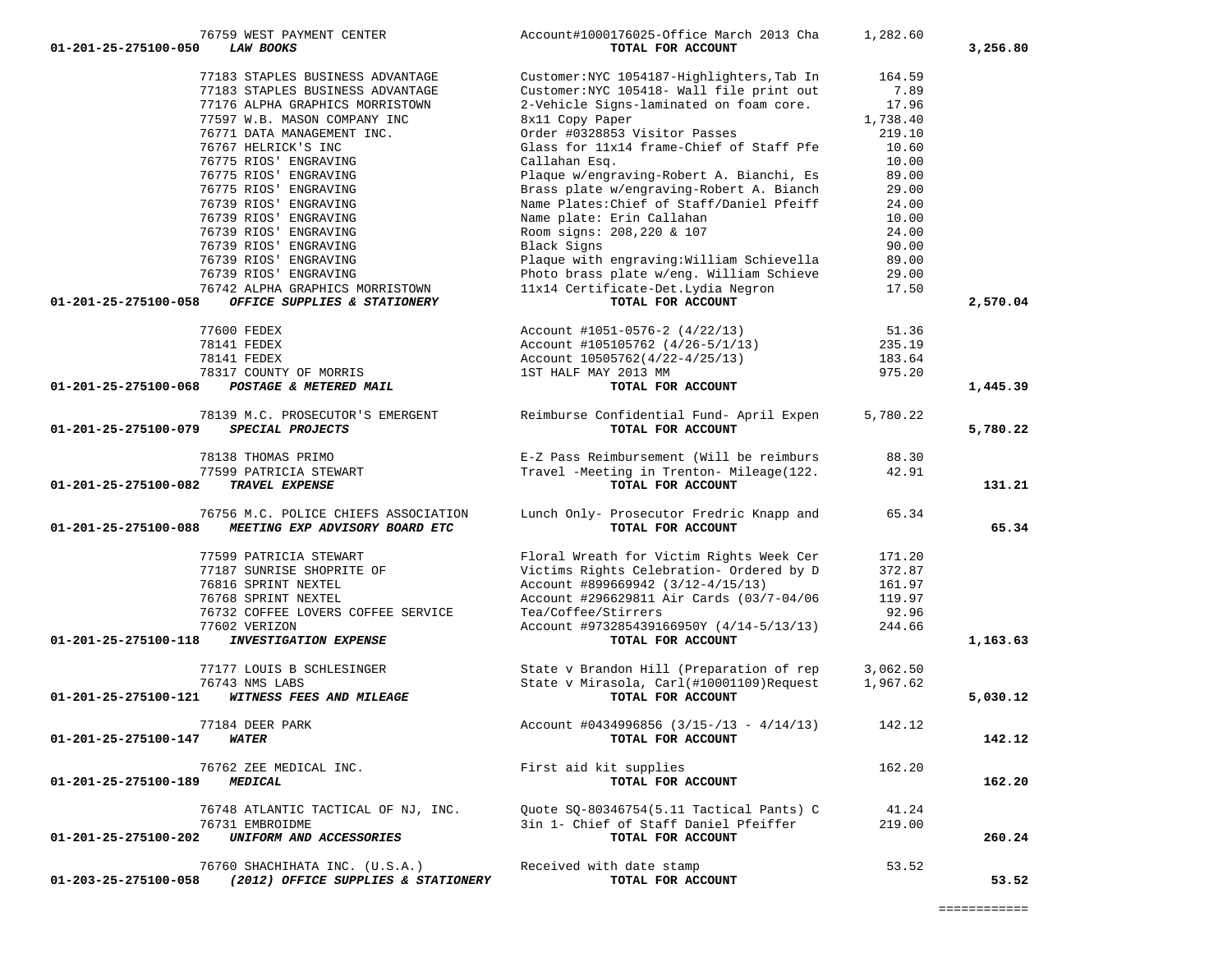| Account | Vendor | Description | Amount | Total |
|---|---|---|---|---|
| | 76759 WEST PAYMENT CENTER | Account#1000176025-Office March 2013 Cha | 1,282.60 | |
| 01-201-25-275100-050 | *LAW BOOKS* | TOTAL FOR ACCOUNT | | 3,256.80 |
| | 77183 STAPLES BUSINESS ADVANTAGE | Customer:NYC 1054187-Highlighters,Tab In | 164.59 | |
| | 77183 STAPLES BUSINESS ADVANTAGE | Customer:NYC 105418- Wall file print out | 7.89 | |
| | 77176 ALPHA GRAPHICS MORRISTOWN | 2-Vehicle Signs-laminated on foam core. | 17.96 | |
| | 77597 W.B. MASON COMPANY INC | 8x11 Copy Paper | 1,738.40 | |
| | 76771 DATA MANAGEMENT INC. | Order #0328853 Visitor Passes | 219.10 | |
| | 76767 HELRICK'S INC | Glass for 11x14 frame-Chief of Staff Pfe | 10.60 | |
| | 76775 RIOS' ENGRAVING | Callahan Esq. | 10.00 | |
| | 76775 RIOS' ENGRAVING | Plaque w/engraving-Robert A. Bianchi, Es | 89.00 | |
| | 76775 RIOS' ENGRAVING | Brass plate w/engraving-Robert A. Bianch | 29.00 | |
| | 76739 RIOS' ENGRAVING | Name Plates:Chief of Staff/Daniel Pfeiff | 24.00 | |
| | 76739 RIOS' ENGRAVING | Name plate: Erin Callahan | 10.00 | |
| | 76739 RIOS' ENGRAVING | Room signs: 208,220 & 107 | 24.00 | |
| | 76739 RIOS' ENGRAVING | Black Signs | 90.00 | |
| | 76739 RIOS' ENGRAVING | Plaque with engraving:William Schievella | 89.00 | |
| | 76739 RIOS' ENGRAVING | Photo brass plate w/eng. William Schieve | 29.00 | |
| | 76742 ALPHA GRAPHICS MORRISTOWN | 11x14 Certificate-Det.Lydia Negron | 17.50 | |
| 01-201-25-275100-058 | *OFFICE SUPPLIES & STATIONERY* | TOTAL FOR ACCOUNT | | 2,570.04 |
| | 77600 FEDEX | Account #1051-0576-2 (4/22/13) | 51.36 | |
| | 78141 FEDEX | Account #105105762 (4/26-5/1/13) | 235.19 | |
| | 78141 FEDEX | Account 10505762(4/22-4/25/13) | 183.64 | |
| | 78317 COUNTY OF MORRIS | 1ST HALF MAY 2013 MM | 975.20 | |
| 01-201-25-275100-068 | *POSTAGE & METERED MAIL* | TOTAL FOR ACCOUNT | | 1,445.39 |
| | 78139 M.C. PROSECUTOR'S EMERGENT | Reimburse Confidential Fund- April Expen | 5,780.22 | |
| 01-201-25-275100-079 | *SPECIAL PROJECTS* | TOTAL FOR ACCOUNT | | 5,780.22 |
| | 78138 THOMAS PRIMO | E-Z Pass Reimbursement (Will be reimburs | 88.30 | |
| | 77599 PATRICIA STEWART | Travel -Meeting in Trenton- Mileage(122. | 42.91 | |
| 01-201-25-275100-082 | *TRAVEL EXPENSE* | TOTAL FOR ACCOUNT | | 131.21 |
| | 76756 M.C. POLICE CHIEFS ASSOCIATION | Lunch Only- Prosecutor Fredric Knapp and | 65.34 | |
| 01-201-25-275100-088 | *MEETING EXP ADVISORY BOARD ETC* | TOTAL FOR ACCOUNT | | 65.34 |
| | 77599 PATRICIA STEWART | Floral Wreath for Victim Rights Week Cer | 171.20 | |
| | 77187 SUNRISE SHOPRITE OF | Victims Rights Celebration- Ordered by D | 372.87 | |
| | 76816 SPRINT NEXTEL | Account #899669942 (3/12-4/15/13) | 161.97 | |
| | 76768 SPRINT NEXTEL | Account #296629811 Air Cards (03/7-04/06 | 119.97 | |
| | 76732 COFFEE LOVERS COFFEE SERVICE | Tea/Coffee/Stirrers | 92.96 | |
| | 77602 VERIZON | Account #973285439166950Y (4/14-5/13/13) | 244.66 | |
| 01-201-25-275100-118 | *INVESTIGATION EXPENSE* | TOTAL FOR ACCOUNT | | 1,163.63 |
| | 77177 LOUIS B SCHLESINGER | State v Brandon Hill (Preparation of rep | 3,062.50 | |
| | 76743 NMS LABS | State v Mirasola, Carl(#10001109)Request | 1,967.62 | |
| 01-201-25-275100-121 | *WITNESS FEES AND MILEAGE* | TOTAL FOR ACCOUNT | | 5,030.12 |
| | 77184 DEER PARK | Account #0434996856 (3/15-/13 - 4/14/13) | 142.12 | |
| 01-201-25-275100-147 | *WATER* | TOTAL FOR ACCOUNT | | 142.12 |
| | 76762 ZEE MEDICAL INC. | First aid kit supplies | 162.20 | |
| 01-201-25-275100-189 | *MEDICAL* | TOTAL FOR ACCOUNT | | 162.20 |
| | 76748 ATLANTIC TACTICAL OF NJ, INC. | Quote SQ-80346754(5.11 Tactical Pants) C | 41.24 | |
| | 76731 EMBROIDME | 3in 1- Chief of Staff Daniel Pfeiffer | 219.00 | |
| 01-201-25-275100-202 | *UNIFORM AND ACCESSORIES* | TOTAL FOR ACCOUNT | | 260.24 |
| | 76760 SHACHIHATA INC. (U.S.A.) | Received with date stamp | 53.52 | |
| 01-203-25-275100-058 | *(2012) OFFICE SUPPLIES & STATIONERY* | TOTAL FOR ACCOUNT | | 53.52 |

============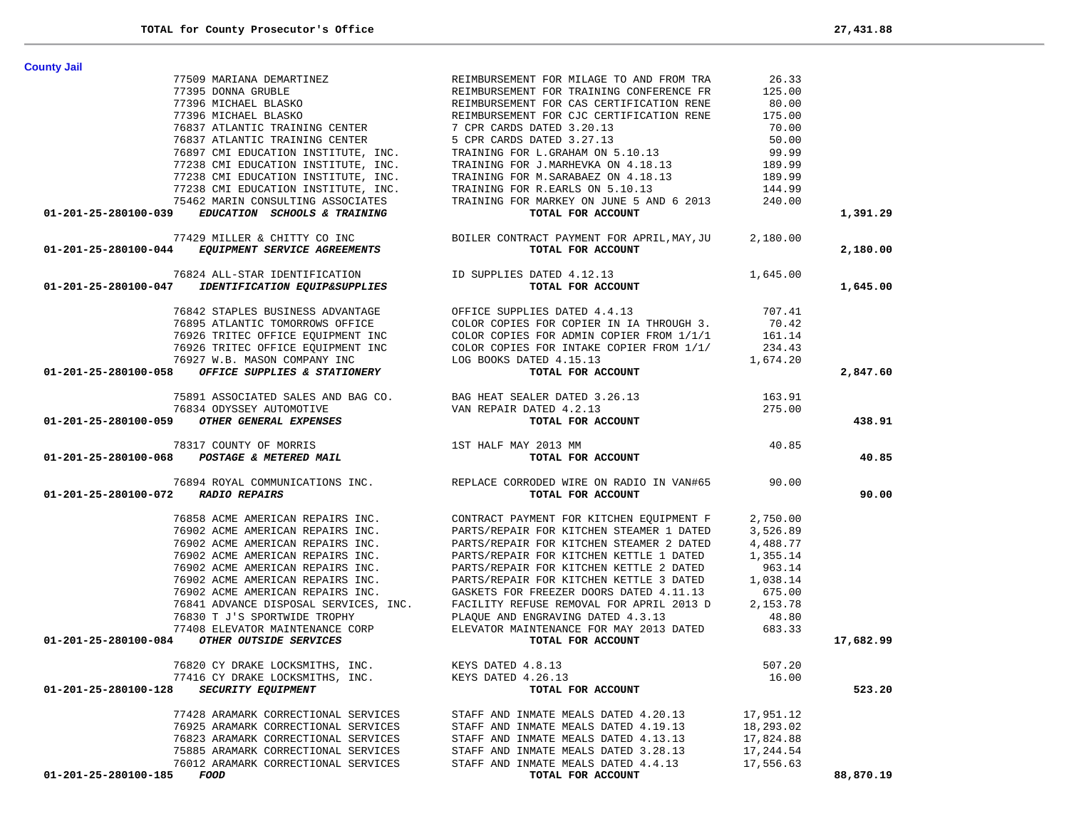| | | | |
|---|---|---|---|
| **TOTAL for County Prosecutor's Office** | | | **27,431.88** |

**County Jail**

| Account / Vendor | Description | Amount | Total |
|---|---|---|---|
| 77509 MARIANA DEMARTINEZ | REIMBURSEMENT FOR MILAGE TO AND FROM TRA | 26.33 | |
| 77395 DONNA GRUBLE | REIMBURSEMENT FOR TRAINING CONFERENCE FR | 125.00 | |
| 77396 MICHAEL BLASKO | REIMBURSEMENT FOR CAS CERTIFICATION RENE | 80.00 | |
| 77396 MICHAEL BLASKO | REIMBURSEMENT FOR CJC CERTIFICATION RENE | 175.00 | |
| 76837 ATLANTIC TRAINING CENTER | 7 CPR CARDS DATED 3.20.13 | 70.00 | |
| 76837 ATLANTIC TRAINING CENTER | 5 CPR CARDS DATED 3.27.13 | 50.00 | |
| 76897 CMI EDUCATION INSTITUTE, INC. | TRAINING FOR L.GRAHAM ON 5.10.13 | 99.99 | |
| 77238 CMI EDUCATION INSTITUTE, INC. | TRAINING FOR J.MARHEVKA ON 4.18.13 | 189.99 | |
| 77238 CMI EDUCATION INSTITUTE, INC. | TRAINING FOR M.SARABAEZ ON 4.18.13 | 189.99 | |
| 77238 CMI EDUCATION INSTITUTE, INC. | TRAINING FOR R.EARLS ON 5.10.13 | 144.99 | |
| 75462 MARIN CONSULTING ASSOCIATES | TRAINING FOR MARKEY ON JUNE 5 AND 6 2013 | 240.00 | |
| **01-201-25-280100-039** ***EDUCATION SCHOOLS & TRAINING*** | **TOTAL FOR ACCOUNT** | | **1,391.29** |
| 77429 MILLER & CHITTY CO INC | BOILER CONTRACT PAYMENT FOR APRIL,MAY,JU | 2,180.00 | |
| **01-201-25-280100-044** ***EQUIPMENT SERVICE AGREEMENTS*** | **TOTAL FOR ACCOUNT** | | **2,180.00** |
| 76824 ALL-STAR IDENTIFICATION | ID SUPPLIES DATED 4.12.13 | 1,645.00 | |
| **01-201-25-280100-047** ***IDENTIFICATION EQUIP&SUPPLIES*** | **TOTAL FOR ACCOUNT** | | **1,645.00** |
| 76842 STAPLES BUSINESS ADVANTAGE | OFFICE SUPPLIES DATED 4.4.13 | 707.41 | |
| 76895 ATLANTIC TOMORROWS OFFICE | COLOR COPIES FOR COPIER IN IA THROUGH 3. | 70.42 | |
| 76926 TRITEC OFFICE EQUIPMENT INC | COLOR COPIES FOR ADMIN COPIER FROM 1/1/1 | 161.14 | |
| 76926 TRITEC OFFICE EQUIPMENT INC | COLOR COPIES FOR INTAKE COPIER FROM 1/1/ | 234.43 | |
| 76927 W.B. MASON COMPANY INC | LOG BOOKS DATED 4.15.13 | 1,674.20 | |
| **01-201-25-280100-058** ***OFFICE SUPPLIES & STATIONERY*** | **TOTAL FOR ACCOUNT** | | **2,847.60** |
| 75891 ASSOCIATED SALES AND BAG CO. | BAG HEAT SEALER DATED 3.26.13 | 163.91 | |
| 76834 ODYSSEY AUTOMOTIVE | VAN REPAIR DATED 4.2.13 | 275.00 | |
| **01-201-25-280100-059** ***OTHER GENERAL EXPENSES*** | **TOTAL FOR ACCOUNT** | | **438.91** |
| 78317 COUNTY OF MORRIS | 1ST HALF MAY 2013 MM | 40.85 | |
| **01-201-25-280100-068** ***POSTAGE & METERED MAIL*** | **TOTAL FOR ACCOUNT** | | **40.85** |
| 76894 ROYAL COMMUNICATIONS INC. | REPLACE CORRODED WIRE ON RADIO IN VAN#65 | 90.00 | |
| **01-201-25-280100-072** ***RADIO REPAIRS*** | **TOTAL FOR ACCOUNT** | | **90.00** |
| 76858 ACME AMERICAN REPAIRS INC. | CONTRACT PAYMENT FOR KITCHEN EQUIPMENT F | 2,750.00 | |
| 76902 ACME AMERICAN REPAIRS INC. | PARTS/REPAIR FOR KITCHEN STEAMER 1 DATED | 3,526.89 | |
| 76902 ACME AMERICAN REPAIRS INC. | PARTS/REPAIR FOR KITCHEN STEAMER 2 DATED | 4,488.77 | |
| 76902 ACME AMERICAN REPAIRS INC. | PARTS/REPAIR FOR KITCHEN KETTLE 1 DATED | 1,355.14 | |
| 76902 ACME AMERICAN REPAIRS INC. | PARTS/REPAIR FOR KITCHEN KETTLE 2 DATED | 963.14 | |
| 76902 ACME AMERICAN REPAIRS INC. | PARTS/REPAIR FOR KITCHEN KETTLE 3 DATED | 1,038.14 | |
| 76902 ACME AMERICAN REPAIRS INC. | GASKETS FOR FREEZER DOORS DATED 4.11.13 | 675.00 | |
| 76841 ADVANCE DISPOSAL SERVICES, INC. | FACILITY REFUSE REMOVAL FOR APRIL 2013 D | 2,153.78 | |
| 76830 T J'S SPORTWIDE TROPHY | PLAQUE AND ENGRAVING DATED 4.3.13 | 48.80 | |
| 77408 ELEVATOR MAINTENANCE CORP | ELEVATOR MAINTENANCE FOR MAY 2013 DATED | 683.33 | |
| **01-201-25-280100-084** ***OTHER OUTSIDE SERVICES*** | **TOTAL FOR ACCOUNT** | | **17,682.99** |
| 76820 CY DRAKE LOCKSMITHS, INC. | KEYS DATED 4.8.13 | 507.20 | |
| 77416 CY DRAKE LOCKSMITHS, INC. | KEYS DATED 4.26.13 | 16.00 | |
| **01-201-25-280100-128** ***SECURITY EQUIPMENT*** | **TOTAL FOR ACCOUNT** | | **523.20** |
| 77428 ARAMARK CORRECTIONAL SERVICES | STAFF AND INMATE MEALS DATED 4.20.13 | 17,951.12 | |
| 76925 ARAMARK CORRECTIONAL SERVICES | STAFF AND INMATE MEALS DATED 4.19.13 | 18,293.02 | |
| 76823 ARAMARK CORRECTIONAL SERVICES | STAFF AND INMATE MEALS DATED 4.13.13 | 17,824.88 | |
| 75885 ARAMARK CORRECTIONAL SERVICES | STAFF AND INMATE MEALS DATED 3.28.13 | 17,244.54 | |
| 76012 ARAMARK CORRECTIONAL SERVICES | STAFF AND INMATE MEALS DATED 4.4.13 | 17,556.63 | |
| **01-201-25-280100-185** ***FOOD*** | **TOTAL FOR ACCOUNT** | | **88,870.19** |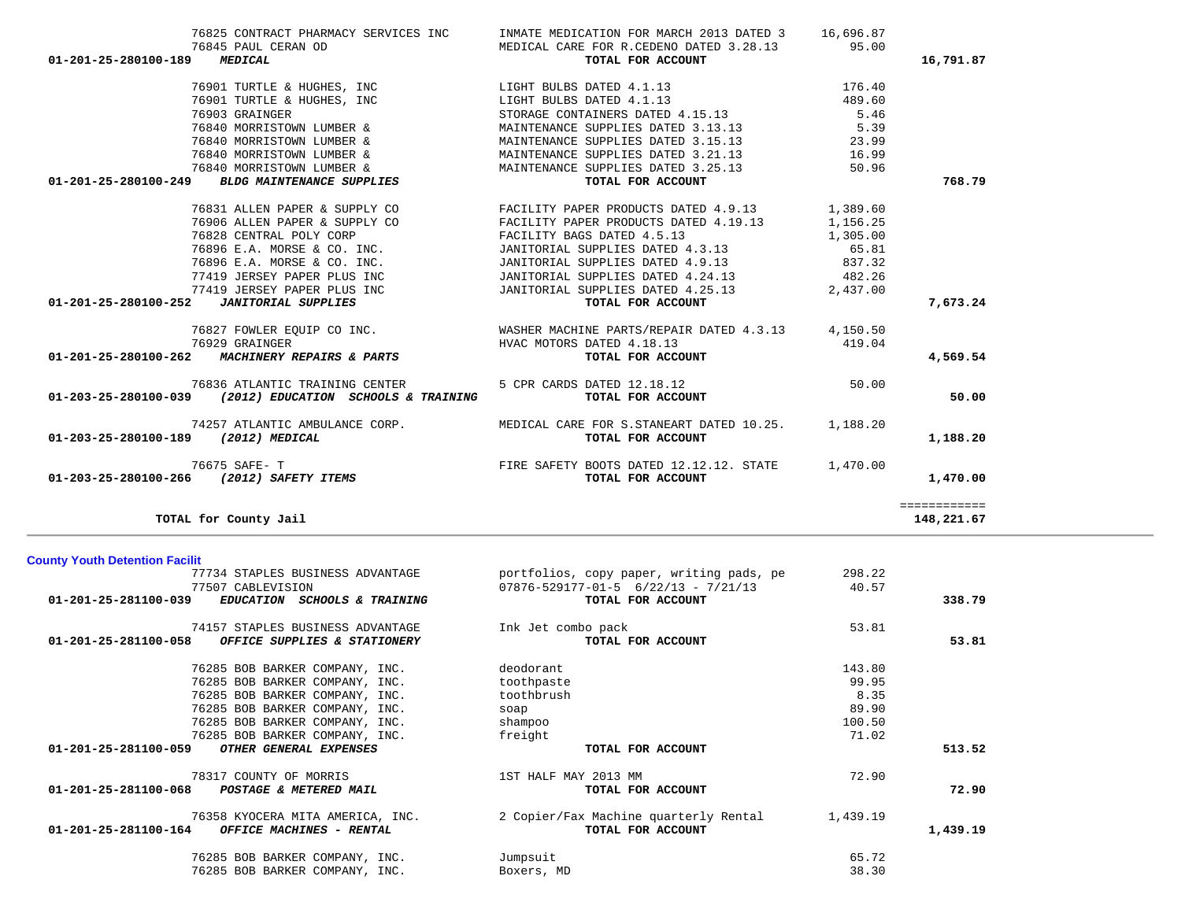| Account | Vendor | Description | Amount | Total |
|---|---|---|---|---|
| | 76825 CONTRACT PHARMACY SERVICES INC | INMATE MEDICATION FOR MARCH 2013 DATED 3 | 16,696.87 | |
| | 76845 PAUL CERAN OD | MEDICAL CARE FOR R.CEDENO DATED 3.28.13 | 95.00 | |
| 01-201-25-280100-189 | ***MEDICAL*** | **TOTAL FOR ACCOUNT** | | **16,791.87** |
| | 76901 TURTLE & HUGHES, INC | LIGHT BULBS DATED 4.1.13 | 176.40 | |
| | 76901 TURTLE & HUGHES, INC | LIGHT BULBS DATED 4.1.13 | 489.60 | |
| | 76903 GRAINGER | STORAGE CONTAINERS DATED 4.15.13 | 5.46 | |
| | 76840 MORRISTOWN LUMBER & | MAINTENANCE SUPPLIES DATED 3.13.13 | 5.39 | |
| | 76840 MORRISTOWN LUMBER & | MAINTENANCE SUPPLIES DATED 3.15.13 | 23.99 | |
| | 76840 MORRISTOWN LUMBER & | MAINTENANCE SUPPLIES DATED 3.21.13 | 16.99 | |
| | 76840 MORRISTOWN LUMBER & | MAINTENANCE SUPPLIES DATED 3.25.13 | 50.96 | |
| 01-201-25-280100-249 | ***BLDG MAINTENANCE SUPPLIES*** | **TOTAL FOR ACCOUNT** | | **768.79** |
| | 76831 ALLEN PAPER & SUPPLY CO | FACILITY PAPER PRODUCTS DATED 4.9.13 | 1,389.60 | |
| | 76906 ALLEN PAPER & SUPPLY CO | FACILITY PAPER PRODUCTS DATED 4.19.13 | 1,156.25 | |
| | 76828 CENTRAL POLY CORP | FACILITY BAGS DATED 4.5.13 | 1,305.00 | |
| | 76896 E.A. MORSE & CO. INC. | JANITORIAL SUPPLIES DATED 4.3.13 | 65.81 | |
| | 76896 E.A. MORSE & CO. INC. | JANITORIAL SUPPLIES DATED 4.9.13 | 837.32 | |
| | 77419 JERSEY PAPER PLUS INC | JANITORIAL SUPPLIES DATED 4.24.13 | 482.26 | |
| | 77419 JERSEY PAPER PLUS INC | JANITORIAL SUPPLIES DATED 4.25.13 | 2,437.00 | |
| 01-201-25-280100-252 | ***JANITORIAL SUPPLIES*** | **TOTAL FOR ACCOUNT** | | **7,673.24** |
| | 76827 FOWLER EQUIP CO INC. | WASHER MACHINE PARTS/REPAIR DATED 4.3.13 | 4,150.50 | |
| | 76929 GRAINGER | HVAC MOTORS DATED 4.18.13 | 419.04 | |
| 01-201-25-280100-262 | ***MACHINERY REPAIRS & PARTS*** | **TOTAL FOR ACCOUNT** | | **4,569.54** |
| | 76836 ATLANTIC TRAINING CENTER | 5 CPR CARDS DATED 12.18.12 | 50.00 | |
| 01-203-25-280100-039 | ***(2012) EDUCATION SCHOOLS & TRAINING*** | **TOTAL FOR ACCOUNT** | | **50.00** |
| | 74257 ATLANTIC AMBULANCE CORP. | MEDICAL CARE FOR S.STANEART DATED 10.25. | 1,188.20 | |
| 01-203-25-280100-189 | ***(2012) MEDICAL*** | **TOTAL FOR ACCOUNT** | | **1,188.20** |
| | 76675 SAFE- T | FIRE SAFETY BOOTS DATED 12.12.12. STATE | 1,470.00 | |
| 01-203-25-280100-266 | ***(2012) SAFETY ITEMS*** | **TOTAL FOR ACCOUNT** | | **1,470.00** |
| | | | | ============ |
| **TOTAL for County Jail** | | | | **148,221.67** |

**County Youth Detention Facilit**

| Account | Vendor | Description | Amount | Total |
|---|---|---|---|---|
| | 77734 STAPLES BUSINESS ADVANTAGE | portfolios, copy paper, writing pads, pe | 298.22 | |
| | 77507 CABLEVISION | 07876-529177-01-5 6/22/13 - 7/21/13 | 40.57 | |
| 01-201-25-281100-039 | ***EDUCATION SCHOOLS & TRAINING*** | **TOTAL FOR ACCOUNT** | | **338.79** |
| | 74157 STAPLES BUSINESS ADVANTAGE | Ink Jet combo pack | 53.81 | |
| 01-201-25-281100-058 | ***OFFICE SUPPLIES & STATIONERY*** | **TOTAL FOR ACCOUNT** | | **53.81** |
| | 76285 BOB BARKER COMPANY, INC. | deodorant | 143.80 | |
| | 76285 BOB BARKER COMPANY, INC. | toothpaste | 99.95 | |
| | 76285 BOB BARKER COMPANY, INC. | toothbrush | 8.35 | |
| | 76285 BOB BARKER COMPANY, INC. | soap | 89.90 | |
| | 76285 BOB BARKER COMPANY, INC. | shampoo | 100.50 | |
| | 76285 BOB BARKER COMPANY, INC. | freight | 71.02 | |
| 01-201-25-281100-059 | ***OTHER GENERAL EXPENSES*** | **TOTAL FOR ACCOUNT** | | **513.52** |
| | 78317 COUNTY OF MORRIS | 1ST HALF MAY 2013 MM | 72.90 | |
| 01-201-25-281100-068 | ***POSTAGE & METERED MAIL*** | **TOTAL FOR ACCOUNT** | | **72.90** |
| | 76358 KYOCERA MITA AMERICA, INC. | 2 Copier/Fax Machine quarterly Rental | 1,439.19 | |
| 01-201-25-281100-164 | ***OFFICE MACHINES - RENTAL*** | **TOTAL FOR ACCOUNT** | | **1,439.19** |
| | 76285 BOB BARKER COMPANY, INC. | Jumpsuit | 65.72 | |
| | 76285 BOB BARKER COMPANY, INC. | Boxers, MD | 38.30 | |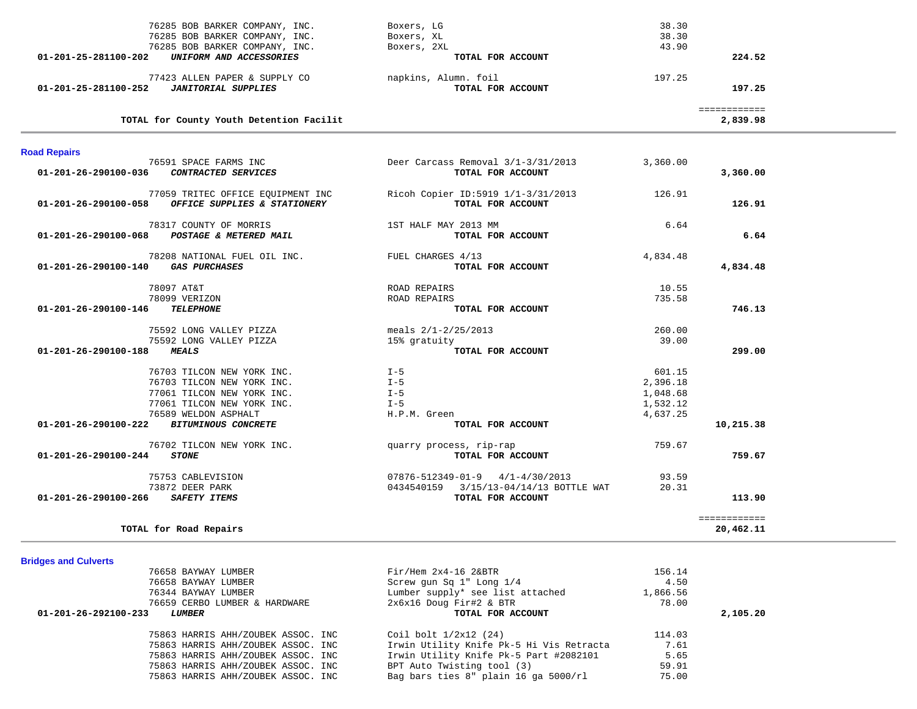| Account | Vendor / Account Name | Description | Amount | Total |
|---|---|---|---|---|
| | 76285 BOB BARKER COMPANY, INC. | Boxers, LG | 38.30 | |
| | 76285 BOB BARKER COMPANY, INC. | Boxers, XL | 38.30 | |
| | 76285 BOB BARKER COMPANY, INC. | Boxers, 2XL | 43.90 | |
| 01-201-25-281100-202 | ***UNIFORM AND ACCESSORIES*** | **TOTAL FOR ACCOUNT** | | **224.52** |
| | 77423 ALLEN PAPER & SUPPLY CO | napkins, Alumn. foil | 197.25 | |
| 01-201-25-281100-252 | ***JANITORIAL SUPPLIES*** | **TOTAL FOR ACCOUNT** | | **197.25** |
| | **TOTAL for County Youth Detention Facilit** | | | **2,839.98** |

## Road Repairs

| Account | Vendor / Account Name | Description | Amount | Total |
|---|---|---|---|---|
| | 76591 SPACE FARMS INC | Deer Carcass Removal 3/1-3/31/2013 | 3,360.00 | |
| 01-201-26-290100-036 | ***CONTRACTED SERVICES*** | **TOTAL FOR ACCOUNT** | | **3,360.00** |
| | 77059 TRITEC OFFICE EQUIPMENT INC | Ricoh Copier ID:5919 1/1-3/31/2013 | 126.91 | |
| 01-201-26-290100-058 | ***OFFICE SUPPLIES & STATIONERY*** | **TOTAL FOR ACCOUNT** | | **126.91** |
| | 78317 COUNTY OF MORRIS | 1ST HALF MAY 2013 MM | 6.64 | |
| 01-201-26-290100-068 | ***POSTAGE & METERED MAIL*** | **TOTAL FOR ACCOUNT** | | **6.64** |
| | 78208 NATIONAL FUEL OIL INC. | FUEL CHARGES 4/13 | 4,834.48 | |
| 01-201-26-290100-140 | ***GAS PURCHASES*** | **TOTAL FOR ACCOUNT** | | **4,834.48** |
| | 78097 AT&T | ROAD REPAIRS | 10.55 | |
| | 78099 VERIZON | ROAD REPAIRS | 735.58 | |
| 01-201-26-290100-146 | ***TELEPHONE*** | **TOTAL FOR ACCOUNT** | | **746.13** |
| | 75592 LONG VALLEY PIZZA | meals 2/1-2/25/2013 | 260.00 | |
| | 75592 LONG VALLEY PIZZA | 15% gratuity | 39.00 | |
| 01-201-26-290100-188 | ***MEALS*** | **TOTAL FOR ACCOUNT** | | **299.00** |
| | 76703 TILCON NEW YORK INC. | I-5 | 601.15 | |
| | 76703 TILCON NEW YORK INC. | I-5 | 2,396.18 | |
| | 77061 TILCON NEW YORK INC. | I-5 | 1,048.68 | |
| | 77061 TILCON NEW YORK INC. | I-5 | 1,532.12 | |
| | 76589 WELDON ASPHALT | H.P.M. Green | 4,637.25 | |
| 01-201-26-290100-222 | ***BITUMINOUS CONCRETE*** | **TOTAL FOR ACCOUNT** | | **10,215.38** |
| | 76702 TILCON NEW YORK INC. | quarry process, rip-rap | 759.67 | |
| 01-201-26-290100-244 | ***STONE*** | **TOTAL FOR ACCOUNT** | | **759.67** |
| | 75753 CABLEVISION | 07876-512349-01-9 4/1-4/30/2013 | 93.59 | |
| | 73872 DEER PARK | 0434540159 3/15/13-04/14/13 BOTTLE WAT | 20.31 | |
| 01-201-26-290100-266 | ***SAFETY ITEMS*** | **TOTAL FOR ACCOUNT** | | **113.90** |
| | **TOTAL for Road Repairs** | | | **20,462.11** |

## Bridges and Culverts

| Account | Vendor / Account Name | Description | Amount | Total |
|---|---|---|---|---|
| | 76658 BAYWAY LUMBER | Fir/Hem 2x4-16 2&BTR | 156.14 | |
| | 76658 BAYWAY LUMBER | Screw gun Sq 1" Long 1/4 | 4.50 | |
| | 76344 BAYWAY LUMBER | Lumber supply* see list attached | 1,866.56 | |
| | 76659 CERBO LUMBER & HARDWARE | 2x6x16 Doug Fir#2 & BTR | 78.00 | |
| 01-201-26-292100-233 | ***LUMBER*** | **TOTAL FOR ACCOUNT** | | **2,105.20** |
| | 75863 HARRIS AHH/ZOUBEK ASSOC. INC | Coil bolt 1/2x12 (24) | 114.03 | |
| | 75863 HARRIS AHH/ZOUBEK ASSOC. INC | Irwin Utility Knife Pk-5 Hi Vis Retracta | 7.61 | |
| | 75863 HARRIS AHH/ZOUBEK ASSOC. INC | Irwin Utility Knife Pk-5 Part #2082101 | 5.65 | |
| | 75863 HARRIS AHH/ZOUBEK ASSOC. INC | BPT Auto Twisting tool (3) | 59.91 | |
| | 75863 HARRIS AHH/ZOUBEK ASSOC. INC | Bag bars ties 8" plain 16 ga 5000/rl | 75.00 | |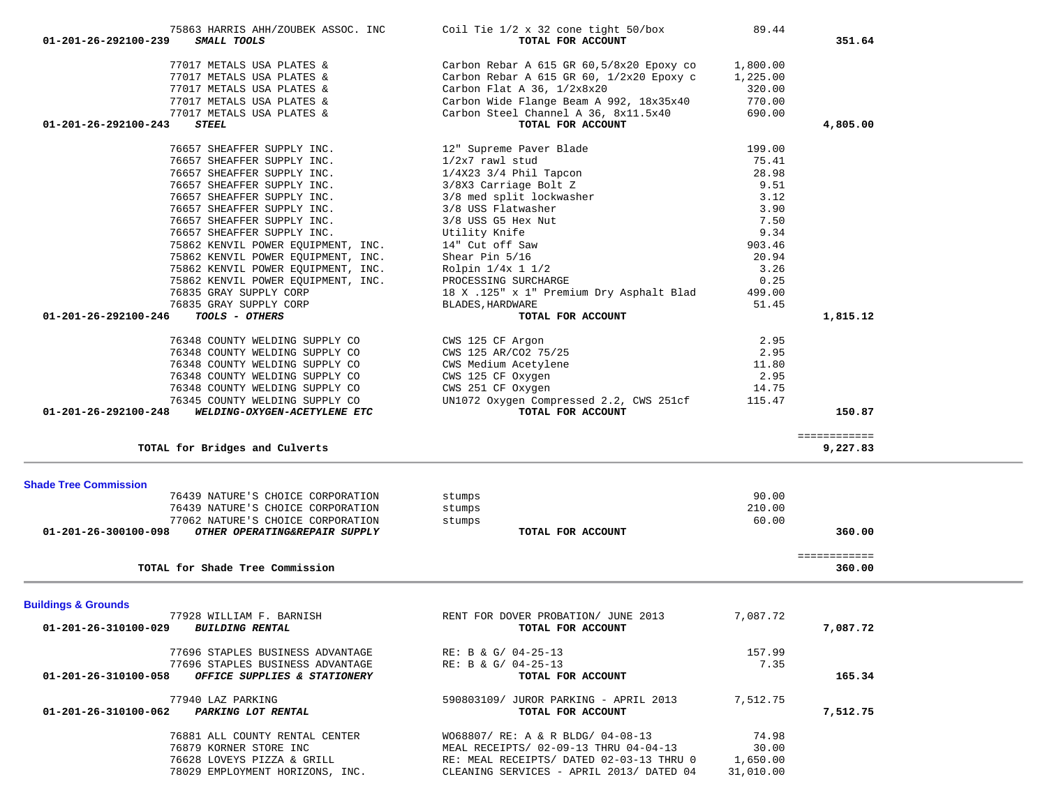| Account | Vendor | Description | Amount | Total |
|---|---|---|---|---|
| | 75863 HARRIS AHH/ZOUBEK ASSOC. INC | Coil Tie 1/2 x 32 cone tight 50/box | 89.44 | |
| 01-201-26-292100-239 | ***SMALL TOOLS*** | **TOTAL FOR ACCOUNT** | | **351.64** |
| | 77017 METALS USA PLATES & | Carbon Rebar A 615 GR 60,5/8x20 Epoxy co | 1,800.00 | |
| | 77017 METALS USA PLATES & | Carbon Rebar A 615 GR 60, 1/2x20 Epoxy c | 1,225.00 | |
| | 77017 METALS USA PLATES & | Carbon Flat A 36, 1/2x8x20 | 320.00 | |
| | 77017 METALS USA PLATES & | Carbon Wide Flange Beam A 992, 18x35x40 | 770.00 | |
| | 77017 METALS USA PLATES & | Carbon Steel Channel A 36, 8x11.5x40 | 690.00 | |
| 01-201-26-292100-243 | ***STEEL*** | **TOTAL FOR ACCOUNT** | | **4,805.00** |
| | 76657 SHEAFFER SUPPLY INC. | 12" Supreme Paver Blade | 199.00 | |
| | 76657 SHEAFFER SUPPLY INC. | 1/2x7 rawl stud | 75.41 | |
| | 76657 SHEAFFER SUPPLY INC. | 1/4X23 3/4 Phil Tapcon | 28.98 | |
| | 76657 SHEAFFER SUPPLY INC. | 3/8X3 Carriage Bolt Z | 9.51 | |
| | 76657 SHEAFFER SUPPLY INC. | 3/8 med split lockwasher | 3.12 | |
| | 76657 SHEAFFER SUPPLY INC. | 3/8 USS Flatwasher | 3.90 | |
| | 76657 SHEAFFER SUPPLY INC. | 3/8 USS G5 Hex Nut | 7.50 | |
| | 76657 SHEAFFER SUPPLY INC. | Utility Knife | 9.34 | |
| | 75862 KENVIL POWER EQUIPMENT, INC. | 14" Cut off Saw | 903.46 | |
| | 75862 KENVIL POWER EQUIPMENT, INC. | Shear Pin 5/16 | 20.94 | |
| | 75862 KENVIL POWER EQUIPMENT, INC. | Rolpin 1/4x 1 1/2 | 3.26 | |
| | 75862 KENVIL POWER EQUIPMENT, INC. | PROCESSING SURCHARGE | 0.25 | |
| | 76835 GRAY SUPPLY CORP | 18 X .125" x 1" Premium Dry Asphalt Blad | 499.00 | |
| | 76835 GRAY SUPPLY CORP | BLADES,HARDWARE | 51.45 | |
| 01-201-26-292100-246 | ***TOOLS - OTHERS*** | **TOTAL FOR ACCOUNT** | | **1,815.12** |
| | 76348 COUNTY WELDING SUPPLY CO | CWS 125 CF Argon | 2.95 | |
| | 76348 COUNTY WELDING SUPPLY CO | CWS 125 AR/CO2 75/25 | 2.95 | |
| | 76348 COUNTY WELDING SUPPLY CO | CWS Medium Acetylene | 11.80 | |
| | 76348 COUNTY WELDING SUPPLY CO | CWS 125 CF Oxygen | 2.95 | |
| | 76348 COUNTY WELDING SUPPLY CO | CWS 251 CF Oxygen | 14.75 | |
| | 76345 COUNTY WELDING SUPPLY CO | UN1072 Oxygen Compressed 2.2, CWS 251cf | 115.47 | |
| 01-201-26-292100-248 | ***WELDING-OXYGEN-ACETYLENE ETC*** | **TOTAL FOR ACCOUNT** | | **150.87** |
| | **TOTAL for Bridges and Culverts** | | | **9,227.83** |

## Shade Tree Commission

| Account | Vendor | Description | Amount | Total |
|---|---|---|---|---|
| | 76439 NATURE'S CHOICE CORPORATION | stumps | 90.00 | |
| | 76439 NATURE'S CHOICE CORPORATION | stumps | 210.00 | |
| | 77062 NATURE'S CHOICE CORPORATION | stumps | 60.00 | |
| 01-201-26-300100-098 | ***OTHER OPERATING&REPAIR SUPPLY*** | **TOTAL FOR ACCOUNT** | | **360.00** |
| | **TOTAL for Shade Tree Commission** | | | **360.00** |

## Buildings & Grounds

| Account | Vendor | Description | Amount | Total |
|---|---|---|---|---|
| | 77928 WILLIAM F. BARNISH | RENT FOR DOVER PROBATION/ JUNE 2013 | 7,087.72 | |
| 01-201-26-310100-029 | ***BUILDING RENTAL*** | **TOTAL FOR ACCOUNT** | | **7,087.72** |
| | 77696 STAPLES BUSINESS ADVANTAGE | RE: B & G/ 04-25-13 | 157.99 | |
| | 77696 STAPLES BUSINESS ADVANTAGE | RE: B & G/ 04-25-13 | 7.35 | |
| 01-201-26-310100-058 | ***OFFICE SUPPLIES & STATIONERY*** | **TOTAL FOR ACCOUNT** | | **165.34** |
| | 77940 LAZ PARKING | 590803109/ JUROR PARKING - APRIL 2013 | 7,512.75 | |
| 01-201-26-310100-062 | ***PARKING LOT RENTAL*** | **TOTAL FOR ACCOUNT** | | **7,512.75** |
| | 76881 ALL COUNTY RENTAL CENTER | WO68807/ RE: A & R BLDG/ 04-08-13 | 74.98 | |
| | 76879 KORNER STORE INC | MEAL RECEIPTS/ 02-09-13 THRU 04-04-13 | 30.00 | |
| | 76628 LOVEYS PIZZA & GRILL | RE: MEAL RECEIPTS/ DATED 02-03-13 THRU 0 | 1,650.00 | |
| | 78029 EMPLOYMENT HORIZONS, INC. | CLEANING SERVICES - APRIL 2013/ DATED 04 | 31,010.00 | |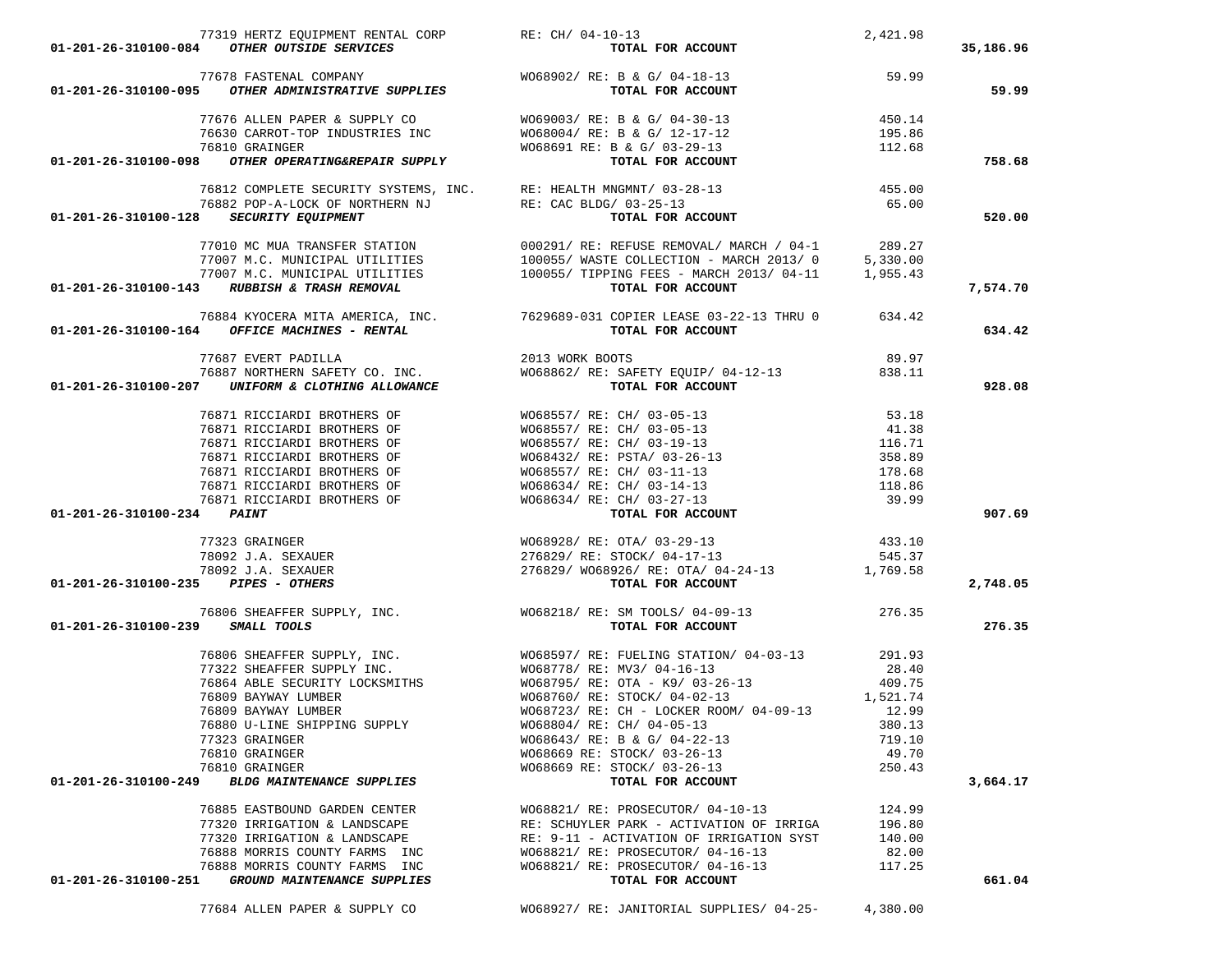| Account | Vendor | Description | Amount | Total |
|---|---|---|---|---|
| | 77319 HERTZ EQUIPMENT RENTAL CORP | RE: CH/ 04-10-13 | 2,421.98 | |
| 01-201-26-310100-084 *OTHER OUTSIDE SERVICES* | | TOTAL FOR ACCOUNT | | **35,186.96** |
| | 77678 FASTENAL COMPANY | WO68902/ RE: B & G/ 04-18-13 | 59.99 | |
| 01-201-26-310100-095 *OTHER ADMINISTRATIVE SUPPLIES* | | TOTAL FOR ACCOUNT | | **59.99** |
| | 77676 ALLEN PAPER & SUPPLY CO | WO69003/ RE: B & G/ 04-30-13 | 450.14 | |
| | 76630 CARROT-TOP INDUSTRIES INC | WO68004/ RE: B & G/ 12-17-12 | 195.86 | |
| | 76810 GRAINGER | WO68691 RE: B & G/ 03-29-13 | 112.68 | |
| 01-201-26-310100-098 *OTHER OPERATING&REPAIR SUPPLY* | | TOTAL FOR ACCOUNT | | **758.68** |
| | 76812 COMPLETE SECURITY SYSTEMS, INC. | RE: HEALTH MNGMNT/ 03-28-13 | 455.00 | |
| | 76882 POP-A-LOCK OF NORTHERN NJ | RE: CAC BLDG/ 03-25-13 | 65.00 | |
| 01-201-26-310100-128 *SECURITY EQUIPMENT* | | TOTAL FOR ACCOUNT | | **520.00** |
| | 77010 MC MUA TRANSFER STATION | 000291/ RE: REFUSE REMOVAL/ MARCH / 04-1 | 289.27 | |
| | 77007 M.C. MUNICIPAL UTILITIES | 100055/ WASTE COLLECTION - MARCH 2013/ 0 | 5,330.00 | |
| | 77007 M.C. MUNICIPAL UTILITIES | 100055/ TIPPING FEES - MARCH 2013/ 04-11 | 1,955.43 | |
| 01-201-26-310100-143 *RUBBISH & TRASH REMOVAL* | | TOTAL FOR ACCOUNT | | **7,574.70** |
| | 76884 KYOCERA MITA AMERICA, INC. | 7629689-031 COPIER LEASE 03-22-13 THRU 0 | 634.42 | |
| 01-201-26-310100-164 *OFFICE MACHINES - RENTAL* | | TOTAL FOR ACCOUNT | | **634.42** |
| | 77687 EVERT PADILLA | 2013 WORK BOOTS | 89.97 | |
| | 76887 NORTHERN SAFETY CO. INC. | WO68862/ RE: SAFETY EQUIP/ 04-12-13 | 838.11 | |
| 01-201-26-310100-207 *UNIFORM & CLOTHING ALLOWANCE* | | TOTAL FOR ACCOUNT | | **928.08** |
| | 76871 RICCIARDI BROTHERS OF | WO68557/ RE: CH/ 03-05-13 | 53.18 | |
| | 76871 RICCIARDI BROTHERS OF | WO68557/ RE: CH/ 03-05-13 | 41.38 | |
| | 76871 RICCIARDI BROTHERS OF | WO68557/ RE: CH/ 03-19-13 | 116.71 | |
| | 76871 RICCIARDI BROTHERS OF | WO68432/ RE: PSTA/ 03-26-13 | 358.89 | |
| | 76871 RICCIARDI BROTHERS OF | WO68557/ RE: CH/ 03-11-13 | 178.68 | |
| | 76871 RICCIARDI BROTHERS OF | WO68634/ RE: CH/ 03-14-13 | 118.86 | |
| | 76871 RICCIARDI BROTHERS OF | WO68634/ RE: CH/ 03-27-13 | 39.99 | |
| 01-201-26-310100-234 *PAINT* | | TOTAL FOR ACCOUNT | | **907.69** |
| | 77323 GRAINGER | WO68928/ RE: OTA/ 03-29-13 | 433.10 | |
| | 78092 J.A. SEXAUER | 276829/ RE: STOCK/ 04-17-13 | 545.37 | |
| | 78092 J.A. SEXAUER | 276829/ WO68926/ RE: OTA/ 04-24-13 | 1,769.58 | |
| 01-201-26-310100-235 *PIPES - OTHERS* | | TOTAL FOR ACCOUNT | | **2,748.05** |
| | 76806 SHEAFFER SUPPLY, INC. | WO68218/ RE: SM TOOLS/ 04-09-13 | 276.35 | |
| 01-201-26-310100-239 *SMALL TOOLS* | | TOTAL FOR ACCOUNT | | **276.35** |
| | 76806 SHEAFFER SUPPLY, INC. | WO68597/ RE: FUELING STATION/ 04-03-13 | 291.93 | |
| | 77322 SHEAFFER SUPPLY INC. | WO68778/ RE: MV3/ 04-16-13 | 28.40 | |
| | 76864 ABLE SECURITY LOCKSMITHS | WO68795/ RE: OTA - K9/ 03-26-13 | 409.75 | |
| | 76809 BAYWAY LUMBER | WO68760/ RE: STOCK/ 04-02-13 | 1,521.74 | |
| | 76809 BAYWAY LUMBER | WO68723/ RE: CH - LOCKER ROOM/ 04-09-13 | 12.99 | |
| | 76880 U-LINE SHIPPING SUPPLY | WO68804/ RE: CH/ 04-05-13 | 380.13 | |
| | 77323 GRAINGER | WO68643/ RE: B & G/ 04-22-13 | 719.10 | |
| | 76810 GRAINGER | WO68669 RE: STOCK/ 03-26-13 | 49.70 | |
| | 76810 GRAINGER | WO68669 RE: STOCK/ 03-26-13 | 250.43 | |
| 01-201-26-310100-249 *BLDG MAINTENANCE SUPPLIES* | | TOTAL FOR ACCOUNT | | **3,664.17** |
| | 76885 EASTBOUND GARDEN CENTER | WO68821/ RE: PROSECUTOR/ 04-10-13 | 124.99 | |
| | 77320 IRRIGATION & LANDSCAPE | RE: SCHUYLER PARK - ACTIVATION OF IRRIGA | 196.80 | |
| | 77320 IRRIGATION & LANDSCAPE | RE: 9-11 - ACTIVATION OF IRRIGATION SYST | 140.00 | |
| | 76888 MORRIS COUNTY FARMS INC | WO68821/ RE: PROSECUTOR/ 04-16-13 | 82.00 | |
| | 76888 MORRIS COUNTY FARMS INC | WO68821/ RE: PROSECUTOR/ 04-16-13 | 117.25 | |
| 01-201-26-310100-251 *GROUND MAINTENANCE SUPPLIES* | | TOTAL FOR ACCOUNT | | **661.04** |
| | 77684 ALLEN PAPER & SUPPLY CO | WO68927/ RE: JANITORIAL SUPPLIES/ 04-25- | 4,380.00 | |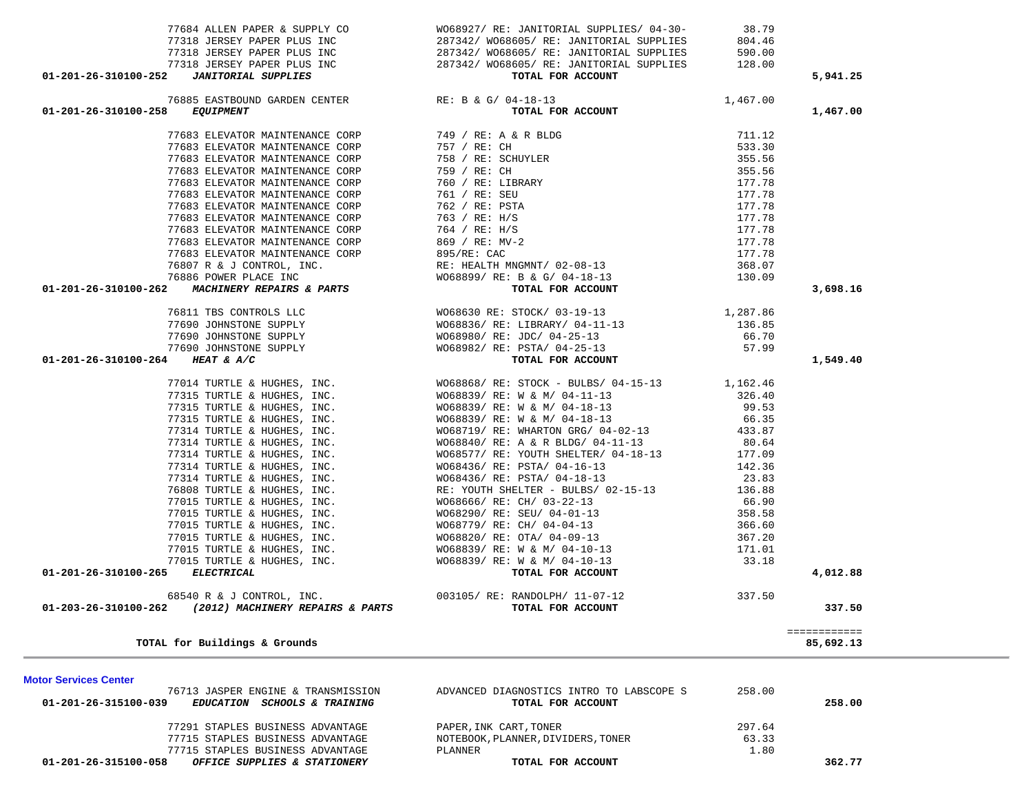| Account | Vendor | Description | Amount | Total |
|---|---|---|---|---|
| | 77684 ALLEN PAPER & SUPPLY CO | WO68927/ RE: JANITORIAL SUPPLIES/ 04-30- | 38.79 | |
| | 77318 JERSEY PAPER PLUS INC | 287342/ WO68605/ RE: JANITORIAL SUPPLIES | 804.46 | |
| | 77318 JERSEY PAPER PLUS INC | 287342/ WO68605/ RE: JANITORIAL SUPPLIES | 590.00 | |
| | 77318 JERSEY PAPER PLUS INC | 287342/ WO68605/ RE: JANITORIAL SUPPLIES | 128.00 | |
| **01-201-26-310100-252** | ***JANITORIAL SUPPLIES*** | **TOTAL FOR ACCOUNT** | | **5,941.25** |
| | 76885 EASTBOUND GARDEN CENTER | RE: B & G/ 04-18-13 | 1,467.00 | |
| **01-201-26-310100-258** | ***EQUIPMENT*** | **TOTAL FOR ACCOUNT** | | **1,467.00** |
| | 77683 ELEVATOR MAINTENANCE CORP | 749 / RE: A & R BLDG | 711.12 | |
| | 77683 ELEVATOR MAINTENANCE CORP | 757 / RE: CH | 533.30 | |
| | 77683 ELEVATOR MAINTENANCE CORP | 758 / RE: SCHUYLER | 355.56 | |
| | 77683 ELEVATOR MAINTENANCE CORP | 759 / RE: CH | 355.56 | |
| | 77683 ELEVATOR MAINTENANCE CORP | 760 / RE: LIBRARY | 177.78 | |
| | 77683 ELEVATOR MAINTENANCE CORP | 761 / RE: SEU | 177.78 | |
| | 77683 ELEVATOR MAINTENANCE CORP | 762 / RE: PSTA | 177.78 | |
| | 77683 ELEVATOR MAINTENANCE CORP | 763 / RE: H/S | 177.78 | |
| | 77683 ELEVATOR MAINTENANCE CORP | 764 / RE: H/S | 177.78 | |
| | 77683 ELEVATOR MAINTENANCE CORP | 869 / RE: MV-2 | 177.78 | |
| | 77683 ELEVATOR MAINTENANCE CORP | 895/RE: CAC | 177.78 | |
| | 76807 R & J CONTROL, INC. | RE: HEALTH MNGMNT/ 02-08-13 | 368.07 | |
| | 76886 POWER PLACE INC | WO68899/ RE: B & G/ 04-18-13 | 130.09 | |
| **01-201-26-310100-262** | ***MACHINERY REPAIRS & PARTS*** | **TOTAL FOR ACCOUNT** | | **3,698.16** |
| | 76811 TBS CONTROLS LLC | WO68630 RE: STOCK/ 03-19-13 | 1,287.86 | |
| | 77690 JOHNSTONE SUPPLY | WO68836/ RE: LIBRARY/ 04-11-13 | 136.85 | |
| | 77690 JOHNSTONE SUPPLY | WO68980/ RE: JDC/ 04-25-13 | 66.70 | |
| | 77690 JOHNSTONE SUPPLY | WO68982/ RE: PSTA/ 04-25-13 | 57.99 | |
| **01-201-26-310100-264** | ***HEAT & A/C*** | **TOTAL FOR ACCOUNT** | | **1,549.40** |
| | 77014 TURTLE & HUGHES, INC. | WO68868/ RE: STOCK - BULBS/ 04-15-13 | 1,162.46 | |
| | 77315 TURTLE & HUGHES, INC. | WO68839/ RE: W & M/ 04-11-13 | 326.40 | |
| | 77315 TURTLE & HUGHES, INC. | WO68839/ RE: W & M/ 04-18-13 | 99.53 | |
| | 77315 TURTLE & HUGHES, INC. | WO68839/ RE: W & M/ 04-18-13 | 66.35 | |
| | 77314 TURTLE & HUGHES, INC. | WO68719/ RE: WHARTON GRG/ 04-02-13 | 433.87 | |
| | 77314 TURTLE & HUGHES, INC. | WO68840/ RE: A & R BLDG/ 04-11-13 | 80.64 | |
| | 77314 TURTLE & HUGHES, INC. | WO68577/ RE: YOUTH SHELTER/ 04-18-13 | 177.09 | |
| | 77314 TURTLE & HUGHES, INC. | WO68436/ RE: PSTA/ 04-16-13 | 142.36 | |
| | 77314 TURTLE & HUGHES, INC. | WO68436/ RE: PSTA/ 04-18-13 | 23.83 | |
| | 76808 TURTLE & HUGHES, INC. | RE: YOUTH SHELTER - BULBS/ 02-15-13 | 136.88 | |
| | 77015 TURTLE & HUGHES, INC. | WO68666/ RE: CH/ 03-22-13 | 66.90 | |
| | 77015 TURTLE & HUGHES, INC. | WO68290/ RE: SEU/ 04-01-13 | 358.58 | |
| | 77015 TURTLE & HUGHES, INC. | WO68779/ RE: CH/ 04-04-13 | 366.60 | |
| | 77015 TURTLE & HUGHES, INC. | WO68820/ RE: OTA/ 04-09-13 | 367.20 | |
| | 77015 TURTLE & HUGHES, INC. | WO68839/ RE: W & M/ 04-10-13 | 171.01 | |
| | 77015 TURTLE & HUGHES, INC. | WO68839/ RE: W & M/ 04-10-13 | 33.18 | |
| **01-201-26-310100-265** | ***ELECTRICAL*** | **TOTAL FOR ACCOUNT** | | **4,012.88** |
| | 68540 R & J CONTROL, INC. | 003105/ RE: RANDOLPH/ 11-07-12 | 337.50 | |
| **01-203-26-310100-262** | ***(2012) MACHINERY REPAIRS & PARTS*** | **TOTAL FOR ACCOUNT** | | **337.50** |
| | | | | ============ |
| | **TOTAL for Buildings & Grounds** | | | **85,692.13** |

**Motor Services Center**

| Account | Vendor | Description | Amount | Total |
|---|---|---|---|---|
| | 76713 JASPER ENGINE & TRANSMISSION | ADVANCED DIAGNOSTICS INTRO TO LABSCOPE S | 258.00 | |
| **01-201-26-315100-039** | ***EDUCATION SCHOOLS & TRAINING*** | **TOTAL FOR ACCOUNT** | | **258.00** |
| | 77291 STAPLES BUSINESS ADVANTAGE | PAPER,INK CART,TONER | 297.64 | |
| | 77715 STAPLES BUSINESS ADVANTAGE | NOTEBOOK,PLANNER,DIVIDERS,TONER | 63.33 | |
| | 77715 STAPLES BUSINESS ADVANTAGE | PLANNER | 1.80 | |
| **01-201-26-315100-058** | ***OFFICE SUPPLIES & STATIONERY*** | **TOTAL FOR ACCOUNT** | | **362.77** |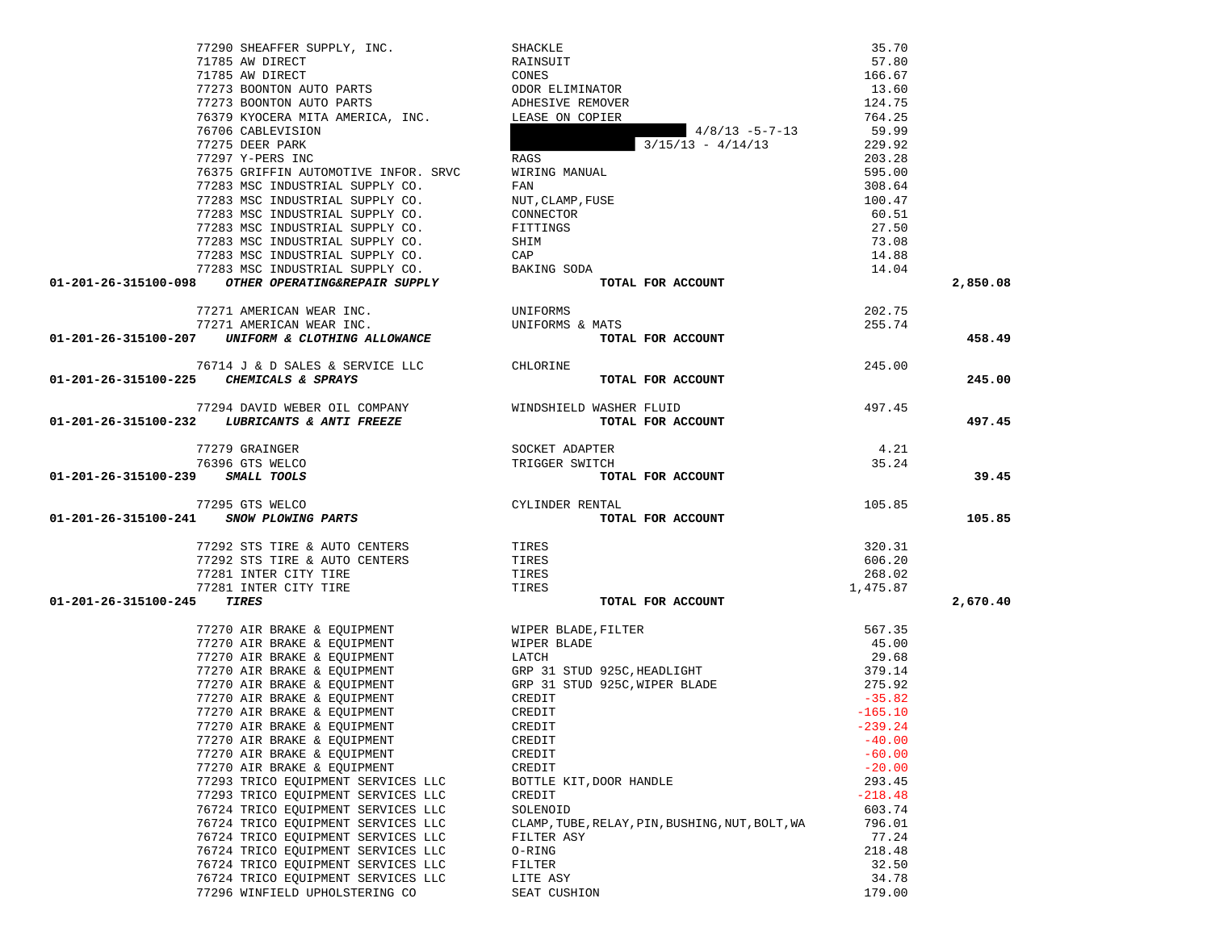| Account | Vendor | Description | Amount | Total |
|---|---|---|---|---|
| | 77290 SHEAFFER SUPPLY, INC. | SHACKLE | 35.70 | |
| | 71785 AW DIRECT | RAINSUIT | 57.80 | |
| | 71785 AW DIRECT | CONES | 166.67 | |
| | 77273 BOONTON AUTO PARTS | ODOR ELIMINATOR | 13.60 | |
| | 77273 BOONTON AUTO PARTS | ADHESIVE REMOVER | 124.75 | |
| | 76379 KYOCERA MITA AMERICA, INC. | LEASE ON COPIER | 764.25 | |
| | 76706 CABLEVISION | 4/8/13 -5-7-13 | 59.99 | |
| | 77275 DEER PARK | 3/15/13 - 4/14/13 | 229.92 | |
| | 77297 Y-PERS INC | RAGS | 203.28 | |
| | 76375 GRIFFIN AUTOMOTIVE INFOR. SRVC | WIRING MANUAL | 595.00 | |
| | 77283 MSC INDUSTRIAL SUPPLY CO. | FAN | 308.64 | |
| | 77283 MSC INDUSTRIAL SUPPLY CO. | NUT,CLAMP,FUSE | 100.47 | |
| | 77283 MSC INDUSTRIAL SUPPLY CO. | CONNECTOR | 60.51 | |
| | 77283 MSC INDUSTRIAL SUPPLY CO. | FITTINGS | 27.50 | |
| | 77283 MSC INDUSTRIAL SUPPLY CO. | SHIM | 73.08 | |
| | 77283 MSC INDUSTRIAL SUPPLY CO. | CAP | 14.88 | |
| | 77283 MSC INDUSTRIAL SUPPLY CO. | BAKING SODA | 14.04 | |
| **01-201-26-315100-098** | ***OTHER OPERATING&REPAIR SUPPLY*** | **TOTAL FOR ACCOUNT** | | **2,850.08** |
| | 77271 AMERICAN WEAR INC. | UNIFORMS | 202.75 | |
| | 77271 AMERICAN WEAR INC. | UNIFORMS & MATS | 255.74 | |
| **01-201-26-315100-207** | ***UNIFORM & CLOTHING ALLOWANCE*** | **TOTAL FOR ACCOUNT** | | **458.49** |
| | 76714 J & D SALES & SERVICE LLC | CHLORINE | 245.00 | |
| **01-201-26-315100-225** | ***CHEMICALS & SPRAYS*** | **TOTAL FOR ACCOUNT** | | **245.00** |
| | 77294 DAVID WEBER OIL COMPANY | WINDSHIELD WASHER FLUID | 497.45 | |
| **01-201-26-315100-232** | ***LUBRICANTS & ANTI FREEZE*** | **TOTAL FOR ACCOUNT** | | **497.45** |
| | 77279 GRAINGER | SOCKET ADAPTER | 4.21 | |
| | 76396 GTS WELCO | TRIGGER SWITCH | 35.24 | |
| **01-201-26-315100-239** | ***SMALL TOOLS*** | **TOTAL FOR ACCOUNT** | | **39.45** |
| | 77295 GTS WELCO | CYLINDER RENTAL | 105.85 | |
| **01-201-26-315100-241** | ***SNOW PLOWING PARTS*** | **TOTAL FOR ACCOUNT** | | **105.85** |
| | 77292 STS TIRE & AUTO CENTERS | TIRES | 320.31 | |
| | 77292 STS TIRE & AUTO CENTERS | TIRES | 606.20 | |
| | 77281 INTER CITY TIRE | TIRES | 268.02 | |
| | 77281 INTER CITY TIRE | TIRES | 1,475.87 | |
| **01-201-26-315100-245** | ***TIRES*** | **TOTAL FOR ACCOUNT** | | **2,670.40** |
| | 77270 AIR BRAKE & EQUIPMENT | WIPER BLADE,FILTER | 567.35 | |
| | 77270 AIR BRAKE & EQUIPMENT | WIPER BLADE | 45.00 | |
| | 77270 AIR BRAKE & EQUIPMENT | LATCH | 29.68 | |
| | 77270 AIR BRAKE & EQUIPMENT | GRP 31 STUD 925C,HEADLIGHT | 379.14 | |
| | 77270 AIR BRAKE & EQUIPMENT | GRP 31 STUD 925C,WIPER BLADE | 275.92 | |
| | 77270 AIR BRAKE & EQUIPMENT | CREDIT | -35.82 | |
| | 77270 AIR BRAKE & EQUIPMENT | CREDIT | -165.10 | |
| | 77270 AIR BRAKE & EQUIPMENT | CREDIT | -239.24 | |
| | 77270 AIR BRAKE & EQUIPMENT | CREDIT | -40.00 | |
| | 77270 AIR BRAKE & EQUIPMENT | CREDIT | -60.00 | |
| | 77270 AIR BRAKE & EQUIPMENT | CREDIT | -20.00 | |
| | 77293 TRICO EQUIPMENT SERVICES LLC | BOTTLE KIT,DOOR HANDLE | 293.45 | |
| | 77293 TRICO EQUIPMENT SERVICES LLC | CREDIT | -218.48 | |
| | 76724 TRICO EQUIPMENT SERVICES LLC | SOLENOID | 603.74 | |
| | 76724 TRICO EQUIPMENT SERVICES LLC | CLAMP,TUBE,RELAY,PIN,BUSHING,NUT,BOLT,WA | 796.01 | |
| | 76724 TRICO EQUIPMENT SERVICES LLC | FILTER ASY | 77.24 | |
| | 76724 TRICO EQUIPMENT SERVICES LLC | O-RING | 218.48 | |
| | 76724 TRICO EQUIPMENT SERVICES LLC | FILTER | 32.50 | |
| | 76724 TRICO EQUIPMENT SERVICES LLC | LITE ASY | 34.78 | |
| | 77296 WINFIELD UPHOLSTERING CO | SEAT CUSHION | 179.00 | |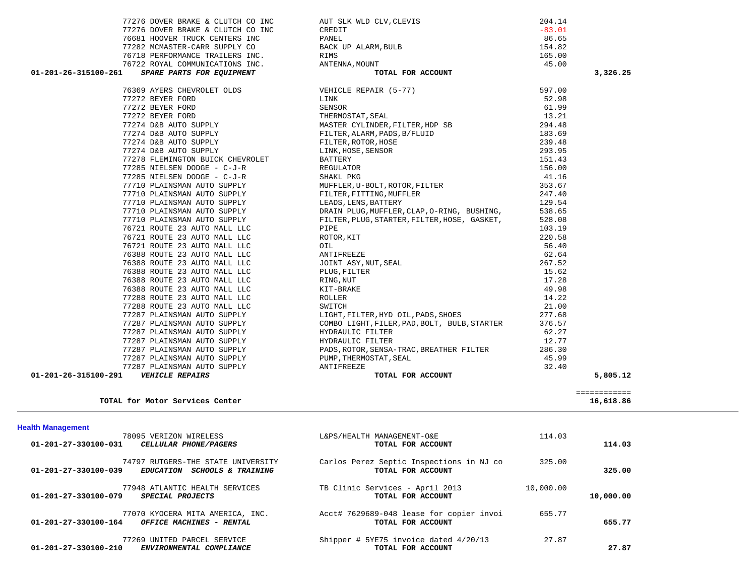| Account | Vendor | Description | Amount | Total |
|---|---|---|---|---|
| | 77276 DOVER BRAKE & CLUTCH CO INC | AUT SLK WLD CLV,CLEVIS | 204.14 | |
| | 77276 DOVER BRAKE & CLUTCH CO INC | CREDIT | -83.01 | |
| | 76681 HOOVER TRUCK CENTERS INC | PANEL | 86.65 | |
| | 77282 MCMASTER-CARR SUPPLY CO | BACK UP ALARM,BULB | 154.82 | |
| | 76718 PERFORMANCE TRAILERS INC. | RIMS | 165.00 | |
| | 76722 ROYAL COMMUNICATIONS INC. | ANTENNA,MOUNT | 45.00 | |
| 01-201-26-315100-261 | *SPARE PARTS FOR EQUIPMENT* | **TOTAL FOR ACCOUNT** | | **3,326.25** |
| | 76369 AYERS CHEVROLET OLDS | VEHICLE REPAIR (5-77) | 597.00 | |
| | 77272 BEYER FORD | LINK | 52.98 | |
| | 77272 BEYER FORD | SENSOR | 61.99 | |
| | 77272 BEYER FORD | THERMOSTAT,SEAL | 13.21 | |
| | 77274 D&B AUTO SUPPLY | MASTER CYLINDER,FILTER,HDP SB | 294.48 | |
| | 77274 D&B AUTO SUPPLY | FILTER,ALARM,PADS,B/FLUID | 183.69 | |
| | 77274 D&B AUTO SUPPLY | FILTER,ROTOR,HOSE | 239.48 | |
| | 77274 D&B AUTO SUPPLY | LINK,HOSE,SENSOR | 293.95 | |
| | 77278 FLEMINGTON BUICK CHEVROLET | BATTERY | 151.43 | |
| | 77285 NIELSEN DODGE - C-J-R | REGULATOR | 156.00 | |
| | 77285 NIELSEN DODGE - C-J-R | SHAKL PKG | 41.16 | |
| | 77710 PLAINSMAN AUTO SUPPLY | MUFFLER,U-BOLT,ROTOR,FILTER | 353.67 | |
| | 77710 PLAINSMAN AUTO SUPPLY | FILTER,FITTING,MUFFLER | 247.40 | |
| | 77710 PLAINSMAN AUTO SUPPLY | LEADS,LENS,BATTERY | 129.54 | |
| | 77710 PLAINSMAN AUTO SUPPLY | DRAIN PLUG,MUFFLER,CLAP,O-RING, BUSHING, | 538.65 | |
| | 77710 PLAINSMAN AUTO SUPPLY | FILTER,PLUG,STARTER,FILTER,HOSE, GASKET, | 528.08 | |
| | 76721 ROUTE 23 AUTO MALL LLC | PIPE | 103.19 | |
| | 76721 ROUTE 23 AUTO MALL LLC | ROTOR,KIT | 220.58 | |
| | 76721 ROUTE 23 AUTO MALL LLC | OIL | 56.40 | |
| | 76388 ROUTE 23 AUTO MALL LLC | ANTIFREEZE | 62.64 | |
| | 76388 ROUTE 23 AUTO MALL LLC | JOINT ASY,NUT,SEAL | 267.52 | |
| | 76388 ROUTE 23 AUTO MALL LLC | PLUG,FILTER | 15.62 | |
| | 76388 ROUTE 23 AUTO MALL LLC | RING,NUT | 17.28 | |
| | 76388 ROUTE 23 AUTO MALL LLC | KIT-BRAKE | 49.98 | |
| | 77288 ROUTE 23 AUTO MALL LLC | ROLLER | 14.22 | |
| | 77288 ROUTE 23 AUTO MALL LLC | SWITCH | 21.00 | |
| | 77287 PLAINSMAN AUTO SUPPLY | LIGHT,FILTER,HYD OIL,PADS,SHOES | 277.68 | |
| | 77287 PLAINSMAN AUTO SUPPLY | COMBO LIGHT,FILER,PAD,BOLT, BULB,STARTER | 376.57 | |
| | 77287 PLAINSMAN AUTO SUPPLY | HYDRAULIC FILTER | 62.27 | |
| | 77287 PLAINSMAN AUTO SUPPLY | HYDRAULIC FILTER | 12.77 | |
| | 77287 PLAINSMAN AUTO SUPPLY | PADS,ROTOR,SENSA-TRAC,BREATHER FILTER | 286.30 | |
| | 77287 PLAINSMAN AUTO SUPPLY | PUMP,THERMOSTAT,SEAL | 45.99 | |
| | 77287 PLAINSMAN AUTO SUPPLY | ANTIFREEZE | 32.40 | |
| 01-201-26-315100-291 | *VEHICLE REPAIRS* | **TOTAL FOR ACCOUNT** | | **5,805.12** |
| | **TOTAL for Motor Services Center** | | | **16,618.86** |

## Health Management

| Account | Vendor | Description | Amount | Total |
|---|---|---|---|---|
| | 78095 VERIZON WIRELESS | L&PS/HEALTH MANAGEMENT-O&E | 114.03 | |
| 01-201-27-330100-031 | *CELLULAR PHONE/PAGERS* | **TOTAL FOR ACCOUNT** | | **114.03** |
| | 74797 RUTGERS-THE STATE UNIVERSITY | Carlos Perez Septic Inspections in NJ co | 325.00 | |
| 01-201-27-330100-039 | *EDUCATION SCHOOLS & TRAINING* | **TOTAL FOR ACCOUNT** | | **325.00** |
| | 77948 ATLANTIC HEALTH SERVICES | TB Clinic Services - April 2013 | 10,000.00 | |
| 01-201-27-330100-079 | *SPECIAL PROJECTS* | **TOTAL FOR ACCOUNT** | | **10,000.00** |
| | 77070 KYOCERA MITA AMERICA, INC. | Acct# 7629689-048 lease for copier invoi | 655.77 | |
| 01-201-27-330100-164 | *OFFICE MACHINES - RENTAL* | **TOTAL FOR ACCOUNT** | | **655.77** |
| | 77269 UNITED PARCEL SERVICE | Shipper # 5YE75 invoice dated 4/20/13 | 27.87 | |
| 01-201-27-330100-210 | *ENVIRONMENTAL COMPLIANCE* | **TOTAL FOR ACCOUNT** | | **27.87** |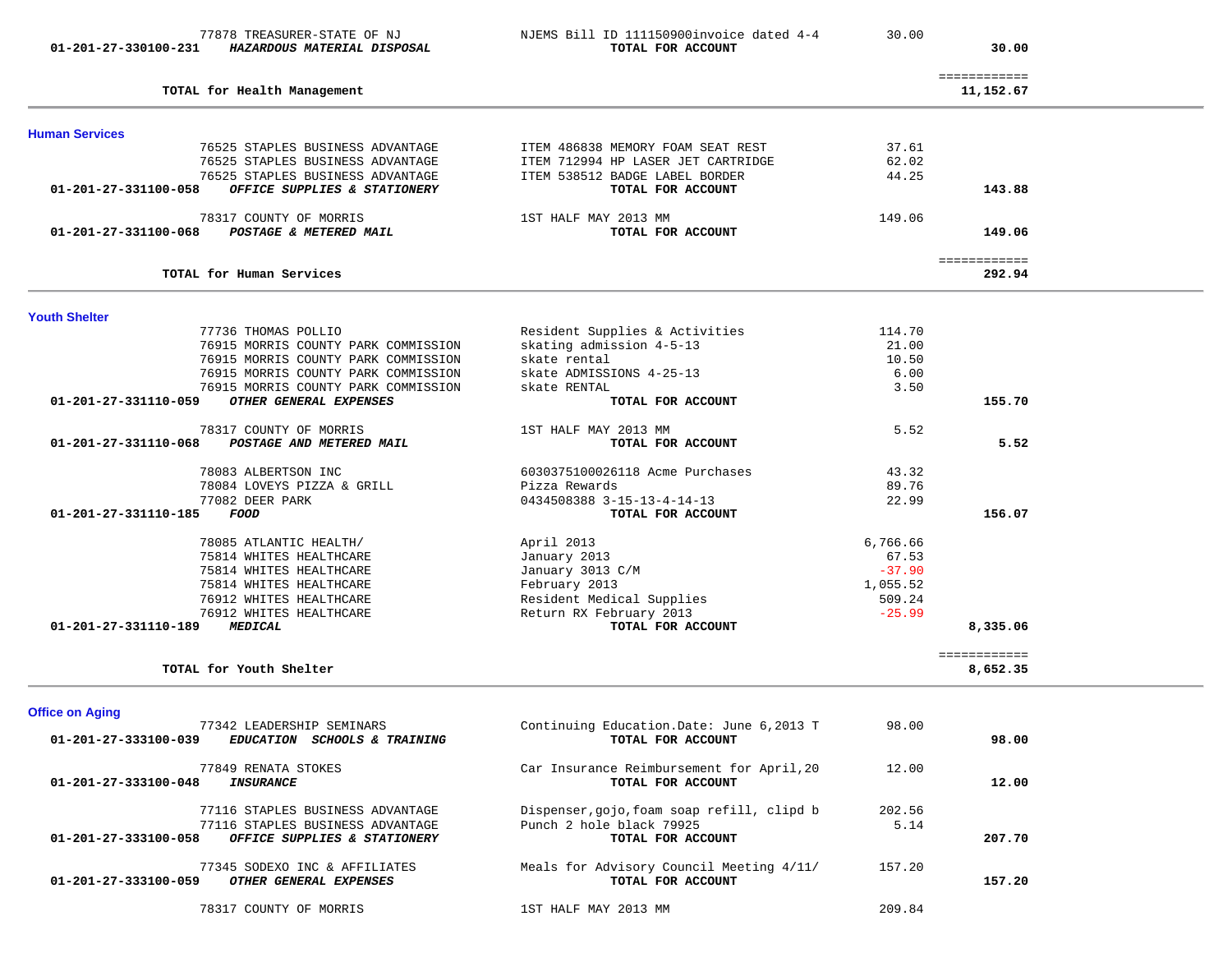| Account | Vendor / Description | Item Description | Amount | Total |
|---|---|---|---|---|
| | 77878 TREASURER-STATE OF NJ | NJEMS Bill ID 111150900invoice dated 4-4 | 30.00 | |
| 01-201-27-330100-231 | *HAZARDOUS MATERIAL DISPOSAL* | **TOTAL FOR ACCOUNT** | | **30.00** |
| | **TOTAL for Health Management** | | | **11,152.67** |

## Human Services

| Account | Vendor / Description | Item Description | Amount | Total |
|---|---|---|---|---|
| | 76525 STAPLES BUSINESS ADVANTAGE | ITEM 486838 MEMORY FOAM SEAT REST | 37.61 | |
| | 76525 STAPLES BUSINESS ADVANTAGE | ITEM 712994 HP LASER JET CARTRIDGE | 62.02 | |
| | 76525 STAPLES BUSINESS ADVANTAGE | ITEM 538512 BADGE LABEL BORDER | 44.25 | |
| 01-201-27-331100-058 | *OFFICE SUPPLIES & STATIONERY* | **TOTAL FOR ACCOUNT** | | **143.88** |
| | 78317 COUNTY OF MORRIS | 1ST HALF MAY 2013 MM | 149.06 | |
| 01-201-27-331100-068 | *POSTAGE & METERED MAIL* | **TOTAL FOR ACCOUNT** | | **149.06** |
| | **TOTAL for Human Services** | | | **292.94** |

## Youth Shelter

| Account | Vendor / Description | Item Description | Amount | Total |
|---|---|---|---|---|
| | 77736 THOMAS POLLIO | Resident Supplies & Activities | 114.70 | |
| | 76915 MORRIS COUNTY PARK COMMISSION | skating admission 4-5-13 | 21.00 | |
| | 76915 MORRIS COUNTY PARK COMMISSION | skate rental | 10.50 | |
| | 76915 MORRIS COUNTY PARK COMMISSION | skate ADMISSIONS 4-25-13 | 6.00 | |
| | 76915 MORRIS COUNTY PARK COMMISSION | skate RENTAL | 3.50 | |
| 01-201-27-331110-059 | *OTHER GENERAL EXPENSES* | **TOTAL FOR ACCOUNT** | | **155.70** |
| | 78317 COUNTY OF MORRIS | 1ST HALF MAY 2013 MM | 5.52 | |
| 01-201-27-331110-068 | *POSTAGE AND METERED MAIL* | **TOTAL FOR ACCOUNT** | | **5.52** |
| | 78083 ALBERTSON INC | 6030375100026118 Acme Purchases | 43.32 | |
| | 78084 LOVEYS PIZZA & GRILL | Pizza Rewards | 89.76 | |
| | 77082 DEER PARK | 0434508388 3-15-13-4-14-13 | 22.99 | |
| 01-201-27-331110-185 | *FOOD* | **TOTAL FOR ACCOUNT** | | **156.07** |
| | 78085 ATLANTIC HEALTH/ | April 2013 | 6,766.66 | |
| | 75814 WHITES HEALTHCARE | January 2013 | 67.53 | |
| | 75814 WHITES HEALTHCARE | January 3013 C/M | -37.90 | |
| | 75814 WHITES HEALTHCARE | February 2013 | 1,055.52 | |
| | 76912 WHITES HEALTHCARE | Resident Medical Supplies | 509.24 | |
| | 76912 WHITES HEALTHCARE | Return RX February 2013 | -25.99 | |
| 01-201-27-331110-189 | *MEDICAL* | **TOTAL FOR ACCOUNT** | | **8,335.06** |
| | **TOTAL for Youth Shelter** | | | **8,652.35** |

## Office on Aging

| Account | Vendor / Description | Item Description | Amount | Total |
|---|---|---|---|---|
| | 77342 LEADERSHIP SEMINARS | Continuing Education.Date: June 6,2013 T | 98.00 | |
| 01-201-27-333100-039 | *EDUCATION SCHOOLS & TRAINING* | **TOTAL FOR ACCOUNT** | | **98.00** |
| | 77849 RENATA STOKES | Car Insurance Reimbursement for April,20 | 12.00 | |
| 01-201-27-333100-048 | *INSURANCE* | **TOTAL FOR ACCOUNT** | | **12.00** |
| | 77116 STAPLES BUSINESS ADVANTAGE | Dispenser,gojo,foam soap refill, clipd b | 202.56 | |
| | 77116 STAPLES BUSINESS ADVANTAGE | Punch 2 hole black 79925 | 5.14 | |
| 01-201-27-333100-058 | *OFFICE SUPPLIES & STATIONERY* | **TOTAL FOR ACCOUNT** | | **207.70** |
| | 77345 SODEXO INC & AFFILIATES | Meals for Advisory Council Meeting 4/11/ | 157.20 | |
| 01-201-27-333100-059 | *OTHER GENERAL EXPENSES* | **TOTAL FOR ACCOUNT** | | **157.20** |
| | 78317 COUNTY OF MORRIS | 1ST HALF MAY 2013 MM | 209.84 | |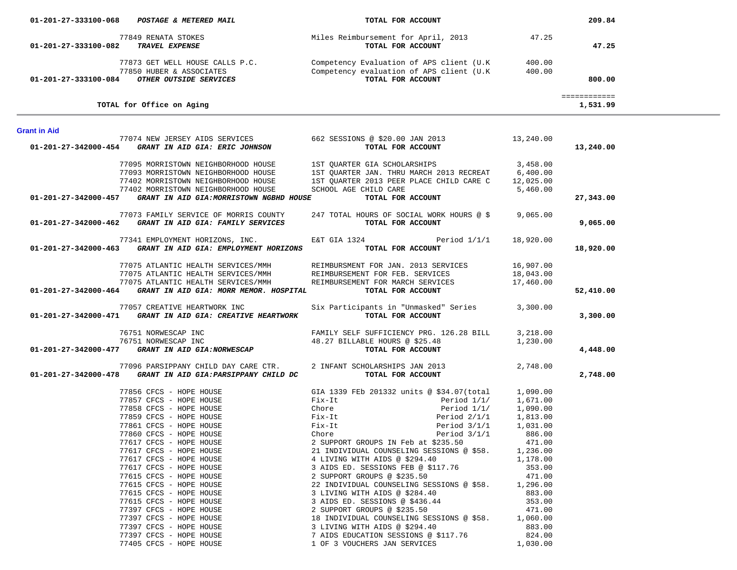| Account | Vendor | Description | Amount | Total |
|---|---|---|---|---|
| 01-201-27-333100-068 ***POSTAGE & METERED MAIL*** | | **TOTAL FOR ACCOUNT** | | **209.84** |
| | 77849 RENATA STOKES | Miles Reimbursement for April, 2013 | 47.25 | |
| 01-201-27-333100-082 ***TRAVEL EXPENSE*** | | **TOTAL FOR ACCOUNT** | | **47.25** |
| | 77873 GET WELL HOUSE CALLS P.C. | Competency Evaluation of APS client (U.K | 400.00 | |
| | 77850 HUBER & ASSOCIATES | Competency evaluation of APS client (U.K | 400.00 | |
| 01-201-27-333100-084 ***OTHER OUTSIDE SERVICES*** | | **TOTAL FOR ACCOUNT** | | **800.00** |
| | | | | ============ |
| **TOTAL for Office on Aging** | | | | **1,531.99** |

## Grant in Aid

| Account | Vendor | Description | Amount | Total |
|---|---|---|---|---|
| | 77074 NEW JERSEY AIDS SERVICES | 662 SESSIONS @ $20.00 JAN 2013 | 13,240.00 | |
| 01-201-27-342000-454 ***GRANT IN AID GIA: ERIC JOHNSON*** | | **TOTAL FOR ACCOUNT** | | **13,240.00** |
| | 77095 MORRISTOWN NEIGHBORHOOD HOUSE | 1ST QUARTER GIA SCHOLARSHIPS | 3,458.00 | |
| | 77093 MORRISTOWN NEIGHBORHOOD HOUSE | 1ST QUARTER JAN. THRU MARCH 2013 RECREAT | 6,400.00 | |
| | 77402 MORRISTOWN NEIGHBORHOOD HOUSE | 1ST QUARTER 2013 PEER PLACE CHILD CARE C | 12,025.00 | |
| | 77402 MORRISTOWN NEIGHBORHOOD HOUSE | SCHOOL AGE CHILD CARE | 5,460.00 | |
| 01-201-27-342000-457 ***GRANT IN AID GIA:MORRISTOWN NGBHD HOUSE*** | | **TOTAL FOR ACCOUNT** | | **27,343.00** |
| | 77073 FAMILY SERVICE OF MORRIS COUNTY | 247 TOTAL HOURS OF SOCIAL WORK HOURS @ $ | 9,065.00 | |
| 01-201-27-342000-462 ***GRANT IN AID GIA: FAMILY SERVICES*** | | **TOTAL FOR ACCOUNT** | | **9,065.00** |
| | 77341 EMPLOYMENT HORIZONS, INC. | E&T GIA 1324 Period 1/1/1 | 18,920.00 | |
| 01-201-27-342000-463 ***GRANT IN AID GIA: EMPLOYMENT HORIZONS*** | | **TOTAL FOR ACCOUNT** | | **18,920.00** |
| | 77075 ATLANTIC HEALTH SERVICES/MMH | REIMBURSMENT FOR JAN. 2013 SERVICES | 16,907.00 | |
| | 77075 ATLANTIC HEALTH SERVICES/MMH | REIMBURSEMENT FOR FEB. SERVICES | 18,043.00 | |
| | 77075 ATLANTIC HEALTH SERVICES/MMH | REIMBURSEMENT FOR MARCH SERVICES | 17,460.00 | |
| 01-201-27-342000-464 ***GRANT IN AID GIA: MORR MEMOR. HOSPITAL*** | | **TOTAL FOR ACCOUNT** | | **52,410.00** |
| | 77057 CREATIVE HEARTWORK INC | Six Participants in "Unmasked" Series | 3,300.00 | |
| 01-201-27-342000-471 ***GRANT IN AID GIA: CREATIVE HEARTWORK*** | | **TOTAL FOR ACCOUNT** | | **3,300.00** |
| | 76751 NORWESCAP INC | FAMILY SELF SUFFICIENCY PRG. 126.28 BILL | 3,218.00 | |
| | 76751 NORWESCAP INC | 48.27 BILLABLE HOURS @ $25.48 | 1,230.00 | |
| 01-201-27-342000-477 ***GRANT IN AID GIA:NORWESCAP*** | | **TOTAL FOR ACCOUNT** | | **4,448.00** |
| | 77096 PARSIPPANY CHILD DAY CARE CTR. | 2 INFANT SCHOLARSHIPS JAN 2013 | 2,748.00 | |
| 01-201-27-342000-478 ***GRANT IN AID GIA:PARSIPPANY CHILD DC*** | | **TOTAL FOR ACCOUNT** | | **2,748.00** |
| | 77856 CFCS - HOPE HOUSE | GIA 1339 FEb 201332 units @ $34.07(total | 1,090.00 | |
| | 77857 CFCS - HOPE HOUSE | Fix-It Period 1/1/ | 1,671.00 | |
| | 77858 CFCS - HOPE HOUSE | Chore Period 1/1/ | 1,090.00 | |
| | 77859 CFCS - HOPE HOUSE | Fix-It Period 2/1/1 | 1,813.00 | |
| | 77861 CFCS - HOPE HOUSE | Fix-It Period 3/1/1 | 1,031.00 | |
| | 77860 CFCS - HOPE HOUSE | Chore Period 3/1/1 | 886.00 | |
| | 77617 CFCS - HOPE HOUSE | 2 SUPPORT GROUPS IN Feb at $235.50 | 471.00 | |
| | 77617 CFCS - HOPE HOUSE | 21 INDIVIDUAL COUNSELING SESSIONS @ $58. | 1,236.00 | |
| | 77617 CFCS - HOPE HOUSE | 4 LIVING WITH AIDS @ $294.40 | 1,178.00 | |
| | 77617 CFCS - HOPE HOUSE | 3 AIDS ED. SESSIONS FEB @ $117.76 | 353.00 | |
| | 77615 CFCS - HOPE HOUSE | 2 SUPPORT GROUPS @ $235.50 | 471.00 | |
| | 77615 CFCS - HOPE HOUSE | 22 INDIVIDUAL COUNSELING SESSIONS @ $58. | 1,296.00 | |
| | 77615 CFCS - HOPE HOUSE | 3 LIVING WITH AIDS @ $284.40 | 883.00 | |
| | 77615 CFCS - HOPE HOUSE | 3 AIDS ED. SESSIONS @ $436.44 | 353.00 | |
| | 77397 CFCS - HOPE HOUSE | 2 SUPPORT GROUPS @ $235.50 | 471.00 | |
| | 77397 CFCS - HOPE HOUSE | 18 INDIVIDUAL COUNSELING SESSIONS @ $58. | 1,060.00 | |
| | 77397 CFCS - HOPE HOUSE | 3 LIVING WITH AIDS @ $294.40 | 883.00 | |
| | 77397 CFCS - HOPE HOUSE | 7 AIDS EDUCATION SESSIONS @ $117.76 | 824.00 | |
| | 77405 CFCS - HOPE HOUSE | 1 OF 3 VOUCHERS JAN SERVICES | 1,030.00 | |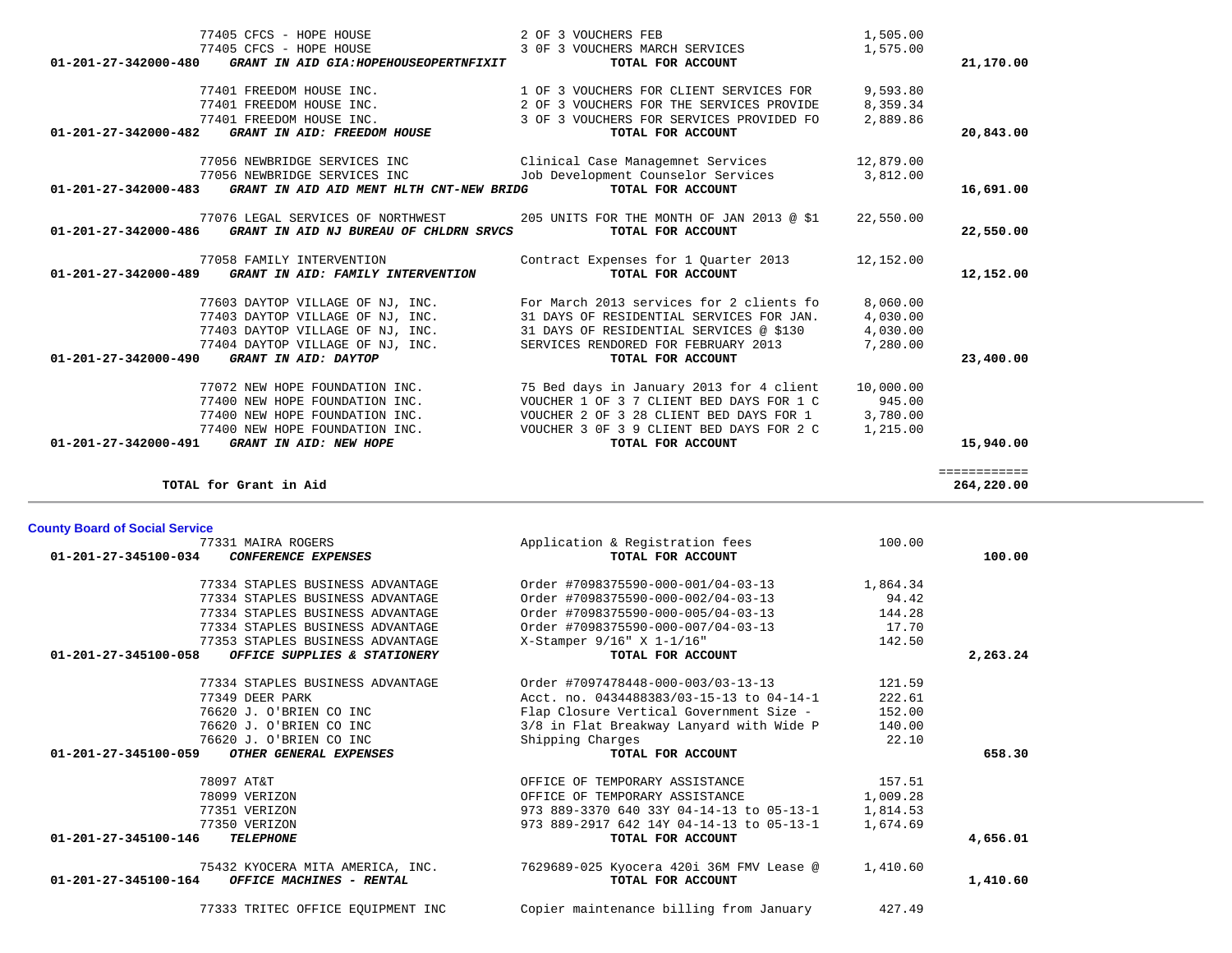| Account | Vendor / Description | Detail | Amount | Total |
|---|---|---|---|---|
| | 77405 CFCS - HOPE HOUSE | 2 OF 3 VOUCHERS FEB | 1,505.00 | |
| | 77405 CFCS - HOPE HOUSE | 3 OF 3 VOUCHERS MARCH SERVICES | 1,575.00 | |
| **01-201-27-342000-480** | ***GRANT IN AID GIA:HOPEHOUSEOPERTNFIXIT*** | **TOTAL FOR ACCOUNT** | | **21,170.00** |
| | 77401 FREEDOM HOUSE INC. | 1 OF 3 VOUCHERS FOR CLIENT SERVICES FOR | 9,593.80 | |
| | 77401 FREEDOM HOUSE INC. | 2 OF 3 VOUCHERS FOR THE SERVICES PROVIDE | 8,359.34 | |
| | 77401 FREEDOM HOUSE INC. | 3 OF 3 VOUCHERS FOR SERVICES PROVIDED FO | 2,889.86 | |
| **01-201-27-342000-482** | ***GRANT IN AID: FREEDOM HOUSE*** | **TOTAL FOR ACCOUNT** | | **20,843.00** |
| | 77056 NEWBRIDGE SERVICES INC | Clinical Case Managemnet Services | 12,879.00 | |
| | 77056 NEWBRIDGE SERVICES INC | Job Development Counselor Services | 3,812.00 | |
| **01-201-27-342000-483** | ***GRANT IN AID AID MENT HLTH CNT-NEW BRIDG*** | **TOTAL FOR ACCOUNT** | | **16,691.00** |
| | 77076 LEGAL SERVICES OF NORTHWEST | 205 UNITS FOR THE MONTH OF JAN 2013 @ $1 | 22,550.00 | |
| **01-201-27-342000-486** | ***GRANT IN AID NJ BUREAU OF CHLDRN SRVCS*** | **TOTAL FOR ACCOUNT** | | **22,550.00** |
| | 77058 FAMILY INTERVENTION | Contract Expenses for 1 Quarter 2013 | 12,152.00 | |
| **01-201-27-342000-489** | ***GRANT IN AID: FAMILY INTERVENTION*** | **TOTAL FOR ACCOUNT** | | **12,152.00** |
| | 77603 DAYTOP VILLAGE OF NJ, INC. | For March 2013 services for 2 clients fo | 8,060.00 | |
| | 77403 DAYTOP VILLAGE OF NJ, INC. | 31 DAYS OF RESIDENTIAL SERVICES FOR JAN. | 4,030.00 | |
| | 77403 DAYTOP VILLAGE OF NJ, INC. | 31 DAYS OF RESIDENTIAL SERVICES @ $130 | 4,030.00 | |
| | 77404 DAYTOP VILLAGE OF NJ, INC. | SERVICES RENDORED FOR FEBRUARY 2013 | 7,280.00 | |
| **01-201-27-342000-490** | ***GRANT IN AID: DAYTOP*** | **TOTAL FOR ACCOUNT** | | **23,400.00** |
| | 77072 NEW HOPE FOUNDATION INC. | 75 Bed days in January 2013 for 4 client | 10,000.00 | |
| | 77400 NEW HOPE FOUNDATION INC. | VOUCHER 1 OF 3 7 CLIENT BED DAYS FOR 1 C | 945.00 | |
| | 77400 NEW HOPE FOUNDATION INC. | VOUCHER 2 OF 3 28 CLIENT BED DAYS FOR 1 | 3,780.00 | |
| | 77400 NEW HOPE FOUNDATION INC. | VOUCHER 3 OF 3 9 CLIENT BED DAYS FOR 2 C | 1,215.00 | |
| **01-201-27-342000-491** | ***GRANT IN AID: NEW HOPE*** | **TOTAL FOR ACCOUNT** | | **15,940.00** |
| | **TOTAL for Grant in Aid** | | | **264,220.00** |

**County Board of Social Service**

| Account | Vendor / Description | Detail | Amount | Total |
|---|---|---|---|---|
| | 77331 MAIRA ROGERS | Application & Registration fees | 100.00 | |
| **01-201-27-345100-034** | ***CONFERENCE EXPENSES*** | **TOTAL FOR ACCOUNT** | | **100.00** |
| | 77334 STAPLES BUSINESS ADVANTAGE | Order #7098375590-000-001/04-03-13 | 1,864.34 | |
| | 77334 STAPLES BUSINESS ADVANTAGE | Order #7098375590-000-002/04-03-13 | 94.42 | |
| | 77334 STAPLES BUSINESS ADVANTAGE | Order #7098375590-000-005/04-03-13 | 144.28 | |
| | 77334 STAPLES BUSINESS ADVANTAGE | Order #7098375590-000-007/04-03-13 | 17.70 | |
| | 77353 STAPLES BUSINESS ADVANTAGE | X-Stamper 9/16" X 1-1/16" | 142.50 | |
| **01-201-27-345100-058** | ***OFFICE SUPPLIES & STATIONERY*** | **TOTAL FOR ACCOUNT** | | **2,263.24** |
| | 77334 STAPLES BUSINESS ADVANTAGE | Order #7097478448-000-003/03-13-13 | 121.59 | |
| | 77349 DEER PARK | Acct. no. 0434488383/03-15-13 to 04-14-1 | 222.61 | |
| | 76620 J. O'BRIEN CO INC | Flap Closure Vertical Government Size - | 152.00 | |
| | 76620 J. O'BRIEN CO INC | 3/8 in Flat Breakway Lanyard with Wide P | 140.00 | |
| | 76620 J. O'BRIEN CO INC | Shipping Charges | 22.10 | |
| **01-201-27-345100-059** | ***OTHER GENERAL EXPENSES*** | **TOTAL FOR ACCOUNT** | | **658.30** |
| | 78097 AT&T | OFFICE OF TEMPORARY ASSISTANCE | 157.51 | |
| | 78099 VERIZON | OFFICE OF TEMPORARY ASSISTANCE | 1,009.28 | |
| | 77351 VERIZON | 973 889-3370 640 33Y 04-14-13 to 05-13-1 | 1,814.53 | |
| | 77350 VERIZON | 973 889-2917 642 14Y 04-14-13 to 05-13-1 | 1,674.69 | |
| **01-201-27-345100-146** | ***TELEPHONE*** | **TOTAL FOR ACCOUNT** | | **4,656.01** |
| | 75432 KYOCERA MITA AMERICA, INC. | 7629689-025 Kyocera 420i 36M FMV Lease @ | 1,410.60 | |
| **01-201-27-345100-164** | ***OFFICE MACHINES - RENTAL*** | **TOTAL FOR ACCOUNT** | | **1,410.60** |
| | 77333 TRITEC OFFICE EQUIPMENT INC | Copier maintenance billing from January | 427.49 | |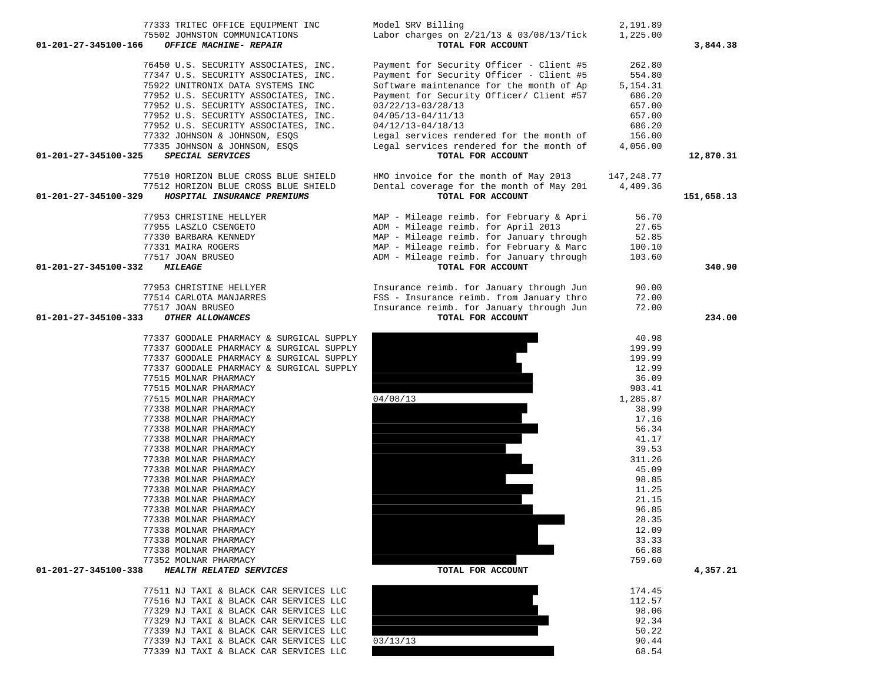| Account | Vendor | Description | Amount | Total |
|---|---|---|---|---|
| | 77333 TRITEC OFFICE EQUIPMENT INC | Model SRV Billing | 2,191.89 | |
| | 75502 JOHNSTON COMMUNICATIONS | Labor charges on 2/21/13 & 03/08/13/Tick | 1,225.00 | |
| 01-201-27-345100-166 | *OFFICE MACHINE- REPAIR* | TOTAL FOR ACCOUNT | | 3,844.38 |
| | 76450 U.S. SECURITY ASSOCIATES, INC. | Payment for Security Officer - Client #5 | 262.80 | |
| | 77347 U.S. SECURITY ASSOCIATES, INC. | Payment for Security Officer - Client #5 | 554.80 | |
| | 75922 UNITRONIX DATA SYSTEMS INC | Software maintenance for the month of Ap | 5,154.31 | |
| | 77952 U.S. SECURITY ASSOCIATES, INC. | Payment for Security Officer/ Client #57 | 686.20 | |
| | 77952 U.S. SECURITY ASSOCIATES, INC. | 03/22/13-03/28/13 | 657.00 | |
| | 77952 U.S. SECURITY ASSOCIATES, INC. | 04/05/13-04/11/13 | 657.00 | |
| | 77952 U.S. SECURITY ASSOCIATES, INC. | 04/12/13-04/18/13 | 686.20 | |
| | 77332 JOHNSON & JOHNSON, ESQS | Legal services rendered for the month of | 156.00 | |
| | 77335 JOHNSON & JOHNSON, ESQS | Legal services rendered for the month of | 4,056.00 | |
| 01-201-27-345100-325 | *SPECIAL SERVICES* | TOTAL FOR ACCOUNT | | 12,870.31 |
| | 77510 HORIZON BLUE CROSS BLUE SHIELD | HMO invoice for the month of May 2013 | 147,248.77 | |
| | 77512 HORIZON BLUE CROSS BLUE SHIELD | Dental coverage for the month of May 201 | 4,409.36 | |
| 01-201-27-345100-329 | *HOSPITAL INSURANCE PREMIUMS* | TOTAL FOR ACCOUNT | | 151,658.13 |
| | 77953 CHRISTINE HELLYER | MAP - Mileage reimb. for February & Apri | 56.70 | |
| | 77955 LASZLO CSENGETO | ADM - Mileage reimb. for April 2013 | 27.65 | |
| | 77330 BARBARA KENNEDY | MAP - Mileage reimb. for January through | 52.85 | |
| | 77331 MAIRA ROGERS | MAP - Mileage reimb. for February & Marc | 100.10 | |
| | 77517 JOAN BRUSEO | ADM - Mileage reimb. for January through | 103.60 | |
| 01-201-27-345100-332 | *MILEAGE* | TOTAL FOR ACCOUNT | | 340.90 |
| | 77953 CHRISTINE HELLYER | Insurance reimb. for January through Jun | 90.00 | |
| | 77514 CARLOTA MANJARRES | FSS - Insurance reimb. from January thro | 72.00 | |
| | 77517 JOAN BRUSEO | Insurance reimb. for January through Jun | 72.00 | |
| 01-201-27-345100-333 | *OTHER ALLOWANCES* | TOTAL FOR ACCOUNT | | 234.00 |
| | 77337 GOODALE PHARMACY & SURGICAL SUPPLY | | 40.98 | |
| | 77337 GOODALE PHARMACY & SURGICAL SUPPLY | | 199.99 | |
| | 77337 GOODALE PHARMACY & SURGICAL SUPPLY | | 199.99 | |
| | 77337 GOODALE PHARMACY & SURGICAL SUPPLY | | 12.99 | |
| | 77515 MOLNAR PHARMACY | | 36.09 | |
| | 77515 MOLNAR PHARMACY | | 903.41 | |
| | 77515 MOLNAR PHARMACY | 04/08/13 | 1,285.87 | |
| | 77338 MOLNAR PHARMACY | | 38.99 | |
| | 77338 MOLNAR PHARMACY | | 17.16 | |
| | 77338 MOLNAR PHARMACY | | 56.34 | |
| | 77338 MOLNAR PHARMACY | | 41.17 | |
| | 77338 MOLNAR PHARMACY | | 39.53 | |
| | 77338 MOLNAR PHARMACY | | 311.26 | |
| | 77338 MOLNAR PHARMACY | | 45.09 | |
| | 77338 MOLNAR PHARMACY | | 98.85 | |
| | 77338 MOLNAR PHARMACY | | 11.25 | |
| | 77338 MOLNAR PHARMACY | | 21.15 | |
| | 77338 MOLNAR PHARMACY | | 96.85 | |
| | 77338 MOLNAR PHARMACY | | 28.35 | |
| | 77338 MOLNAR PHARMACY | | 12.09 | |
| | 77338 MOLNAR PHARMACY | | 33.33 | |
| | 77338 MOLNAR PHARMACY | | 66.88 | |
| | 77352 MOLNAR PHARMACY | | 759.60 | |
| 01-201-27-345100-338 | *HEALTH RELATED SERVICES* | TOTAL FOR ACCOUNT | | 4,357.21 |
| | 77511 NJ TAXI & BLACK CAR SERVICES LLC | | 174.45 | |
| | 77516 NJ TAXI & BLACK CAR SERVICES LLC | | 112.57 | |
| | 77329 NJ TAXI & BLACK CAR SERVICES LLC | | 98.06 | |
| | 77329 NJ TAXI & BLACK CAR SERVICES LLC | | 92.34 | |
| | 77339 NJ TAXI & BLACK CAR SERVICES LLC | | 50.22 | |
| | 77339 NJ TAXI & BLACK CAR SERVICES LLC | 03/13/13 | 90.44 | |
| | 77339 NJ TAXI & BLACK CAR SERVICES LLC | | 68.54 | |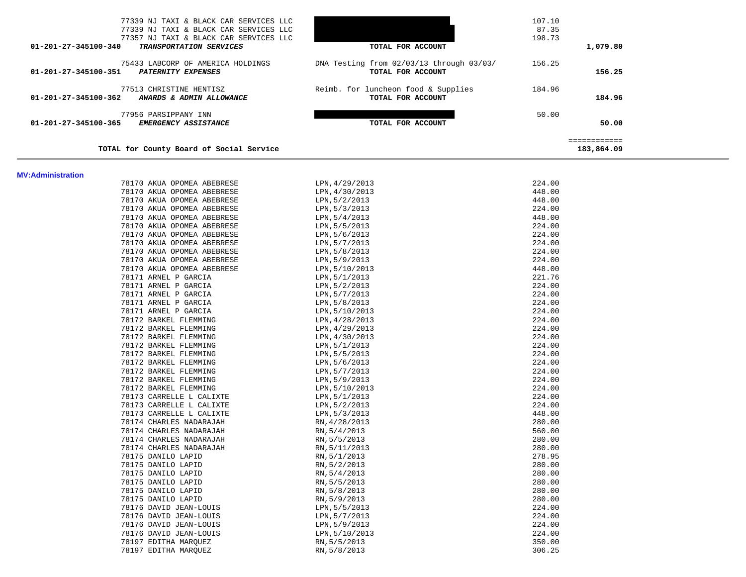| | | | |
|---|---|---|---|
| 77339 NJ TAXI & BLACK CAR SERVICES LLC | | 107.10 | |
| 77339 NJ TAXI & BLACK CAR SERVICES LLC | | 87.35 | |
| 77357 NJ TAXI & BLACK CAR SERVICES LLC | | 198.73 | |
| 01-201-27-345100-340 ***TRANSPORTATION SERVICES*** | **TOTAL FOR ACCOUNT** | | **1,079.80** |
| 75433 LABCORP OF AMERICA HOLDINGS | DNA Testing from 02/03/13 through 03/03/ | 156.25 | |
| 01-201-27-345100-351 ***PATERNITY EXPENSES*** | **TOTAL FOR ACCOUNT** | | **156.25** |
| 77513 CHRISTINE HENTISZ | Reimb. for luncheon food & Supplies | 184.96 | |
| 01-201-27-345100-362 ***AWARDS & ADMIN ALLOWANCE*** | **TOTAL FOR ACCOUNT** | | **184.96** |
| 77956 PARSIPPANY INN | | 50.00 | |
| 01-201-27-345100-365 ***EMERGENCY ASSISTANCE*** | **TOTAL FOR ACCOUNT** | | **50.00** |
| | | | ============ |
| **TOTAL for County Board of Social Service** | | | **183,864.09** |

**MV:Administration**

| | | |
|---|---|---|
| 78170 AKUA OPOMEA ABEBRESE | LPN,4/29/2013 | 224.00 |
| 78170 AKUA OPOMEA ABEBRESE | LPN,4/30/2013 | 448.00 |
| 78170 AKUA OPOMEA ABEBRESE | LPN,5/2/2013 | 448.00 |
| 78170 AKUA OPOMEA ABEBRESE | LPN,5/3/2013 | 224.00 |
| 78170 AKUA OPOMEA ABEBRESE | LPN,5/4/2013 | 448.00 |
| 78170 AKUA OPOMEA ABEBRESE | LPN,5/5/2013 | 224.00 |
| 78170 AKUA OPOMEA ABEBRESE | LPN,5/6/2013 | 224.00 |
| 78170 AKUA OPOMEA ABEBRESE | LPN,5/7/2013 | 224.00 |
| 78170 AKUA OPOMEA ABEBRESE | LPN,5/8/2013 | 224.00 |
| 78170 AKUA OPOMEA ABEBRESE | LPN,5/9/2013 | 224.00 |
| 78170 AKUA OPOMEA ABEBRESE | LPN,5/10/2013 | 448.00 |
| 78171 ARNEL P GARCIA | LPN,5/1/2013 | 221.76 |
| 78171 ARNEL P GARCIA | LPN,5/2/2013 | 224.00 |
| 78171 ARNEL P GARCIA | LPN,5/7/2013 | 224.00 |
| 78171 ARNEL P GARCIA | LPN,5/8/2013 | 224.00 |
| 78171 ARNEL P GARCIA | LPN,5/10/2013 | 224.00 |
| 78172 BARKEL FLEMMING | LPN,4/28/2013 | 224.00 |
| 78172 BARKEL FLEMMING | LPN,4/29/2013 | 224.00 |
| 78172 BARKEL FLEMMING | LPN,4/30/2013 | 224.00 |
| 78172 BARKEL FLEMMING | LPN,5/1/2013 | 224.00 |
| 78172 BARKEL FLEMMING | LPN,5/5/2013 | 224.00 |
| 78172 BARKEL FLEMMING | LPN,5/6/2013 | 224.00 |
| 78172 BARKEL FLEMMING | LPN,5/7/2013 | 224.00 |
| 78172 BARKEL FLEMMING | LPN,5/9/2013 | 224.00 |
| 78172 BARKEL FLEMMING | LPN,5/10/2013 | 224.00 |
| 78173 CARRELLE L CALIXTE | LPN,5/1/2013 | 224.00 |
| 78173 CARRELLE L CALIXTE | LPN,5/2/2013 | 224.00 |
| 78173 CARRELLE L CALIXTE | LPN,5/3/2013 | 448.00 |
| 78174 CHARLES NADARAJAH | RN,4/28/2013 | 280.00 |
| 78174 CHARLES NADARAJAH | RN,5/4/2013 | 560.00 |
| 78174 CHARLES NADARAJAH | RN,5/5/2013 | 280.00 |
| 78174 CHARLES NADARAJAH | RN,5/11/2013 | 280.00 |
| 78175 DANILO LAPID | RN,5/1/2013 | 278.95 |
| 78175 DANILO LAPID | RN,5/2/2013 | 280.00 |
| 78175 DANILO LAPID | RN,5/4/2013 | 280.00 |
| 78175 DANILO LAPID | RN,5/5/2013 | 280.00 |
| 78175 DANILO LAPID | RN,5/8/2013 | 280.00 |
| 78175 DANILO LAPID | RN,5/9/2013 | 280.00 |
| 78176 DAVID JEAN-LOUIS | LPN,5/5/2013 | 224.00 |
| 78176 DAVID JEAN-LOUIS | LPN,5/7/2013 | 224.00 |
| 78176 DAVID JEAN-LOUIS | LPN,5/9/2013 | 224.00 |
| 78176 DAVID JEAN-LOUIS | LPN,5/10/2013 | 224.00 |
| 78197 EDITHA MARQUEZ | RN,5/5/2013 | 350.00 |
| 78197 EDITHA MARQUEZ | RN,5/8/2013 | 306.25 |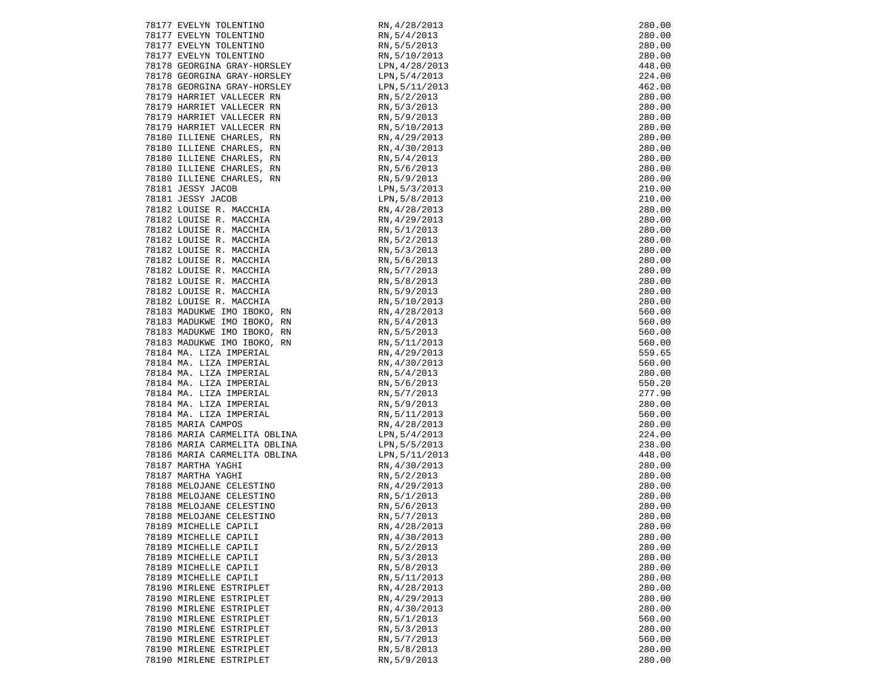| | | |
|---|---|---|
| 78177 EVELYN TOLENTINO | RN,4/28/2013 | 280.00 |
| 78177 EVELYN TOLENTINO | RN,5/4/2013 | 280.00 |
| 78177 EVELYN TOLENTINO | RN,5/5/2013 | 280.00 |
| 78177 EVELYN TOLENTINO | RN,5/10/2013 | 280.00 |
| 78178 GEORGINA GRAY-HORSLEY | LPN,4/28/2013 | 448.00 |
| 78178 GEORGINA GRAY-HORSLEY | LPN,5/4/2013 | 224.00 |
| 78178 GEORGINA GRAY-HORSLEY | LPN,5/11/2013 | 462.00 |
| 78179 HARRIET VALLECER RN | RN,5/2/2013 | 280.00 |
| 78179 HARRIET VALLECER RN | RN,5/3/2013 | 280.00 |
| 78179 HARRIET VALLECER RN | RN,5/9/2013 | 280.00 |
| 78179 HARRIET VALLECER RN | RN,5/10/2013 | 280.00 |
| 78180 ILLIENE CHARLES, RN | RN,4/29/2013 | 280.00 |
| 78180 ILLIENE CHARLES, RN | RN,4/30/2013 | 280.00 |
| 78180 ILLIENE CHARLES, RN | RN,5/4/2013 | 280.00 |
| 78180 ILLIENE CHARLES, RN | RN,5/6/2013 | 280.00 |
| 78180 ILLIENE CHARLES, RN | RN,5/9/2013 | 280.00 |
| 78181 JESSY JACOB | LPN,5/3/2013 | 210.00 |
| 78181 JESSY JACOB | LPN,5/8/2013 | 210.00 |
| 78182 LOUISE R. MACCHIA | RN,4/28/2013 | 280.00 |
| 78182 LOUISE R. MACCHIA | RN,4/29/2013 | 280.00 |
| 78182 LOUISE R. MACCHIA | RN,5/1/2013 | 280.00 |
| 78182 LOUISE R. MACCHIA | RN,5/2/2013 | 280.00 |
| 78182 LOUISE R. MACCHIA | RN,5/3/2013 | 280.00 |
| 78182 LOUISE R. MACCHIA | RN,5/6/2013 | 280.00 |
| 78182 LOUISE R. MACCHIA | RN,5/7/2013 | 280.00 |
| 78182 LOUISE R. MACCHIA | RN,5/8/2013 | 280.00 |
| 78182 LOUISE R. MACCHIA | RN,5/9/2013 | 280.00 |
| 78182 LOUISE R. MACCHIA | RN,5/10/2013 | 280.00 |
| 78183 MADUKWE IMO IBOKO, RN | RN,4/28/2013 | 560.00 |
| 78183 MADUKWE IMO IBOKO, RN | RN,5/4/2013 | 560.00 |
| 78183 MADUKWE IMO IBOKO, RN | RN,5/5/2013 | 560.00 |
| 78183 MADUKWE IMO IBOKO, RN | RN,5/11/2013 | 560.00 |
| 78184 MA. LIZA IMPERIAL | RN,4/29/2013 | 559.65 |
| 78184 MA. LIZA IMPERIAL | RN,4/30/2013 | 560.00 |
| 78184 MA. LIZA IMPERIAL | RN,5/4/2013 | 280.00 |
| 78184 MA. LIZA IMPERIAL | RN,5/6/2013 | 550.20 |
| 78184 MA. LIZA IMPERIAL | RN,5/7/2013 | 277.90 |
| 78184 MA. LIZA IMPERIAL | RN,5/9/2013 | 280.00 |
| 78184 MA. LIZA IMPERIAL | RN,5/11/2013 | 560.00 |
| 78185 MARIA CAMPOS | RN,4/28/2013 | 280.00 |
| 78186 MARIA CARMELITA OBLINA | LPN,5/4/2013 | 224.00 |
| 78186 MARIA CARMELITA OBLINA | LPN,5/5/2013 | 238.00 |
| 78186 MARIA CARMELITA OBLINA | LPN,5/11/2013 | 448.00 |
| 78187 MARTHA YAGHI | RN,4/30/2013 | 280.00 |
| 78187 MARTHA YAGHI | RN,5/2/2013 | 280.00 |
| 78188 MELOJANE CELESTINO | RN,4/29/2013 | 280.00 |
| 78188 MELOJANE CELESTINO | RN,5/1/2013 | 280.00 |
| 78188 MELOJANE CELESTINO | RN,5/6/2013 | 280.00 |
| 78188 MELOJANE CELESTINO | RN,5/7/2013 | 280.00 |
| 78189 MICHELLE CAPILI | RN,4/28/2013 | 280.00 |
| 78189 MICHELLE CAPILI | RN,4/30/2013 | 280.00 |
| 78189 MICHELLE CAPILI | RN,5/2/2013 | 280.00 |
| 78189 MICHELLE CAPILI | RN,5/3/2013 | 280.00 |
| 78189 MICHELLE CAPILI | RN,5/8/2013 | 280.00 |
| 78189 MICHELLE CAPILI | RN,5/11/2013 | 280.00 |
| 78190 MIRLENE ESTRIPLET | RN,4/28/2013 | 280.00 |
| 78190 MIRLENE ESTRIPLET | RN,4/29/2013 | 280.00 |
| 78190 MIRLENE ESTRIPLET | RN,4/30/2013 | 280.00 |
| 78190 MIRLENE ESTRIPLET | RN,5/1/2013 | 560.00 |
| 78190 MIRLENE ESTRIPLET | RN,5/3/2013 | 280.00 |
| 78190 MIRLENE ESTRIPLET | RN,5/7/2013 | 560.00 |
| 78190 MIRLENE ESTRIPLET | RN,5/8/2013 | 280.00 |
| 78190 MIRLENE ESTRIPLET | RN,5/9/2013 | 280.00 |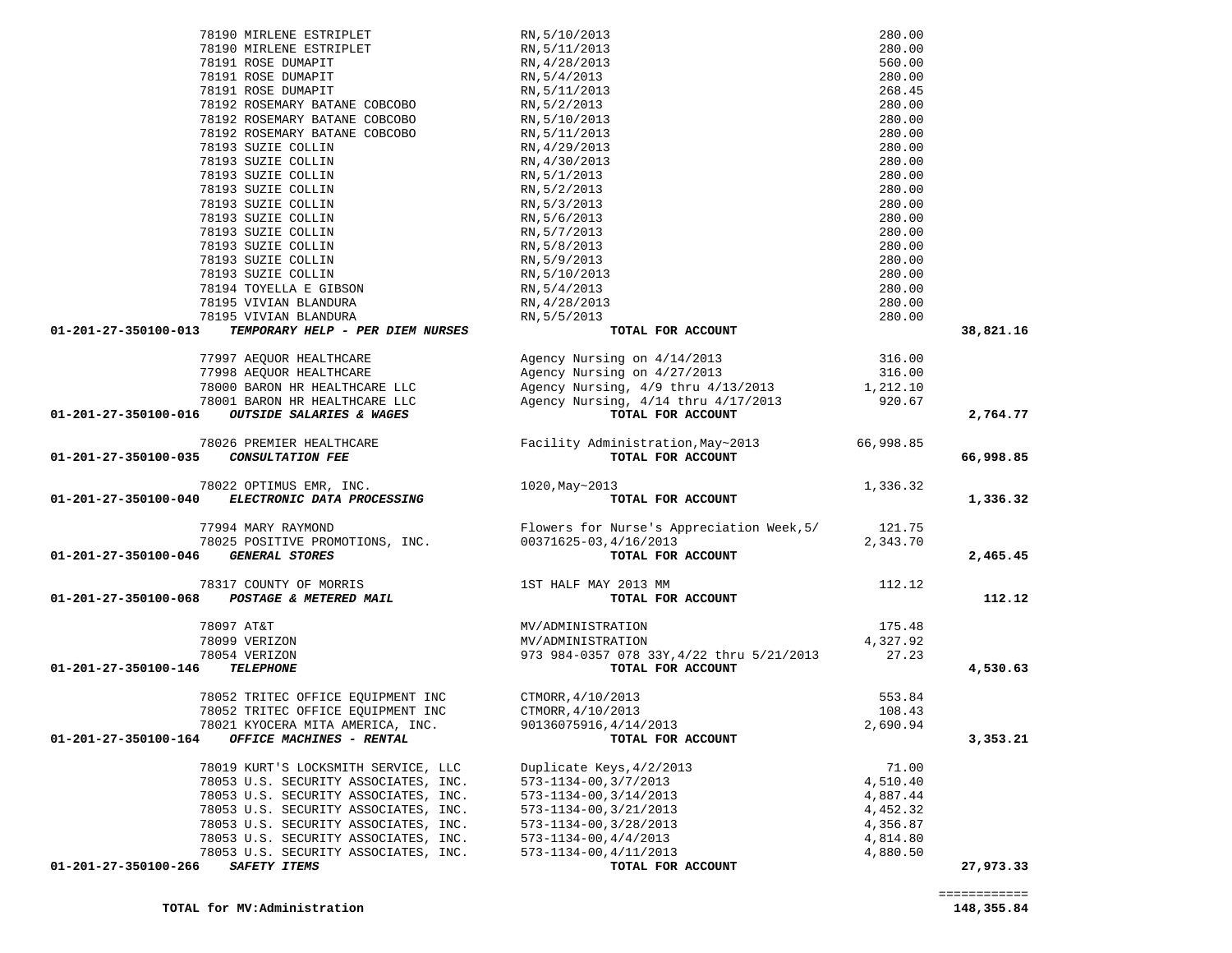| Account | Vendor | Description | Amount | Total |
|---|---|---|---|---|
| | 78190 MIRLENE ESTRIPLET | RN,5/10/2013 | 280.00 | |
| | 78190 MIRLENE ESTRIPLET | RN,5/11/2013 | 280.00 | |
| | 78191 ROSE DUMAPIT | RN,4/28/2013 | 560.00 | |
| | 78191 ROSE DUMAPIT | RN,5/4/2013 | 280.00 | |
| | 78191 ROSE DUMAPIT | RN,5/11/2013 | 268.45 | |
| | 78192 ROSEMARY BATANE COBCOBO | RN,5/2/2013 | 280.00 | |
| | 78192 ROSEMARY BATANE COBCOBO | RN,5/10/2013 | 280.00 | |
| | 78192 ROSEMARY BATANE COBCOBO | RN,5/11/2013 | 280.00 | |
| | 78193 SUZIE COLLIN | RN,4/29/2013 | 280.00 | |
| | 78193 SUZIE COLLIN | RN,4/30/2013 | 280.00 | |
| | 78193 SUZIE COLLIN | RN,5/1/2013 | 280.00 | |
| | 78193 SUZIE COLLIN | RN,5/2/2013 | 280.00 | |
| | 78193 SUZIE COLLIN | RN,5/3/2013 | 280.00 | |
| | 78193 SUZIE COLLIN | RN,5/6/2013 | 280.00 | |
| | 78193 SUZIE COLLIN | RN,5/7/2013 | 280.00 | |
| | 78193 SUZIE COLLIN | RN,5/8/2013 | 280.00 | |
| | 78193 SUZIE COLLIN | RN,5/9/2013 | 280.00 | |
| | 78193 SUZIE COLLIN | RN,5/10/2013 | 280.00 | |
| | 78194 TOYELLA E GIBSON | RN,5/4/2013 | 280.00 | |
| | 78195 VIVIAN BLANDURA | RN,4/28/2013 | 280.00 | |
| | 78195 VIVIAN BLANDURA | RN,5/5/2013 | 280.00 | |
| **01-201-27-350100-013** | ***TEMPORARY HELP - PER DIEM NURSES*** | **TOTAL FOR ACCOUNT** | | **38,821.16** |
| | 77997 AEQUOR HEALTHCARE | Agency Nursing on 4/14/2013 | 316.00 | |
| | 77998 AEQUOR HEALTHCARE | Agency Nursing on 4/27/2013 | 316.00 | |
| | 78000 BARON HR HEALTHCARE LLC | Agency Nursing, 4/9 thru 4/13/2013 | 1,212.10 | |
| | 78001 BARON HR HEALTHCARE LLC | Agency Nursing, 4/14 thru 4/17/2013 | 920.67 | |
| **01-201-27-350100-016** | ***OUTSIDE SALARIES & WAGES*** | **TOTAL FOR ACCOUNT** | | **2,764.77** |
| | 78026 PREMIER HEALTHCARE | Facility Administration,May~2013 | 66,998.85 | |
| **01-201-27-350100-035** | ***CONSULTATION FEE*** | **TOTAL FOR ACCOUNT** | | **66,998.85** |
| | 78022 OPTIMUS EMR, INC. | 1020,May~2013 | 1,336.32 | |
| **01-201-27-350100-040** | ***ELECTRONIC DATA PROCESSING*** | **TOTAL FOR ACCOUNT** | | **1,336.32** |
| | 77994 MARY RAYMOND | Flowers for Nurse's Appreciation Week,5/ | 121.75 | |
| | 78025 POSITIVE PROMOTIONS, INC. | 00371625-03,4/16/2013 | 2,343.70 | |
| **01-201-27-350100-046** | ***GENERAL STORES*** | **TOTAL FOR ACCOUNT** | | **2,465.45** |
| | 78317 COUNTY OF MORRIS | 1ST HALF MAY 2013 MM | 112.12 | |
| **01-201-27-350100-068** | ***POSTAGE & METERED MAIL*** | **TOTAL FOR ACCOUNT** | | **112.12** |
| | 78097 AT&T | MV/ADMINISTRATION | 175.48 | |
| | 78099 VERIZON | MV/ADMINISTRATION | 4,327.92 | |
| | 78054 VERIZON | 973 984-0357 078 33Y,4/22 thru 5/21/2013 | 27.23 | |
| **01-201-27-350100-146** | ***TELEPHONE*** | **TOTAL FOR ACCOUNT** | | **4,530.63** |
| | 78052 TRITEC OFFICE EQUIPMENT INC | CTMORR,4/10/2013 | 553.84 | |
| | 78052 TRITEC OFFICE EQUIPMENT INC | CTMORR,4/10/2013 | 108.43 | |
| | 78021 KYOCERA MITA AMERICA, INC. | 90136075916,4/14/2013 | 2,690.94 | |
| **01-201-27-350100-164** | ***OFFICE MACHINES - RENTAL*** | **TOTAL FOR ACCOUNT** | | **3,353.21** |
| | 78019 KURT'S LOCKSMITH SERVICE, LLC | Duplicate Keys,4/2/2013 | 71.00 | |
| | 78053 U.S. SECURITY ASSOCIATES, INC. | 573-1134-00,3/7/2013 | 4,510.40 | |
| | 78053 U.S. SECURITY ASSOCIATES, INC. | 573-1134-00,3/14/2013 | 4,887.44 | |
| | 78053 U.S. SECURITY ASSOCIATES, INC. | 573-1134-00,3/21/2013 | 4,452.32 | |
| | 78053 U.S. SECURITY ASSOCIATES, INC. | 573-1134-00,3/28/2013 | 4,356.87 | |
| | 78053 U.S. SECURITY ASSOCIATES, INC. | 573-1134-00,4/4/2013 | 4,814.80 | |
| | 78053 U.S. SECURITY ASSOCIATES, INC. | 573-1134-00,4/11/2013 | 4,880.50 | |
| **01-201-27-350100-266** | ***SAFETY ITEMS*** | **TOTAL FOR ACCOUNT** | | **27,973.33** |
| | | | | ============ |
| **TOTAL for MV:Administration** | | | | **148,355.84** |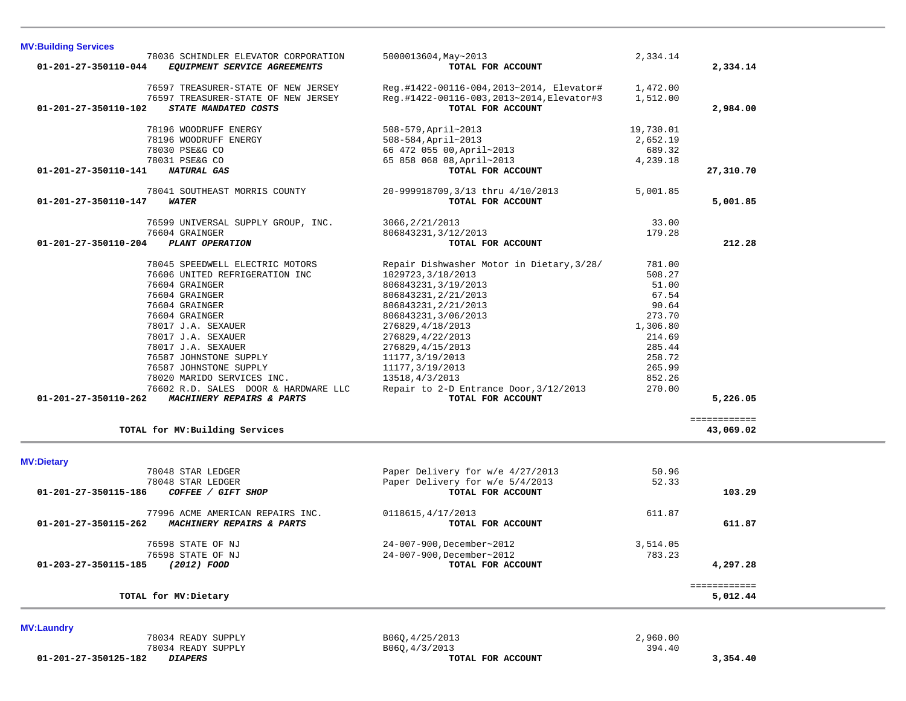**MV:Building Services**

| Account | Vendor | Description | Amount | Total |
|---|---|---|---|---|
| | 78036 SCHINDLER ELEVATOR CORPORATION | 5000013604,May~2013 | 2,334.14 | |
| **01-201-27-350110-044** | ***EQUIPMENT SERVICE AGREEMENTS*** | **TOTAL FOR ACCOUNT** | | **2,334.14** |
| | 76597 TREASURER-STATE OF NEW JERSEY | Reg.#1422-00116-004,2013~2014, Elevator# | 1,472.00 | |
| | 76597 TREASURER-STATE OF NEW JERSEY | Reg.#1422-00116-003,2013~2014,Elevator#3 | 1,512.00 | |
| **01-201-27-350110-102** | ***STATE MANDATED COSTS*** | **TOTAL FOR ACCOUNT** | | **2,984.00** |
| | 78196 WOODRUFF ENERGY | 508-579,April~2013 | 19,730.01 | |
| | 78196 WOODRUFF ENERGY | 508-584,April~2013 | 2,652.19 | |
| | 78030 PSE&G CO | 66 472 055 00,April~2013 | 689.32 | |
| | 78031 PSE&G CO | 65 858 068 08,April~2013 | 4,239.18 | |
| **01-201-27-350110-141** | ***NATURAL GAS*** | **TOTAL FOR ACCOUNT** | | **27,310.70** |
| | 78041 SOUTHEAST MORRIS COUNTY | 20-999918709,3/13 thru 4/10/2013 | 5,001.85 | |
| **01-201-27-350110-147** | ***WATER*** | **TOTAL FOR ACCOUNT** | | **5,001.85** |
| | 76599 UNIVERSAL SUPPLY GROUP, INC. | 3066,2/21/2013 | 33.00 | |
| | 76604 GRAINGER | 806843231,3/12/2013 | 179.28 | |
| **01-201-27-350110-204** | ***PLANT OPERATION*** | **TOTAL FOR ACCOUNT** | | **212.28** |
| | 78045 SPEEDWELL ELECTRIC MOTORS | Repair Dishwasher Motor in Dietary,3/28/ | 781.00 | |
| | 76606 UNITED REFRIGERATION INC | 1029723,3/18/2013 | 508.27 | |
| | 76604 GRAINGER | 806843231,3/19/2013 | 51.00 | |
| | 76604 GRAINGER | 806843231,2/21/2013 | 67.54 | |
| | 76604 GRAINGER | 806843231,2/21/2013 | 90.64 | |
| | 76604 GRAINGER | 806843231,3/06/2013 | 273.70 | |
| | 78017 J.A. SEXAUER | 276829,4/18/2013 | 1,306.80 | |
| | 78017 J.A. SEXAUER | 276829,4/22/2013 | 214.69 | |
| | 78017 J.A. SEXAUER | 276829,4/15/2013 | 285.44 | |
| | 76587 JOHNSTONE SUPPLY | 11177,3/19/2013 | 258.72 | |
| | 76587 JOHNSTONE SUPPLY | 11177,3/19/2013 | 265.99 | |
| | 78020 MARIDO SERVICES INC. | 13518,4/3/2013 | 852.26 | |
| | 76602 R.D. SALES DOOR & HARDWARE LLC | Repair to 2-D Entrance Door,3/12/2013 | 270.00 | |
| **01-201-27-350110-262** | ***MACHINERY REPAIRS & PARTS*** | **TOTAL FOR ACCOUNT** | | **5,226.05** |
| | **TOTAL for MV:Building Services** | | | **43,069.02** |

**MV:Dietary**

| Account | Vendor | Description | Amount | Total |
|---|---|---|---|---|
| | 78048 STAR LEDGER | Paper Delivery for w/e 4/27/2013 | 50.96 | |
| | 78048 STAR LEDGER | Paper Delivery for w/e 5/4/2013 | 52.33 | |
| **01-201-27-350115-186** | ***COFFEE / GIFT SHOP*** | **TOTAL FOR ACCOUNT** | | **103.29** |
| | 77996 ACME AMERICAN REPAIRS INC. | 0118615,4/17/2013 | 611.87 | |
| **01-201-27-350115-262** | ***MACHINERY REPAIRS & PARTS*** | **TOTAL FOR ACCOUNT** | | **611.87** |
| | 76598 STATE OF NJ | 24-007-900,December~2012 | 3,514.05 | |
| | 76598 STATE OF NJ | 24-007-900,December~2012 | 783.23 | |
| **01-203-27-350115-185** | ***(2012) FOOD*** | **TOTAL FOR ACCOUNT** | | **4,297.28** |
| | **TOTAL for MV:Dietary** | | | **5,012.44** |

**MV:Laundry**

| Account | Vendor | Description | Amount | Total |
|---|---|---|---|---|
| | 78034 READY SUPPLY | B06Q,4/25/2013 | 2,960.00 | |
| | 78034 READY SUPPLY | B06Q,4/3/2013 | 394.40 | |
| **01-201-27-350125-182** | ***DIAPERS*** | **TOTAL FOR ACCOUNT** | | **3,354.40** |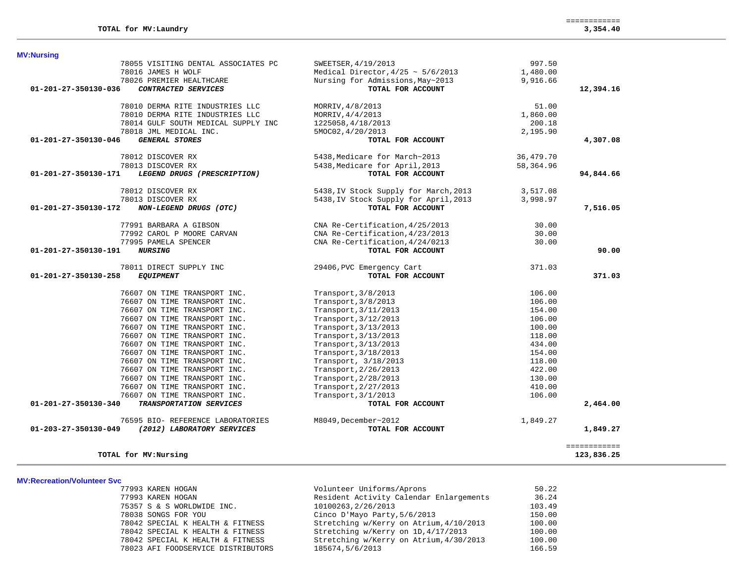| | | | |
|---|---|---|---|
| **TOTAL for MV:Laundry** | | | ============ 3,354.40 |

**MV:Nursing**

| Account / Vendor | Description | Amount | Total |
|---|---|---|---|
| 78055 VISITING DENTAL ASSOCIATES PC | SWEETSER,4/19/2013 | 997.50 | |
| 78016 JAMES H WOLF | Medical Director,4/25 ~ 5/6/2013 | 1,480.00 | |
| 78026 PREMIER HEALTHCARE | Nursing for Admissions,May~2013 | 9,916.66 | |
| **01-201-27-350130-036** ***CONTRACTED SERVICES*** | **TOTAL FOR ACCOUNT** | | **12,394.16** |
| 78010 DERMA RITE INDUSTRIES LLC | MORRIV,4/8/2013 | 51.00 | |
| 78010 DERMA RITE INDUSTRIES LLC | MORRIV,4/4/2013 | 1,860.00 | |
| 78014 GULF SOUTH MEDICAL SUPPLY INC | 1225058,4/18/2013 | 200.18 | |
| 78018 JML MEDICAL INC. | 5MOC02,4/20/2013 | 2,195.90 | |
| **01-201-27-350130-046** ***GENERAL STORES*** | **TOTAL FOR ACCOUNT** | | **4,307.08** |
| 78012 DISCOVER RX | 5438,Medicare for March~2013 | 36,479.70 | |
| 78013 DISCOVER RX | 5438,Medicare for April,2013 | 58,364.96 | |
| **01-201-27-350130-171** ***LEGEND DRUGS (PRESCRIPTION)*** | **TOTAL FOR ACCOUNT** | | **94,844.66** |
| 78012 DISCOVER RX | 5438,IV Stock Supply for March,2013 | 3,517.08 | |
| 78013 DISCOVER RX | 5438,IV Stock Supply for April,2013 | 3,998.97 | |
| **01-201-27-350130-172** ***NON-LEGEND DRUGS (OTC)*** | **TOTAL FOR ACCOUNT** | | **7,516.05** |
| 77991 BARBARA A GIBSON | CNA Re-Certification,4/25/2013 | 30.00 | |
| 77992 CAROL P MOORE CARVAN | CNA Re-Certification,4/23/2013 | 30.00 | |
| 77995 PAMELA SPENCER | CNA Re-Certification,4/24/0213 | 30.00 | |
| **01-201-27-350130-191** ***NURSING*** | **TOTAL FOR ACCOUNT** | | **90.00** |
| 78011 DIRECT SUPPLY INC | 29406,PVC Emergency Cart | 371.03 | |
| **01-201-27-350130-258** ***EQUIPMENT*** | **TOTAL FOR ACCOUNT** | | **371.03** |
| 76607 ON TIME TRANSPORT INC. | Transport,3/8/2013 | 106.00 | |
| 76607 ON TIME TRANSPORT INC. | Transport,3/8/2013 | 106.00 | |
| 76607 ON TIME TRANSPORT INC. | Transport,3/11/2013 | 154.00 | |
| 76607 ON TIME TRANSPORT INC. | Transport,3/12/2013 | 106.00 | |
| 76607 ON TIME TRANSPORT INC. | Transport,3/13/2013 | 100.00 | |
| 76607 ON TIME TRANSPORT INC. | Transport,3/13/2013 | 118.00 | |
| 76607 ON TIME TRANSPORT INC. | Transport,3/13/2013 | 434.00 | |
| 76607 ON TIME TRANSPORT INC. | Transport,3/18/2013 | 154.00 | |
| 76607 ON TIME TRANSPORT INC. | Transport, 3/18/2013 | 118.00 | |
| 76607 ON TIME TRANSPORT INC. | Transport,2/26/2013 | 422.00 | |
| 76607 ON TIME TRANSPORT INC. | Transport,2/28/2013 | 130.00 | |
| 76607 ON TIME TRANSPORT INC. | Transport,2/27/2013 | 410.00 | |
| 76607 ON TIME TRANSPORT INC. | Transport,3/1/2013 | 106.00 | |
| **01-201-27-350130-340** ***TRANSPORTATION SERVICES*** | **TOTAL FOR ACCOUNT** | | **2,464.00** |
| 76595 BIO- REFERENCE LABORATORIES | M8049,December~2012 | 1,849.27 | |
| **01-203-27-350130-049** ***(2012) LABORATORY SERVICES*** | **TOTAL FOR ACCOUNT** | | **1,849.27** |
| **TOTAL for MV:Nursing** | | | ============ **123,836.25** |

**MV:Recreation/Volunteer Svc**

| Vendor | Description | Amount | Total |
|---|---|---|---|
| 77993 KAREN HOGAN | Volunteer Uniforms/Aprons | 50.22 | |
| 77993 KAREN HOGAN | Resident Activity Calendar Enlargements | 36.24 | |
| 75357 S & S WORLDWIDE INC. | 10100263,2/26/2013 | 103.49 | |
| 78038 SONGS FOR YOU | Cinco D'Mayo Party,5/6/2013 | 150.00 | |
| 78042 SPECIAL K HEALTH & FITNESS | Stretching w/Kerry on Atrium,4/10/2013 | 100.00 | |
| 78042 SPECIAL K HEALTH & FITNESS | Stretching w/Kerry on 1D,4/17/2013 | 100.00 | |
| 78042 SPECIAL K HEALTH & FITNESS | Stretching w/Kerry on Atrium,4/30/2013 | 100.00 | |
| 78023 AFI FOODSERVICE DISTRIBUTORS | 185674,5/6/2013 | 166.59 | |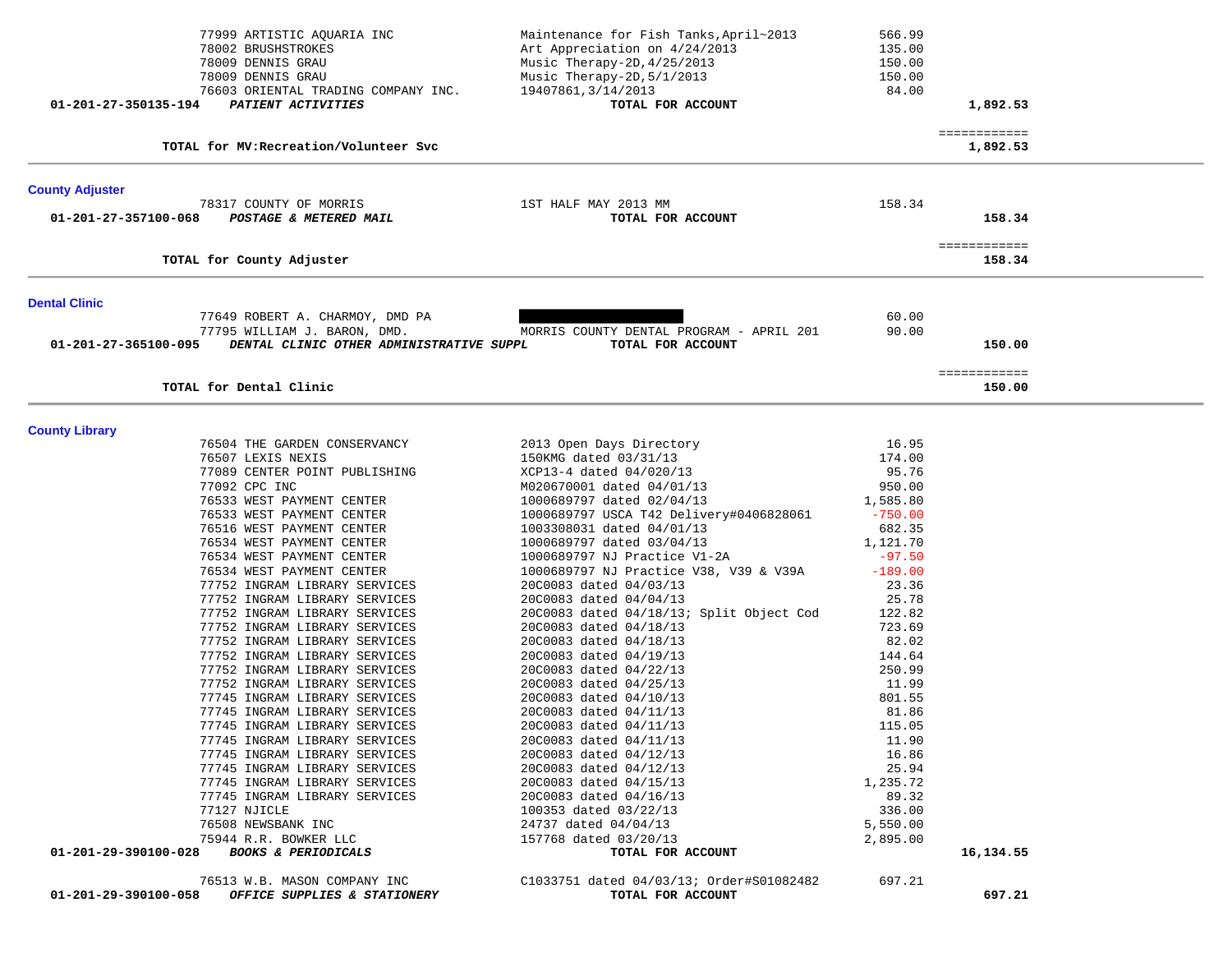| Account | Vendor | Description | Amount | Total |
|---|---|---|---|---|
| | 77999 ARTISTIC AQUARIA INC | Maintenance for Fish Tanks,April~2013 | 566.99 | |
| | 78002 BRUSHSTROKES | Art Appreciation on 4/24/2013 | 135.00 | |
| | 78009 DENNIS GRAU | Music Therapy-2D,4/25/2013 | 150.00 | |
| | 78009 DENNIS GRAU | Music Therapy-2D,5/1/2013 | 150.00 | |
| | 76603 ORIENTAL TRADING COMPANY INC. | 19407861,3/14/2013 | 84.00 | |
| **01-201-27-350135-194** | ***PATIENT ACTIVITIES*** | **TOTAL FOR ACCOUNT** | | **1,892.53** |

| | | | | ============ |
|---|---|---|---|---|
| | **TOTAL for MV:Recreation/Volunteer Svc** | | | **1,892.53** |

## County Adjuster

| Account | Vendor | Description | Amount | Total |
|---|---|---|---|---|
| | 78317 COUNTY OF MORRIS | 1ST HALF MAY 2013 MM | 158.34 | |
| **01-201-27-357100-068** | ***POSTAGE & METERED MAIL*** | **TOTAL FOR ACCOUNT** | | **158.34** |

| | | | | ============ |
|---|---|---|---|---|
| | **TOTAL for County Adjuster** | | | **158.34** |

## Dental Clinic

| Account | Vendor | Description | Amount | Total |
|---|---|---|---|---|
| | 77649 ROBERT A. CHARMOY, DMD PA | [REDACTED] | 60.00 | |
| | 77795 WILLIAM J. BARON, DMD. | MORRIS COUNTY DENTAL PROGRAM - APRIL 201 | 90.00 | |
| **01-201-27-365100-095** | ***DENTAL CLINIC OTHER ADMINISTRATIVE SUPPL*** | **TOTAL FOR ACCOUNT** | | **150.00** |

| | | | | ============ |
|---|---|---|---|---|
| | **TOTAL for Dental Clinic** | | | **150.00** |

## County Library

| Account | Vendor | Description | Amount | Total |
|---|---|---|---|---|
| | 76504 THE GARDEN CONSERVANCY | 2013 Open Days Directory | 16.95 | |
| | 76507 LEXIS NEXIS | 150KMG dated 03/31/13 | 174.00 | |
| | 77089 CENTER POINT PUBLISHING | XCP13-4 dated 04/020/13 | 95.76 | |
| | 77092 CPC INC | M020670001 dated 04/01/13 | 950.00 | |
| | 76533 WEST PAYMENT CENTER | 1000689797 dated 02/04/13 | 1,585.80 | |
| | 76533 WEST PAYMENT CENTER | 1000689797 USCA T42 Delivery#0406828061 | -750.00 | |
| | 76516 WEST PAYMENT CENTER | 1003308031 dated 04/01/13 | 682.35 | |
| | 76534 WEST PAYMENT CENTER | 1000689797 dated 03/04/13 | 1,121.70 | |
| | 76534 WEST PAYMENT CENTER | 1000689797 NJ Practice V1-2A | -97.50 | |
| | 76534 WEST PAYMENT CENTER | 1000689797 NJ Practice V38, V39 & V39A | -189.00 | |
| | 77752 INGRAM LIBRARY SERVICES | 20C0083 dated 04/03/13 | 23.36 | |
| | 77752 INGRAM LIBRARY SERVICES | 20C0083 dated 04/04/13 | 25.78 | |
| | 77752 INGRAM LIBRARY SERVICES | 20C0083 dated 04/18/13; Split Object Cod | 122.82 | |
| | 77752 INGRAM LIBRARY SERVICES | 20C0083 dated 04/18/13 | 723.69 | |
| | 77752 INGRAM LIBRARY SERVICES | 20C0083 dated 04/18/13 | 82.02 | |
| | 77752 INGRAM LIBRARY SERVICES | 20C0083 dated 04/19/13 | 144.64 | |
| | 77752 INGRAM LIBRARY SERVICES | 20C0083 dated 04/22/13 | 250.99 | |
| | 77752 INGRAM LIBRARY SERVICES | 20C0083 dated 04/25/13 | 11.99 | |
| | 77745 INGRAM LIBRARY SERVICES | 20C0083 dated 04/10/13 | 801.55 | |
| | 77745 INGRAM LIBRARY SERVICES | 20C0083 dated 04/11/13 | 81.86 | |
| | 77745 INGRAM LIBRARY SERVICES | 20C0083 dated 04/11/13 | 115.05 | |
| | 77745 INGRAM LIBRARY SERVICES | 20C0083 dated 04/11/13 | 11.90 | |
| | 77745 INGRAM LIBRARY SERVICES | 20C0083 dated 04/12/13 | 16.86 | |
| | 77745 INGRAM LIBRARY SERVICES | 20C0083 dated 04/12/13 | 25.94 | |
| | 77745 INGRAM LIBRARY SERVICES | 20C0083 dated 04/15/13 | 1,235.72 | |
| | 77745 INGRAM LIBRARY SERVICES | 20C0083 dated 04/16/13 | 89.32 | |
| | 77127 NJICLE | 100353 dated 03/22/13 | 336.00 | |
| | 76508 NEWSBANK INC | 24737 dated 04/04/13 | 5,550.00 | |
| | 75944 R.R. BOWKER LLC | 157768 dated 03/20/13 | 2,895.00 | |
| **01-201-29-390100-028** | ***BOOKS & PERIODICALS*** | **TOTAL FOR ACCOUNT** | | **16,134.55** |
| | 76513 W.B. MASON COMPANY INC | C1033751 dated 04/03/13; Order#S01082482 | 697.21 | |
| **01-201-29-390100-058** | ***OFFICE SUPPLIES & STATIONERY*** | **TOTAL FOR ACCOUNT** | | **697.21** |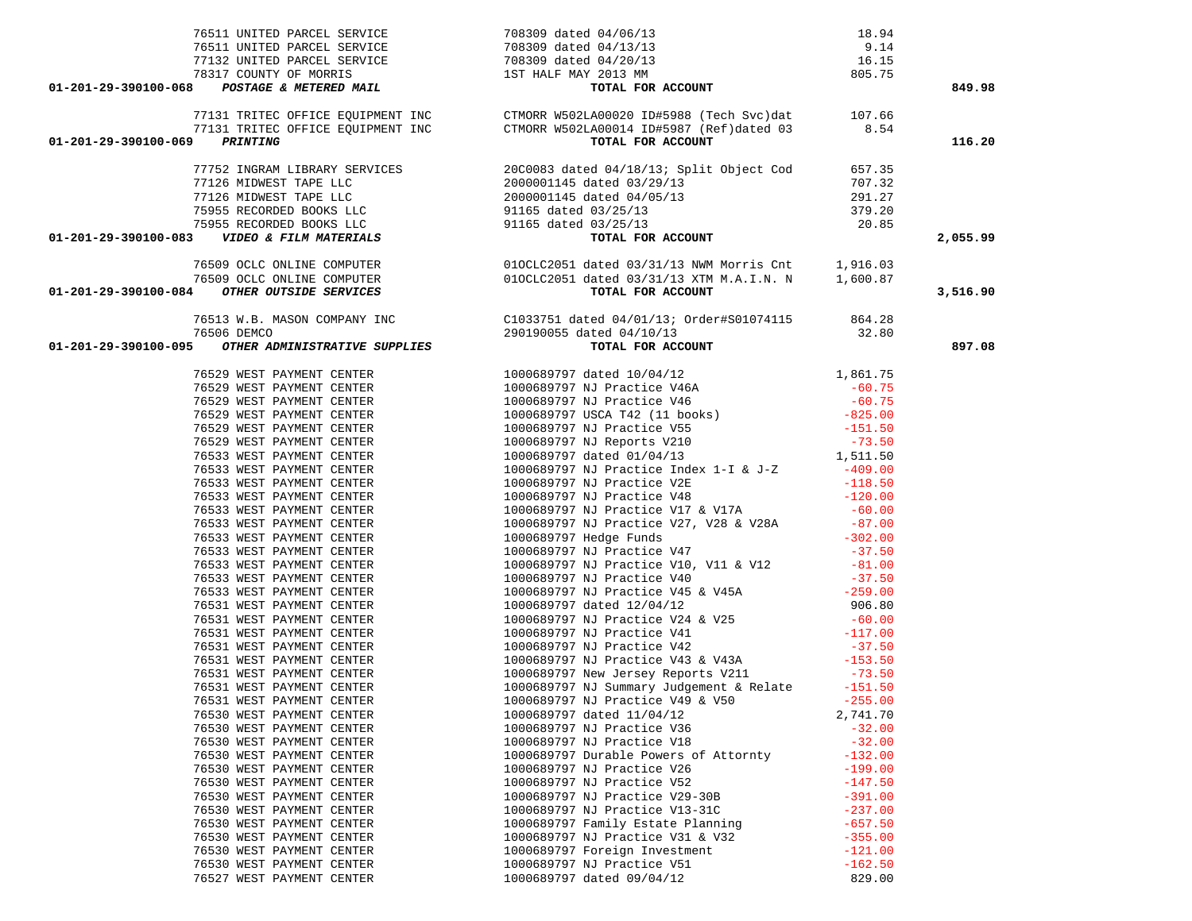| Account | Vendor | Description | Amount | Total |
|---|---|---|---|---|
| | 76511 UNITED PARCEL SERVICE | 708309 dated 04/06/13 | 18.94 | |
| | 76511 UNITED PARCEL SERVICE | 708309 dated 04/13/13 | 9.14 | |
| | 77132 UNITED PARCEL SERVICE | 708309 dated 04/20/13 | 16.15 | |
| | 78317 COUNTY OF MORRIS | 1ST HALF MAY 2013 MM | 805.75 | |
| **01-201-29-390100-068** | ***POSTAGE & METERED MAIL*** | **TOTAL FOR ACCOUNT** | | **849.98** |
| | 77131 TRITEC OFFICE EQUIPMENT INC | CTMORR W502LA00020 ID#5988 (Tech Svc)dat | 107.66 | |
| | 77131 TRITEC OFFICE EQUIPMENT INC | CTMORR W502LA00014 ID#5987 (Ref)dated 03 | 8.54 | |
| **01-201-29-390100-069** | ***PRINTING*** | **TOTAL FOR ACCOUNT** | | **116.20** |
| | 77752 INGRAM LIBRARY SERVICES | 20C0083 dated 04/18/13; Split Object Cod | 657.35 | |
| | 77126 MIDWEST TAPE LLC | 2000001145 dated 03/29/13 | 707.32 | |
| | 77126 MIDWEST TAPE LLC | 2000001145 dated 04/05/13 | 291.27 | |
| | 75955 RECORDED BOOKS LLC | 91165 dated 03/25/13 | 379.20 | |
| | 75955 RECORDED BOOKS LLC | 91165 dated 03/25/13 | 20.85 | |
| **01-201-29-390100-083** | ***VIDEO & FILM MATERIALS*** | **TOTAL FOR ACCOUNT** | | **2,055.99** |
| | 76509 OCLC ONLINE COMPUTER | 01OCLC2051 dated 03/31/13 NWM Morris Cnt | 1,916.03 | |
| | 76509 OCLC ONLINE COMPUTER | 01OCLC2051 dated 03/31/13 XTM M.A.I.N. N | 1,600.87 | |
| **01-201-29-390100-084** | ***OTHER OUTSIDE SERVICES*** | **TOTAL FOR ACCOUNT** | | **3,516.90** |
| | 76513 W.B. MASON COMPANY INC | C1033751 dated 04/01/13; Order#S01074115 | 864.28 | |
| | 76506 DEMCO | 290190055 dated 04/10/13 | 32.80 | |
| **01-201-29-390100-095** | ***OTHER ADMINISTRATIVE SUPPLIES*** | **TOTAL FOR ACCOUNT** | | **897.08** |
| | 76529 WEST PAYMENT CENTER | 1000689797 dated 10/04/12 | 1,861.75 | |
| | 76529 WEST PAYMENT CENTER | 1000689797 NJ Practice V46A | -60.75 | |
| | 76529 WEST PAYMENT CENTER | 1000689797 NJ Practice V46 | -60.75 | |
| | 76529 WEST PAYMENT CENTER | 1000689797 USCA T42 (11 books) | -825.00 | |
| | 76529 WEST PAYMENT CENTER | 1000689797 NJ Practice V55 | -151.50 | |
| | 76529 WEST PAYMENT CENTER | 1000689797 NJ Reports V210 | -73.50 | |
| | 76533 WEST PAYMENT CENTER | 1000689797 dated 01/04/13 | 1,511.50 | |
| | 76533 WEST PAYMENT CENTER | 1000689797 NJ Practice Index 1-I & J-Z | -409.00 | |
| | 76533 WEST PAYMENT CENTER | 1000689797 NJ Practice V2E | -118.50 | |
| | 76533 WEST PAYMENT CENTER | 1000689797 NJ Practice V48 | -120.00 | |
| | 76533 WEST PAYMENT CENTER | 1000689797 NJ Practice V17 & V17A | -60.00 | |
| | 76533 WEST PAYMENT CENTER | 1000689797 NJ Practice V27, V28 & V28A | -87.00 | |
| | 76533 WEST PAYMENT CENTER | 1000689797 Hedge Funds | -302.00 | |
| | 76533 WEST PAYMENT CENTER | 1000689797 NJ Practice V47 | -37.50 | |
| | 76533 WEST PAYMENT CENTER | 1000689797 NJ Practice V10, V11 & V12 | -81.00 | |
| | 76533 WEST PAYMENT CENTER | 1000689797 NJ Practice V40 | -37.50 | |
| | 76533 WEST PAYMENT CENTER | 1000689797 NJ Practice V45 & V45A | -259.00 | |
| | 76531 WEST PAYMENT CENTER | 1000689797 dated 12/04/12 | 906.80 | |
| | 76531 WEST PAYMENT CENTER | 1000689797 NJ Practice V24 & V25 | -60.00 | |
| | 76531 WEST PAYMENT CENTER | 1000689797 NJ Practice V41 | -117.00 | |
| | 76531 WEST PAYMENT CENTER | 1000689797 NJ Practice V42 | -37.50 | |
| | 76531 WEST PAYMENT CENTER | 1000689797 NJ Practice V43 & V43A | -153.50 | |
| | 76531 WEST PAYMENT CENTER | 1000689797 New Jersey Reports V211 | -73.50 | |
| | 76531 WEST PAYMENT CENTER | 1000689797 NJ Summary Judgement & Relate | -151.50 | |
| | 76531 WEST PAYMENT CENTER | 1000689797 NJ Practice V49 & V50 | -255.00 | |
| | 76530 WEST PAYMENT CENTER | 1000689797 dated 11/04/12 | 2,741.70 | |
| | 76530 WEST PAYMENT CENTER | 1000689797 NJ Practice V36 | -32.00 | |
| | 76530 WEST PAYMENT CENTER | 1000689797 NJ Practice V18 | -32.00 | |
| | 76530 WEST PAYMENT CENTER | 1000689797 Durable Powers of Attornty | -132.00 | |
| | 76530 WEST PAYMENT CENTER | 1000689797 NJ Practice V26 | -199.00 | |
| | 76530 WEST PAYMENT CENTER | 1000689797 NJ Practice V52 | -147.50 | |
| | 76530 WEST PAYMENT CENTER | 1000689797 NJ Practice V29-30B | -391.00 | |
| | 76530 WEST PAYMENT CENTER | 1000689797 NJ Practice V13-31C | -237.00 | |
| | 76530 WEST PAYMENT CENTER | 1000689797 Family Estate Planning | -657.50 | |
| | 76530 WEST PAYMENT CENTER | 1000689797 NJ Practice V31 & V32 | -355.00 | |
| | 76530 WEST PAYMENT CENTER | 1000689797 Foreign Investment | -121.00 | |
| | 76530 WEST PAYMENT CENTER | 1000689797 NJ Practice V51 | -162.50 | |
| | 76527 WEST PAYMENT CENTER | 1000689797 dated 09/04/12 | 829.00 | |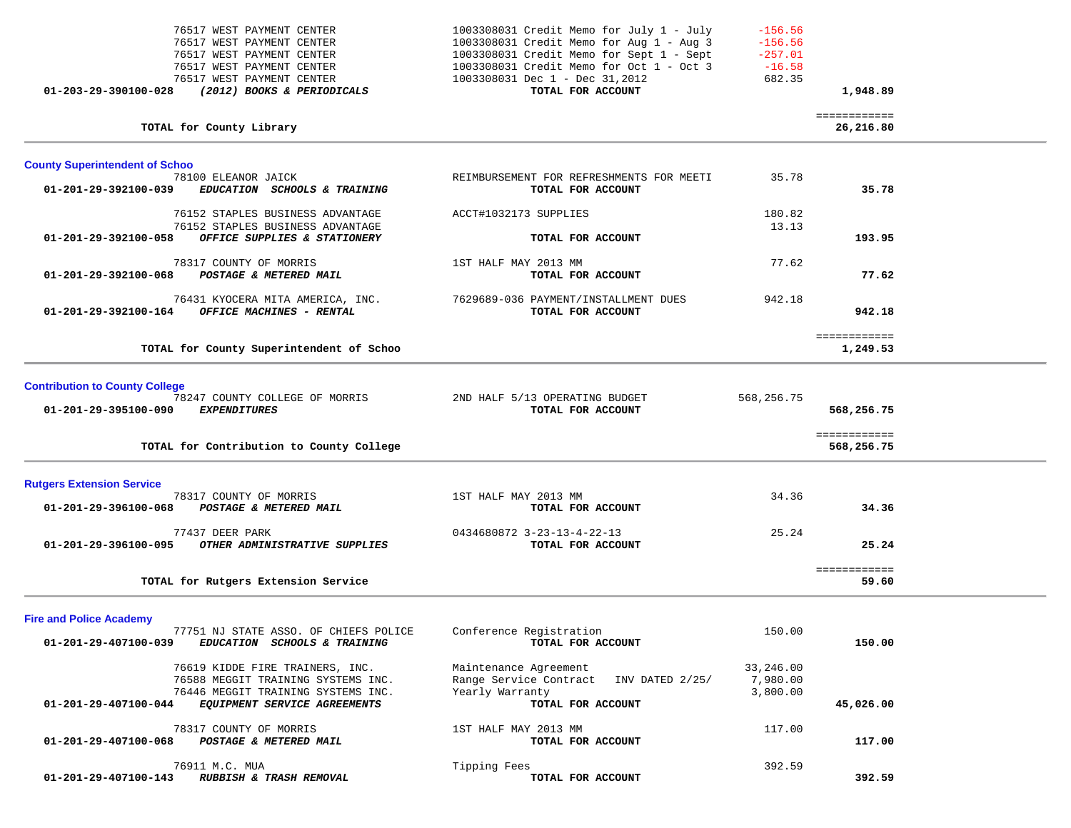| Account | Vendor / Description | Detail | Amount | Total |
|---|---|---|---|---|
| | 76517 WEST PAYMENT CENTER | 1003308031 Credit Memo for July 1 - July | -156.56 | |
| | 76517 WEST PAYMENT CENTER | 1003308031 Credit Memo for Aug 1 - Aug 3 | -156.56 | |
| | 76517 WEST PAYMENT CENTER | 1003308031 Credit Memo for Sept 1 - Sept | -257.01 | |
| | 76517 WEST PAYMENT CENTER | 1003308031 Credit Memo for Oct 1 - Oct 3 | -16.58 | |
| | 76517 WEST PAYMENT CENTER | 1003308031 Dec 1 - Dec 31,2012 | 682.35 | |
| **01-203-29-390100-028** | ***(2012) BOOKS & PERIODICALS*** | **TOTAL FOR ACCOUNT** | | **1,948.89** |
| | **TOTAL for County Library** | | | **26,216.80** |

## County Superintendent of Schoo

| Account | Vendor / Description | Detail | Amount | Total |
|---|---|---|---|---|
| | 78100 ELEANOR JAICK | REIMBURSEMENT FOR REFRESHMENTS FOR MEETI | 35.78 | |
| **01-201-29-392100-039** | ***EDUCATION SCHOOLS & TRAINING*** | **TOTAL FOR ACCOUNT** | | **35.78** |
| | 76152 STAPLES BUSINESS ADVANTAGE | ACCT#1032173 SUPPLIES | 180.82 | |
| | 76152 STAPLES BUSINESS ADVANTAGE | | 13.13 | |
| **01-201-29-392100-058** | ***OFFICE SUPPLIES & STATIONERY*** | **TOTAL FOR ACCOUNT** | | **193.95** |
| | 78317 COUNTY OF MORRIS | 1ST HALF MAY 2013 MM | 77.62 | |
| **01-201-29-392100-068** | ***POSTAGE & METERED MAIL*** | **TOTAL FOR ACCOUNT** | | **77.62** |
| | 76431 KYOCERA MITA AMERICA, INC. | 7629689-036 PAYMENT/INSTALLMENT DUES | 942.18 | |
| **01-201-29-392100-164** | ***OFFICE MACHINES - RENTAL*** | **TOTAL FOR ACCOUNT** | | **942.18** |
| | **TOTAL for County Superintendent of Schoo** | | | **1,249.53** |

## Contribution to County College

| Account | Vendor / Description | Detail | Amount | Total |
|---|---|---|---|---|
| | 78247 COUNTY COLLEGE OF MORRIS | 2ND HALF 5/13 OPERATING BUDGET | 568,256.75 | |
| **01-201-29-395100-090** | ***EXPENDITURES*** | **TOTAL FOR ACCOUNT** | | **568,256.75** |
| | **TOTAL for Contribution to County College** | | | **568,256.75** |

## Rutgers Extension Service

| Account | Vendor / Description | Detail | Amount | Total |
|---|---|---|---|---|
| | 78317 COUNTY OF MORRIS | 1ST HALF MAY 2013 MM | 34.36 | |
| **01-201-29-396100-068** | ***POSTAGE & METERED MAIL*** | **TOTAL FOR ACCOUNT** | | **34.36** |
| | 77437 DEER PARK | 0434680872 3-23-13-4-22-13 | 25.24 | |
| **01-201-29-396100-095** | ***OTHER ADMINISTRATIVE SUPPLIES*** | **TOTAL FOR ACCOUNT** | | **25.24** |
| | **TOTAL for Rutgers Extension Service** | | | **59.60** |

## Fire and Police Academy

| Account | Vendor / Description | Detail | Amount | Total |
|---|---|---|---|---|
| | 77751 NJ STATE ASSO. OF CHIEFS POLICE | Conference Registration | 150.00 | |
| **01-201-29-407100-039** | ***EDUCATION SCHOOLS & TRAINING*** | **TOTAL FOR ACCOUNT** | | **150.00** |
| | 76619 KIDDE FIRE TRAINERS, INC. | Maintenance Agreement | 33,246.00 | |
| | 76588 MEGGIT TRAINING SYSTEMS INC. | Range Service Contract INV DATED 2/25/ | 7,980.00 | |
| | 76446 MEGGIT TRAINING SYSTEMS INC. | Yearly Warranty | 3,800.00 | |
| **01-201-29-407100-044** | ***EQUIPMENT SERVICE AGREEMENTS*** | **TOTAL FOR ACCOUNT** | | **45,026.00** |
| | 78317 COUNTY OF MORRIS | 1ST HALF MAY 2013 MM | 117.00 | |
| **01-201-29-407100-068** | ***POSTAGE & METERED MAIL*** | **TOTAL FOR ACCOUNT** | | **117.00** |
| | 76911 M.C. MUA | Tipping Fees | 392.59 | |
| **01-201-29-407100-143** | ***RUBBISH & TRASH REMOVAL*** | **TOTAL FOR ACCOUNT** | | **392.59** |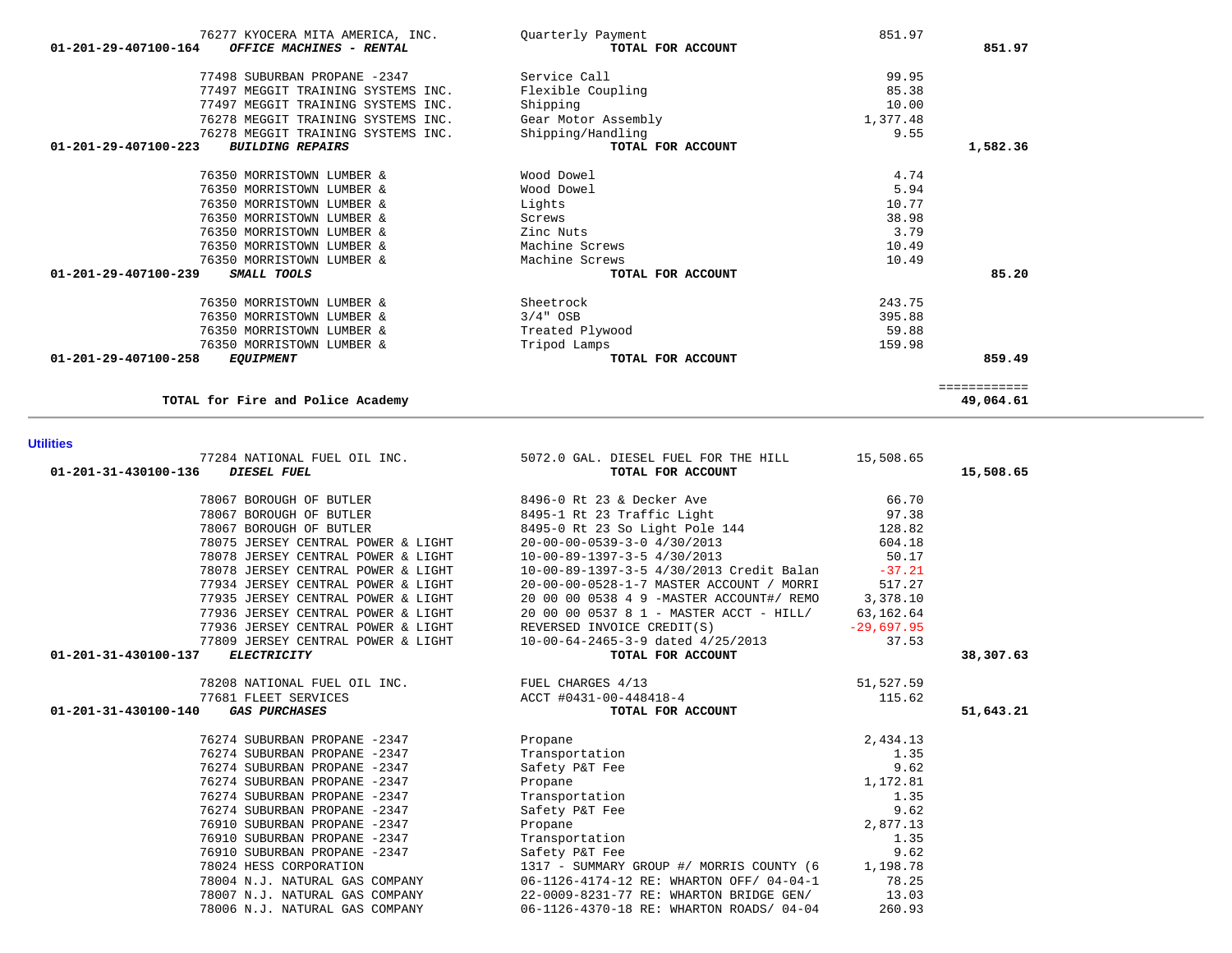| Account | Vendor | Description | Amount | Total |
|---|---|---|---|---|
| | 76277 KYOCERA MITA AMERICA, INC. | Quarterly Payment | 851.97 | |
| 01-201-29-407100-164 | ***OFFICE MACHINES - RENTAL*** | **TOTAL FOR ACCOUNT** | | **851.97** |
| | 77498 SUBURBAN PROPANE -2347 | Service Call | 99.95 | |
| | 77497 MEGGIT TRAINING SYSTEMS INC. | Flexible Coupling | 85.38 | |
| | 77497 MEGGIT TRAINING SYSTEMS INC. | Shipping | 10.00 | |
| | 76278 MEGGIT TRAINING SYSTEMS INC. | Gear Motor Assembly | 1,377.48 | |
| | 76278 MEGGIT TRAINING SYSTEMS INC. | Shipping/Handling | 9.55 | |
| 01-201-29-407100-223 | ***BUILDING REPAIRS*** | **TOTAL FOR ACCOUNT** | | **1,582.36** |
| | 76350 MORRISTOWN LUMBER & | Wood Dowel | 4.74 | |
| | 76350 MORRISTOWN LUMBER & | Wood Dowel | 5.94 | |
| | 76350 MORRISTOWN LUMBER & | Lights | 10.77 | |
| | 76350 MORRISTOWN LUMBER & | Screws | 38.98 | |
| | 76350 MORRISTOWN LUMBER & | Zinc Nuts | 3.79 | |
| | 76350 MORRISTOWN LUMBER & | Machine Screws | 10.49 | |
| | 76350 MORRISTOWN LUMBER & | Machine Screws | 10.49 | |
| 01-201-29-407100-239 | ***SMALL TOOLS*** | **TOTAL FOR ACCOUNT** | | **85.20** |
| | 76350 MORRISTOWN LUMBER & | Sheetrock | 243.75 | |
| | 76350 MORRISTOWN LUMBER & | 3/4" OSB | 395.88 | |
| | 76350 MORRISTOWN LUMBER & | Treated Plywood | 59.88 | |
| | 76350 MORRISTOWN LUMBER & | Tripod Lamps | 159.98 | |
| 01-201-29-407100-258 | ***EQUIPMENT*** | **TOTAL FOR ACCOUNT** | | **859.49** |
| | | | | ============ |
| | **TOTAL for Fire and Police Academy** | | | **49,064.61** |

**Utilities**

| Account | Vendor | Description | Amount | Total |
|---|---|---|---|---|
| | 77284 NATIONAL FUEL OIL INC. | 5072.0 GAL. DIESEL FUEL FOR THE HILL | 15,508.65 | |
| 01-201-31-430100-136 | ***DIESEL FUEL*** | **TOTAL FOR ACCOUNT** | | **15,508.65** |
| | 78067 BOROUGH OF BUTLER | 8496-0 Rt 23 & Decker Ave | 66.70 | |
| | 78067 BOROUGH OF BUTLER | 8495-1 Rt 23 Traffic Light | 97.38 | |
| | 78067 BOROUGH OF BUTLER | 8495-0 Rt 23 So Light Pole 144 | 128.82 | |
| | 78075 JERSEY CENTRAL POWER & LIGHT | 20-00-00-0539-3-0 4/30/2013 | 604.18 | |
| | 78078 JERSEY CENTRAL POWER & LIGHT | 10-00-89-1397-3-5 4/30/2013 | 50.17 | |
| | 78078 JERSEY CENTRAL POWER & LIGHT | 10-00-89-1397-3-5 4/30/2013 Credit Balan | -37.21 | |
| | 77934 JERSEY CENTRAL POWER & LIGHT | 20-00-00-0528-1-7 MASTER ACCOUNT / MORRI | 517.27 | |
| | 77935 JERSEY CENTRAL POWER & LIGHT | 20 00 00 0538 4 9 -MASTER ACCOUNT#/ REMO | 3,378.10 | |
| | 77936 JERSEY CENTRAL POWER & LIGHT | 20 00 00 0537 8 1 - MASTER ACCT - HILL/ | 63,162.64 | |
| | 77936 JERSEY CENTRAL POWER & LIGHT | REVERSED INVOICE CREDIT(S) | -29,697.95 | |
| | 77809 JERSEY CENTRAL POWER & LIGHT | 10-00-64-2465-3-9 dated 4/25/2013 | 37.53 | |
| 01-201-31-430100-137 | ***ELECTRICITY*** | **TOTAL FOR ACCOUNT** | | **38,307.63** |
| | 78208 NATIONAL FUEL OIL INC. | FUEL CHARGES 4/13 | 51,527.59 | |
| | 77681 FLEET SERVICES | ACCT #0431-00-448418-4 | 115.62 | |
| 01-201-31-430100-140 | ***GAS PURCHASES*** | **TOTAL FOR ACCOUNT** | | **51,643.21** |
| | 76274 SUBURBAN PROPANE -2347 | Propane | 2,434.13 | |
| | 76274 SUBURBAN PROPANE -2347 | Transportation | 1.35 | |
| | 76274 SUBURBAN PROPANE -2347 | Safety P&T Fee | 9.62 | |
| | 76274 SUBURBAN PROPANE -2347 | Propane | 1,172.81 | |
| | 76274 SUBURBAN PROPANE -2347 | Transportation | 1.35 | |
| | 76274 SUBURBAN PROPANE -2347 | Safety P&T Fee | 9.62 | |
| | 76910 SUBURBAN PROPANE -2347 | Propane | 2,877.13 | |
| | 76910 SUBURBAN PROPANE -2347 | Transportation | 1.35 | |
| | 76910 SUBURBAN PROPANE -2347 | Safety P&T Fee | 9.62 | |
| | 78024 HESS CORPORATION | 1317 - SUMMARY GROUP #/ MORRIS COUNTY (6 | 1,198.78 | |
| | 78004 N.J. NATURAL GAS COMPANY | 06-1126-4174-12 RE: WHARTON OFF/ 04-04-1 | 78.25 | |
| | 78007 N.J. NATURAL GAS COMPANY | 22-0009-8231-77 RE: WHARTON BRIDGE GEN/ | 13.03 | |
| | 78006 N.J. NATURAL GAS COMPANY | 06-1126-4370-18 RE: WHARTON ROADS/ 04-04 | 260.93 | |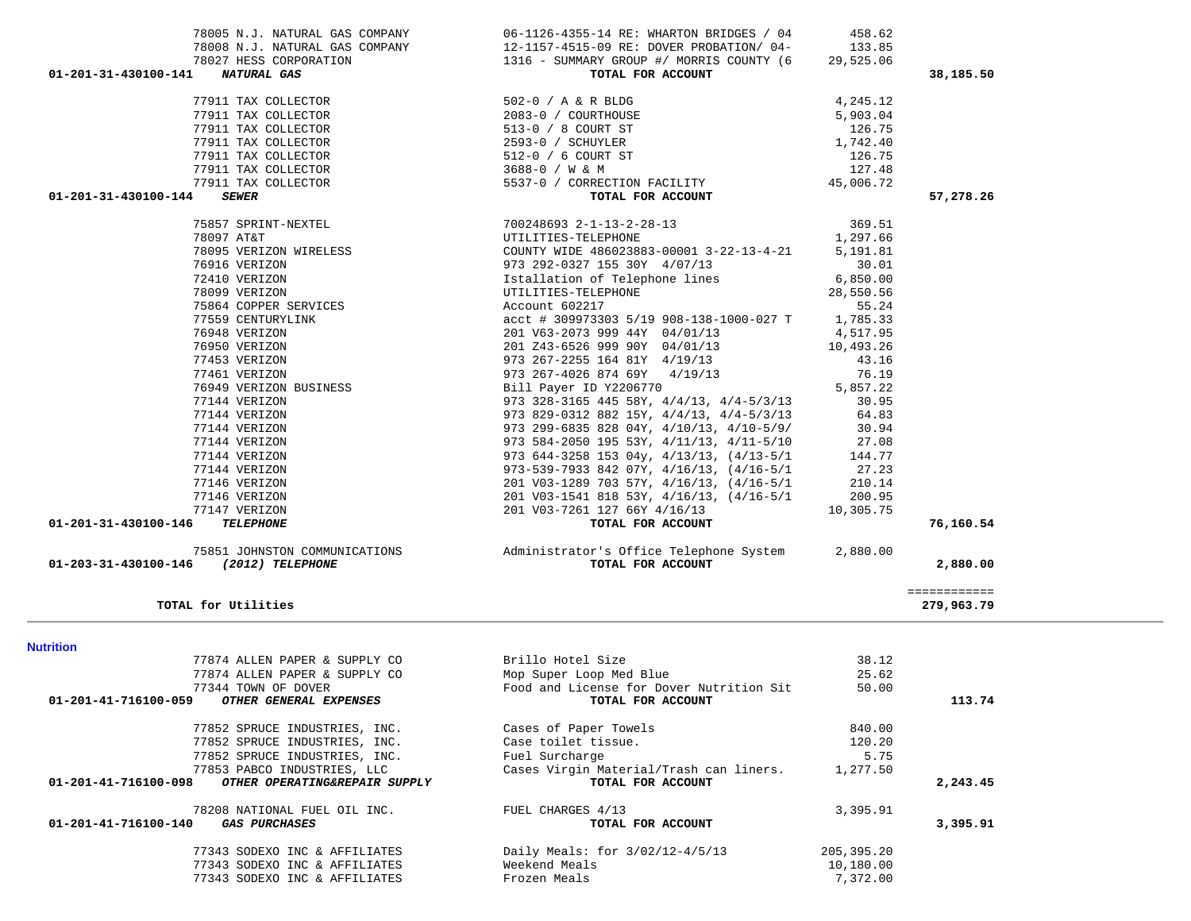| Account | Vendor | Description | Amount | Total |
|---|---|---|---|---|
| | 78005 N.J. NATURAL GAS COMPANY | 06-1126-4355-14 RE: WHARTON BRIDGES / 04 | 458.62 | |
| | 78008 N.J. NATURAL GAS COMPANY | 12-1157-4515-09 RE: DOVER PROBATION/ 04- | 133.85 | |
| | 78027 HESS CORPORATION | 1316 - SUMMARY GROUP #/ MORRIS COUNTY (6 | 29,525.06 | |
| **01-201-31-430100-141** | ***NATURAL GAS*** | **TOTAL FOR ACCOUNT** | | **38,185.50** |
| | 77911 TAX COLLECTOR | 502-0 / A & R BLDG | 4,245.12 | |
| | 77911 TAX COLLECTOR | 2083-0 / COURTHOUSE | 5,903.04 | |
| | 77911 TAX COLLECTOR | 513-0 / 8 COURT ST | 126.75 | |
| | 77911 TAX COLLECTOR | 2593-0 / SCHUYLER | 1,742.40 | |
| | 77911 TAX COLLECTOR | 512-0 / 6 COURT ST | 126.75 | |
| | 77911 TAX COLLECTOR | 3688-0 / W & M | 127.48 | |
| | 77911 TAX COLLECTOR | 5537-0 / CORRECTION FACILITY | 45,006.72 | |
| **01-201-31-430100-144** | ***SEWER*** | **TOTAL FOR ACCOUNT** | | **57,278.26** |
| | 75857 SPRINT-NEXTEL | 700248693 2-1-13-2-28-13 | 369.51 | |
| | 78097 AT&T | UTILITIES-TELEPHONE | 1,297.66 | |
| | 78095 VERIZON WIRELESS | COUNTY WIDE 486023883-00001 3-22-13-4-21 | 5,191.81 | |
| | 76916 VERIZON | 973 292-0327 155 30Y 4/07/13 | 30.01 | |
| | 72410 VERIZON | Istallation of Telephone lines | 6,850.00 | |
| | 78099 VERIZON | UTILITIES-TELEPHONE | 28,550.56 | |
| | 75864 COPPER SERVICES | Account 602217 | 55.24 | |
| | 77559 CENTURYLINK | acct # 309973303 5/19 908-138-1000-027 T | 1,785.33 | |
| | 76948 VERIZON | 201 V63-2073 999 44Y 04/01/13 | 4,517.95 | |
| | 76950 VERIZON | 201 Z43-6526 999 90Y 04/01/13 | 10,493.26 | |
| | 77453 VERIZON | 973 267-2255 164 81Y 4/19/13 | 43.16 | |
| | 77461 VERIZON | 973 267-4026 874 69Y 4/19/13 | 76.19 | |
| | 76949 VERIZON BUSINESS | Bill Payer ID Y2206770 | 5,857.22 | |
| | 77144 VERIZON | 973 328-3165 445 58Y, 4/4/13, 4/4-5/3/13 | 30.95 | |
| | 77144 VERIZON | 973 829-0312 882 15Y, 4/4/13, 4/4-5/3/13 | 64.83 | |
| | 77144 VERIZON | 973 299-6835 828 04Y, 4/10/13, 4/10-5/9/ | 30.94 | |
| | 77144 VERIZON | 973 584-2050 195 53Y, 4/11/13, 4/11-5/10 | 27.08 | |
| | 77144 VERIZON | 973 644-3258 153 04y, 4/13/13, (4/13-5/1 | 144.77 | |
| | 77144 VERIZON | 973-539-7933 842 07Y, 4/16/13, (4/16-5/1 | 27.23 | |
| | 77146 VERIZON | 201 V03-1289 703 57Y, 4/16/13, (4/16-5/1 | 210.14 | |
| | 77146 VERIZON | 201 V03-1541 818 53Y, 4/16/13, (4/16-5/1 | 200.95 | |
| | 77147 VERIZON | 201 V03-7261 127 66Y 4/16/13 | 10,305.75 | |
| **01-201-31-430100-146** | ***TELEPHONE*** | **TOTAL FOR ACCOUNT** | | **76,160.54** |
| | 75851 JOHNSTON COMMUNICATIONS | Administrator's Office Telephone System | 2,880.00 | |
| **01-203-31-430100-146** | ***(2012) TELEPHONE*** | **TOTAL FOR ACCOUNT** | | **2,880.00** |
| | | | | ============ |
| **TOTAL for Utilities** | | | | **279,963.79** |

**Nutrition**

| Account | Vendor | Description | Amount | Total |
|---|---|---|---|---|
| | 77874 ALLEN PAPER & SUPPLY CO | Brillo Hotel Size | 38.12 | |
| | 77874 ALLEN PAPER & SUPPLY CO | Mop Super Loop Med Blue | 25.62 | |
| | 77344 TOWN OF DOVER | Food and License for Dover Nutrition Sit | 50.00 | |
| **01-201-41-716100-059** | ***OTHER GENERAL EXPENSES*** | **TOTAL FOR ACCOUNT** | | **113.74** |
| | 77852 SPRUCE INDUSTRIES, INC. | Cases of Paper Towels | 840.00 | |
| | 77852 SPRUCE INDUSTRIES, INC. | Case toilet tissue. | 120.20 | |
| | 77852 SPRUCE INDUSTRIES, INC. | Fuel Surcharge | 5.75 | |
| | 77853 PABCO INDUSTRIES, LLC | Cases Virgin Material/Trash can liners. | 1,277.50 | |
| **01-201-41-716100-098** | ***OTHER OPERATING&REPAIR SUPPLY*** | **TOTAL FOR ACCOUNT** | | **2,243.45** |
| | 78208 NATIONAL FUEL OIL INC. | FUEL CHARGES 4/13 | 3,395.91 | |
| **01-201-41-716100-140** | ***GAS PURCHASES*** | **TOTAL FOR ACCOUNT** | | **3,395.91** |
| | 77343 SODEXO INC & AFFILIATES | Daily Meals: for 3/02/12-4/5/13 | 205,395.20 | |
| | 77343 SODEXO INC & AFFILIATES | Weekend Meals | 10,180.00 | |
| | 77343 SODEXO INC & AFFILIATES | Frozen Meals | 7,372.00 | |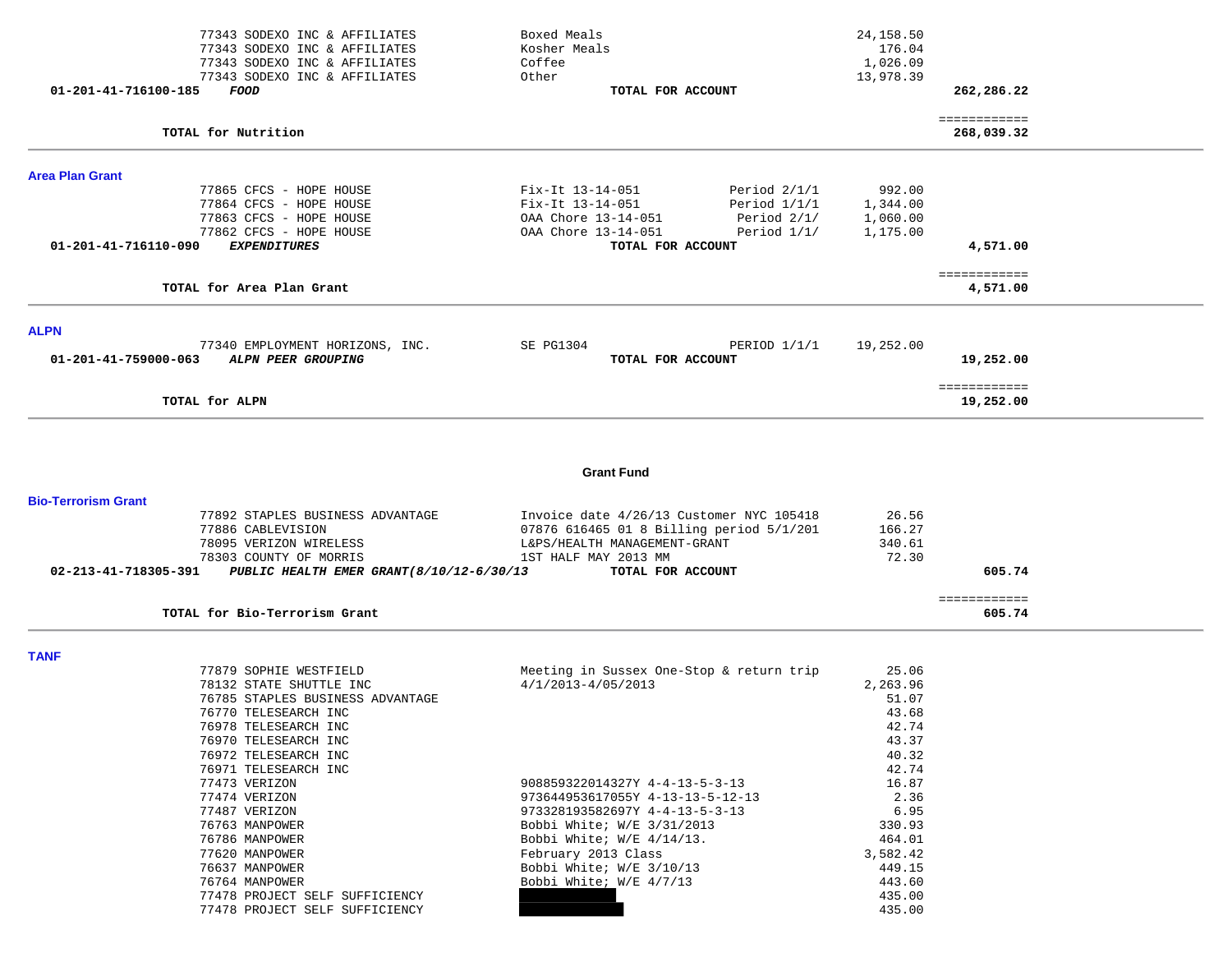| | | | | |
|---|---|---|---|---|
| | 77343 SODEXO INC & AFFILIATES | Boxed Meals | 24,158.50 | |
| | 77343 SODEXO INC & AFFILIATES | Kosher Meals | 176.04 | |
| | 77343 SODEXO INC & AFFILIATES | Coffee | 1,026.09 | |
| | 77343 SODEXO INC & AFFILIATES | Other | 13,978.39 | |
| **01-201-41-716100-185** | ***FOOD*** | **TOTAL FOR ACCOUNT** | | **262,286.22** |
| | | | | ============ |
| | **TOTAL for Nutrition** | | | **268,039.32** |

## Area Plan Grant

| | | | | | |
|---|---|---|---|---|---|
| | 77865 CFCS - HOPE HOUSE | Fix-It 13-14-051 | Period 2/1/1 | 992.00 | |
| | 77864 CFCS - HOPE HOUSE | Fix-It 13-14-051 | Period 1/1/1 | 1,344.00 | |
| | 77863 CFCS - HOPE HOUSE | OAA Chore 13-14-051 | Period 2/1/ | 1,060.00 | |
| | 77862 CFCS - HOPE HOUSE | OAA Chore 13-14-051 | Period 1/1/ | 1,175.00 | |
| **01-201-41-716110-090** | ***EXPENDITURES*** | **TOTAL FOR ACCOUNT** | | | **4,571.00** |
| | | | | | ============ |
| | **TOTAL for Area Plan Grant** | | | | **4,571.00** |

## ALPN

| | | | | | |
|---|---|---|---|---|---|
| | 77340 EMPLOYMENT HORIZONS, INC. | SE PG1304 | PERIOD 1/1/1 | 19,252.00 | |
| **01-201-41-759000-063** | ***ALPN PEER GROUPING*** | **TOTAL FOR ACCOUNT** | | | **19,252.00** |
| | | | | | ============ |
| | **TOTAL for ALPN** | | | | **19,252.00** |

# Grant Fund

## Bio-Terrorism Grant

| | | | | |
|---|---|---|---|---|
| | 77892 STAPLES BUSINESS ADVANTAGE | Invoice date 4/26/13 Customer NYC 105418 | 26.56 | |
| | 77886 CABLEVISION | 07876 616465 01 8 Billing period 5/1/201 | 166.27 | |
| | 78095 VERIZON WIRELESS | L&PS/HEALTH MANAGEMENT-GRANT | 340.61 | |
| | 78303 COUNTY OF MORRIS | 1ST HALF MAY 2013 MM | 72.30 | |
| **02-213-41-718305-391** | ***PUBLIC HEALTH EMER GRANT(8/10/12-6/30/13*** | **TOTAL FOR ACCOUNT** | | **605.74** |
| | | | | ============ |
| | **TOTAL for Bio-Terrorism Grant** | | | **605.74** |

## TANF

| | | |
|---|---|---|
| 77879 SOPHIE WESTFIELD | Meeting in Sussex One-Stop & return trip | 25.06 |
| 78132 STATE SHUTTLE INC | 4/1/2013-4/05/2013 | 2,263.96 |
| 76785 STAPLES BUSINESS ADVANTAGE | | 51.07 |
| 76770 TELESEARCH INC | | 43.68 |
| 76978 TELESEARCH INC | | 42.74 |
| 76970 TELESEARCH INC | | 43.37 |
| 76972 TELESEARCH INC | | 40.32 |
| 76971 TELESEARCH INC | | 42.74 |
| 77473 VERIZON | 908859322014327Y 4-4-13-5-3-13 | 16.87 |
| 77474 VERIZON | 973644953617055Y 4-13-13-5-12-13 | 2.36 |
| 77487 VERIZON | 973328193582697Y 4-4-13-5-3-13 | 6.95 |
| 76763 MANPOWER | Bobbi White; W/E 3/31/2013 | 330.93 |
| 76786 MANPOWER | Bobbi White; W/E 4/14/13. | 464.01 |
| 77620 MANPOWER | February 2013 Class | 3,582.42 |
| 76637 MANPOWER | Bobbi White; W/E 3/10/13 | 449.15 |
| 76764 MANPOWER | Bobbi White; W/E 4/7/13 | 443.60 |
| 77478 PROJECT SELF SUFFICIENCY | [REDACTED] | 435.00 |
| 77478 PROJECT SELF SUFFICIENCY | [REDACTED] | 435.00 |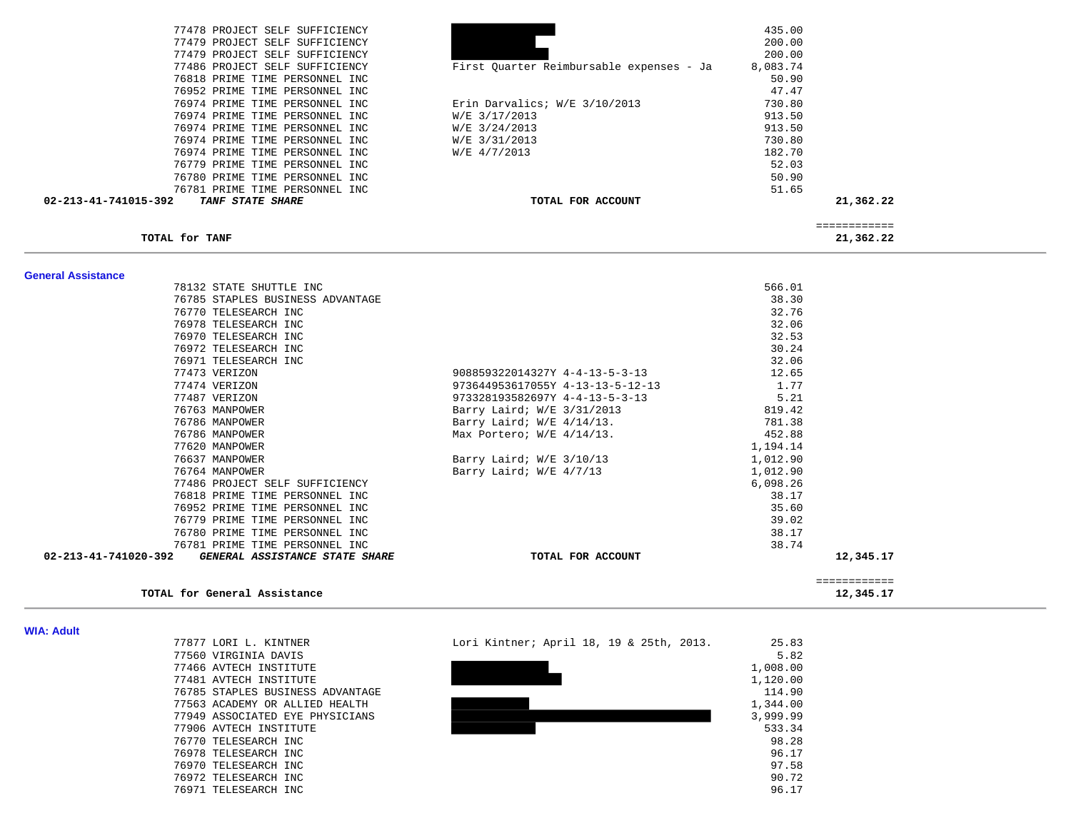| | Vendor | Description | Amount | Total |
|---|---|---|---|---|
| | 77478 PROJECT SELF SUFFICIENCY | | 435.00 | |
| | 77479 PROJECT SELF SUFFICIENCY | | 200.00 | |
| | 77479 PROJECT SELF SUFFICIENCY | | 200.00 | |
| | 77486 PROJECT SELF SUFFICIENCY | First Quarter Reimbursable expenses - Ja | 8,083.74 | |
| | 76818 PRIME TIME PERSONNEL INC | | 50.90 | |
| | 76952 PRIME TIME PERSONNEL INC | | 47.47 | |
| | 76974 PRIME TIME PERSONNEL INC | Erin Darvalics; W/E 3/10/2013 | 730.80 | |
| | 76974 PRIME TIME PERSONNEL INC | W/E 3/17/2013 | 913.50 | |
| | 76974 PRIME TIME PERSONNEL INC | W/E 3/24/2013 | 913.50 | |
| | 76974 PRIME TIME PERSONNEL INC | W/E 3/31/2013 | 730.80 | |
| | 76974 PRIME TIME PERSONNEL INC | W/E 4/7/2013 | 182.70 | |
| | 76779 PRIME TIME PERSONNEL INC | | 52.03 | |
| | 76780 PRIME TIME PERSONNEL INC | | 50.90 | |
| | 76781 PRIME TIME PERSONNEL INC | | 51.65 | |
| **02-213-41-741015-392** | ***TANF STATE SHARE*** | **TOTAL FOR ACCOUNT** | | **21,362.22** |

**TOTAL for TANF** ============ **21,362.22**

## General Assistance

| | Vendor | Description | Amount | Total |
|---|---|---|---|---|
| | 78132 STATE SHUTTLE INC | | 566.01 | |
| | 76785 STAPLES BUSINESS ADVANTAGE | | 38.30 | |
| | 76770 TELESEARCH INC | | 32.76 | |
| | 76978 TELESEARCH INC | | 32.06 | |
| | 76970 TELESEARCH INC | | 32.53 | |
| | 76972 TELESEARCH INC | | 30.24 | |
| | 76971 TELESEARCH INC | | 32.06 | |
| | 77473 VERIZON | 908859322014327Y 4-4-13-5-3-13 | 12.65 | |
| | 77474 VERIZON | 973644953617055Y 4-13-13-5-12-13 | 1.77 | |
| | 77487 VERIZON | 973328193582697Y 4-4-13-5-3-13 | 5.21 | |
| | 76763 MANPOWER | Barry Laird; W/E 3/31/2013 | 819.42 | |
| | 76786 MANPOWER | Barry Laird; W/E 4/14/13. | 781.38 | |
| | 76786 MANPOWER | Max Portero; W/E 4/14/13. | 452.88 | |
| | 77620 MANPOWER | | 1,194.14 | |
| | 76637 MANPOWER | Barry Laird; W/E 3/10/13 | 1,012.90 | |
| | 76764 MANPOWER | Barry Laird; W/E 4/7/13 | 1,012.90 | |
| | 77486 PROJECT SELF SUFFICIENCY | | 6,098.26 | |
| | 76818 PRIME TIME PERSONNEL INC | | 38.17 | |
| | 76952 PRIME TIME PERSONNEL INC | | 35.60 | |
| | 76779 PRIME TIME PERSONNEL INC | | 39.02 | |
| | 76780 PRIME TIME PERSONNEL INC | | 38.17 | |
| | 76781 PRIME TIME PERSONNEL INC | | 38.74 | |
| **02-213-41-741020-392** | ***GENERAL ASSISTANCE STATE SHARE*** | **TOTAL FOR ACCOUNT** | | **12,345.17** |

**TOTAL for General Assistance** ============ **12,345.17**

## WIA: Adult

| | Vendor | Description | Amount | Total |
|---|---|---|---|---|
| | 77877 LORI L. KINTNER | Lori Kintner; April 18, 19 & 25th, 2013. | 25.83 | |
| | 77560 VIRGINIA DAVIS | | 5.82 | |
| | 77466 AVTECH INSTITUTE | | 1,008.00 | |
| | 77481 AVTECH INSTITUTE | | 1,120.00 | |
| | 76785 STAPLES BUSINESS ADVANTAGE | | 114.90 | |
| | 77563 ACADEMY OR ALLIED HEALTH | | 1,344.00 | |
| | 77949 ASSOCIATED EYE PHYSICIANS | | 3,999.99 | |
| | 77906 AVTECH INSTITUTE | | 533.34 | |
| | 76770 TELESEARCH INC | | 98.28 | |
| | 76978 TELESEARCH INC | | 96.17 | |
| | 76970 TELESEARCH INC | | 97.58 | |
| | 76972 TELESEARCH INC | | 90.72 | |
| | 76971 TELESEARCH INC | | 96.17 | |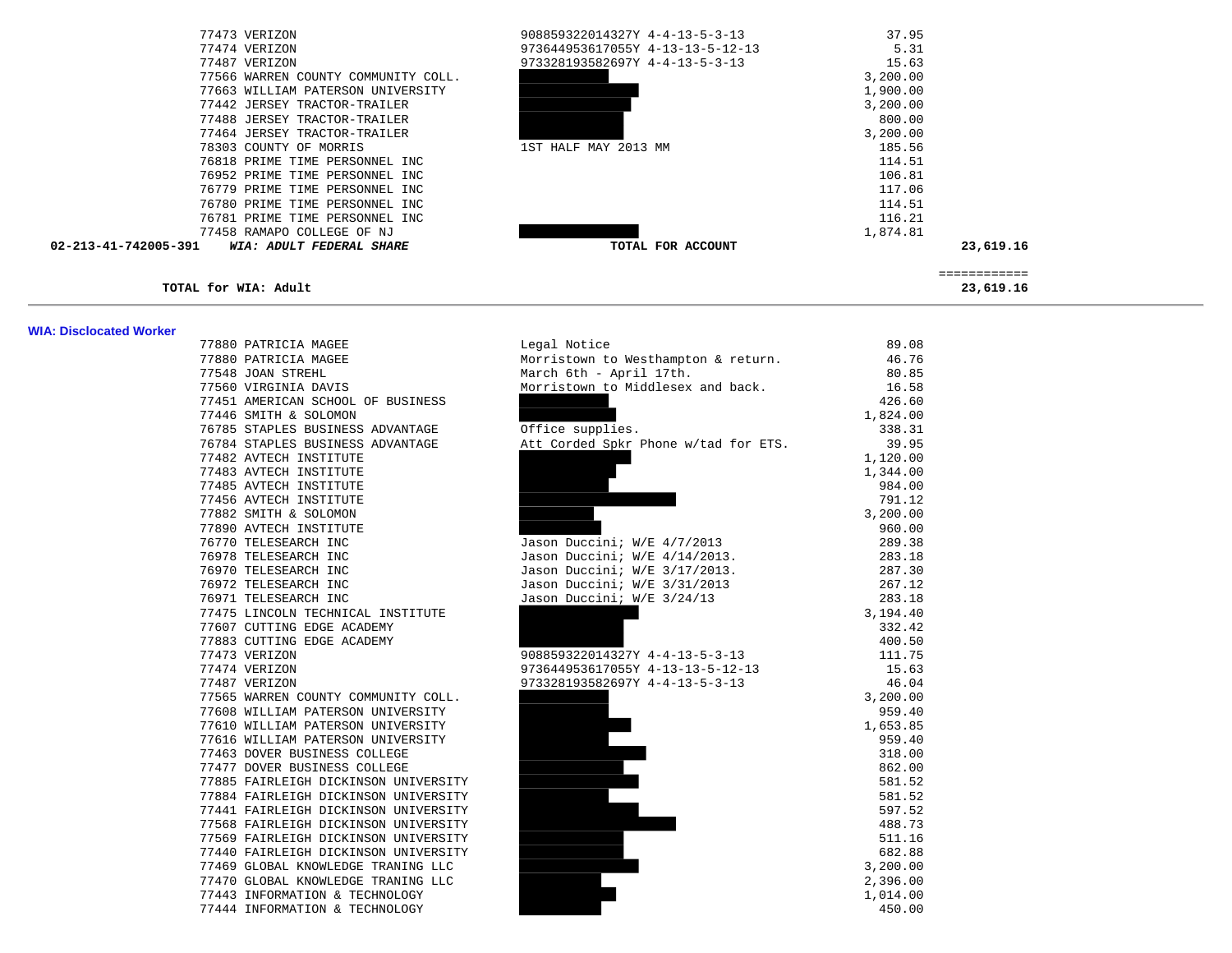| | | | |
|---|---|---|---|
| 77473 VERIZON | 908859322014327Y 4-4-13-5-3-13 | 37.95 | |
| 77474 VERIZON | 973644953617055Y 4-13-13-5-12-13 | 5.31 | |
| 77487 VERIZON | 973328193582697Y 4-4-13-5-3-13 | 15.63 | |
| 77566 WARREN COUNTY COMMUNITY COLL. | | 3,200.00 | |
| 77663 WILLIAM PATERSON UNIVERSITY | | 1,900.00 | |
| 77442 JERSEY TRACTOR-TRAILER | | 3,200.00 | |
| 77488 JERSEY TRACTOR-TRAILER | | 800.00 | |
| 77464 JERSEY TRACTOR-TRAILER | | 3,200.00 | |
| 78303 COUNTY OF MORRIS | 1ST HALF MAY 2013 MM | 185.56 | |
| 76818 PRIME TIME PERSONNEL INC | | 114.51 | |
| 76952 PRIME TIME PERSONNEL INC | | 106.81 | |
| 76779 PRIME TIME PERSONNEL INC | | 117.06 | |
| 76780 PRIME TIME PERSONNEL INC | | 114.51 | |
| 76781 PRIME TIME PERSONNEL INC | | 116.21 | |
| 77458 RAMAPO COLLEGE OF NJ | | 1,874.81 | |
| **02-213-41-742005-391** ***WIA: ADULT FEDERAL SHARE*** | **TOTAL FOR ACCOUNT** | | **23,619.16** |

============

**TOTAL for WIA: Adult** **23,619.16**

---

**WIA: Disclocated Worker**

| | | |
|---|---|---|
| 77880 PATRICIA MAGEE | Legal Notice | 89.08 |
| 77880 PATRICIA MAGEE | Morristown to Westhampton & return. | 46.76 |
| 77548 JOAN STREHL | March 6th - April 17th. | 80.85 |
| 77560 VIRGINIA DAVIS | Morristown to Middlesex and back. | 16.58 |
| 77451 AMERICAN SCHOOL OF BUSINESS | | 426.60 |
| 77446 SMITH & SOLOMON | | 1,824.00 |
| 76785 STAPLES BUSINESS ADVANTAGE | Office supplies. | 338.31 |
| 76784 STAPLES BUSINESS ADVANTAGE | Att Corded Spkr Phone w/tad for ETS. | 39.95 |
| 77482 AVTECH INSTITUTE | | 1,120.00 |
| 77483 AVTECH INSTITUTE | | 1,344.00 |
| 77485 AVTECH INSTITUTE | | 984.00 |
| 77456 AVTECH INSTITUTE | | 791.12 |
| 77882 SMITH & SOLOMON | | 3,200.00 |
| 77890 AVTECH INSTITUTE | | 960.00 |
| 76770 TELESEARCH INC | Jason Duccini; W/E 4/7/2013 | 289.38 |
| 76978 TELESEARCH INC | Jason Duccini; W/E 4/14/2013. | 283.18 |
| 76970 TELESEARCH INC | Jason Duccini; W/E 3/17/2013. | 287.30 |
| 76972 TELESEARCH INC | Jason Duccini; W/E 3/31/2013 | 267.12 |
| 76971 TELESEARCH INC | Jason Duccini; W/E 3/24/13 | 283.18 |
| 77475 LINCOLN TECHNICAL INSTITUTE | | 3,194.40 |
| 77607 CUTTING EDGE ACADEMY | | 332.42 |
| 77883 CUTTING EDGE ACADEMY | | 400.50 |
| 77473 VERIZON | 908859322014327Y 4-4-13-5-3-13 | 111.75 |
| 77474 VERIZON | 973644953617055Y 4-13-13-5-12-13 | 15.63 |
| 77487 VERIZON | 973328193582697Y 4-4-13-5-3-13 | 46.04 |
| 77565 WARREN COUNTY COMMUNITY COLL. | | 3,200.00 |
| 77608 WILLIAM PATERSON UNIVERSITY | | 959.40 |
| 77610 WILLIAM PATERSON UNIVERSITY | | 1,653.85 |
| 77616 WILLIAM PATERSON UNIVERSITY | | 959.40 |
| 77463 DOVER BUSINESS COLLEGE | | 318.00 |
| 77477 DOVER BUSINESS COLLEGE | | 862.00 |
| 77885 FAIRLEIGH DICKINSON UNIVERSITY | | 581.52 |
| 77884 FAIRLEIGH DICKINSON UNIVERSITY | | 581.52 |
| 77441 FAIRLEIGH DICKINSON UNIVERSITY | | 597.52 |
| 77568 FAIRLEIGH DICKINSON UNIVERSITY | | 488.73 |
| 77569 FAIRLEIGH DICKINSON UNIVERSITY | | 511.16 |
| 77440 FAIRLEIGH DICKINSON UNIVERSITY | | 682.88 |
| 77469 GLOBAL KNOWLEDGE TRANING LLC | | 3,200.00 |
| 77470 GLOBAL KNOWLEDGE TRANING LLC | | 2,396.00 |
| 77443 INFORMATION & TECHNOLOGY | | 1,014.00 |
| 77444 INFORMATION & TECHNOLOGY | | 450.00 |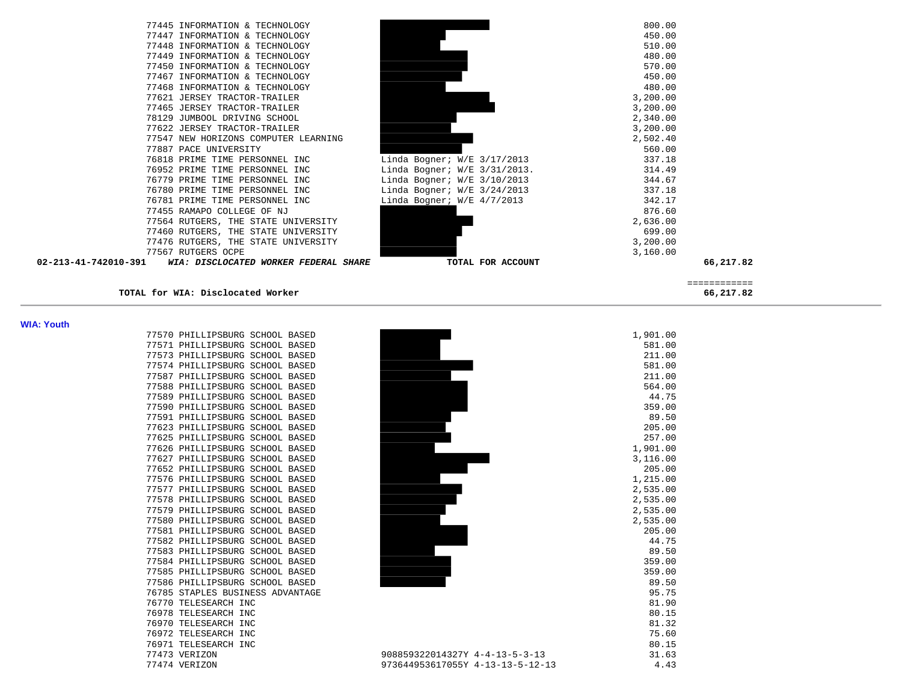| | | | | |
|---|---|---|---|---|
| | 77445 INFORMATION & TECHNOLOGY | | 800.00 | |
| | 77447 INFORMATION & TECHNOLOGY | | 450.00 | |
| | 77448 INFORMATION & TECHNOLOGY | | 510.00 | |
| | 77449 INFORMATION & TECHNOLOGY | | 480.00 | |
| | 77450 INFORMATION & TECHNOLOGY | | 570.00 | |
| | 77467 INFORMATION & TECHNOLOGY | | 450.00 | |
| | 77468 INFORMATION & TECHNOLOGY | | 480.00 | |
| | 77621 JERSEY TRACTOR-TRAILER | | 3,200.00 | |
| | 77465 JERSEY TRACTOR-TRAILER | | 3,200.00 | |
| | 78129 JUMBOOL DRIVING SCHOOL | | 2,340.00 | |
| | 77622 JERSEY TRACTOR-TRAILER | | 3,200.00 | |
| | 77547 NEW HORIZONS COMPUTER LEARNING | | 2,502.40 | |
| | 77887 PACE UNIVERSITY | | 560.00 | |
| | 76818 PRIME TIME PERSONNEL INC | Linda Bogner; W/E 3/17/2013 | 337.18 | |
| | 76952 PRIME TIME PERSONNEL INC | Linda Bogner; W/E 3/31/2013. | 314.49 | |
| | 76779 PRIME TIME PERSONNEL INC | Linda Bogner; W/E 3/10/2013 | 344.67 | |
| | 76780 PRIME TIME PERSONNEL INC | Linda Bogner; W/E 3/24/2013 | 337.18 | |
| | 76781 PRIME TIME PERSONNEL INC | Linda Bogner; W/E 4/7/2013 | 342.17 | |
| | 77455 RAMAPO COLLEGE OF NJ | | 876.60 | |
| | 77564 RUTGERS, THE STATE UNIVERSITY | | 2,636.00 | |
| | 77460 RUTGERS, THE STATE UNIVERSITY | | 699.00 | |
| | 77476 RUTGERS, THE STATE UNIVERSITY | | 3,200.00 | |
| | 77567 RUTGERS OCPE | | 3,160.00 | |
| **02-213-41-742010-391** | ***WIA: DISCLOCATED WORKER FEDERAL SHARE*** | **TOTAL FOR ACCOUNT** | | **66,217.82** |

**TOTAL for WIA: Disclocated Worker** ============ **66,217.82**

**WIA: Youth**

| | | |
|---|---|---|
| 77570 PHILLIPSBURG SCHOOL BASED | | 1,901.00 |
| 77571 PHILLIPSBURG SCHOOL BASED | | 581.00 |
| 77573 PHILLIPSBURG SCHOOL BASED | | 211.00 |
| 77574 PHILLIPSBURG SCHOOL BASED | | 581.00 |
| 77587 PHILLIPSBURG SCHOOL BASED | | 211.00 |
| 77588 PHILLIPSBURG SCHOOL BASED | | 564.00 |
| 77589 PHILLIPSBURG SCHOOL BASED | | 44.75 |
| 77590 PHILLIPSBURG SCHOOL BASED | | 359.00 |
| 77591 PHILLIPSBURG SCHOOL BASED | | 89.50 |
| 77623 PHILLIPSBURG SCHOOL BASED | | 205.00 |
| 77625 PHILLIPSBURG SCHOOL BASED | | 257.00 |
| 77626 PHILLIPSBURG SCHOOL BASED | | 1,901.00 |
| 77627 PHILLIPSBURG SCHOOL BASED | | 3,116.00 |
| 77652 PHILLIPSBURG SCHOOL BASED | | 205.00 |
| 77576 PHILLIPSBURG SCHOOL BASED | | 1,215.00 |
| 77577 PHILLIPSBURG SCHOOL BASED | | 2,535.00 |
| 77578 PHILLIPSBURG SCHOOL BASED | | 2,535.00 |
| 77579 PHILLIPSBURG SCHOOL BASED | | 2,535.00 |
| 77580 PHILLIPSBURG SCHOOL BASED | | 2,535.00 |
| 77581 PHILLIPSBURG SCHOOL BASED | | 205.00 |
| 77582 PHILLIPSBURG SCHOOL BASED | | 44.75 |
| 77583 PHILLIPSBURG SCHOOL BASED | | 89.50 |
| 77584 PHILLIPSBURG SCHOOL BASED | | 359.00 |
| 77585 PHILLIPSBURG SCHOOL BASED | | 359.00 |
| 77586 PHILLIPSBURG SCHOOL BASED | | 89.50 |
| 76785 STAPLES BUSINESS ADVANTAGE | | 95.75 |
| 76770 TELESEARCH INC | | 81.90 |
| 76978 TELESEARCH INC | | 80.15 |
| 76970 TELESEARCH INC | | 81.32 |
| 76972 TELESEARCH INC | | 75.60 |
| 76971 TELESEARCH INC | | 80.15 |
| 77473 VERIZON | 908859322014327Y 4-4-13-5-3-13 | 31.63 |
| 77474 VERIZON | 973644953617055Y 4-13-13-5-12-13 | 4.43 |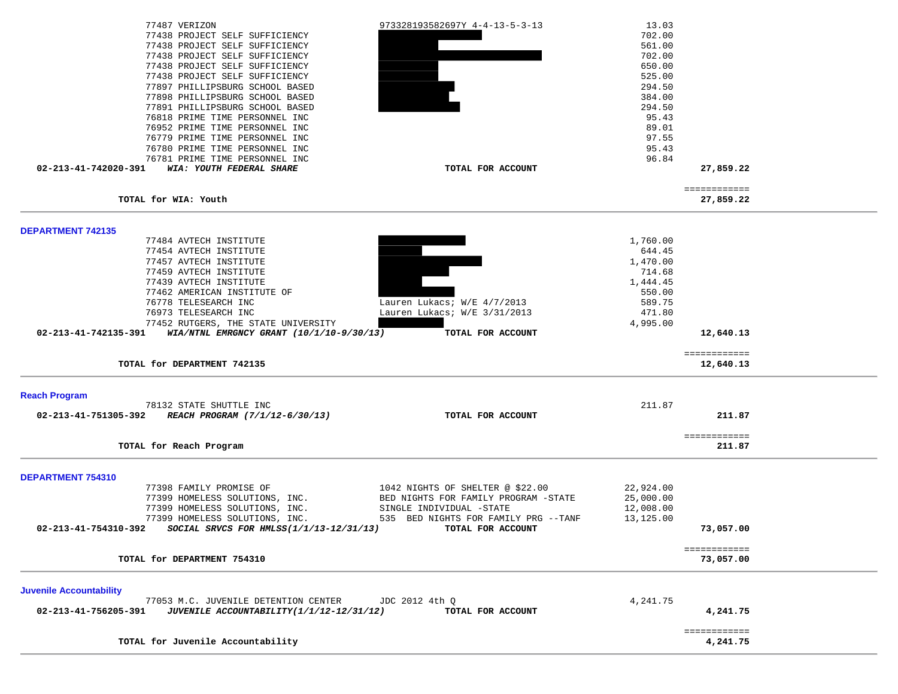| Vendor | Description | Amount | Total |
|---|---|---|---|
| 77487 VERIZON | 973328193582697Y 4-4-13-5-3-13 | 13.03 | |
| 77438 PROJECT SELF SUFFICIENCY | | 702.00 | |
| 77438 PROJECT SELF SUFFICIENCY | | 561.00 | |
| 77438 PROJECT SELF SUFFICIENCY | | 702.00 | |
| 77438 PROJECT SELF SUFFICIENCY | | 650.00 | |
| 77438 PROJECT SELF SUFFICIENCY | | 525.00 | |
| 77897 PHILLIPSBURG SCHOOL BASED | | 294.50 | |
| 77898 PHILLIPSBURG SCHOOL BASED | | 384.00 | |
| 77891 PHILLIPSBURG SCHOOL BASED | | 294.50 | |
| 76818 PRIME TIME PERSONNEL INC | | 95.43 | |
| 76952 PRIME TIME PERSONNEL INC | | 89.01 | |
| 76779 PRIME TIME PERSONNEL INC | | 97.55 | |
| 76780 PRIME TIME PERSONNEL INC | | 95.43 | |
| 76781 PRIME TIME PERSONNEL INC | | 96.84 | |
| **02-213-41-742020-391** ***WIA: YOUTH FEDERAL SHARE*** | **TOTAL FOR ACCOUNT** | | **27,859.22** |

**TOTAL for WIA: Youth** **27,859.22**

## DEPARTMENT 742135

| Vendor | Description | Amount | Total |
|---|---|---|---|
| 77484 AVTECH INSTITUTE | | 1,760.00 | |
| 77454 AVTECH INSTITUTE | | 644.45 | |
| 77457 AVTECH INSTITUTE | | 1,470.00 | |
| 77459 AVTECH INSTITUTE | | 714.68 | |
| 77439 AVTECH INSTITUTE | | 1,444.45 | |
| 77462 AMERICAN INSTITUTE OF | | 550.00 | |
| 76778 TELESEARCH INC | Lauren Lukacs; W/E 4/7/2013 | 589.75 | |
| 76973 TELESEARCH INC | Lauren Lukacs; W/E 3/31/2013 | 471.80 | |
| 77452 RUTGERS, THE STATE UNIVERSITY | | 4,995.00 | |
| **02-213-41-742135-391** ***WIA/NTNL EMRGNCY GRANT (10/1/10-9/30/13)*** | **TOTAL FOR ACCOUNT** | | **12,640.13** |

**TOTAL for DEPARTMENT 742135** **12,640.13**

## Reach Program

| Vendor | Description | Amount | Total |
|---|---|---|---|
| 78132 STATE SHUTTLE INC | | 211.87 | |
| **02-213-41-751305-392** ***REACH PROGRAM (7/1/12-6/30/13)*** | **TOTAL FOR ACCOUNT** | | **211.87** |

**TOTAL for Reach Program** **211.87**

## DEPARTMENT 754310

| Vendor | Description | Amount | Total |
|---|---|---|---|
| 77398 FAMILY PROMISE OF | 1042 NIGHTS OF SHELTER @ $22.00 | 22,924.00 | |
| 77399 HOMELESS SOLUTIONS, INC. | BED NIGHTS FOR FAMILY PROGRAM -STATE | 25,000.00 | |
| 77399 HOMELESS SOLUTIONS, INC. | SINGLE INDIVIDUAL -STATE | 12,008.00 | |
| 77399 HOMELESS SOLUTIONS, INC. | 535 BED NIGHTS FOR FAMILY PRG --TANF | 13,125.00 | |
| **02-213-41-754310-392** ***SOCIAL SRVCS FOR HMLSS(1/1/13-12/31/13)*** | **TOTAL FOR ACCOUNT** | | **73,057.00** |

**TOTAL for DEPARTMENT 754310** **73,057.00**

## Juvenile Accountability

| Vendor | Description | Amount | Total |
|---|---|---|---|
| 77053 M.C. JUVENILE DETENTION CENTER | JDC 2012 4th Q | 4,241.75 | |
| **02-213-41-756205-391** ***JUVENILE ACCOUNTABILITY(1/1/12-12/31/12)*** | **TOTAL FOR ACCOUNT** | | **4,241.75** |

**TOTAL for Juvenile Accountability** **4,241.75**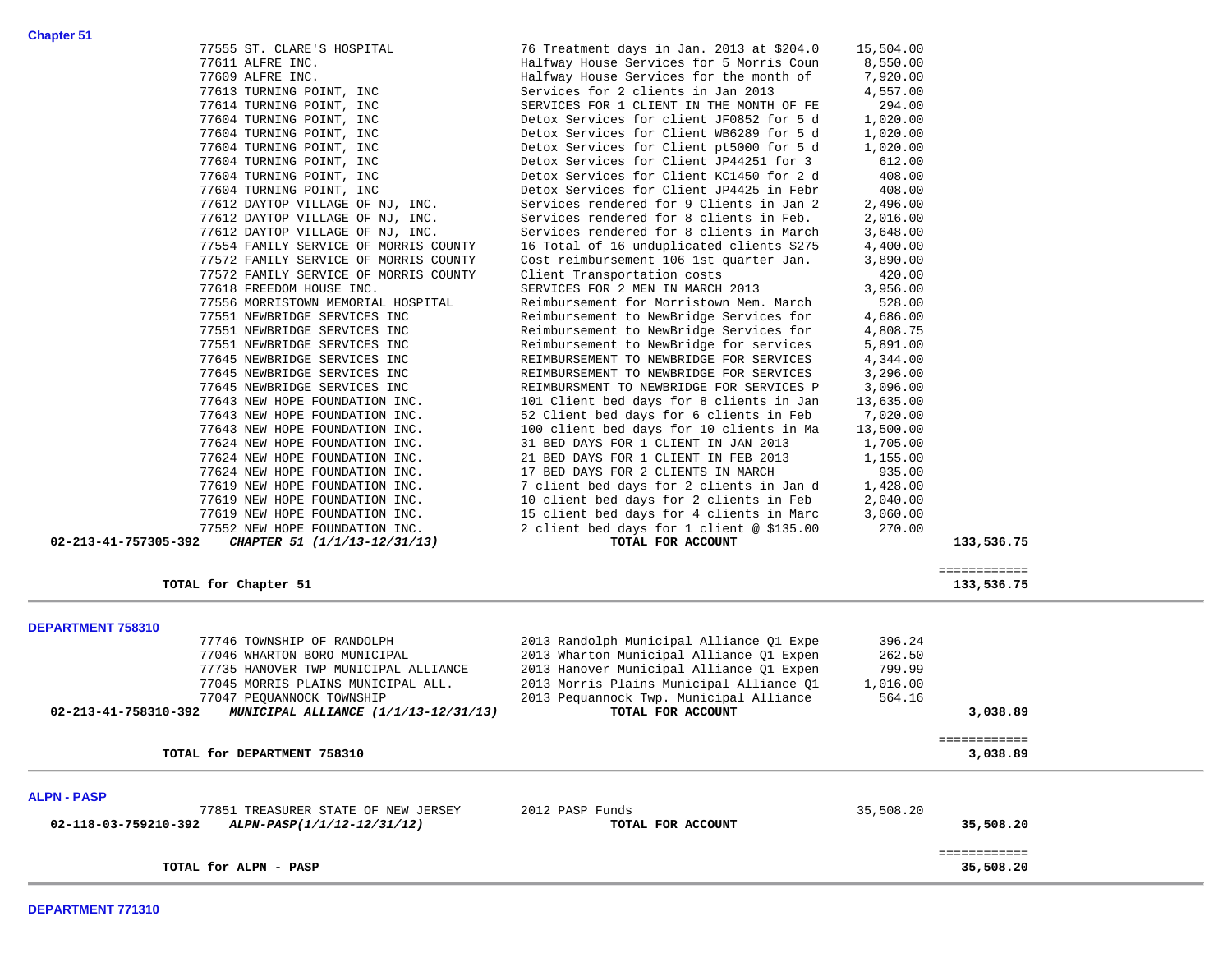**Chapter 51**

| Vendor | Description | Amount | Total |
|---|---|---|---|
| 77555 ST. CLARE'S HOSPITAL | 76 Treatment days in Jan. 2013 at $204.0 | 15,504.00 | |
| 77611 ALFRE INC. | Halfway House Services for 5 Morris Coun | 8,550.00 | |
| 77609 ALFRE INC. | Halfway House Services for the month of | 7,920.00 | |
| 77613 TURNING POINT, INC | Services for 2 clients in Jan 2013 | 4,557.00 | |
| 77614 TURNING POINT, INC | SERVICES FOR 1 CLIENT IN THE MONTH OF FE | 294.00 | |
| 77604 TURNING POINT, INC | Detox Services for client JF0852 for 5 d | 1,020.00 | |
| 77604 TURNING POINT, INC | Detox Services for Client WB6289 for 5 d | 1,020.00 | |
| 77604 TURNING POINT, INC | Detox Services for Client pt5000 for 5 d | 1,020.00 | |
| 77604 TURNING POINT, INC | Detox Services for Client JP44251 for 3 | 612.00 | |
| 77604 TURNING POINT, INC | Detox Services for Client KC1450 for 2 d | 408.00 | |
| 77604 TURNING POINT, INC | Detox Services for Client JP4425 in Febr | 408.00 | |
| 77612 DAYTOP VILLAGE OF NJ, INC. | Services rendered for 9 Clients in Jan 2 | 2,496.00 | |
| 77612 DAYTOP VILLAGE OF NJ, INC. | Services rendered for 8 clients in Feb. | 2,016.00 | |
| 77612 DAYTOP VILLAGE OF NJ, INC. | Services rendered for 8 clients in March | 3,648.00 | |
| 77554 FAMILY SERVICE OF MORRIS COUNTY | 16 Total of 16 unduplicated clients $275 | 4,400.00 | |
| 77572 FAMILY SERVICE OF MORRIS COUNTY | Cost reimbursement 106 1st quarter Jan. | 3,890.00 | |
| 77572 FAMILY SERVICE OF MORRIS COUNTY | Client Transportation costs | 420.00 | |
| 77618 FREEDOM HOUSE INC. | SERVICES FOR 2 MEN IN MARCH 2013 | 3,956.00 | |
| 77556 MORRISTOWN MEMORIAL HOSPITAL | Reimbursement for Morristown Mem. March | 528.00 | |
| 77551 NEWBRIDGE SERVICES INC | Reimbursement to NewBridge Services for | 4,686.00 | |
| 77551 NEWBRIDGE SERVICES INC | Reimbursement to NewBridge Services for | 4,808.75 | |
| 77551 NEWBRIDGE SERVICES INC | Reimbursement to NewBridge for services | 5,891.00 | |
| 77645 NEWBRIDGE SERVICES INC | REIMBURSEMENT TO NEWBRIDGE FOR SERVICES | 4,344.00 | |
| 77645 NEWBRIDGE SERVICES INC | REIMBURSEMENT TO NEWBRIDGE FOR SERVICES | 3,296.00 | |
| 77645 NEWBRIDGE SERVICES INC | REIMBURSMENT TO NEWBRIDGE FOR SERVICES P | 3,096.00 | |
| 77643 NEW HOPE FOUNDATION INC. | 101 Client bed days for 8 clients in Jan | 13,635.00 | |
| 77643 NEW HOPE FOUNDATION INC. | 52 Client bed days for 6 clients in Feb | 7,020.00 | |
| 77643 NEW HOPE FOUNDATION INC. | 100 client bed days for 10 clients in Ma | 13,500.00 | |
| 77624 NEW HOPE FOUNDATION INC. | 31 BED DAYS FOR 1 CLIENT IN JAN 2013 | 1,705.00 | |
| 77624 NEW HOPE FOUNDATION INC. | 21 BED DAYS FOR 1 CLIENT IN FEB 2013 | 1,155.00 | |
| 77624 NEW HOPE FOUNDATION INC. | 17 BED DAYS FOR 2 CLIENTS IN MARCH | 935.00 | |
| 77619 NEW HOPE FOUNDATION INC. | 7 client bed days for 2 clients in Jan d | 1,428.00 | |
| 77619 NEW HOPE FOUNDATION INC. | 10 client bed days for 2 clients in Feb | 2,040.00 | |
| 77619 NEW HOPE FOUNDATION INC. | 15 client bed days for 4 clients in Marc | 3,060.00 | |
| 77552 NEW HOPE FOUNDATION INC. | 2 client bed days for 1 client @ $135.00 | 270.00 | |
| **02-213-41-757305-392** ***CHAPTER 51 (1/1/13-12/31/13)*** | **TOTAL FOR ACCOUNT** | | **133,536.75** |

**TOTAL for Chapter 51** ============ **133,536.75**

---

**DEPARTMENT 758310**

| Vendor | Description | Amount | Total |
|---|---|---|---|
| 77746 TOWNSHIP OF RANDOLPH | 2013 Randolph Municipal Alliance Q1 Expe | 396.24 | |
| 77046 WHARTON BORO MUNICIPAL | 2013 Wharton Municipal Alliance Q1 Expen | 262.50 | |
| 77735 HANOVER TWP MUNICIPAL ALLIANCE | 2013 Hanover Municipal Alliance Q1 Expen | 799.99 | |
| 77045 MORRIS PLAINS MUNICIPAL ALL. | 2013 Morris Plains Municipal Alliance Q1 | 1,016.00 | |
| 77047 PEQUANNOCK TOWNSHIP | 2013 Pequannock Twp. Municipal Alliance | 564.16 | |
| **02-213-41-758310-392** ***MUNICIPAL ALLIANCE (1/1/13-12/31/13)*** | **TOTAL FOR ACCOUNT** | | **3,038.89** |

**TOTAL for DEPARTMENT 758310** ============ **3,038.89**

---

**ALPN - PASP**

| Vendor | Description | Amount | Total |
|---|---|---|---|
| 77851 TREASURER STATE OF NEW JERSEY | 2012 PASP Funds | 35,508.20 | |
| **02-118-03-759210-392** ***ALPN-PASP(1/1/12-12/31/12)*** | **TOTAL FOR ACCOUNT** | | **35,508.20** |

**TOTAL for ALPN - PASP** ============ **35,508.20**

---

**DEPARTMENT 771310**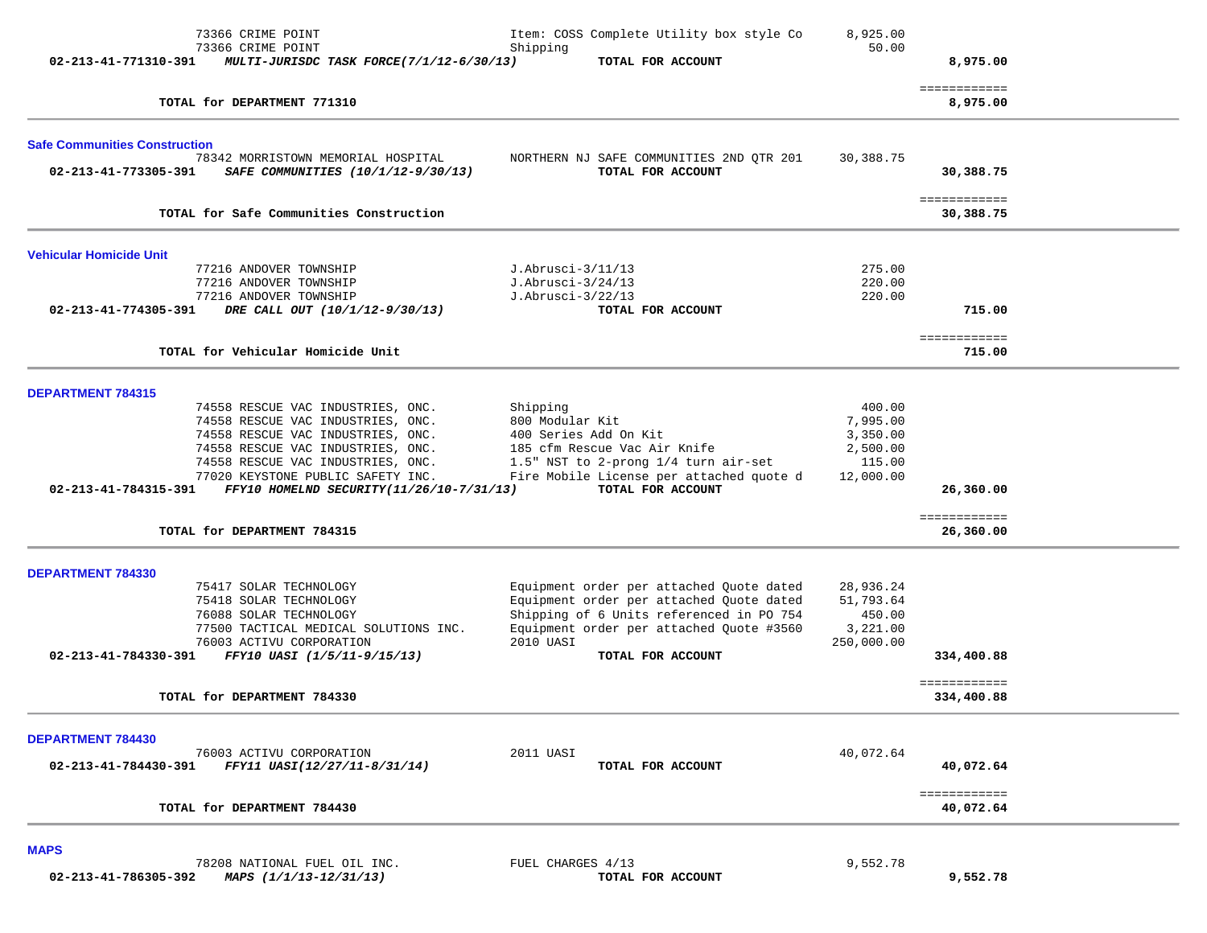| | | | |
|---|---|---|---|
| 73366 CRIME POINT | Item: COSS Complete Utility box style Co | 8,925.00 | |
| 73366 CRIME POINT | Shipping | 50.00 | |
| **02-213-41-771310-391** ***MULTI-JURISDC TASK FORCE(7/1/12-6/30/13)*** | **TOTAL FOR ACCOUNT** | | **8,975.00** |
| | | | ============ |
| **TOTAL for DEPARTMENT 771310** | | | **8,975.00** |

**Safe Communities Construction**

| | | | |
|---|---|---|---|
| 78342 MORRISTOWN MEMORIAL HOSPITAL | NORTHERN NJ SAFE COMMUNITIES 2ND QTR 201 | 30,388.75 | |
| **02-213-41-773305-391** ***SAFE COMMUNITIES (10/1/12-9/30/13)*** | **TOTAL FOR ACCOUNT** | | **30,388.75** |
| | | | ============ |
| **TOTAL for Safe Communities Construction** | | | **30,388.75** |

**Vehicular Homicide Unit**

| | | | |
|---|---|---|---|
| 77216 ANDOVER TOWNSHIP | J.Abrusci-3/11/13 | 275.00 | |
| 77216 ANDOVER TOWNSHIP | J.Abrusci-3/24/13 | 220.00 | |
| 77216 ANDOVER TOWNSHIP | J.Abrusci-3/22/13 | 220.00 | |
| **02-213-41-774305-391** ***DRE CALL OUT (10/1/12-9/30/13)*** | **TOTAL FOR ACCOUNT** | | **715.00** |
| | | | ============ |
| **TOTAL for Vehicular Homicide Unit** | | | **715.00** |

**DEPARTMENT 784315**

| | | | |
|---|---|---|---|
| 74558 RESCUE VAC INDUSTRIES, ONC. | Shipping | 400.00 | |
| 74558 RESCUE VAC INDUSTRIES, ONC. | 800 Modular Kit | 7,995.00 | |
| 74558 RESCUE VAC INDUSTRIES, ONC. | 400 Series Add On Kit | 3,350.00 | |
| 74558 RESCUE VAC INDUSTRIES, ONC. | 185 cfm Rescue Vac Air Knife | 2,500.00 | |
| 74558 RESCUE VAC INDUSTRIES, ONC. | 1.5" NST to 2-prong 1/4 turn air-set | 115.00 | |
| 77020 KEYSTONE PUBLIC SAFETY INC. | Fire Mobile License per attached quote d | 12,000.00 | |
| **02-213-41-784315-391** ***FFY10 HOMELND SECURITY(11/26/10-7/31/13)*** | **TOTAL FOR ACCOUNT** | | **26,360.00** |
| | | | ============ |
| **TOTAL for DEPARTMENT 784315** | | | **26,360.00** |

**DEPARTMENT 784330**

| | | | |
|---|---|---|---|
| 75417 SOLAR TECHNOLOGY | Equipment order per attached Quote dated | 28,936.24 | |
| 75418 SOLAR TECHNOLOGY | Equipment order per attached Quote dated | 51,793.64 | |
| 76088 SOLAR TECHNOLOGY | Shipping of 6 Units referenced in PO 754 | 450.00 | |
| 77500 TACTICAL MEDICAL SOLUTIONS INC. | Equipment order per attached Quote #3560 | 3,221.00 | |
| 76003 ACTIVU CORPORATION | 2010 UASI | 250,000.00 | |
| **02-213-41-784330-391** ***FFY10 UASI (1/5/11-9/15/13)*** | **TOTAL FOR ACCOUNT** | | **334,400.88** |
| | | | ============ |
| **TOTAL for DEPARTMENT 784330** | | | **334,400.88** |

**DEPARTMENT 784430**

| | | | |
|---|---|---|---|
| 76003 ACTIVU CORPORATION | 2011 UASI | 40,072.64 | |
| **02-213-41-784430-391** ***FFY11 UASI(12/27/11-8/31/14)*** | **TOTAL FOR ACCOUNT** | | **40,072.64** |
| | | | ============ |
| **TOTAL for DEPARTMENT 784430** | | | **40,072.64** |

**MAPS**

| | | | |
|---|---|---|---|
| 78208 NATIONAL FUEL OIL INC. | FUEL CHARGES 4/13 | 9,552.78 | |
| **02-213-41-786305-392** ***MAPS (1/1/13-12/31/13)*** | **TOTAL FOR ACCOUNT** | | **9,552.78** |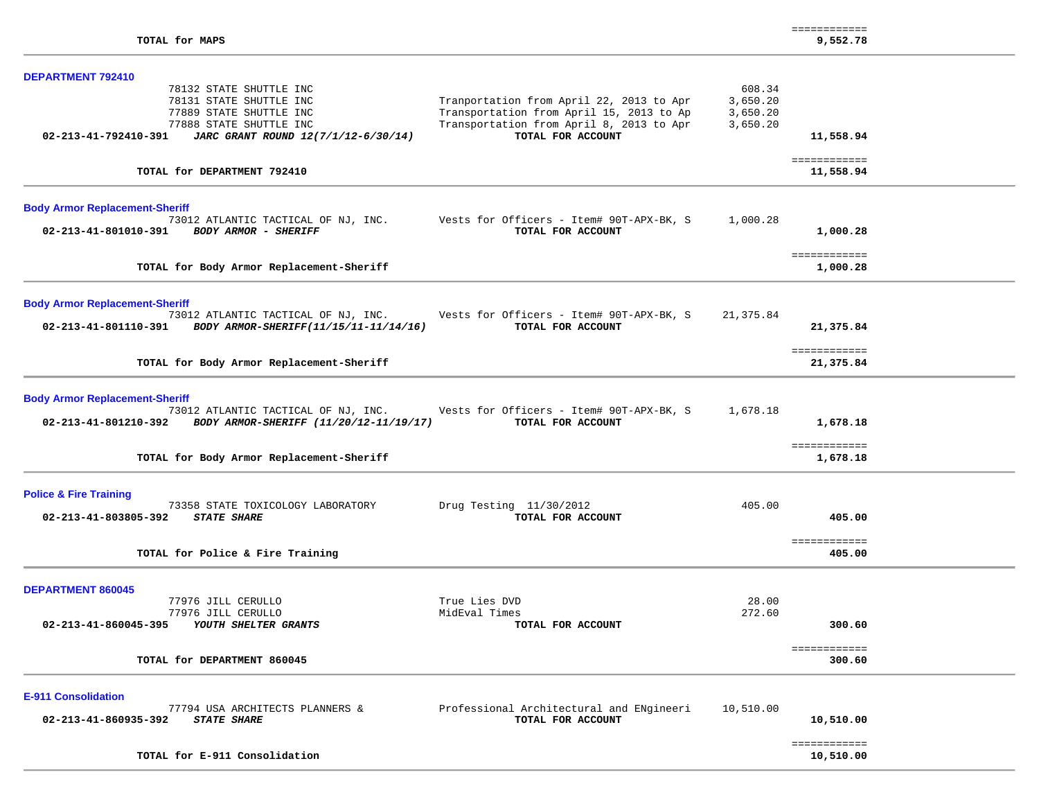| | | | |
|---|---|---|---|
| **TOTAL for MAPS** | | | ============ **9,552.78** |

**DEPARTMENT 792410**

| | | | |
|---|---|---|---|
| 78132 STATE SHUTTLE INC | | 608.34 | |
| 78131 STATE SHUTTLE INC | Tranportation from April 22, 2013 to Apr | 3,650.20 | |
| 77889 STATE SHUTTLE INC | Transportation from April 15, 2013 to Ap | 3,650.20 | |
| 77888 STATE SHUTTLE INC | Transportation from April 8, 2013 to Apr | 3,650.20 | |
| **02-213-41-792410-391** ***JARC GRANT ROUND 12(7/1/12-6/30/14)*** | **TOTAL FOR ACCOUNT** | | **11,558.94** |
| **TOTAL for DEPARTMENT 792410** | | | ============ **11,558.94** |

**Body Armor Replacement-Sheriff**

| | | | |
|---|---|---|---|
| 73012 ATLANTIC TACTICAL OF NJ, INC. | Vests for Officers - Item# 90T-APX-BK, S | 1,000.28 | |
| **02-213-41-801010-391** ***BODY ARMOR - SHERIFF*** | **TOTAL FOR ACCOUNT** | | **1,000.28** |
| **TOTAL for Body Armor Replacement-Sheriff** | | | ============ **1,000.28** |

**Body Armor Replacement-Sheriff**

| | | | |
|---|---|---|---|
| 73012 ATLANTIC TACTICAL OF NJ, INC. | Vests for Officers - Item# 90T-APX-BK, S | 21,375.84 | |
| **02-213-41-801110-391** ***BODY ARMOR-SHERIFF(11/15/11-11/14/16)*** | **TOTAL FOR ACCOUNT** | | **21,375.84** |
| **TOTAL for Body Armor Replacement-Sheriff** | | | ============ **21,375.84** |

**Body Armor Replacement-Sheriff**

| | | | |
|---|---|---|---|
| 73012 ATLANTIC TACTICAL OF NJ, INC. | Vests for Officers - Item# 90T-APX-BK, S | 1,678.18 | |
| **02-213-41-801210-392** ***BODY ARMOR-SHERIFF (11/20/12-11/19/17)*** | **TOTAL FOR ACCOUNT** | | **1,678.18** |
| **TOTAL for Body Armor Replacement-Sheriff** | | | ============ **1,678.18** |

**Police & Fire Training**

| | | | |
|---|---|---|---|
| 73358 STATE TOXICOLOGY LABORATORY | Drug Testing 11/30/2012 | 405.00 | |
| **02-213-41-803805-392** ***STATE SHARE*** | **TOTAL FOR ACCOUNT** | | **405.00** |
| **TOTAL for Police & Fire Training** | | | ============ **405.00** |

**DEPARTMENT 860045**

| | | | |
|---|---|---|---|
| 77976 JILL CERULLO | True Lies DVD | 28.00 | |
| 77976 JILL CERULLO | MidEval Times | 272.60 | |
| **02-213-41-860045-395** ***YOUTH SHELTER GRANTS*** | **TOTAL FOR ACCOUNT** | | **300.60** |
| **TOTAL for DEPARTMENT 860045** | | | ============ **300.60** |

**E-911 Consolidation**

| | | | |
|---|---|---|---|
| 77794 USA ARCHITECTS PLANNERS & | Professional Architectural and ENgineeri | 10,510.00 | |
| **02-213-41-860935-392** ***STATE SHARE*** | **TOTAL FOR ACCOUNT** | | **10,510.00** |
| **TOTAL for E-911 Consolidation** | | | ============ **10,510.00** |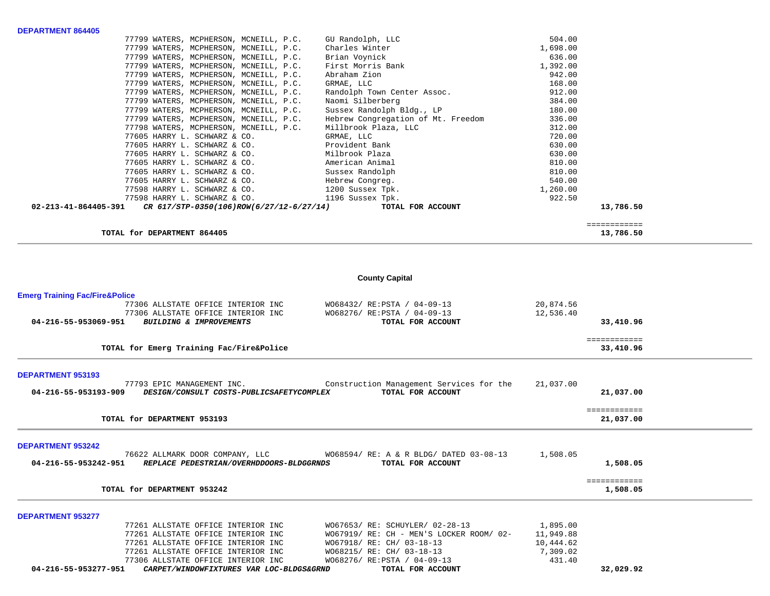**DEPARTMENT 864405**

| Account | Vendor | Description | Amount | Total |
|---|---|---|---|---|
| | 77799 WATERS, MCPHERSON, MCNEILL, P.C. | GU Randolph, LLC | 504.00 | |
| | 77799 WATERS, MCPHERSON, MCNEILL, P.C. | Charles Winter | 1,698.00 | |
| | 77799 WATERS, MCPHERSON, MCNEILL, P.C. | Brian Voynick | 636.00 | |
| | 77799 WATERS, MCPHERSON, MCNEILL, P.C. | First Morris Bank | 1,392.00 | |
| | 77799 WATERS, MCPHERSON, MCNEILL, P.C. | Abraham Zion | 942.00 | |
| | 77799 WATERS, MCPHERSON, MCNEILL, P.C. | GRMAE, LLC | 168.00 | |
| | 77799 WATERS, MCPHERSON, MCNEILL, P.C. | Randolph Town Center Assoc. | 912.00 | |
| | 77799 WATERS, MCPHERSON, MCNEILL, P.C. | Naomi Silberberg | 384.00 | |
| | 77799 WATERS, MCPHERSON, MCNEILL, P.C. | Sussex Randolph Bldg., LP | 180.00 | |
| | 77799 WATERS, MCPHERSON, MCNEILL, P.C. | Hebrew Congregation of Mt. Freedom | 336.00 | |
| | 77798 WATERS, MCPHERSON, MCNEILL, P.C. | Millbrook Plaza, LLC | 312.00 | |
| | 77605 HARRY L. SCHWARZ & CO. | GRMAE, LLC | 720.00 | |
| | 77605 HARRY L. SCHWARZ & CO. | Provident Bank | 630.00 | |
| | 77605 HARRY L. SCHWARZ & CO. | Milbrook Plaza | 630.00 | |
| | 77605 HARRY L. SCHWARZ & CO. | American Animal | 810.00 | |
| | 77605 HARRY L. SCHWARZ & CO. | Sussex Randolph | 810.00 | |
| | 77605 HARRY L. SCHWARZ & CO. | Hebrew Congreg. | 540.00 | |
| | 77598 HARRY L. SCHWARZ & CO. | 1200 Sussex Tpk. | 1,260.00 | |
| | 77598 HARRY L. SCHWARZ & CO. | 1196 Sussex Tpk. | 922.50 | |
| **02-213-41-864405-391** | ***CR 617/STP-0350(106)ROW(6/27/12-6/27/14)*** | **TOTAL FOR ACCOUNT** | | **13,786.50** |

**TOTAL for DEPARTMENT 864405** — **13,786.50**

## County Capital

**Emerg Training Fac/Fire&Police**

| Account | Vendor | Description | Amount | Total |
|---|---|---|---|---|
| | 77306 ALLSTATE OFFICE INTERIOR INC | WO68432/ RE:PSTA / 04-09-13 | 20,874.56 | |
| | 77306 ALLSTATE OFFICE INTERIOR INC | WO68276/ RE:PSTA / 04-09-13 | 12,536.40 | |
| **04-216-55-953069-951** | ***BUILDING & IMPROVEMENTS*** | **TOTAL FOR ACCOUNT** | | **33,410.96** |

**TOTAL for Emerg Training Fac/Fire&Police** — **33,410.96**

**DEPARTMENT 953193**

| Account | Vendor | Description | Amount | Total |
|---|---|---|---|---|
| | 77793 EPIC MANAGEMENT INC. | Construction Management Services for the | 21,037.00 | |
| **04-216-55-953193-909** | ***DESIGN/CONSULT COSTS-PUBLICSAFETYCOMPLEX*** | **TOTAL FOR ACCOUNT** | | **21,037.00** |

**TOTAL for DEPARTMENT 953193** — **21,037.00**

**DEPARTMENT 953242**

| Account | Vendor | Description | Amount | Total |
|---|---|---|---|---|
| | 76622 ALLMARK DOOR COMPANY, LLC | WO68594/ RE: A & R BLDG/ DATED 03-08-13 | 1,508.05 | |
| **04-216-55-953242-951** | ***REPLACE PEDESTRIAN/OVERHDDOORS-BLDGGRNDS*** | **TOTAL FOR ACCOUNT** | | **1,508.05** |

**TOTAL for DEPARTMENT 953242** — **1,508.05**

**DEPARTMENT 953277**

| Account | Vendor | Description | Amount | Total |
|---|---|---|---|---|
| | 77261 ALLSTATE OFFICE INTERIOR INC | WO67653/ RE: SCHUYLER/ 02-28-13 | 1,895.00 | |
| | 77261 ALLSTATE OFFICE INTERIOR INC | WO67919/ RE: CH - MEN'S LOCKER ROOM/ 02- | 11,949.88 | |
| | 77261 ALLSTATE OFFICE INTERIOR INC | WO67918/ RE: CH/ 03-18-13 | 10,444.62 | |
| | 77261 ALLSTATE OFFICE INTERIOR INC | WO68215/ RE: CH/ 03-18-13 | 7,309.02 | |
| | 77306 ALLSTATE OFFICE INTERIOR INC | WO68276/ RE:PSTA / 04-09-13 | 431.40 | |
| **04-216-55-953277-951** | ***CARPET/WINDOWFIXTURES VAR LOC-BLDGS&GRND*** | **TOTAL FOR ACCOUNT** | | **32,029.92** |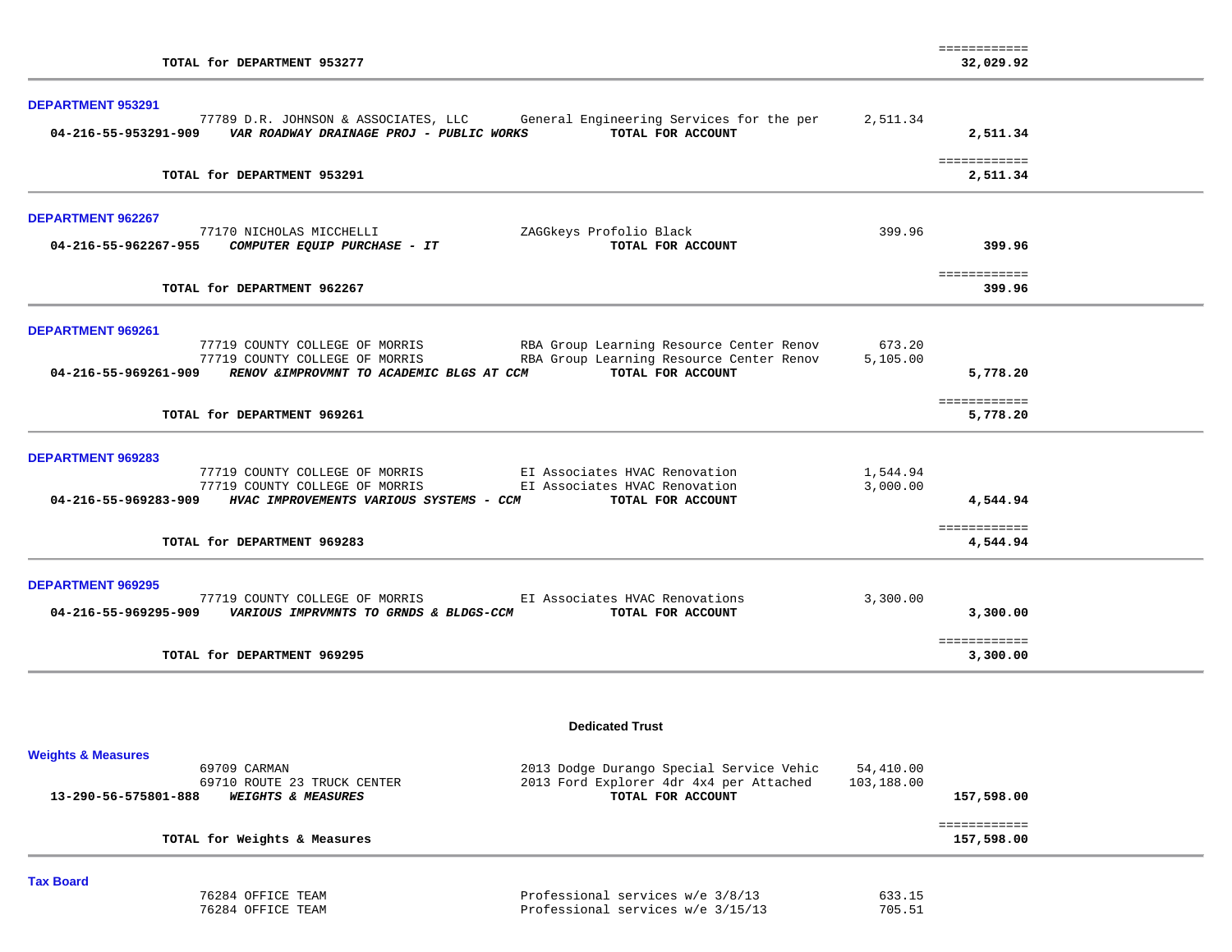| | | | | |
|---|---|---|---|---|
| | **TOTAL for DEPARTMENT 953277** | | | ============ **32,029.92** |

**DEPARTMENT 953291**

| | | | | |
|---|---|---|---|---|
| | 77789 D.R. JOHNSON & ASSOCIATES, LLC | General Engineering Services for the per | 2,511.34 | |
| **04-216-55-953291-909** | ***VAR ROADWAY DRAINAGE PROJ - PUBLIC WORKS*** | **TOTAL FOR ACCOUNT** | | **2,511.34** |
| | **TOTAL for DEPARTMENT 953291** | | | ============ **2,511.34** |

**DEPARTMENT 962267**

| | | | | |
|---|---|---|---|---|
| | 77170 NICHOLAS MICCHELLI | ZAGGkeys Profolio Black | 399.96 | |
| **04-216-55-962267-955** | ***COMPUTER EQUIP PURCHASE - IT*** | **TOTAL FOR ACCOUNT** | | **399.96** |
| | **TOTAL for DEPARTMENT 962267** | | | ============ **399.96** |

**DEPARTMENT 969261**

| | | | | |
|---|---|---|---|---|
| | 77719 COUNTY COLLEGE OF MORRIS | RBA Group Learning Resource Center Renov | 673.20 | |
| | 77719 COUNTY COLLEGE OF MORRIS | RBA Group Learning Resource Center Renov | 5,105.00 | |
| **04-216-55-969261-909** | ***RENOV &IMPROVMNT TO ACADEMIC BLGS AT CCM*** | **TOTAL FOR ACCOUNT** | | **5,778.20** |
| | **TOTAL for DEPARTMENT 969261** | | | ============ **5,778.20** |

**DEPARTMENT 969283**

| | | | | |
|---|---|---|---|---|
| | 77719 COUNTY COLLEGE OF MORRIS | EI Associates HVAC Renovation | 1,544.94 | |
| | 77719 COUNTY COLLEGE OF MORRIS | EI Associates HVAC Renovation | 3,000.00 | |
| **04-216-55-969283-909** | ***HVAC IMPROVEMENTS VARIOUS SYSTEMS - CCM*** | **TOTAL FOR ACCOUNT** | | **4,544.94** |
| | **TOTAL for DEPARTMENT 969283** | | | ============ **4,544.94** |

**DEPARTMENT 969295**

| | | | | |
|---|---|---|---|---|
| | 77719 COUNTY COLLEGE OF MORRIS | EI Associates HVAC Renovations | 3,300.00 | |
| **04-216-55-969295-909** | ***VARIOUS IMPRVMNTS TO GRNDS & BLDGS-CCM*** | **TOTAL FOR ACCOUNT** | | **3,300.00** |
| | **TOTAL for DEPARTMENT 969295** | | | ============ **3,300.00** |

## Dedicated Trust

**Weights & Measures**

| | | | | |
|---|---|---|---|---|
| | 69709 CARMAN | 2013 Dodge Durango Special Service Vehic | 54,410.00 | |
| | 69710 ROUTE 23 TRUCK CENTER | 2013 Ford Explorer 4dr 4x4 per Attached | 103,188.00 | |
| **13-290-56-575801-888** | ***WEIGHTS & MEASURES*** | **TOTAL FOR ACCOUNT** | | **157,598.00** |
| | **TOTAL for Weights & Measures** | | | ============ **157,598.00** |

**Tax Board**

| | | | | |
|---|---|---|---|---|
| | 76284 OFFICE TEAM | Professional services w/e 3/8/13 | 633.15 | |
| | 76284 OFFICE TEAM | Professional services w/e 3/15/13 | 705.51 | |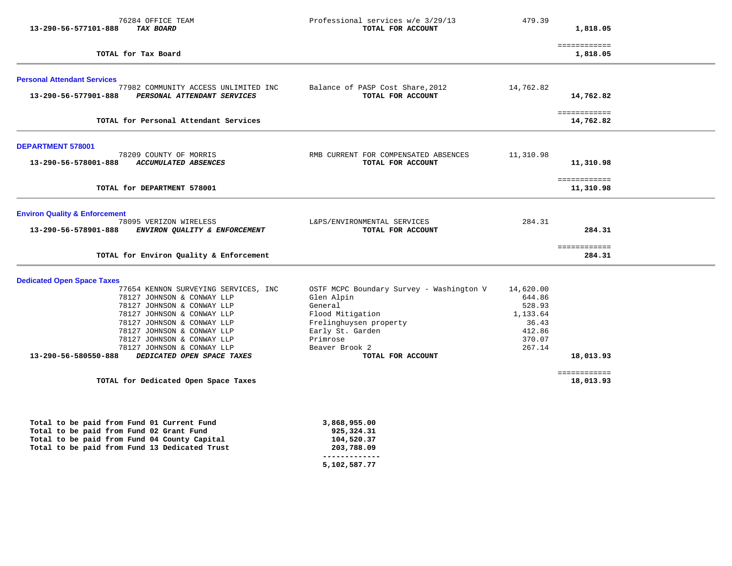| | | | |
|---|---|---|---|
| 76284 OFFICE TEAM | Professional services w/e 3/29/13 | 479.39 | |
| **13-290-56-577101-888** ***TAX BOARD*** | **TOTAL FOR ACCOUNT** | | **1,818.05** |
| | | | ============ |
| **TOTAL for Tax Board** | | | **1,818.05** |

**Personal Attendant Services**

| | | | |
|---|---|---|---|
| 77982 COMMUNITY ACCESS UNLIMITED INC | Balance of PASP Cost Share,2012 | 14,762.82 | |
| **13-290-56-577901-888** ***PERSONAL ATTENDANT SERVICES*** | **TOTAL FOR ACCOUNT** | | **14,762.82** |
| | | | ============ |
| **TOTAL for Personal Attendant Services** | | | **14,762.82** |

**DEPARTMENT 578001**

| | | | |
|---|---|---|---|
| 78209 COUNTY OF MORRIS | RMB CURRENT FOR COMPENSATED ABSENCES | 11,310.98 | |
| **13-290-56-578001-888** ***ACCUMULATED ABSENCES*** | **TOTAL FOR ACCOUNT** | | **11,310.98** |
| | | | ============ |
| **TOTAL for DEPARTMENT 578001** | | | **11,310.98** |

**Environ Quality & Enforcement**

| | | | |
|---|---|---|---|
| 78095 VERIZON WIRELESS | L&PS/ENVIRONMENTAL SERVICES | 284.31 | |
| **13-290-56-578901-888** ***ENVIRON QUALITY & ENFORCEMENT*** | **TOTAL FOR ACCOUNT** | | **284.31** |
| | | | ============ |
| **TOTAL for Environ Quality & Enforcement** | | | **284.31** |

**Dedicated Open Space Taxes**

| | | | |
|---|---|---|---|
| 77654 KENNON SURVEYING SERVICES, INC | OSTF MCPC Boundary Survey - Washington V | 14,620.00 | |
| 78127 JOHNSON & CONWAY LLP | Glen Alpin | 644.86 | |
| 78127 JOHNSON & CONWAY LLP | General | 528.93 | |
| 78127 JOHNSON & CONWAY LLP | Flood Mitigation | 1,133.64 | |
| 78127 JOHNSON & CONWAY LLP | Frelinghuysen property | 36.43 | |
| 78127 JOHNSON & CONWAY LLP | Early St. Garden | 412.86 | |
| 78127 JOHNSON & CONWAY LLP | Primrose | 370.07 | |
| 78127 JOHNSON & CONWAY LLP | Beaver Brook 2 | 267.14 | |
| **13-290-56-580550-888** ***DEDICATED OPEN SPACE TAXES*** | **TOTAL FOR ACCOUNT** | | **18,013.93** |
| | | | ============ |
| **TOTAL for Dedicated Open Space Taxes** | | | **18,013.93** |

| | |
|---|---|
| **Total to be paid from Fund 01 Current Fund** | **3,868,955.00** |
| **Total to be paid from Fund 02 Grant Fund** | **925,324.31** |
| **Total to be paid from Fund 04 County Capital** | **104,520.37** |
| **Total to be paid from Fund 13 Dedicated Trust** | **203,788.09** |
| | ------------- |
| | **5,102,587.77** |